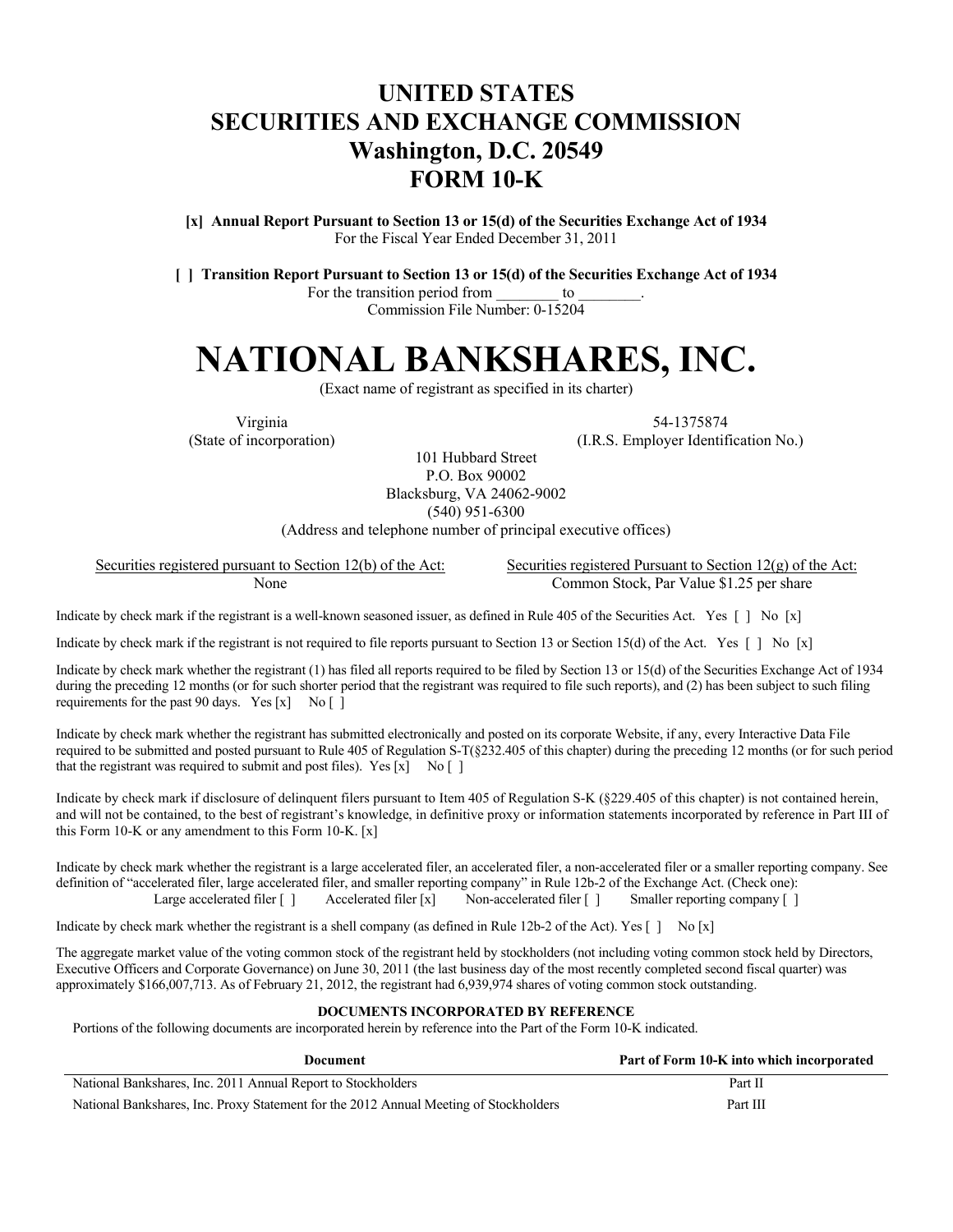# UNITED STATES
# SECURITIES AND EXCHANGE COMMISSION
# Washington, D.C. 20549
# FORM 10-K

**[x] Annual Report Pursuant to Section 13 or 15(d) of the Securities Exchange Act of 1934**
For the Fiscal Year Ended December 31, 2011

**[ ] Transition Report Pursuant to Section 13 or 15(d) of the Securities Exchange Act of 1934**
For the transition period from ________ to ________.
Commission File Number: 0-15204

# NATIONAL BANKSHARES, INC.

(Exact name of registrant as specified in its charter)

| | |
|---|---|
| Virginia | 54-1375874 |
| (State of incorporation) | (I.R.S. Employer Identification No.) |

101 Hubbard Street
P.O. Box 90002
Blacksburg, VA 24062-9002
(540) 951-6300
(Address and telephone number of principal executive offices)

| Securities registered pursuant to Section 12(b) of the Act: | Securities registered Pursuant to Section 12(g) of the Act: |
|---|---|
| None | Common Stock, Par Value $1.25 per share |

Indicate by check mark if the registrant is a well-known seasoned issuer, as defined in Rule 405 of the Securities Act. Yes [ ] No [x]

Indicate by check mark if the registrant is not required to file reports pursuant to Section 13 or Section 15(d) of the Act. Yes [ ] No [x]

Indicate by check mark whether the registrant (1) has filed all reports required to be filed by Section 13 or 15(d) of the Securities Exchange Act of 1934 during the preceding 12 months (or for such shorter period that the registrant was required to file such reports), and (2) has been subject to such filing requirements for the past 90 days. Yes [x] No [ ]

Indicate by check mark whether the registrant has submitted electronically and posted on its corporate Website, if any, every Interactive Data File required to be submitted and posted pursuant to Rule 405 of Regulation S-T(§232.405 of this chapter) during the preceding 12 months (or for such period that the registrant was required to submit and post files). Yes [x] No [ ]

Indicate by check mark if disclosure of delinquent filers pursuant to Item 405 of Regulation S-K (§229.405 of this chapter) is not contained herein, and will not be contained, to the best of registrant's knowledge, in definitive proxy or information statements incorporated by reference in Part III of this Form 10-K or any amendment to this Form 10-K. [x]

Indicate by check mark whether the registrant is a large accelerated filer, an accelerated filer, a non-accelerated filer or a smaller reporting company. See definition of "accelerated filer, large accelerated filer, and smaller reporting company" in Rule 12b-2 of the Exchange Act. (Check one):
Large accelerated filer [ ] Accelerated filer [x] Non-accelerated filer [ ] Smaller reporting company [ ]

Indicate by check mark whether the registrant is a shell company (as defined in Rule 12b-2 of the Act). Yes [ ] No [x]

The aggregate market value of the voting common stock of the registrant held by stockholders (not including voting common stock held by Directors, Executive Officers and Corporate Governance) on June 30, 2011 (the last business day of the most recently completed second fiscal quarter) was approximately $166,007,713. As of February 21, 2012, the registrant had 6,939,974 shares of voting common stock outstanding.

**DOCUMENTS INCORPORATED BY REFERENCE**

Portions of the following documents are incorporated herein by reference into the Part of the Form 10-K indicated.

| Document | Part of Form 10-K into which incorporated |
|---|---|
| National Bankshares, Inc. 2011 Annual Report to Stockholders | Part II |
| National Bankshares, Inc. Proxy Statement for the 2012 Annual Meeting of Stockholders | Part III |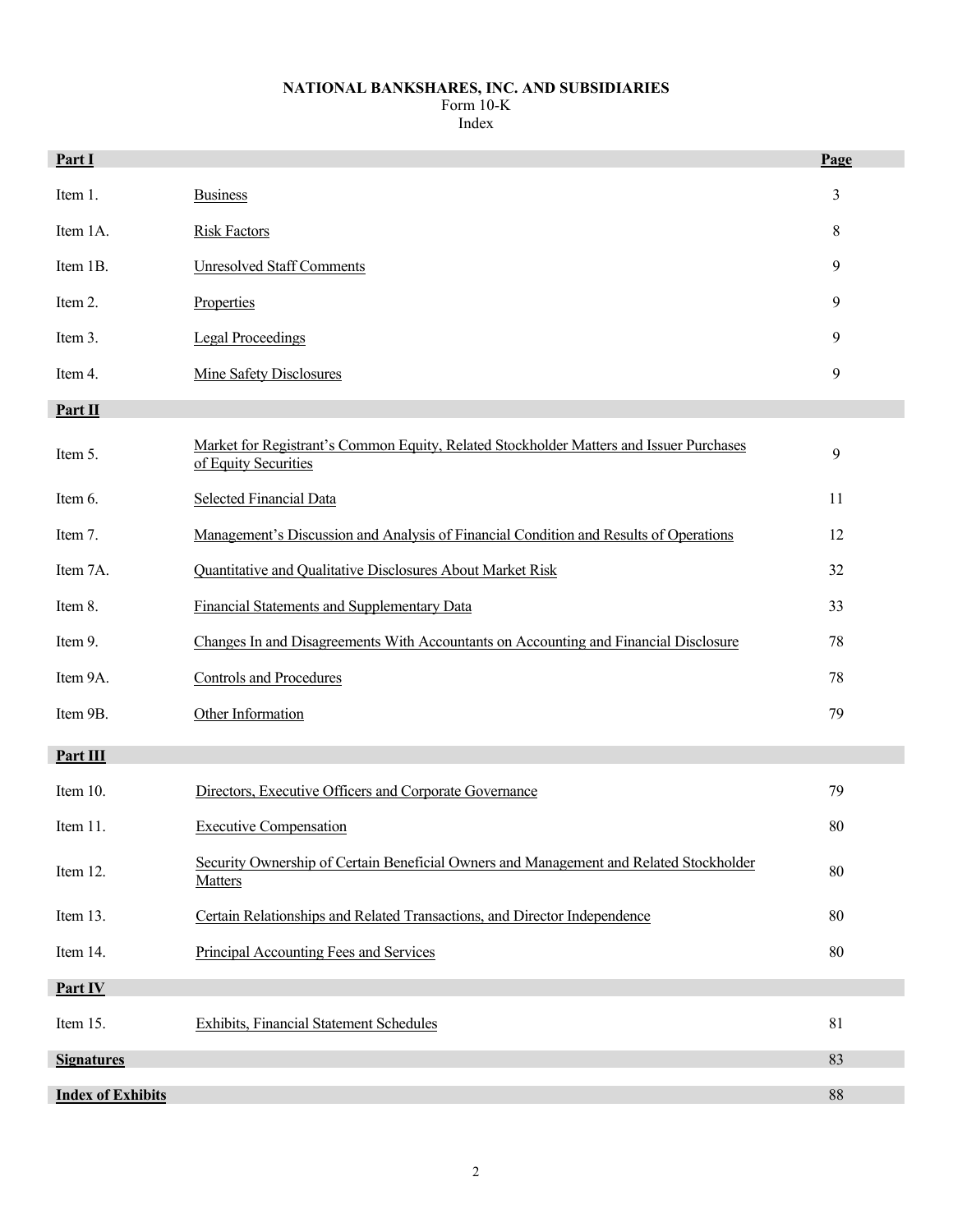**NATIONAL BANKSHARES, INC. AND SUBSIDIARIES**
Form 10-K
Index

| **Part I** | | **Page** |
|---|---|---|
| Item 1. | Business | 3 |
| Item 1A. | Risk Factors | 8 |
| Item 1B. | Unresolved Staff Comments | 9 |
| Item 2. | Properties | 9 |
| Item 3. | Legal Proceedings | 9 |
| Item 4. | Mine Safety Disclosures | 9 |
| **Part II** | | |
| Item 5. | Market for Registrant's Common Equity, Related Stockholder Matters and Issuer Purchases of Equity Securities | 9 |
| Item 6. | Selected Financial Data | 11 |
| Item 7. | Management's Discussion and Analysis of Financial Condition and Results of Operations | 12 |
| Item 7A. | Quantitative and Qualitative Disclosures About Market Risk | 32 |
| Item 8. | Financial Statements and Supplementary Data | 33 |
| Item 9. | Changes In and Disagreements With Accountants on Accounting and Financial Disclosure | 78 |
| Item 9A. | Controls and Procedures | 78 |
| Item 9B. | Other Information | 79 |
| **Part III** | | |
| Item 10. | Directors, Executive Officers and Corporate Governance | 79 |
| Item 11. | Executive Compensation | 80 |
| Item 12. | Security Ownership of Certain Beneficial Owners and Management and Related Stockholder Matters | 80 |
| Item 13. | Certain Relationships and Related Transactions, and Director Independence | 80 |
| Item 14. | Principal Accounting Fees and Services | 80 |
| **Part IV** | | |
| Item 15. | Exhibits, Financial Statement Schedules | 81 |
| **Signatures** | | 83 |
| **Index of Exhibits** | | 88 |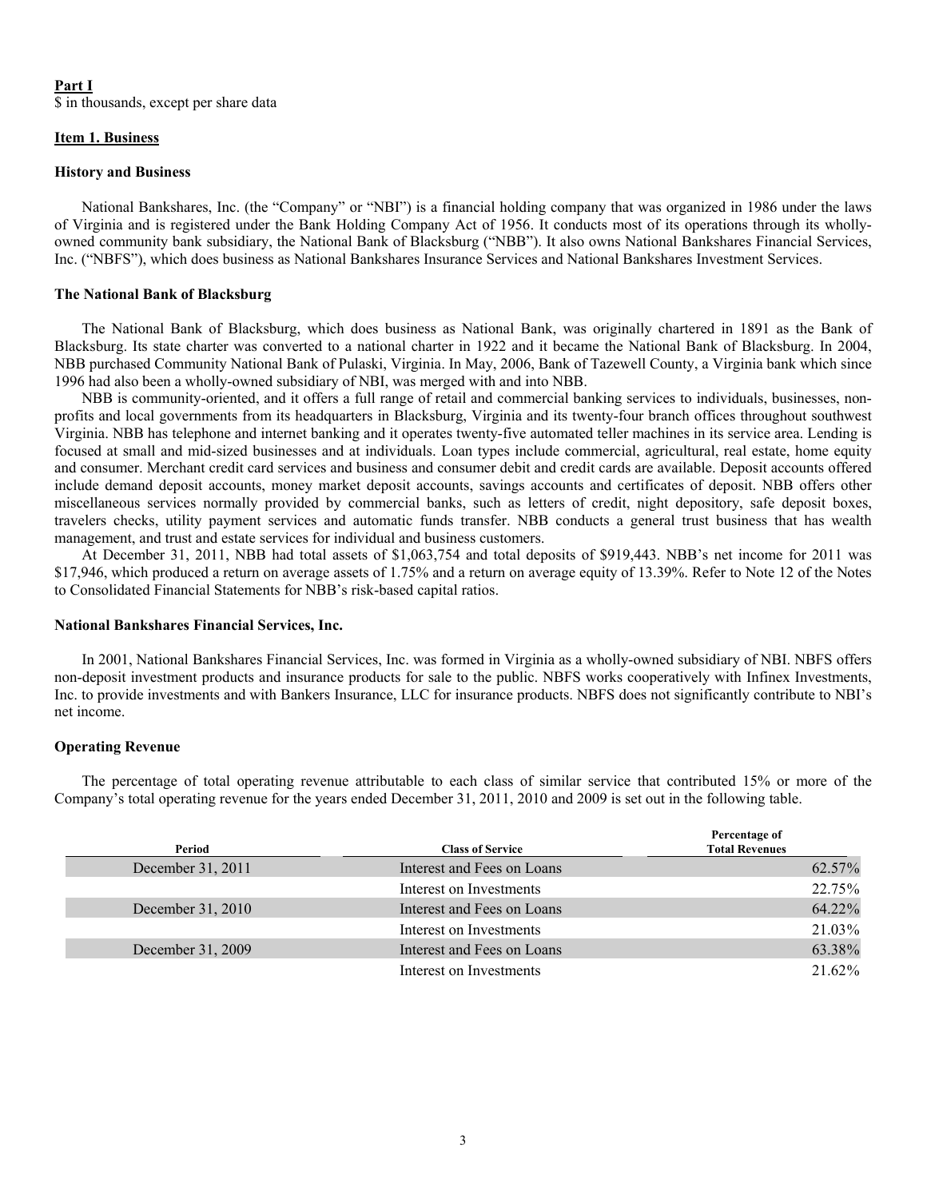**Part I**
$ in thousands, except per share data

**Item 1. Business**

**History and Business**

National Bankshares, Inc. (the "Company" or "NBI") is a financial holding company that was organized in 1986 under the laws of Virginia and is registered under the Bank Holding Company Act of 1956. It conducts most of its operations through its wholly-owned community bank subsidiary, the National Bank of Blacksburg ("NBB"). It also owns National Bankshares Financial Services, Inc. ("NBFS"), which does business as National Bankshares Insurance Services and National Bankshares Investment Services.

**The National Bank of Blacksburg**

The National Bank of Blacksburg, which does business as National Bank, was originally chartered in 1891 as the Bank of Blacksburg. Its state charter was converted to a national charter in 1922 and it became the National Bank of Blacksburg. In 2004, NBB purchased Community National Bank of Pulaski, Virginia. In May, 2006, Bank of Tazewell County, a Virginia bank which since 1996 had also been a wholly-owned subsidiary of NBI, was merged with and into NBB.

NBB is community-oriented, and it offers a full range of retail and commercial banking services to individuals, businesses, non-profits and local governments from its headquarters in Blacksburg, Virginia and its twenty-four branch offices throughout southwest Virginia. NBB has telephone and internet banking and it operates twenty-five automated teller machines in its service area. Lending is focused at small and mid-sized businesses and at individuals. Loan types include commercial, agricultural, real estate, home equity and consumer. Merchant credit card services and business and consumer debit and credit cards are available. Deposit accounts offered include demand deposit accounts, money market deposit accounts, savings accounts and certificates of deposit. NBB offers other miscellaneous services normally provided by commercial banks, such as letters of credit, night depository, safe deposit boxes, travelers checks, utility payment services and automatic funds transfer. NBB conducts a general trust business that has wealth management, and trust and estate services for individual and business customers.

At December 31, 2011, NBB had total assets of $1,063,754 and total deposits of $919,443. NBB's net income for 2011 was $17,946, which produced a return on average assets of 1.75% and a return on average equity of 13.39%. Refer to Note 12 of the Notes to Consolidated Financial Statements for NBB's risk-based capital ratios.

**National Bankshares Financial Services, Inc.**

In 2001, National Bankshares Financial Services, Inc. was formed in Virginia as a wholly-owned subsidiary of NBI. NBFS offers non-deposit investment products and insurance products for sale to the public. NBFS works cooperatively with Infinex Investments, Inc. to provide investments and with Bankers Insurance, LLC for insurance products. NBFS does not significantly contribute to NBI's net income.

**Operating Revenue**

The percentage of total operating revenue attributable to each class of similar service that contributed 15% or more of the Company's total operating revenue for the years ended December 31, 2011, 2010 and 2009 is set out in the following table.

| Period | Class of Service | Percentage of Total Revenues |
|---|---|---|
| December 31, 2011 | Interest and Fees on Loans | 62.57% |
| | Interest on Investments | 22.75% |
| December 31, 2010 | Interest and Fees on Loans | 64.22% |
| | Interest on Investments | 21.03% |
| December 31, 2009 | Interest and Fees on Loans | 63.38% |
| | Interest on Investments | 21.62% |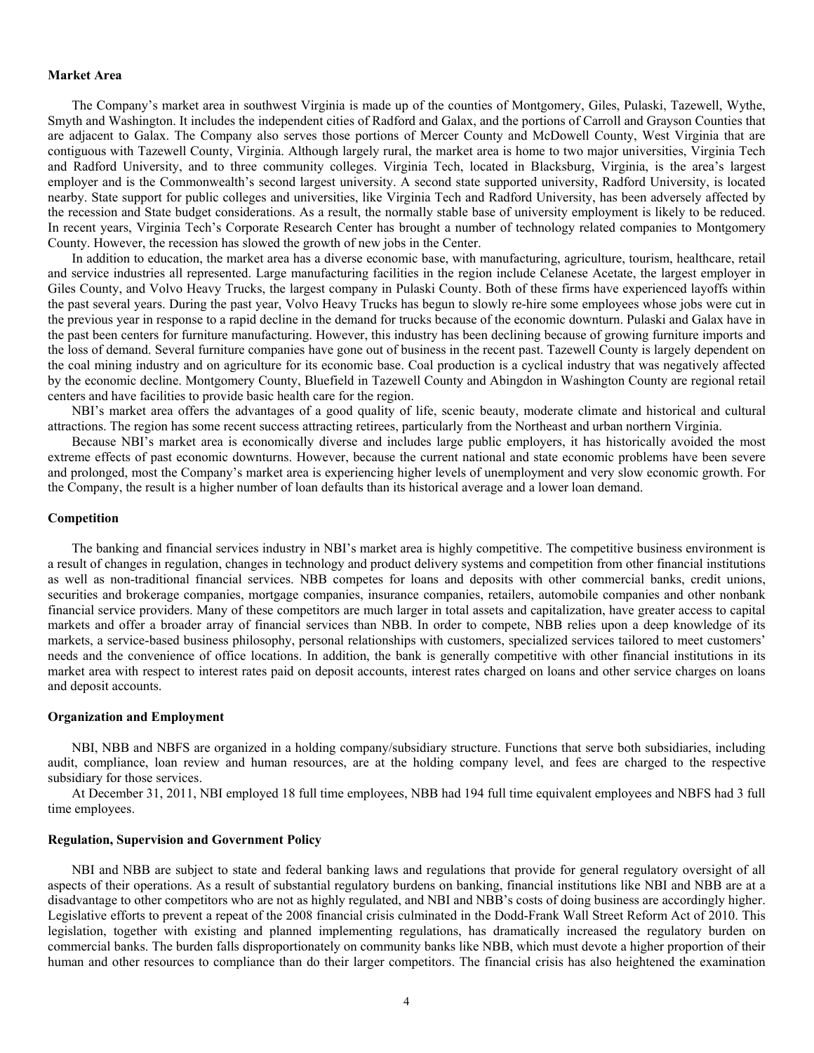**Market Area**

The Company's market area in southwest Virginia is made up of the counties of Montgomery, Giles, Pulaski, Tazewell, Wythe, Smyth and Washington. It includes the independent cities of Radford and Galax, and the portions of Carroll and Grayson Counties that are adjacent to Galax. The Company also serves those portions of Mercer County and McDowell County, West Virginia that are contiguous with Tazewell County, Virginia. Although largely rural, the market area is home to two major universities, Virginia Tech and Radford University, and to three community colleges. Virginia Tech, located in Blacksburg, Virginia, is the area's largest employer and is the Commonwealth's second largest university. A second state supported university, Radford University, is located nearby. State support for public colleges and universities, like Virginia Tech and Radford University, has been adversely affected by the recession and State budget considerations. As a result, the normally stable base of university employment is likely to be reduced. In recent years, Virginia Tech's Corporate Research Center has brought a number of technology related companies to Montgomery County. However, the recession has slowed the growth of new jobs in the Center.

In addition to education, the market area has a diverse economic base, with manufacturing, agriculture, tourism, healthcare, retail and service industries all represented. Large manufacturing facilities in the region include Celanese Acetate, the largest employer in Giles County, and Volvo Heavy Trucks, the largest company in Pulaski County. Both of these firms have experienced layoffs within the past several years. During the past year, Volvo Heavy Trucks has begun to slowly re-hire some employees whose jobs were cut in the previous year in response to a rapid decline in the demand for trucks because of the economic downturn. Pulaski and Galax have in the past been centers for furniture manufacturing. However, this industry has been declining because of growing furniture imports and the loss of demand. Several furniture companies have gone out of business in the recent past. Tazewell County is largely dependent on the coal mining industry and on agriculture for its economic base. Coal production is a cyclical industry that was negatively affected by the economic decline. Montgomery County, Bluefield in Tazewell County and Abingdon in Washington County are regional retail centers and have facilities to provide basic health care for the region.

NBI's market area offers the advantages of a good quality of life, scenic beauty, moderate climate and historical and cultural attractions. The region has some recent success attracting retirees, particularly from the Northeast and urban northern Virginia.

Because NBI's market area is economically diverse and includes large public employers, it has historically avoided the most extreme effects of past economic downturns. However, because the current national and state economic problems have been severe and prolonged, most the Company's market area is experiencing higher levels of unemployment and very slow economic growth. For the Company, the result is a higher number of loan defaults than its historical average and a lower loan demand.

**Competition**

The banking and financial services industry in NBI's market area is highly competitive. The competitive business environment is a result of changes in regulation, changes in technology and product delivery systems and competition from other financial institutions as well as non-traditional financial services. NBB competes for loans and deposits with other commercial banks, credit unions, securities and brokerage companies, mortgage companies, insurance companies, retailers, automobile companies and other nonbank financial service providers. Many of these competitors are much larger in total assets and capitalization, have greater access to capital markets and offer a broader array of financial services than NBB. In order to compete, NBB relies upon a deep knowledge of its markets, a service-based business philosophy, personal relationships with customers, specialized services tailored to meet customers' needs and the convenience of office locations. In addition, the bank is generally competitive with other financial institutions in its market area with respect to interest rates paid on deposit accounts, interest rates charged on loans and other service charges on loans and deposit accounts.

**Organization and Employment**

NBI, NBB and NBFS are organized in a holding company/subsidiary structure. Functions that serve both subsidiaries, including audit, compliance, loan review and human resources, are at the holding company level, and fees are charged to the respective subsidiary for those services.

At December 31, 2011, NBI employed 18 full time employees, NBB had 194 full time equivalent employees and NBFS had 3 full time employees.

**Regulation, Supervision and Government Policy**

NBI and NBB are subject to state and federal banking laws and regulations that provide for general regulatory oversight of all aspects of their operations. As a result of substantial regulatory burdens on banking, financial institutions like NBI and NBB are at a disadvantage to other competitors who are not as highly regulated, and NBI and NBB's costs of doing business are accordingly higher. Legislative efforts to prevent a repeat of the 2008 financial crisis culminated in the Dodd-Frank Wall Street Reform Act of 2010. This legislation, together with existing and planned implementing regulations, has dramatically increased the regulatory burden on commercial banks. The burden falls disproportionately on community banks like NBB, which must devote a higher proportion of their human and other resources to compliance than do their larger competitors. The financial crisis has also heightened the examination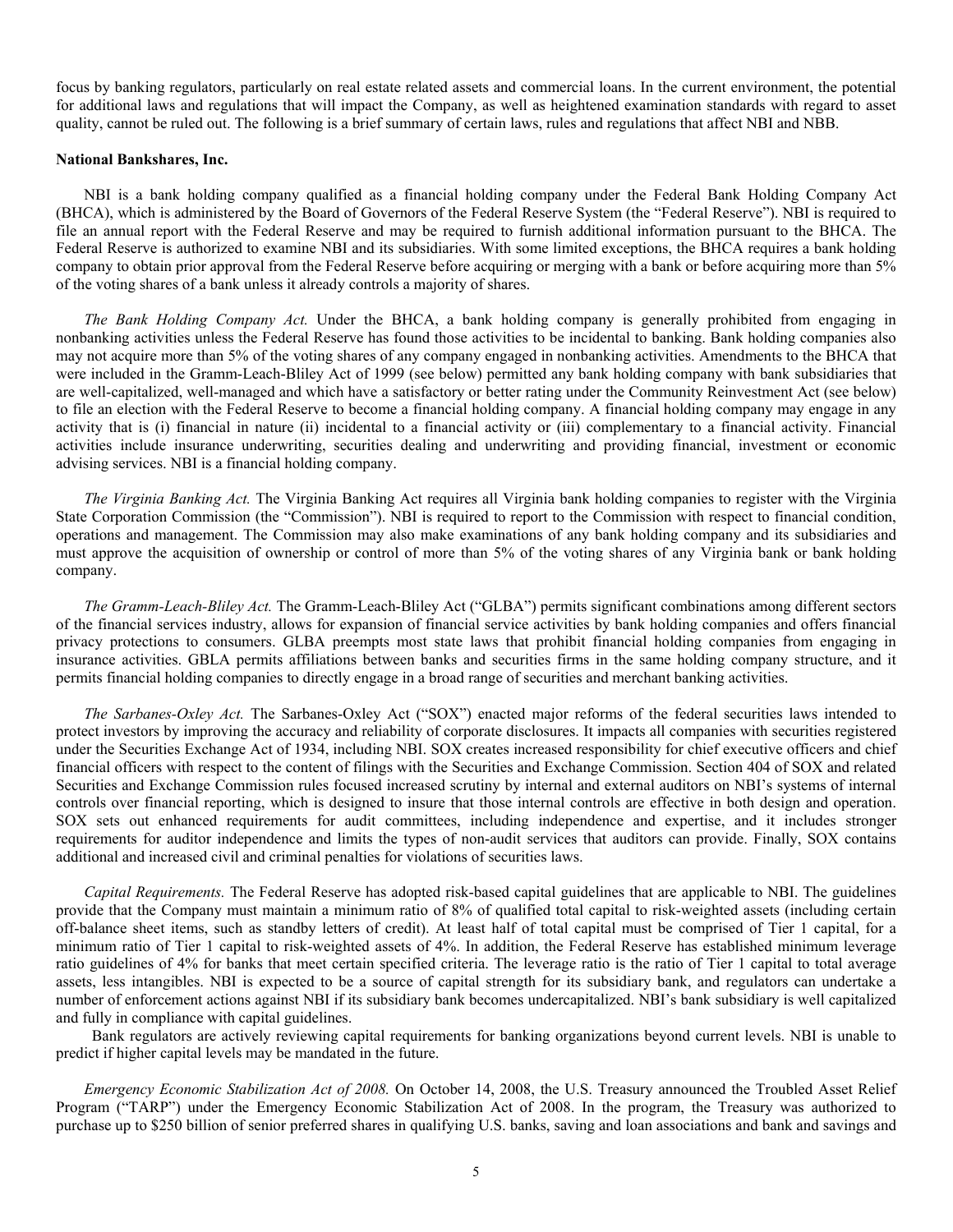focus by banking regulators, particularly on real estate related assets and commercial loans. In the current environment, the potential for additional laws and regulations that will impact the Company, as well as heightened examination standards with regard to asset quality, cannot be ruled out. The following is a brief summary of certain laws, rules and regulations that affect NBI and NBB.

**National Bankshares, Inc.**

NBI is a bank holding company qualified as a financial holding company under the Federal Bank Holding Company Act (BHCA), which is administered by the Board of Governors of the Federal Reserve System (the "Federal Reserve"). NBI is required to file an annual report with the Federal Reserve and may be required to furnish additional information pursuant to the BHCA. The Federal Reserve is authorized to examine NBI and its subsidiaries. With some limited exceptions, the BHCA requires a bank holding company to obtain prior approval from the Federal Reserve before acquiring or merging with a bank or before acquiring more than 5% of the voting shares of a bank unless it already controls a majority of shares.

*The Bank Holding Company Act.* Under the BHCA, a bank holding company is generally prohibited from engaging in nonbanking activities unless the Federal Reserve has found those activities to be incidental to banking. Bank holding companies also may not acquire more than 5% of the voting shares of any company engaged in nonbanking activities. Amendments to the BHCA that were included in the Gramm-Leach-Bliley Act of 1999 (see below) permitted any bank holding company with bank subsidiaries that are well-capitalized, well-managed and which have a satisfactory or better rating under the Community Reinvestment Act (see below) to file an election with the Federal Reserve to become a financial holding company. A financial holding company may engage in any activity that is (i) financial in nature (ii) incidental to a financial activity or (iii) complementary to a financial activity. Financial activities include insurance underwriting, securities dealing and underwriting and providing financial, investment or economic advising services. NBI is a financial holding company.

*The Virginia Banking Act.* The Virginia Banking Act requires all Virginia bank holding companies to register with the Virginia State Corporation Commission (the "Commission"). NBI is required to report to the Commission with respect to financial condition, operations and management. The Commission may also make examinations of any bank holding company and its subsidiaries and must approve the acquisition of ownership or control of more than 5% of the voting shares of any Virginia bank or bank holding company.

*The Gramm-Leach-Bliley Act.* The Gramm-Leach-Bliley Act ("GLBA") permits significant combinations among different sectors of the financial services industry, allows for expansion of financial service activities by bank holding companies and offers financial privacy protections to consumers. GLBA preempts most state laws that prohibit financial holding companies from engaging in insurance activities. GBLA permits affiliations between banks and securities firms in the same holding company structure, and it permits financial holding companies to directly engage in a broad range of securities and merchant banking activities.

*The Sarbanes-Oxley Act.* The Sarbanes-Oxley Act ("SOX") enacted major reforms of the federal securities laws intended to protect investors by improving the accuracy and reliability of corporate disclosures. It impacts all companies with securities registered under the Securities Exchange Act of 1934, including NBI. SOX creates increased responsibility for chief executive officers and chief financial officers with respect to the content of filings with the Securities and Exchange Commission. Section 404 of SOX and related Securities and Exchange Commission rules focused increased scrutiny by internal and external auditors on NBI's systems of internal controls over financial reporting, which is designed to insure that those internal controls are effective in both design and operation. SOX sets out enhanced requirements for audit committees, including independence and expertise, and it includes stronger requirements for auditor independence and limits the types of non-audit services that auditors can provide. Finally, SOX contains additional and increased civil and criminal penalties for violations of securities laws.

*Capital Requirements.* The Federal Reserve has adopted risk-based capital guidelines that are applicable to NBI. The guidelines provide that the Company must maintain a minimum ratio of 8% of qualified total capital to risk-weighted assets (including certain off-balance sheet items, such as standby letters of credit). At least half of total capital must be comprised of Tier 1 capital, for a minimum ratio of Tier 1 capital to risk-weighted assets of 4%. In addition, the Federal Reserve has established minimum leverage ratio guidelines of 4% for banks that meet certain specified criteria. The leverage ratio is the ratio of Tier 1 capital to total average assets, less intangibles. NBI is expected to be a source of capital strength for its subsidiary bank, and regulators can undertake a number of enforcement actions against NBI if its subsidiary bank becomes undercapitalized. NBI's bank subsidiary is well capitalized and fully in compliance with capital guidelines.

Bank regulators are actively reviewing capital requirements for banking organizations beyond current levels. NBI is unable to predict if higher capital levels may be mandated in the future.

*Emergency Economic Stabilization Act of 2008.* On October 14, 2008, the U.S. Treasury announced the Troubled Asset Relief Program ("TARP") under the Emergency Economic Stabilization Act of 2008. In the program, the Treasury was authorized to purchase up to $250 billion of senior preferred shares in qualifying U.S. banks, saving and loan associations and bank and savings and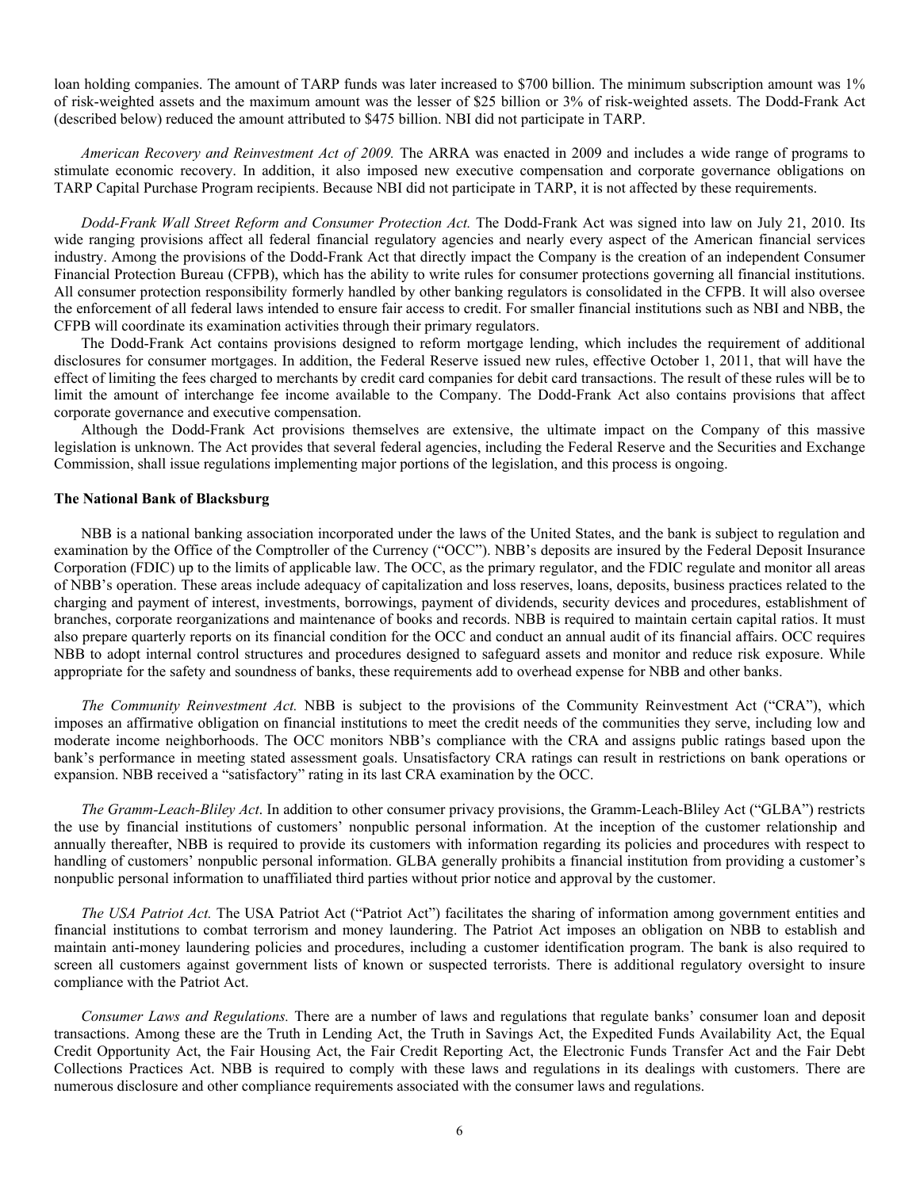loan holding companies. The amount of TARP funds was later increased to $700 billion. The minimum subscription amount was 1% of risk-weighted assets and the maximum amount was the lesser of $25 billion or 3% of risk-weighted assets. The Dodd-Frank Act (described below) reduced the amount attributed to $475 billion. NBI did not participate in TARP.

*American Recovery and Reinvestment Act of 2009.* The ARRA was enacted in 2009 and includes a wide range of programs to stimulate economic recovery. In addition, it also imposed new executive compensation and corporate governance obligations on TARP Capital Purchase Program recipients. Because NBI did not participate in TARP, it is not affected by these requirements.

*Dodd-Frank Wall Street Reform and Consumer Protection Act.* The Dodd-Frank Act was signed into law on July 21, 2010. Its wide ranging provisions affect all federal financial regulatory agencies and nearly every aspect of the American financial services industry. Among the provisions of the Dodd-Frank Act that directly impact the Company is the creation of an independent Consumer Financial Protection Bureau (CFPB), which has the ability to write rules for consumer protections governing all financial institutions. All consumer protection responsibility formerly handled by other banking regulators is consolidated in the CFPB. It will also oversee the enforcement of all federal laws intended to ensure fair access to credit. For smaller financial institutions such as NBI and NBB, the CFPB will coordinate its examination activities through their primary regulators.

The Dodd-Frank Act contains provisions designed to reform mortgage lending, which includes the requirement of additional disclosures for consumer mortgages. In addition, the Federal Reserve issued new rules, effective October 1, 2011, that will have the effect of limiting the fees charged to merchants by credit card companies for debit card transactions. The result of these rules will be to limit the amount of interchange fee income available to the Company. The Dodd-Frank Act also contains provisions that affect corporate governance and executive compensation.

Although the Dodd-Frank Act provisions themselves are extensive, the ultimate impact on the Company of this massive legislation is unknown. The Act provides that several federal agencies, including the Federal Reserve and the Securities and Exchange Commission, shall issue regulations implementing major portions of the legislation, and this process is ongoing.

**The National Bank of Blacksburg**

NBB is a national banking association incorporated under the laws of the United States, and the bank is subject to regulation and examination by the Office of the Comptroller of the Currency ("OCC"). NBB's deposits are insured by the Federal Deposit Insurance Corporation (FDIC) up to the limits of applicable law. The OCC, as the primary regulator, and the FDIC regulate and monitor all areas of NBB's operation. These areas include adequacy of capitalization and loss reserves, loans, deposits, business practices related to the charging and payment of interest, investments, borrowings, payment of dividends, security devices and procedures, establishment of branches, corporate reorganizations and maintenance of books and records. NBB is required to maintain certain capital ratios. It must also prepare quarterly reports on its financial condition for the OCC and conduct an annual audit of its financial affairs. OCC requires NBB to adopt internal control structures and procedures designed to safeguard assets and monitor and reduce risk exposure. While appropriate for the safety and soundness of banks, these requirements add to overhead expense for NBB and other banks.

*The Community Reinvestment Act.* NBB is subject to the provisions of the Community Reinvestment Act ("CRA"), which imposes an affirmative obligation on financial institutions to meet the credit needs of the communities they serve, including low and moderate income neighborhoods. The OCC monitors NBB's compliance with the CRA and assigns public ratings based upon the bank's performance in meeting stated assessment goals. Unsatisfactory CRA ratings can result in restrictions on bank operations or expansion. NBB received a "satisfactory" rating in its last CRA examination by the OCC.

*The Gramm-Leach-Bliley Act*. In addition to other consumer privacy provisions, the Gramm-Leach-Bliley Act ("GLBA") restricts the use by financial institutions of customers' nonpublic personal information. At the inception of the customer relationship and annually thereafter, NBB is required to provide its customers with information regarding its policies and procedures with respect to handling of customers' nonpublic personal information. GLBA generally prohibits a financial institution from providing a customer's nonpublic personal information to unaffiliated third parties without prior notice and approval by the customer.

*The USA Patriot Act.* The USA Patriot Act ("Patriot Act") facilitates the sharing of information among government entities and financial institutions to combat terrorism and money laundering. The Patriot Act imposes an obligation on NBB to establish and maintain anti-money laundering policies and procedures, including a customer identification program. The bank is also required to screen all customers against government lists of known or suspected terrorists. There is additional regulatory oversight to insure compliance with the Patriot Act.

*Consumer Laws and Regulations.* There are a number of laws and regulations that regulate banks' consumer loan and deposit transactions. Among these are the Truth in Lending Act, the Truth in Savings Act, the Expedited Funds Availability Act, the Equal Credit Opportunity Act, the Fair Housing Act, the Fair Credit Reporting Act, the Electronic Funds Transfer Act and the Fair Debt Collections Practices Act. NBB is required to comply with these laws and regulations in its dealings with customers. There are numerous disclosure and other compliance requirements associated with the consumer laws and regulations.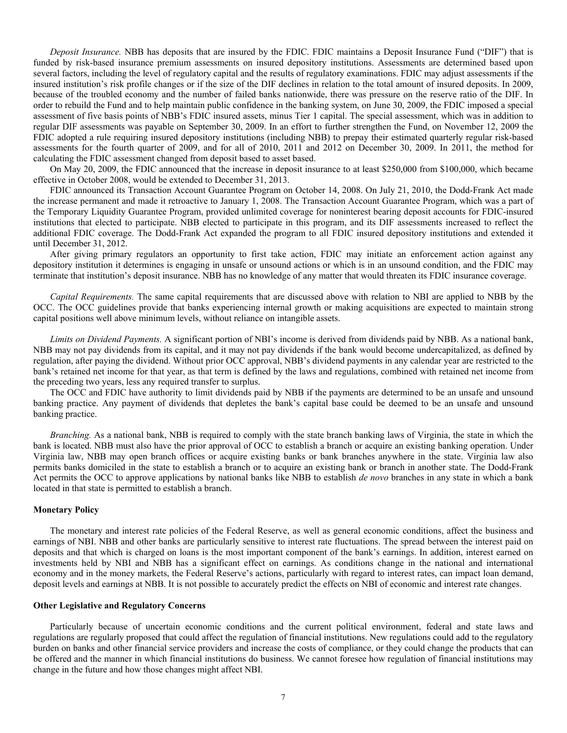*Deposit Insurance.* NBB has deposits that are insured by the FDIC. FDIC maintains a Deposit Insurance Fund ("DIF") that is funded by risk-based insurance premium assessments on insured depository institutions. Assessments are determined based upon several factors, including the level of regulatory capital and the results of regulatory examinations. FDIC may adjust assessments if the insured institution's risk profile changes or if the size of the DIF declines in relation to the total amount of insured deposits. In 2009, because of the troubled economy and the number of failed banks nationwide, there was pressure on the reserve ratio of the DIF. In order to rebuild the Fund and to help maintain public confidence in the banking system, on June 30, 2009, the FDIC imposed a special assessment of five basis points of NBB's FDIC insured assets, minus Tier 1 capital. The special assessment, which was in addition to regular DIF assessments was payable on September 30, 2009. In an effort to further strengthen the Fund, on November 12, 2009 the FDIC adopted a rule requiring insured depository institutions (including NBB) to prepay their estimated quarterly regular risk-based assessments for the fourth quarter of 2009, and for all of 2010, 2011 and 2012 on December 30, 2009. In 2011, the method for calculating the FDIC assessment changed from deposit based to asset based.

On May 20, 2009, the FDIC announced that the increase in deposit insurance to at least $250,000 from $100,000, which became effective in October 2008, would be extended to December 31, 2013.

FDIC announced its Transaction Account Guarantee Program on October 14, 2008. On July 21, 2010, the Dodd-Frank Act made the increase permanent and made it retroactive to January 1, 2008. The Transaction Account Guarantee Program, which was a part of the Temporary Liquidity Guarantee Program, provided unlimited coverage for noninterest bearing deposit accounts for FDIC-insured institutions that elected to participate. NBB elected to participate in this program, and its DIF assessments increased to reflect the additional FDIC coverage. The Dodd-Frank Act expanded the program to all FDIC insured depository institutions and extended it until December 31, 2012.

After giving primary regulators an opportunity to first take action, FDIC may initiate an enforcement action against any depository institution it determines is engaging in unsafe or unsound actions or which is in an unsound condition, and the FDIC may terminate that institution's deposit insurance. NBB has no knowledge of any matter that would threaten its FDIC insurance coverage.

*Capital Requirements.* The same capital requirements that are discussed above with relation to NBI are applied to NBB by the OCC. The OCC guidelines provide that banks experiencing internal growth or making acquisitions are expected to maintain strong capital positions well above minimum levels, without reliance on intangible assets.

*Limits on Dividend Payments.* A significant portion of NBI's income is derived from dividends paid by NBB. As a national bank, NBB may not pay dividends from its capital, and it may not pay dividends if the bank would become undercapitalized, as defined by regulation, after paying the dividend. Without prior OCC approval, NBB's dividend payments in any calendar year are restricted to the bank's retained net income for that year, as that term is defined by the laws and regulations, combined with retained net income from the preceding two years, less any required transfer to surplus.

The OCC and FDIC have authority to limit dividends paid by NBB if the payments are determined to be an unsafe and unsound banking practice. Any payment of dividends that depletes the bank's capital base could be deemed to be an unsafe and unsound banking practice.

*Branching.* As a national bank, NBB is required to comply with the state branch banking laws of Virginia, the state in which the bank is located. NBB must also have the prior approval of OCC to establish a branch or acquire an existing banking operation. Under Virginia law, NBB may open branch offices or acquire existing banks or bank branches anywhere in the state. Virginia law also permits banks domiciled in the state to establish a branch or to acquire an existing bank or branch in another state. The Dodd-Frank Act permits the OCC to approve applications by national banks like NBB to establish *de novo* branches in any state in which a bank located in that state is permitted to establish a branch.

**Monetary Policy**

The monetary and interest rate policies of the Federal Reserve, as well as general economic conditions, affect the business and earnings of NBI. NBB and other banks are particularly sensitive to interest rate fluctuations. The spread between the interest paid on deposits and that which is charged on loans is the most important component of the bank's earnings. In addition, interest earned on investments held by NBI and NBB has a significant effect on earnings. As conditions change in the national and international economy and in the money markets, the Federal Reserve's actions, particularly with regard to interest rates, can impact loan demand, deposit levels and earnings at NBB. It is not possible to accurately predict the effects on NBI of economic and interest rate changes.

**Other Legislative and Regulatory Concerns**

Particularly because of uncertain economic conditions and the current political environment, federal and state laws and regulations are regularly proposed that could affect the regulation of financial institutions. New regulations could add to the regulatory burden on banks and other financial service providers and increase the costs of compliance, or they could change the products that can be offered and the manner in which financial institutions do business. We cannot foresee how regulation of financial institutions may change in the future and how those changes might affect NBI.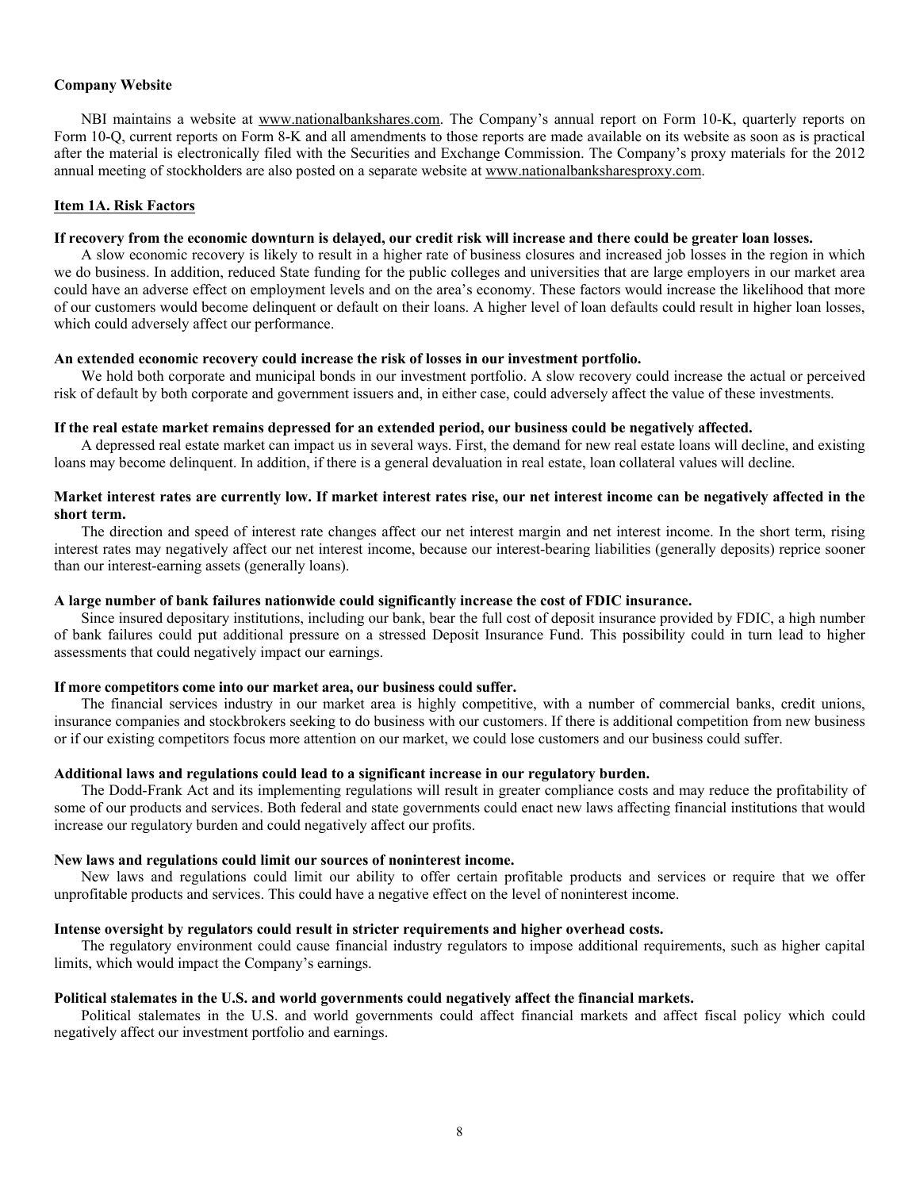**Company Website**

NBI maintains a website at www.nationalbankshares.com. The Company's annual report on Form 10-K, quarterly reports on Form 10-Q, current reports on Form 8-K and all amendments to those reports are made available on its website as soon as is practical after the material is electronically filed with the Securities and Exchange Commission. The Company's proxy materials for the 2012 annual meeting of stockholders are also posted on a separate website at www.nationalbanksharesproxy.com.

## Item 1A. Risk Factors

**If recovery from the economic downturn is delayed, our credit risk will increase and there could be greater loan losses.**

A slow economic recovery is likely to result in a higher rate of business closures and increased job losses in the region in which we do business. In addition, reduced State funding for the public colleges and universities that are large employers in our market area could have an adverse effect on employment levels and on the area's economy. These factors would increase the likelihood that more of our customers would become delinquent or default on their loans. A higher level of loan defaults could result in higher loan losses, which could adversely affect our performance.

**An extended economic recovery could increase the risk of losses in our investment portfolio.**

We hold both corporate and municipal bonds in our investment portfolio. A slow recovery could increase the actual or perceived risk of default by both corporate and government issuers and, in either case, could adversely affect the value of these investments.

**If the real estate market remains depressed for an extended period, our business could be negatively affected.**

A depressed real estate market can impact us in several ways. First, the demand for new real estate loans will decline, and existing loans may become delinquent. In addition, if there is a general devaluation in real estate, loan collateral values will decline.

**Market interest rates are currently low. If market interest rates rise, our net interest income can be negatively affected in the short term.**

The direction and speed of interest rate changes affect our net interest margin and net interest income. In the short term, rising interest rates may negatively affect our net interest income, because our interest-bearing liabilities (generally deposits) reprice sooner than our interest-earning assets (generally loans).

**A large number of bank failures nationwide could significantly increase the cost of FDIC insurance.**

Since insured depositary institutions, including our bank, bear the full cost of deposit insurance provided by FDIC, a high number of bank failures could put additional pressure on a stressed Deposit Insurance Fund. This possibility could in turn lead to higher assessments that could negatively impact our earnings.

**If more competitors come into our market area, our business could suffer.**

The financial services industry in our market area is highly competitive, with a number of commercial banks, credit unions, insurance companies and stockbrokers seeking to do business with our customers. If there is additional competition from new business or if our existing competitors focus more attention on our market, we could lose customers and our business could suffer.

**Additional laws and regulations could lead to a significant increase in our regulatory burden.**

The Dodd-Frank Act and its implementing regulations will result in greater compliance costs and may reduce the profitability of some of our products and services. Both federal and state governments could enact new laws affecting financial institutions that would increase our regulatory burden and could negatively affect our profits.

**New laws and regulations could limit our sources of noninterest income.**

New laws and regulations could limit our ability to offer certain profitable products and services or require that we offer unprofitable products and services. This could have a negative effect on the level of noninterest income.

**Intense oversight by regulators could result in stricter requirements and higher overhead costs.**

The regulatory environment could cause financial industry regulators to impose additional requirements, such as higher capital limits, which would impact the Company's earnings.

**Political stalemates in the U.S. and world governments could negatively affect the financial markets.**

Political stalemates in the U.S. and world governments could affect financial markets and affect fiscal policy which could negatively affect our investment portfolio and earnings.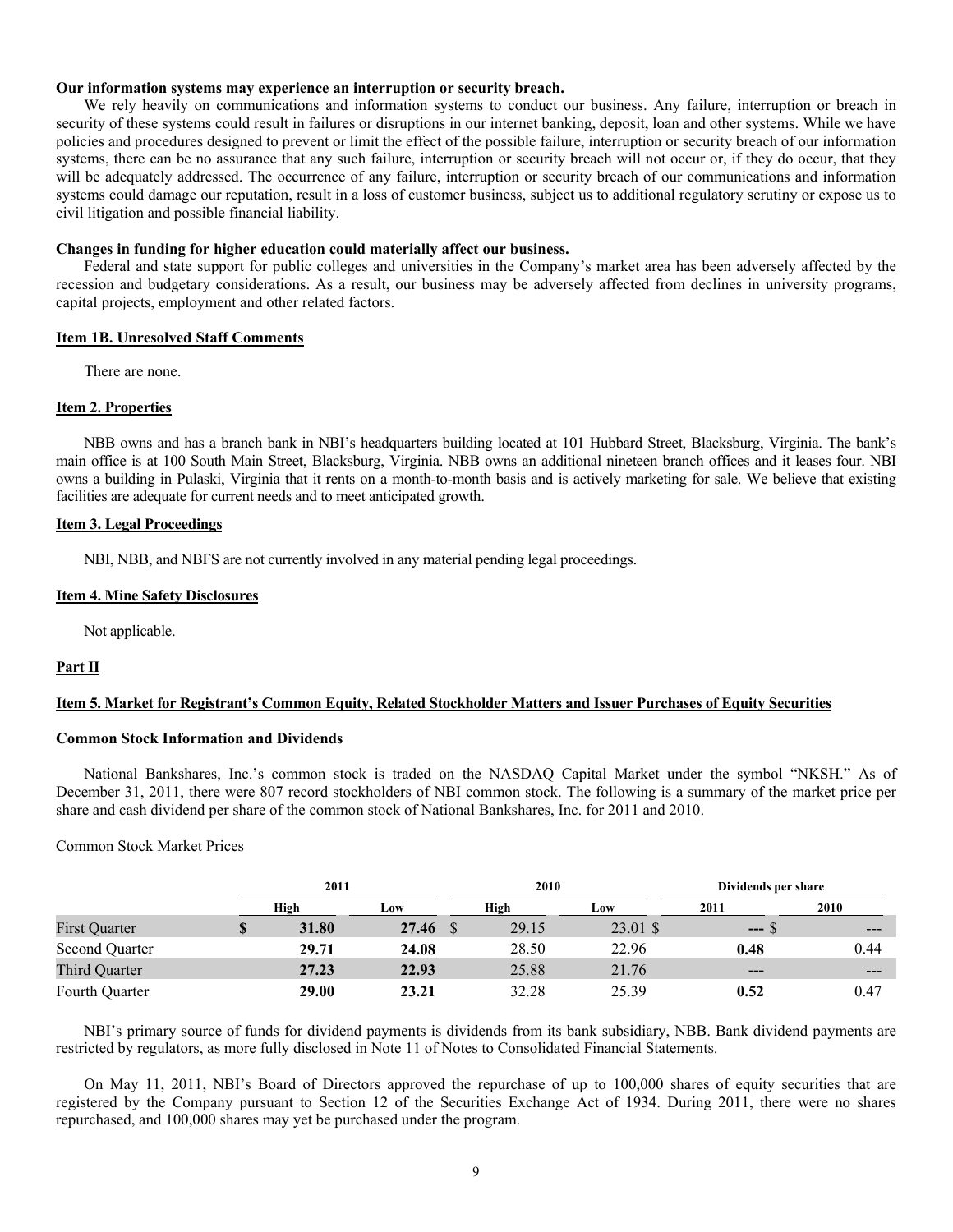**Our information systems may experience an interruption or security breach.**

We rely heavily on communications and information systems to conduct our business. Any failure, interruption or breach in security of these systems could result in failures or disruptions in our internet banking, deposit, loan and other systems. While we have policies and procedures designed to prevent or limit the effect of the possible failure, interruption or security breach of our information systems, there can be no assurance that any such failure, interruption or security breach will not occur or, if they do occur, that they will be adequately addressed. The occurrence of any failure, interruption or security breach of our communications and information systems could damage our reputation, result in a loss of customer business, subject us to additional regulatory scrutiny or expose us to civil litigation and possible financial liability.

**Changes in funding for higher education could materially affect our business.**

Federal and state support for public colleges and universities in the Company's market area has been adversely affected by the recession and budgetary considerations. As a result, our business may be adversely affected from declines in university programs, capital projects, employment and other related factors.

## Item 1B. Unresolved Staff Comments

There are none.

## Item 2. Properties

NBB owns and has a branch bank in NBI's headquarters building located at 101 Hubbard Street, Blacksburg, Virginia. The bank's main office is at 100 South Main Street, Blacksburg, Virginia. NBB owns an additional nineteen branch offices and it leases four. NBI owns a building in Pulaski, Virginia that it rents on a month-to-month basis and is actively marketing for sale. We believe that existing facilities are adequate for current needs and to meet anticipated growth.

## Item 3. Legal Proceedings

NBI, NBB, and NBFS are not currently involved in any material pending legal proceedings.

## Item 4. Mine Safety Disclosures

Not applicable.

# Part II

## Item 5. Market for Registrant's Common Equity, Related Stockholder Matters and Issuer Purchases of Equity Securities

### Common Stock Information and Dividends

National Bankshares, Inc.'s common stock is traded on the NASDAQ Capital Market under the symbol "NKSH." As of December 31, 2011, there were 807 record stockholders of NBI common stock. The following is a summary of the market price per share and cash dividend per share of the common stock of National Bankshares, Inc. for 2011 and 2010.

Common Stock Market Prices

| | 2011 | | 2010 | | Dividends per share | |
|---|---|---|---|---|---|---|
| | High | Low | High | Low | 2011 | 2010 |
| First Quarter | $ **31.80** | **27.46** | $ 29.15 | 23.01 | $ **---** | $ --- |
| Second Quarter | **29.71** | **24.08** | 28.50 | 22.96 | **0.48** | 0.44 |
| Third Quarter | **27.23** | **22.93** | 25.88 | 21.76 | **---** | --- |
| Fourth Quarter | **29.00** | **23.21** | 32.28 | 25.39 | **0.52** | 0.47 |

NBI's primary source of funds for dividend payments is dividends from its bank subsidiary, NBB. Bank dividend payments are restricted by regulators, as more fully disclosed in Note 11 of Notes to Consolidated Financial Statements.

On May 11, 2011, NBI's Board of Directors approved the repurchase of up to 100,000 shares of equity securities that are registered by the Company pursuant to Section 12 of the Securities Exchange Act of 1934. During 2011, there were no shares repurchased, and 100,000 shares may yet be purchased under the program.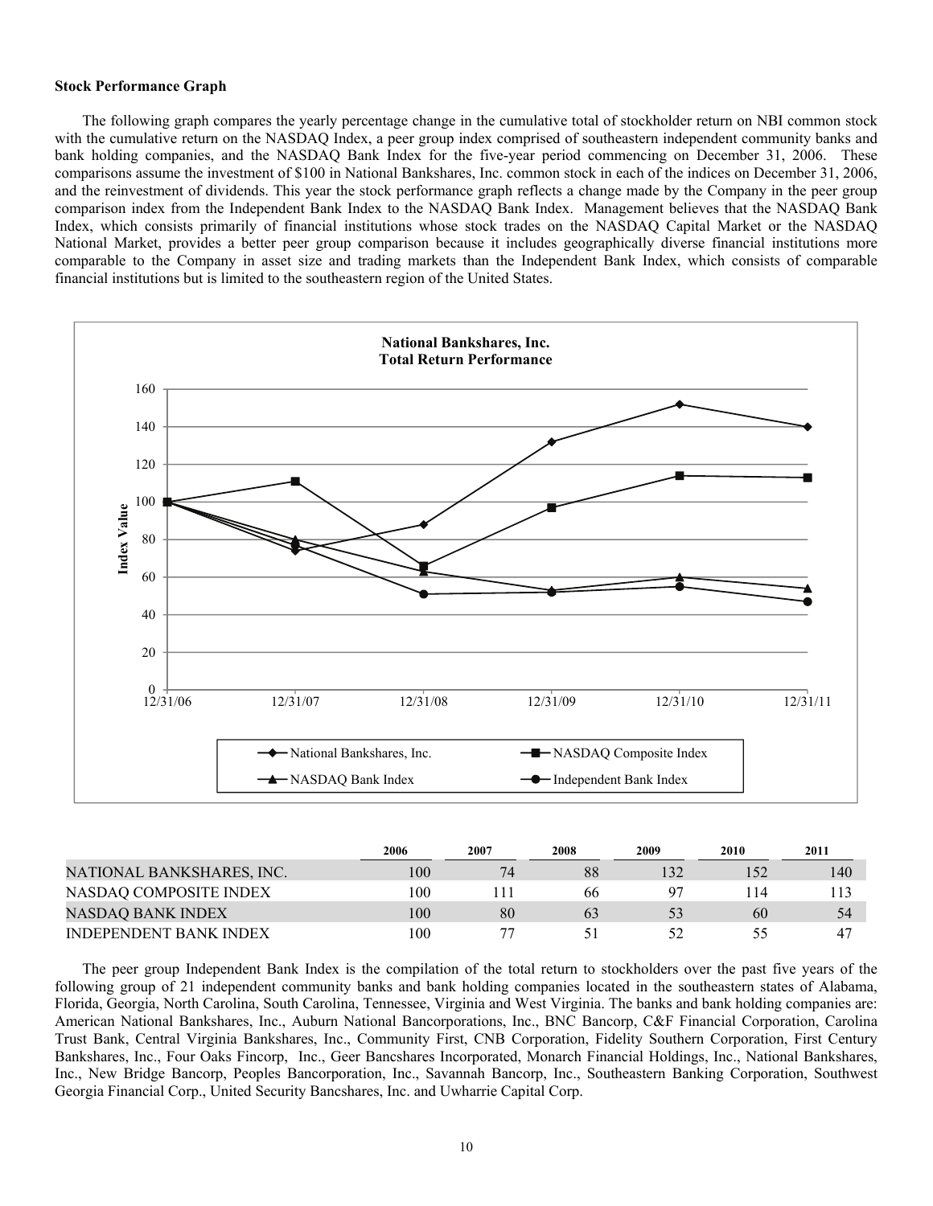**Stock Performance Graph**

The following graph compares the yearly percentage change in the cumulative total of stockholder return on NBI common stock with the cumulative return on the NASDAQ Index, a peer group index comprised of southeastern independent community banks and bank holding companies, and the NASDAQ Bank Index for the five-year period commencing on December 31, 2006. These comparisons assume the investment of $100 in National Bankshares, Inc. common stock in each of the indices on December 31, 2006, and the reinvestment of dividends. This year the stock performance graph reflects a change made by the Company in the peer group comparison index from the Independent Bank Index to the NASDAQ Bank Index. Management believes that the NASDAQ Bank Index, which consists primarily of financial institutions whose stock trades on the NASDAQ Capital Market or the NASDAQ National Market, provides a better peer group comparison because it includes geographically diverse financial institutions more comparable to the Company in asset size and trading markets than the Independent Bank Index, which consists of comparable financial institutions but is limited to the southeastern region of the United States.

| | 2006 | 2007 | 2008 | 2009 | 2010 | 2011 |
|---|---|---|---|---|---|---|
| NATIONAL BANKSHARES, INC. | 100 | 74 | 88 | 132 | 152 | 140 |
| NASDAQ COMPOSITE INDEX | 100 | 111 | 66 | 97 | 114 | 113 |
| NASDAQ BANK INDEX | 100 | 80 | 63 | 53 | 60 | 54 |
| INDEPENDENT BANK INDEX | 100 | 77 | 51 | 52 | 55 | 47 |

The peer group Independent Bank Index is the compilation of the total return to stockholders over the past five years of the following group of 21 independent community banks and bank holding companies located in the southeastern states of Alabama, Florida, Georgia, North Carolina, South Carolina, Tennessee, Virginia and West Virginia. The banks and bank holding companies are: American National Bankshares, Inc., Auburn National Bancorporations, Inc., BNC Bancorp, C&F Financial Corporation, Carolina Trust Bank, Central Virginia Bankshares, Inc., Community First, CNB Corporation, Fidelity Southern Corporation, First Century Bankshares, Inc., Four Oaks Fincorp, Inc., Geer Bancshares Incorporated, Monarch Financial Holdings, Inc., National Bankshares, Inc., New Bridge Bancorp, Peoples Bancorporation, Inc., Savannah Bancorp, Inc., Southeastern Banking Corporation, Southwest Georgia Financial Corp., United Security Bancshares, Inc. and Uwharrie Capital Corp.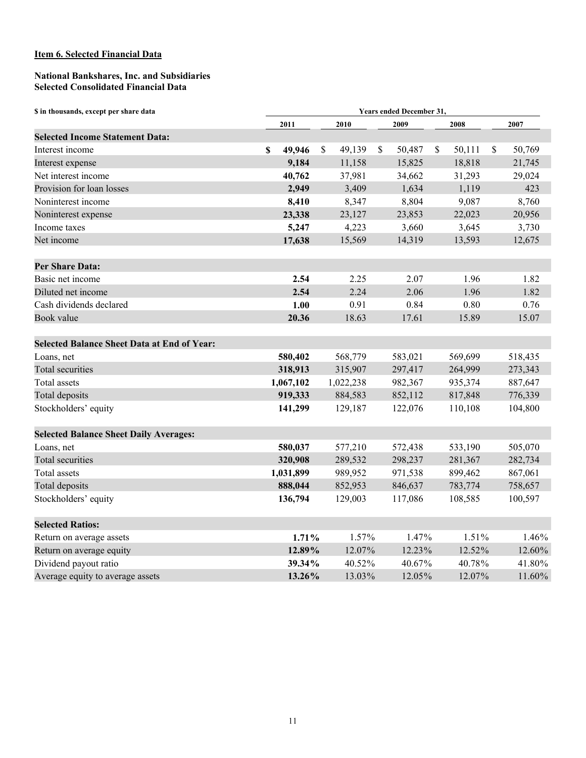**Item 6. Selected Financial Data**

**National Bankshares, Inc. and Subsidiaries**
**Selected Consolidated Financial Data**

| $ in thousands, except per share data | Years ended December 31, | | | | |
|---|---|---|---|---|---|
| | **2011** | **2010** | **2009** | **2008** | **2007** |
| **Selected Income Statement Data:** | | | | | |
| Interest income | **$ 49,946** | $ 49,139 | $ 50,487 | $ 50,111 | $ 50,769 |
| Interest expense | **9,184** | 11,158 | 15,825 | 18,818 | 21,745 |
| Net interest income | **40,762** | 37,981 | 34,662 | 31,293 | 29,024 |
| Provision for loan losses | **2,949** | 3,409 | 1,634 | 1,119 | 423 |
| Noninterest income | **8,410** | 8,347 | 8,804 | 9,087 | 8,760 |
| Noninterest expense | **23,338** | 23,127 | 23,853 | 22,023 | 20,956 |
| Income taxes | **5,247** | 4,223 | 3,660 | 3,645 | 3,730 |
| Net income | **17,638** | 15,569 | 14,319 | 13,593 | 12,675 |
| **Per Share Data:** | | | | | |
| Basic net income | **2.54** | 2.25 | 2.07 | 1.96 | 1.82 |
| Diluted net income | **2.54** | 2.24 | 2.06 | 1.96 | 1.82 |
| Cash dividends declared | **1.00** | 0.91 | 0.84 | 0.80 | 0.76 |
| Book value | **20.36** | 18.63 | 17.61 | 15.89 | 15.07 |
| **Selected Balance Sheet Data at End of Year:** | | | | | |
| Loans, net | **580,402** | 568,779 | 583,021 | 569,699 | 518,435 |
| Total securities | **318,913** | 315,907 | 297,417 | 264,999 | 273,343 |
| Total assets | **1,067,102** | 1,022,238 | 982,367 | 935,374 | 887,647 |
| Total deposits | **919,333** | 884,583 | 852,112 | 817,848 | 776,339 |
| Stockholders' equity | **141,299** | 129,187 | 122,076 | 110,108 | 104,800 |
| **Selected Balance Sheet Daily Averages:** | | | | | |
| Loans, net | **580,037** | 577,210 | 572,438 | 533,190 | 505,070 |
| Total securities | **320,908** | 289,532 | 298,237 | 281,367 | 282,734 |
| Total assets | **1,031,899** | 989,952 | 971,538 | 899,462 | 867,061 |
| Total deposits | **888,044** | 852,953 | 846,637 | 783,774 | 758,657 |
| Stockholders' equity | **136,794** | 129,003 | 117,086 | 108,585 | 100,597 |
| **Selected Ratios:** | | | | | |
| Return on average assets | **1.71%** | 1.57% | 1.47% | 1.51% | 1.46% |
| Return on average equity | **12.89%** | 12.07% | 12.23% | 12.52% | 12.60% |
| Dividend payout ratio | **39.34%** | 40.52% | 40.67% | 40.78% | 41.80% |
| Average equity to average assets | **13.26%** | 13.03% | 12.05% | 12.07% | 11.60% |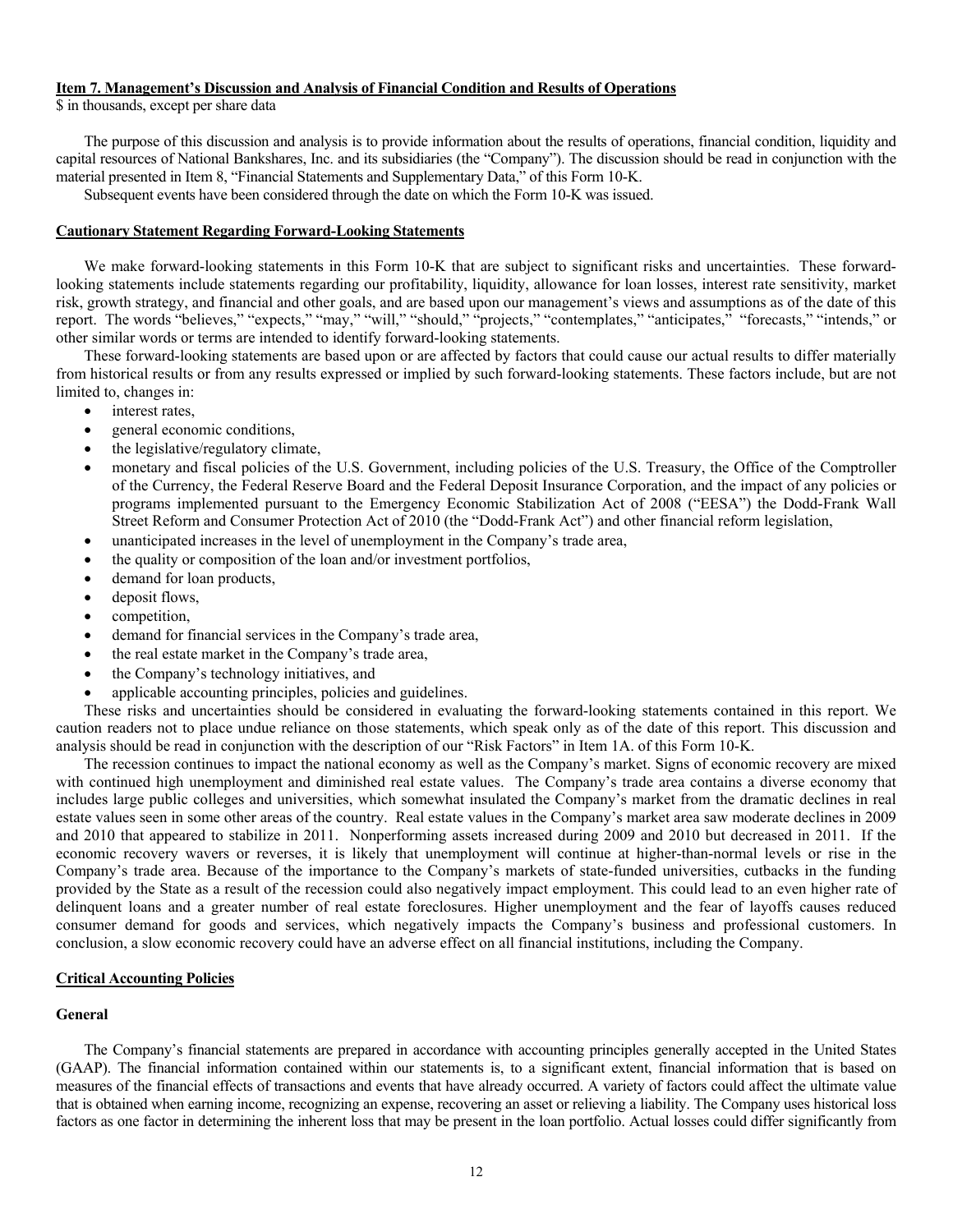**Item 7. Management's Discussion and Analysis of Financial Condition and Results of Operations**

$ in thousands, except per share data

The purpose of this discussion and analysis is to provide information about the results of operations, financial condition, liquidity and capital resources of National Bankshares, Inc. and its subsidiaries (the "Company"). The discussion should be read in conjunction with the material presented in Item 8, "Financial Statements and Supplementary Data," of this Form 10-K.

Subsequent events have been considered through the date on which the Form 10-K was issued.

**Cautionary Statement Regarding Forward-Looking Statements**

We make forward-looking statements in this Form 10-K that are subject to significant risks and uncertainties. These forward-looking statements include statements regarding our profitability, liquidity, allowance for loan losses, interest rate sensitivity, market risk, growth strategy, and financial and other goals, and are based upon our management's views and assumptions as of the date of this report. The words "believes," "expects," "may," "will," "should," "projects," "contemplates," "anticipates," "forecasts," "intends," or other similar words or terms are intended to identify forward-looking statements.

These forward-looking statements are based upon or are affected by factors that could cause our actual results to differ materially from historical results or from any results expressed or implied by such forward-looking statements. These factors include, but are not limited to, changes in:

- interest rates,
- general economic conditions,
- the legislative/regulatory climate,
- monetary and fiscal policies of the U.S. Government, including policies of the U.S. Treasury, the Office of the Comptroller of the Currency, the Federal Reserve Board and the Federal Deposit Insurance Corporation, and the impact of any policies or programs implemented pursuant to the Emergency Economic Stabilization Act of 2008 ("EESA") the Dodd-Frank Wall Street Reform and Consumer Protection Act of 2010 (the "Dodd-Frank Act") and other financial reform legislation,
- unanticipated increases in the level of unemployment in the Company's trade area,
- the quality or composition of the loan and/or investment portfolios,
- demand for loan products,
- deposit flows,
- competition,
- demand for financial services in the Company's trade area,
- the real estate market in the Company's trade area,
- the Company's technology initiatives, and
- applicable accounting principles, policies and guidelines.

These risks and uncertainties should be considered in evaluating the forward-looking statements contained in this report. We caution readers not to place undue reliance on those statements, which speak only as of the date of this report. This discussion and analysis should be read in conjunction with the description of our "Risk Factors" in Item 1A. of this Form 10-K.

The recession continues to impact the national economy as well as the Company's market. Signs of economic recovery are mixed with continued high unemployment and diminished real estate values. The Company's trade area contains a diverse economy that includes large public colleges and universities, which somewhat insulated the Company's market from the dramatic declines in real estate values seen in some other areas of the country. Real estate values in the Company's market area saw moderate declines in 2009 and 2010 that appeared to stabilize in 2011. Nonperforming assets increased during 2009 and 2010 but decreased in 2011. If the economic recovery wavers or reverses, it is likely that unemployment will continue at higher-than-normal levels or rise in the Company's trade area. Because of the importance to the Company's markets of state-funded universities, cutbacks in the funding provided by the State as a result of the recession could also negatively impact employment. This could lead to an even higher rate of delinquent loans and a greater number of real estate foreclosures. Higher unemployment and the fear of layoffs causes reduced consumer demand for goods and services, which negatively impacts the Company's business and professional customers. In conclusion, a slow economic recovery could have an adverse effect on all financial institutions, including the Company.

**Critical Accounting Policies**

**General**

The Company's financial statements are prepared in accordance with accounting principles generally accepted in the United States (GAAP). The financial information contained within our statements is, to a significant extent, financial information that is based on measures of the financial effects of transactions and events that have already occurred. A variety of factors could affect the ultimate value that is obtained when earning income, recognizing an expense, recovering an asset or relieving a liability. The Company uses historical loss factors as one factor in determining the inherent loss that may be present in the loan portfolio. Actual losses could differ significantly from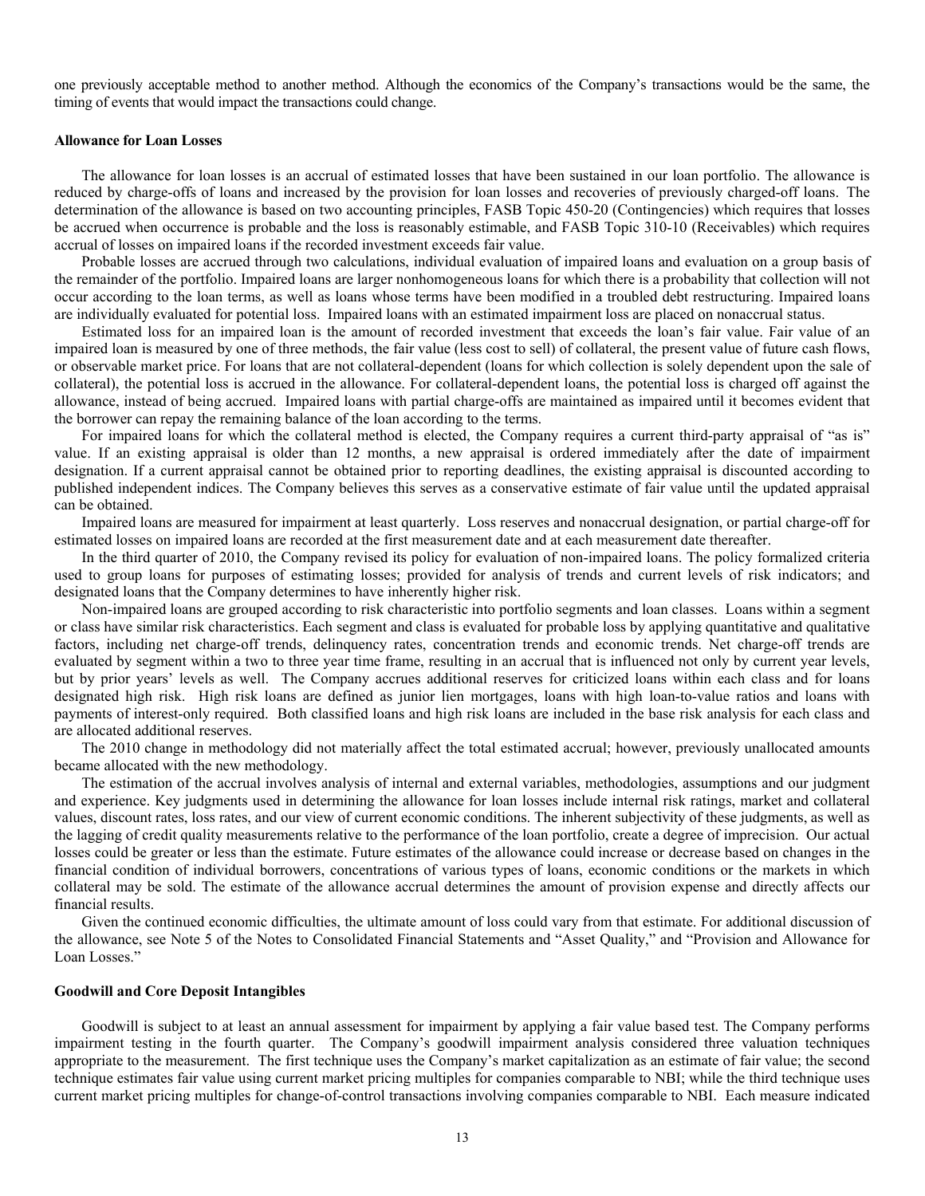one previously acceptable method to another method. Although the economics of the Company's transactions would be the same, the timing of events that would impact the transactions could change.

**Allowance for Loan Losses**

The allowance for loan losses is an accrual of estimated losses that have been sustained in our loan portfolio. The allowance is reduced by charge-offs of loans and increased by the provision for loan losses and recoveries of previously charged-off loans. The determination of the allowance is based on two accounting principles, FASB Topic 450-20 (Contingencies) which requires that losses be accrued when occurrence is probable and the loss is reasonably estimable, and FASB Topic 310-10 (Receivables) which requires accrual of losses on impaired loans if the recorded investment exceeds fair value.

Probable losses are accrued through two calculations, individual evaluation of impaired loans and evaluation on a group basis of the remainder of the portfolio. Impaired loans are larger nonhomogeneous loans for which there is a probability that collection will not occur according to the loan terms, as well as loans whose terms have been modified in a troubled debt restructuring. Impaired loans are individually evaluated for potential loss. Impaired loans with an estimated impairment loss are placed on nonaccrual status.

Estimated loss for an impaired loan is the amount of recorded investment that exceeds the loan's fair value. Fair value of an impaired loan is measured by one of three methods, the fair value (less cost to sell) of collateral, the present value of future cash flows, or observable market price. For loans that are not collateral-dependent (loans for which collection is solely dependent upon the sale of collateral), the potential loss is accrued in the allowance. For collateral-dependent loans, the potential loss is charged off against the allowance, instead of being accrued. Impaired loans with partial charge-offs are maintained as impaired until it becomes evident that the borrower can repay the remaining balance of the loan according to the terms.

For impaired loans for which the collateral method is elected, the Company requires a current third-party appraisal of "as is" value. If an existing appraisal is older than 12 months, a new appraisal is ordered immediately after the date of impairment designation. If a current appraisal cannot be obtained prior to reporting deadlines, the existing appraisal is discounted according to published independent indices. The Company believes this serves as a conservative estimate of fair value until the updated appraisal can be obtained.

Impaired loans are measured for impairment at least quarterly. Loss reserves and nonaccrual designation, or partial charge-off for estimated losses on impaired loans are recorded at the first measurement date and at each measurement date thereafter.

In the third quarter of 2010, the Company revised its policy for evaluation of non-impaired loans. The policy formalized criteria used to group loans for purposes of estimating losses; provided for analysis of trends and current levels of risk indicators; and designated loans that the Company determines to have inherently higher risk.

Non-impaired loans are grouped according to risk characteristic into portfolio segments and loan classes. Loans within a segment or class have similar risk characteristics. Each segment and class is evaluated for probable loss by applying quantitative and qualitative factors, including net charge-off trends, delinquency rates, concentration trends and economic trends. Net charge-off trends are evaluated by segment within a two to three year time frame, resulting in an accrual that is influenced not only by current year levels, but by prior years' levels as well. The Company accrues additional reserves for criticized loans within each class and for loans designated high risk. High risk loans are defined as junior lien mortgages, loans with high loan-to-value ratios and loans with payments of interest-only required. Both classified loans and high risk loans are included in the base risk analysis for each class and are allocated additional reserves.

The 2010 change in methodology did not materially affect the total estimated accrual; however, previously unallocated amounts became allocated with the new methodology.

The estimation of the accrual involves analysis of internal and external variables, methodologies, assumptions and our judgment and experience. Key judgments used in determining the allowance for loan losses include internal risk ratings, market and collateral values, discount rates, loss rates, and our view of current economic conditions. The inherent subjectivity of these judgments, as well as the lagging of credit quality measurements relative to the performance of the loan portfolio, create a degree of imprecision. Our actual losses could be greater or less than the estimate. Future estimates of the allowance could increase or decrease based on changes in the financial condition of individual borrowers, concentrations of various types of loans, economic conditions or the markets in which collateral may be sold. The estimate of the allowance accrual determines the amount of provision expense and directly affects our financial results.

Given the continued economic difficulties, the ultimate amount of loss could vary from that estimate. For additional discussion of the allowance, see Note 5 of the Notes to Consolidated Financial Statements and "Asset Quality," and "Provision and Allowance for Loan Losses."

**Goodwill and Core Deposit Intangibles**

Goodwill is subject to at least an annual assessment for impairment by applying a fair value based test. The Company performs impairment testing in the fourth quarter. The Company's goodwill impairment analysis considered three valuation techniques appropriate to the measurement. The first technique uses the Company's market capitalization as an estimate of fair value; the second technique estimates fair value using current market pricing multiples for companies comparable to NBI; while the third technique uses current market pricing multiples for change-of-control transactions involving companies comparable to NBI. Each measure indicated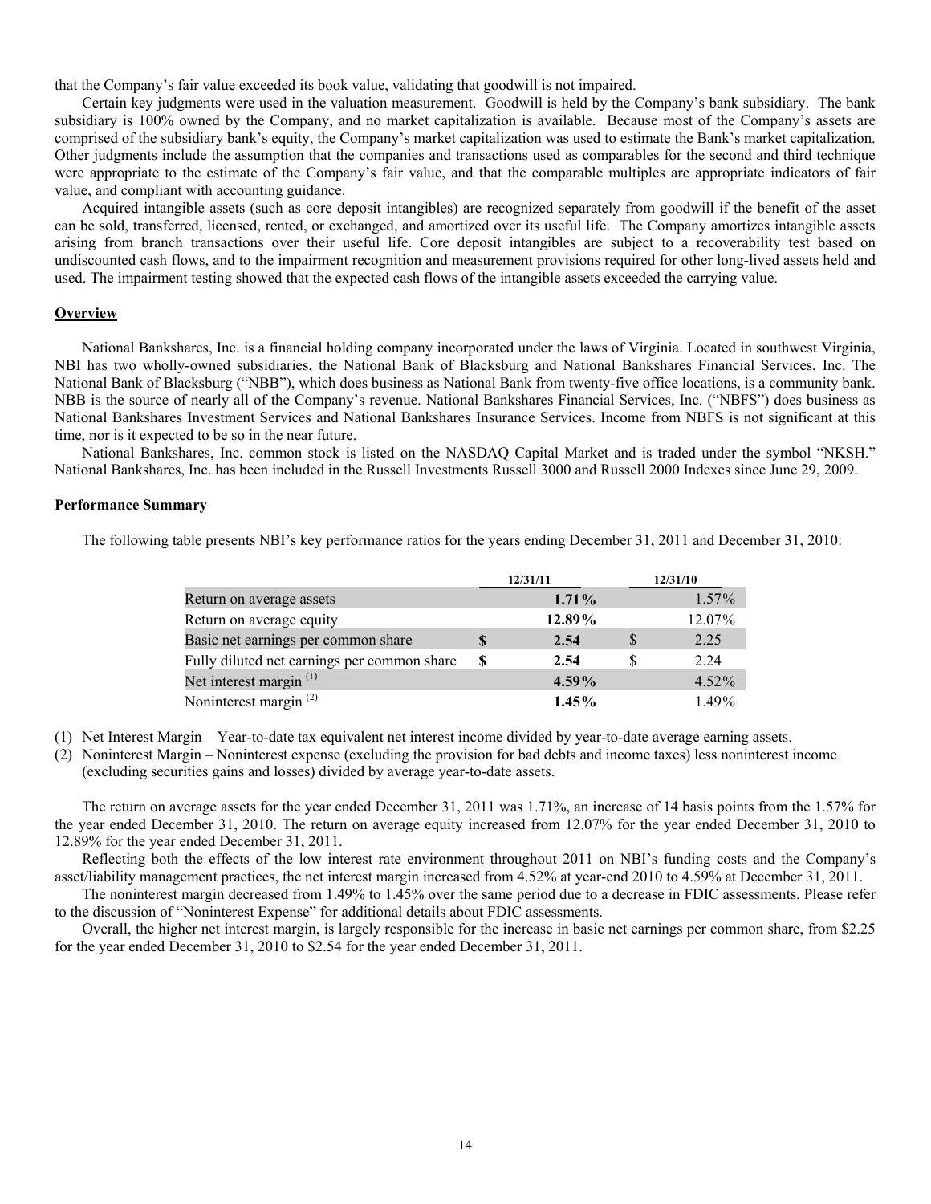that the Company's fair value exceeded its book value, validating that goodwill is not impaired.

Certain key judgments were used in the valuation measurement. Goodwill is held by the Company's bank subsidiary. The bank subsidiary is 100% owned by the Company, and no market capitalization is available. Because most of the Company's assets are comprised of the subsidiary bank's equity, the Company's market capitalization was used to estimate the Bank's market capitalization. Other judgments include the assumption that the companies and transactions used as comparables for the second and third technique were appropriate to the estimate of the Company's fair value, and that the comparable multiples are appropriate indicators of fair value, and compliant with accounting guidance.

Acquired intangible assets (such as core deposit intangibles) are recognized separately from goodwill if the benefit of the asset can be sold, transferred, licensed, rented, or exchanged, and amortized over its useful life. The Company amortizes intangible assets arising from branch transactions over their useful life. Core deposit intangibles are subject to a recoverability test based on undiscounted cash flows, and to the impairment recognition and measurement provisions required for other long-lived assets held and used. The impairment testing showed that the expected cash flows of the intangible assets exceeded the carrying value.

## Overview

National Bankshares, Inc. is a financial holding company incorporated under the laws of Virginia. Located in southwest Virginia, NBI has two wholly-owned subsidiaries, the National Bank of Blacksburg and National Bankshares Financial Services, Inc. The National Bank of Blacksburg ("NBB"), which does business as National Bank from twenty-five office locations, is a community bank. NBB is the source of nearly all of the Company's revenue. National Bankshares Financial Services, Inc. ("NBFS") does business as National Bankshares Investment Services and National Bankshares Insurance Services. Income from NBFS is not significant at this time, nor is it expected to be so in the near future.

National Bankshares, Inc. common stock is listed on the NASDAQ Capital Market and is traded under the symbol "NKSH." National Bankshares, Inc. has been included in the Russell Investments Russell 3000 and Russell 2000 Indexes since June 29, 2009.

### Performance Summary

The following table presents NBI's key performance ratios for the years ending December 31, 2011 and December 31, 2010:

| | 12/31/11 | 12/31/10 |
|---|---|---|
| Return on average assets | **1.71%** | 1.57% |
| Return on average equity | **12.89%** | 12.07% |
| Basic net earnings per common share | **$ 2.54** | $ 2.25 |
| Fully diluted net earnings per common share | **$ 2.54** | $ 2.24 |
| Net interest margin [(1)] | **4.59%** | 4.52% |
| Noninterest margin [(2)] | **1.45%** | 1.49% |

(1) Net Interest Margin – Year-to-date tax equivalent net interest income divided by year-to-date average earning assets.

(2) Noninterest Margin – Noninterest expense (excluding the provision for bad debts and income taxes) less noninterest income (excluding securities gains and losses) divided by average year-to-date assets.

The return on average assets for the year ended December 31, 2011 was 1.71%, an increase of 14 basis points from the 1.57% for the year ended December 31, 2010. The return on average equity increased from 12.07% for the year ended December 31, 2010 to 12.89% for the year ended December 31, 2011.

Reflecting both the effects of the low interest rate environment throughout 2011 on NBI's funding costs and the Company's asset/liability management practices, the net interest margin increased from 4.52% at year-end 2010 to 4.59% at December 31, 2011.

The noninterest margin decreased from 1.49% to 1.45% over the same period due to a decrease in FDIC assessments. Please refer to the discussion of "Noninterest Expense" for additional details about FDIC assessments.

Overall, the higher net interest margin, is largely responsible for the increase in basic net earnings per common share, from $2.25 for the year ended December 31, 2010 to $2.54 for the year ended December 31, 2011.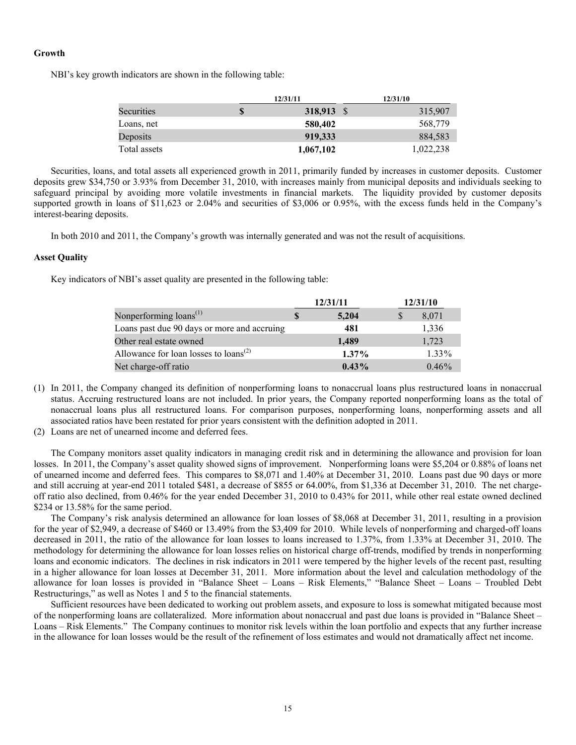**Growth**

NBI's key growth indicators are shown in the following table:

| | 12/31/11 | 12/31/10 |
|---|---|---|
| Securities | **$ 318,913** | $ 315,907 |
| Loans, net | **580,402** | 568,779 |
| Deposits | **919,333** | 884,583 |
| Total assets | **1,067,102** | 1,022,238 |

Securities, loans, and total assets all experienced growth in 2011, primarily funded by increases in customer deposits. Customer deposits grew $34,750 or 3.93% from December 31, 2010, with increases mainly from municipal deposits and individuals seeking to safeguard principal by avoiding more volatile investments in financial markets. The liquidity provided by customer deposits supported growth in loans of $11,623 or 2.04% and securities of $3,006 or 0.95%, with the excess funds held in the Company's interest-bearing deposits.

In both 2010 and 2011, the Company's growth was internally generated and was not the result of acquisitions.

**Asset Quality**

Key indicators of NBI's asset quality are presented in the following table:

| | 12/31/11 | 12/31/10 |
|---|---|---|
| Nonperforming loans[(1)] | **$ 5,204** | $ 8,071 |
| Loans past due 90 days or more and accruing | **481** | 1,336 |
| Other real estate owned | **1,489** | 1,723 |
| Allowance for loan losses to loans[(2)] | **1.37%** | 1.33% |
| Net charge-off ratio | **0.43%** | 0.46% |

(1) In 2011, the Company changed its definition of nonperforming loans to nonaccrual loans plus restructured loans in nonaccrual status. Accruing restructured loans are not included. In prior years, the Company reported nonperforming loans as the total of nonaccrual loans plus all restructured loans. For comparison purposes, nonperforming loans, nonperforming assets and all associated ratios have been restated for prior years consistent with the definition adopted in 2011.

(2) Loans are net of unearned income and deferred fees.

The Company monitors asset quality indicators in managing credit risk and in determining the allowance and provision for loan losses. In 2011, the Company's asset quality showed signs of improvement. Nonperforming loans were $5,204 or 0.88% of loans net of unearned income and deferred fees. This compares to $8,071 and 1.40% at December 31, 2010. Loans past due 90 days or more and still accruing at year-end 2011 totaled $481, a decrease of $855 or 64.00%, from $1,336 at December 31, 2010. The net charge-off ratio also declined, from 0.46% for the year ended December 31, 2010 to 0.43% for 2011, while other real estate owned declined $234 or 13.58% for the same period.

The Company's risk analysis determined an allowance for loan losses of $8,068 at December 31, 2011, resulting in a provision for the year of $2,949, a decrease of $460 or 13.49% from the $3,409 for 2010. While levels of nonperforming and charged-off loans decreased in 2011, the ratio of the allowance for loan losses to loans increased to 1.37%, from 1.33% at December 31, 2010. The methodology for determining the allowance for loan losses relies on historical charge off-trends, modified by trends in nonperforming loans and economic indicators. The declines in risk indicators in 2011 were tempered by the higher levels of the recent past, resulting in a higher allowance for loan losses at December 31, 2011. More information about the level and calculation methodology of the allowance for loan losses is provided in "Balance Sheet – Loans – Risk Elements," "Balance Sheet – Loans – Troubled Debt Restructurings," as well as Notes 1 and 5 to the financial statements.

Sufficient resources have been dedicated to working out problem assets, and exposure to loss is somewhat mitigated because most of the nonperforming loans are collateralized. More information about nonaccrual and past due loans is provided in "Balance Sheet – Loans – Risk Elements." The Company continues to monitor risk levels within the loan portfolio and expects that any further increase in the allowance for loan losses would be the result of the refinement of loss estimates and would not dramatically affect net income.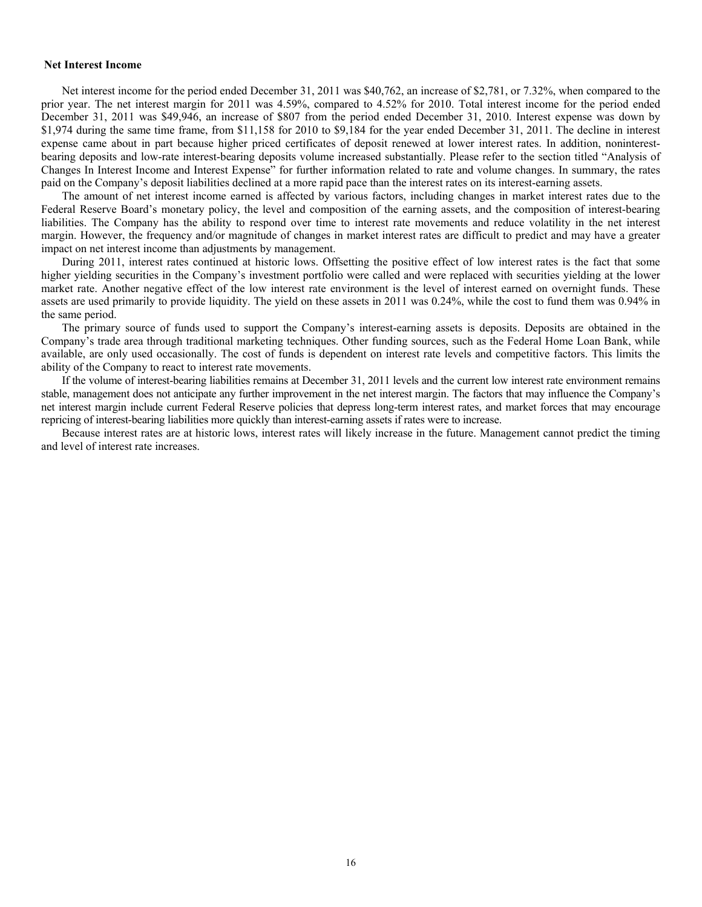## Net Interest Income

Net interest income for the period ended December 31, 2011 was $40,762, an increase of $2,781, or 7.32%, when compared to the prior year. The net interest margin for 2011 was 4.59%, compared to 4.52% for 2010. Total interest income for the period ended December 31, 2011 was $49,946, an increase of $807 from the period ended December 31, 2010. Interest expense was down by $1,974 during the same time frame, from $11,158 for 2010 to $9,184 for the year ended December 31, 2011. The decline in interest expense came about in part because higher priced certificates of deposit renewed at lower interest rates. In addition, noninterest-bearing deposits and low-rate interest-bearing deposits volume increased substantially. Please refer to the section titled "Analysis of Changes In Interest Income and Interest Expense" for further information related to rate and volume changes. In summary, the rates paid on the Company's deposit liabilities declined at a more rapid pace than the interest rates on its interest-earning assets.

The amount of net interest income earned is affected by various factors, including changes in market interest rates due to the Federal Reserve Board's monetary policy, the level and composition of the earning assets, and the composition of interest-bearing liabilities. The Company has the ability to respond over time to interest rate movements and reduce volatility in the net interest margin. However, the frequency and/or magnitude of changes in market interest rates are difficult to predict and may have a greater impact on net interest income than adjustments by management.

During 2011, interest rates continued at historic lows. Offsetting the positive effect of low interest rates is the fact that some higher yielding securities in the Company's investment portfolio were called and were replaced with securities yielding at the lower market rate. Another negative effect of the low interest rate environment is the level of interest earned on overnight funds. These assets are used primarily to provide liquidity. The yield on these assets in 2011 was 0.24%, while the cost to fund them was 0.94% in the same period.

The primary source of funds used to support the Company's interest-earning assets is deposits. Deposits are obtained in the Company's trade area through traditional marketing techniques. Other funding sources, such as the Federal Home Loan Bank, while available, are only used occasionally. The cost of funds is dependent on interest rate levels and competitive factors. This limits the ability of the Company to react to interest rate movements.

If the volume of interest-bearing liabilities remains at December 31, 2011 levels and the current low interest rate environment remains stable, management does not anticipate any further improvement in the net interest margin. The factors that may influence the Company's net interest margin include current Federal Reserve policies that depress long-term interest rates, and market forces that may encourage repricing of interest-bearing liabilities more quickly than interest-earning assets if rates were to increase.

Because interest rates are at historic lows, interest rates will likely increase in the future. Management cannot predict the timing and level of interest rate increases.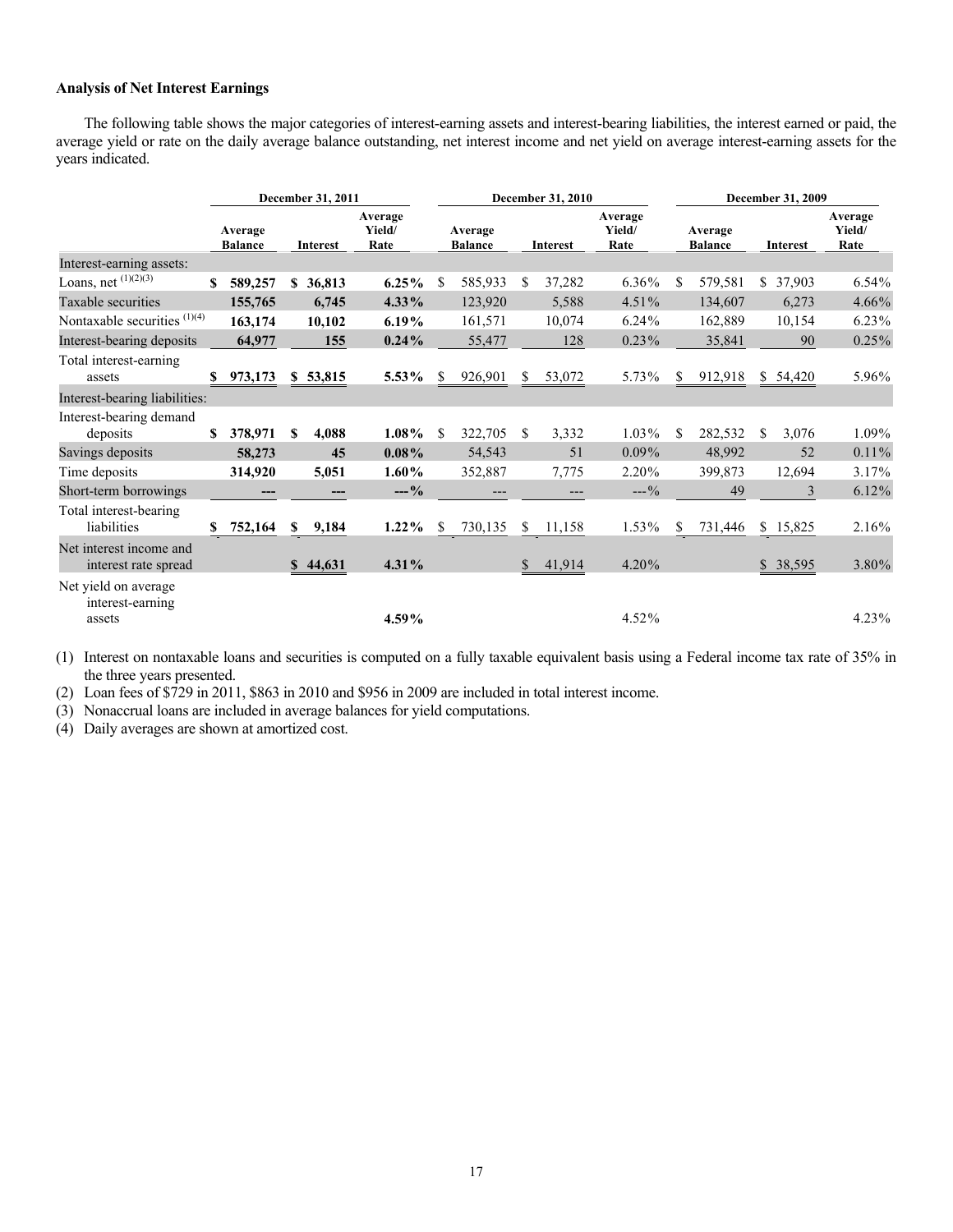**Analysis of Net Interest Earnings**

The following table shows the major categories of interest-earning assets and interest-bearing liabilities, the interest earned or paid, the average yield or rate on the daily average balance outstanding, net interest income and net yield on average interest-earning assets for the years indicated.

| | December 31, 2011 | | | December 31, 2010 | | | December 31, 2009 | | |
|---|---|---|---|---|---|---|---|---|---|
| | Average Balance | Interest | Average Yield/ Rate | Average Balance | Interest | Average Yield/ Rate | Average Balance | Interest | Average Yield/ Rate |
| Interest-earning assets: | | | | | | | | | |
| Loans, net [(1)(2)(3)] | $ 589,257 | $ 36,813 | 6.25% | $ 585,933 | $ 37,282 | 6.36% | $ 579,581 | $ 37,903 | 6.54% |
| Taxable securities | 155,765 | 6,745 | 4.33% | 123,920 | 5,588 | 4.51% | 134,607 | 6,273 | 4.66% |
| Nontaxable securities [(1)(4)] | 163,174 | 10,102 | 6.19% | 161,571 | 10,074 | 6.24% | 162,889 | 10,154 | 6.23% |
| Interest-bearing deposits | 64,977 | 155 | 0.24% | 55,477 | 128 | 0.23% | 35,841 | 90 | 0.25% |
| Total interest-earning assets | $ 973,173 | $ 53,815 | 5.53% | $ 926,901 | $ 53,072 | 5.73% | $ 912,918 | $ 54,420 | 5.96% |
| Interest-bearing liabilities: | | | | | | | | | |
| Interest-bearing demand deposits | $ 378,971 | $ 4,088 | 1.08% | $ 322,705 | $ 3,332 | 1.03% | $ 282,532 | $ 3,076 | 1.09% |
| Savings deposits | 58,273 | 45 | 0.08% | 54,543 | 51 | 0.09% | 48,992 | 52 | 0.11% |
| Time deposits | 314,920 | 5,051 | 1.60% | 352,887 | 7,775 | 2.20% | 399,873 | 12,694 | 3.17% |
| Short-term borrowings | --- | --- | ---% | --- | --- | ---% | 49 | 3 | 6.12% |
| Total interest-bearing liabilities | $ 752,164 | $ 9,184 | 1.22% | $ 730,135 | $ 11,158 | 1.53% | $ 731,446 | $ 15,825 | 2.16% |
| Net interest income and interest rate spread | | $ 44,631 | 4.31% | | $ 41,914 | 4.20% | | $ 38,595 | 3.80% |
| Net yield on average interest-earning assets | | | 4.59% | | | 4.52% | | | 4.23% |

(1) Interest on nontaxable loans and securities is computed on a fully taxable equivalent basis using a Federal income tax rate of 35% in the three years presented.
(2) Loan fees of $729 in 2011, $863 in 2010 and $956 in 2009 are included in total interest income.
(3) Nonaccrual loans are included in average balances for yield computations.
(4) Daily averages are shown at amortized cost.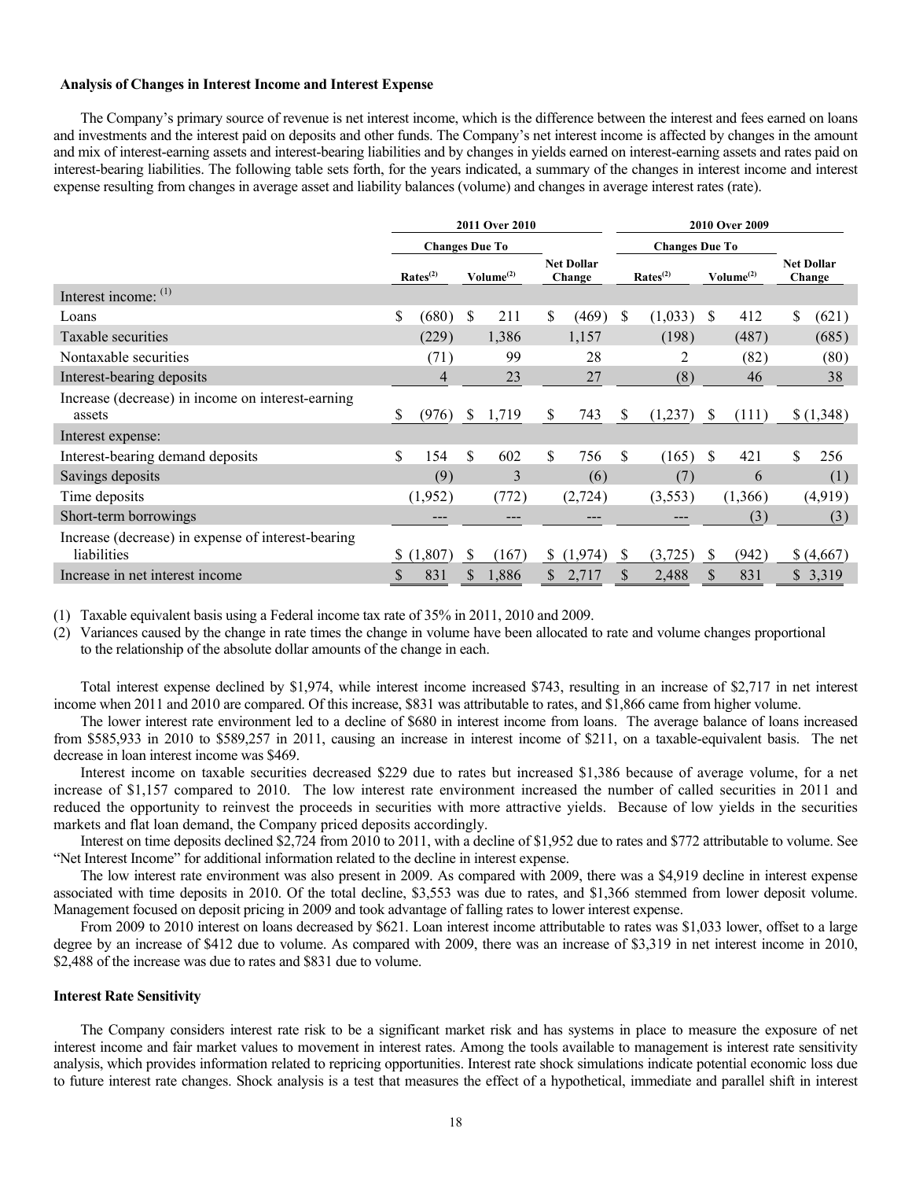### Analysis of Changes in Interest Income and Interest Expense

The Company's primary source of revenue is net interest income, which is the difference between the interest and fees earned on loans and investments and the interest paid on deposits and other funds. The Company's net interest income is affected by changes in the amount and mix of interest-earning assets and interest-bearing liabilities and by changes in yields earned on interest-earning assets and rates paid on interest-bearing liabilities. The following table sets forth, for the years indicated, a summary of the changes in interest income and interest expense resulting from changes in average asset and liability balances (volume) and changes in average interest rates (rate).

| | 2011 Over 2010 | | | 2010 Over 2009 | | |
|---|---|---|---|---|---|---|
| | Changes Due To | | | Changes Due To | | |
| | Rates[(2)] | Volume[(2)] | Net Dollar Change | Rates[(2)] | Volume[(2)] | Net Dollar Change |
| Interest income: [(1)] | | | | | | |
| Loans | $ (680) | $ 211 | $ (469) | $ (1,033) | $ 412 | $ (621) |
| Taxable securities | (229) | 1,386 | 1,157 | (198) | (487) | (685) |
| Nontaxable securities | (71) | 99 | 28 | 2 | (82) | (80) |
| Interest-bearing deposits | 4 | 23 | 27 | (8) | 46 | 38 |
| Increase (decrease) in income on interest-earning assets | $ (976) | $ 1,719 | $ 743 | $ (1,237) | $ (111) | $ (1,348) |
| Interest expense: | | | | | | |
| Interest-bearing demand deposits | $ 154 | $ 602 | $ 756 | $ (165) | $ 421 | $ 256 |
| Savings deposits | (9) | 3 | (6) | (7) | 6 | (1) |
| Time deposits | (1,952) | (772) | (2,724) | (3,553) | (1,366) | (4,919) |
| Short-term borrowings | --- | --- | --- | --- | (3) | (3) |
| Increase (decrease) in expense of interest-bearing liabilities | $ (1,807) | $ (167) | $ (1,974) | $ (3,725) | $ (942) | $ (4,667) |
| Increase in net interest income | $ 831 | $ 1,886 | $ 2,717 | $ 2,488 | $ 831 | $ 3,319 |

(1) Taxable equivalent basis using a Federal income tax rate of 35% in 2011, 2010 and 2009.

(2) Variances caused by the change in rate times the change in volume have been allocated to rate and volume changes proportional to the relationship of the absolute dollar amounts of the change in each.

Total interest expense declined by $1,974, while interest income increased $743, resulting in an increase of $2,717 in net interest income when 2011 and 2010 are compared. Of this increase, $831 was attributable to rates, and $1,866 came from higher volume.

The lower interest rate environment led to a decline of $680 in interest income from loans. The average balance of loans increased from $585,933 in 2010 to $589,257 in 2011, causing an increase in interest income of $211, on a taxable-equivalent basis. The net decrease in loan interest income was $469.

Interest income on taxable securities decreased $229 due to rates but increased $1,386 because of average volume, for a net increase of $1,157 compared to 2010. The low interest rate environment increased the number of called securities in 2011 and reduced the opportunity to reinvest the proceeds in securities with more attractive yields. Because of low yields in the securities markets and flat loan demand, the Company priced deposits accordingly.

Interest on time deposits declined $2,724 from 2010 to 2011, with a decline of $1,952 due to rates and $772 attributable to volume. See "Net Interest Income" for additional information related to the decline in interest expense.

The low interest rate environment was also present in 2009. As compared with 2009, there was a $4,919 decline in interest expense associated with time deposits in 2010. Of the total decline, $3,553 was due to rates, and $1,366 stemmed from lower deposit volume. Management focused on deposit pricing in 2009 and took advantage of falling rates to lower interest expense.

From 2009 to 2010 interest on loans decreased by $621. Loan interest income attributable to rates was $1,033 lower, offset to a large degree by an increase of $412 due to volume. As compared with 2009, there was an increase of $3,319 in net interest income in 2010, $2,488 of the increase was due to rates and $831 due to volume.

### Interest Rate Sensitivity

The Company considers interest rate risk to be a significant market risk and has systems in place to measure the exposure of net interest income and fair market values to movement in interest rates. Among the tools available to management is interest rate sensitivity analysis, which provides information related to repricing opportunities. Interest rate shock simulations indicate potential economic loss due to future interest rate changes. Shock analysis is a test that measures the effect of a hypothetical, immediate and parallel shift in interest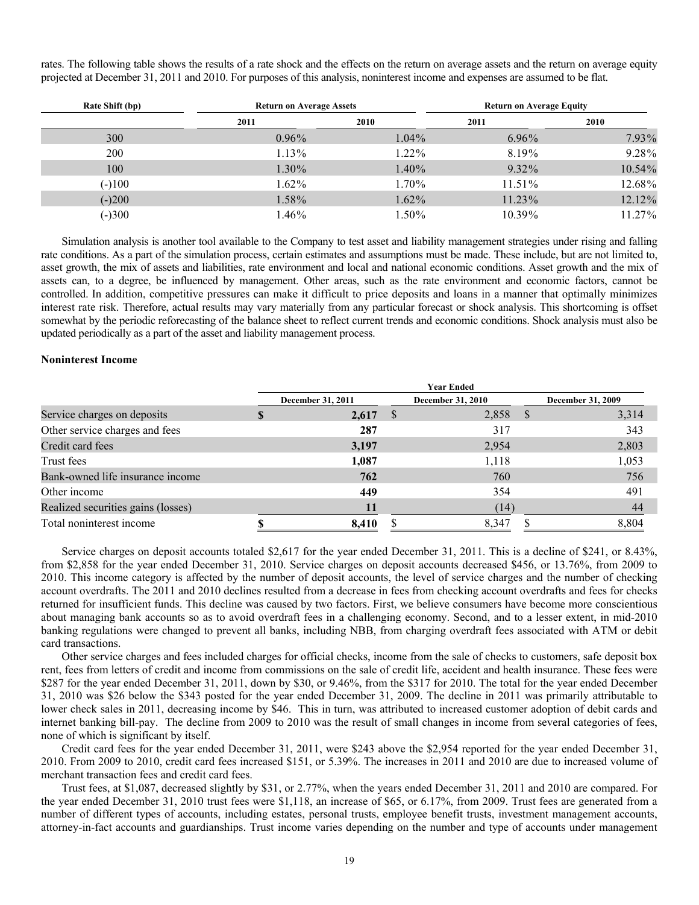rates. The following table shows the results of a rate shock and the effects on the return on average assets and the return on average equity projected at December 31, 2011 and 2010. For purposes of this analysis, noninterest income and expenses are assumed to be flat.

| Rate Shift (bp) | Return on Average Assets | | Return on Average Equity | |
|---|---|---|---|---|
| | 2011 | 2010 | 2011 | 2010 |
| 300 | 0.96% | 1.04% | 6.96% | 7.93% |
| 200 | 1.13% | 1.22% | 8.19% | 9.28% |
| 100 | 1.30% | 1.40% | 9.32% | 10.54% |
| (-)100 | 1.62% | 1.70% | 11.51% | 12.68% |
| (-)200 | 1.58% | 1.62% | 11.23% | 12.12% |
| (-)300 | 1.46% | 1.50% | 10.39% | 11.27% |

Simulation analysis is another tool available to the Company to test asset and liability management strategies under rising and falling rate conditions. As a part of the simulation process, certain estimates and assumptions must be made. These include, but are not limited to, asset growth, the mix of assets and liabilities, rate environment and local and national economic conditions. Asset growth and the mix of assets can, to a degree, be influenced by management. Other areas, such as the rate environment and economic factors, cannot be controlled. In addition, competitive pressures can make it difficult to price deposits and loans in a manner that optimally minimizes interest rate risk. Therefore, actual results may vary materially from any particular forecast or shock analysis. This shortcoming is offset somewhat by the periodic reforecasting of the balance sheet to reflect current trends and economic conditions. Shock analysis must also be updated periodically as a part of the asset and liability management process.

### Noninterest Income

| | Year Ended | | |
|---|---|---|---|
| | December 31, 2011 | December 31, 2010 | December 31, 2009 |
| Service charges on deposits | $ **2,617** | $ 2,858 | $ 3,314 |
| Other service charges and fees | **287** | 317 | 343 |
| Credit card fees | **3,197** | 2,954 | 2,803 |
| Trust fees | **1,087** | 1,118 | 1,053 |
| Bank-owned life insurance income | **762** | 760 | 756 |
| Other income | **449** | 354 | 491 |
| Realized securities gains (losses) | **11** | (14) | 44 |
| Total noninterest income | $ **8,410** | $ 8,347 | $ 8,804 |

Service charges on deposit accounts totaled $2,617 for the year ended December 31, 2011. This is a decline of $241, or 8.43%, from $2,858 for the year ended December 31, 2010. Service charges on deposit accounts decreased $456, or 13.76%, from 2009 to 2010. This income category is affected by the number of deposit accounts, the level of service charges and the number of checking account overdrafts. The 2011 and 2010 declines resulted from a decrease in fees from checking account overdrafts and fees for checks returned for insufficient funds. This decline was caused by two factors. First, we believe consumers have become more conscientious about managing bank accounts so as to avoid overdraft fees in a challenging economy. Second, and to a lesser extent, in mid-2010 banking regulations were changed to prevent all banks, including NBB, from charging overdraft fees associated with ATM or debit card transactions.

Other service charges and fees included charges for official checks, income from the sale of checks to customers, safe deposit box rent, fees from letters of credit and income from commissions on the sale of credit life, accident and health insurance. These fees were $287 for the year ended December 31, 2011, down by $30, or 9.46%, from the $317 for 2010. The total for the year ended December 31, 2010 was $26 below the $343 posted for the year ended December 31, 2009. The decline in 2011 was primarily attributable to lower check sales in 2011, decreasing income by $46. This in turn, was attributed to increased customer adoption of debit cards and internet banking bill-pay. The decline from 2009 to 2010 was the result of small changes in income from several categories of fees, none of which is significant by itself.

Credit card fees for the year ended December 31, 2011, were $243 above the $2,954 reported for the year ended December 31, 2010. From 2009 to 2010, credit card fees increased $151, or 5.39%. The increases in 2011 and 2010 are due to increased volume of merchant transaction fees and credit card fees.

Trust fees, at $1,087, decreased slightly by $31, or 2.77%, when the years ended December 31, 2011 and 2010 are compared. For the year ended December 31, 2010 trust fees were $1,118, an increase of $65, or 6.17%, from 2009. Trust fees are generated from a number of different types of accounts, including estates, personal trusts, employee benefit trusts, investment management accounts, attorney-in-fact accounts and guardianships. Trust income varies depending on the number and type of accounts under management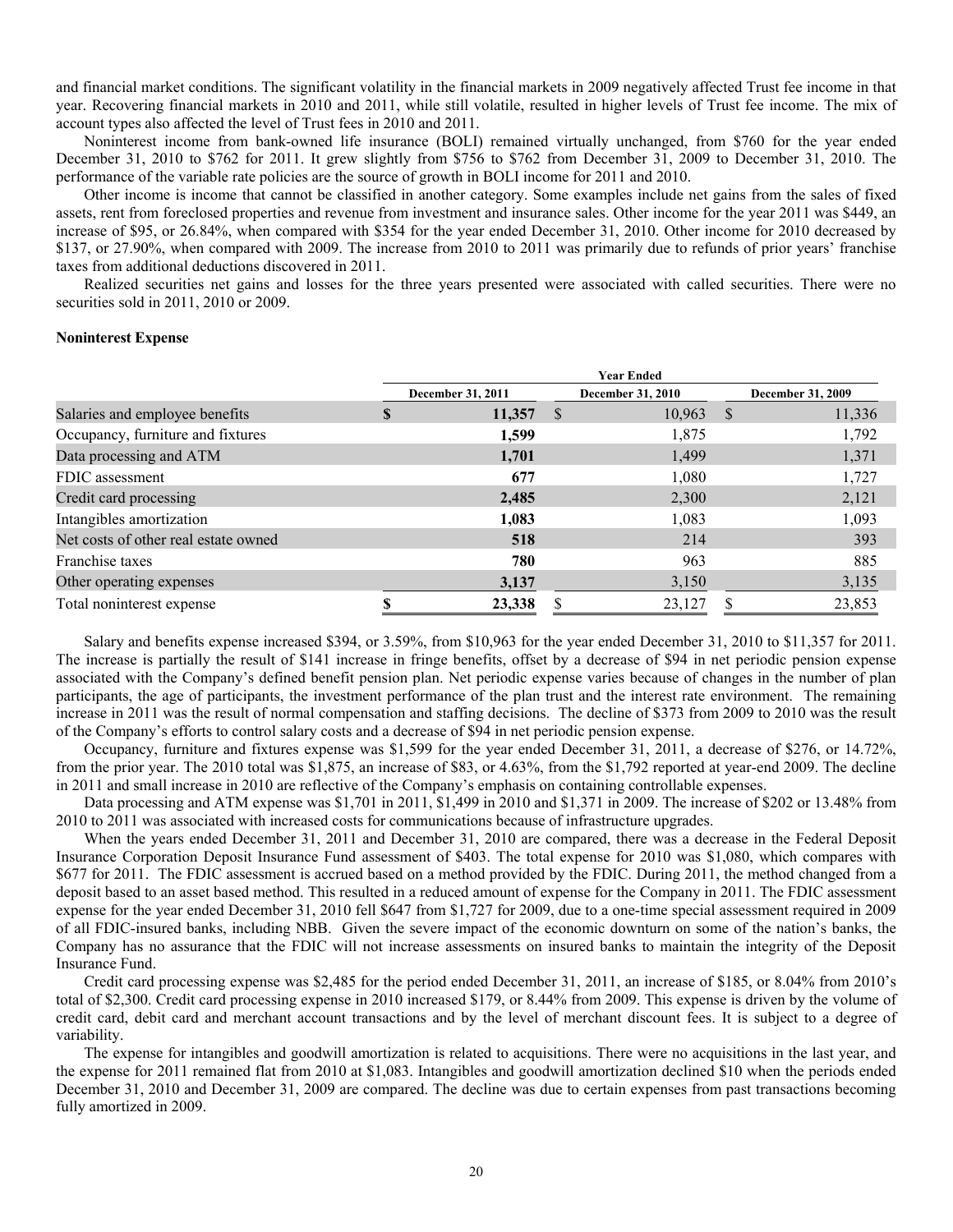and financial market conditions. The significant volatility in the financial markets in 2009 negatively affected Trust fee income in that year. Recovering financial markets in 2010 and 2011, while still volatile, resulted in higher levels of Trust fee income. The mix of account types also affected the level of Trust fees in 2010 and 2011.

Noninterest income from bank-owned life insurance (BOLI) remained virtually unchanged, from $760 for the year ended December 31, 2010 to $762 for 2011. It grew slightly from $756 to $762 from December 31, 2009 to December 31, 2010. The performance of the variable rate policies are the source of growth in BOLI income for 2011 and 2010.

Other income is income that cannot be classified in another category. Some examples include net gains from the sales of fixed assets, rent from foreclosed properties and revenue from investment and insurance sales. Other income for the year 2011 was $449, an increase of $95, or 26.84%, when compared with $354 for the year ended December 31, 2010. Other income for 2010 decreased by $137, or 27.90%, when compared with 2009. The increase from 2010 to 2011 was primarily due to refunds of prior years' franchise taxes from additional deductions discovered in 2011.

Realized securities net gains and losses for the three years presented were associated with called securities. There were no securities sold in 2011, 2010 or 2009.

**Noninterest Expense**

| | Year Ended | | |
|---|---|---|---|
| | December 31, 2011 | December 31, 2010 | December 31, 2009 |
| Salaries and employee benefits | **$ 11,357** | $ 10,963 | $ 11,336 |
| Occupancy, furniture and fixtures | **1,599** | 1,875 | 1,792 |
| Data processing and ATM | **1,701** | 1,499 | 1,371 |
| FDIC assessment | **677** | 1,080 | 1,727 |
| Credit card processing | **2,485** | 2,300 | 2,121 |
| Intangibles amortization | **1,083** | 1,083 | 1,093 |
| Net costs of other real estate owned | **518** | 214 | 393 |
| Franchise taxes | **780** | 963 | 885 |
| Other operating expenses | **3,137** | 3,150 | 3,135 |
| Total noninterest expense | **$ 23,338** | $ 23,127 | $ 23,853 |

Salary and benefits expense increased $394, or 3.59%, from $10,963 for the year ended December 31, 2010 to $11,357 for 2011. The increase is partially the result of $141 increase in fringe benefits, offset by a decrease of $94 in net periodic pension expense associated with the Company's defined benefit pension plan. Net periodic expense varies because of changes in the number of plan participants, the age of participants, the investment performance of the plan trust and the interest rate environment. The remaining increase in 2011 was the result of normal compensation and staffing decisions. The decline of $373 from 2009 to 2010 was the result of the Company's efforts to control salary costs and a decrease of $94 in net periodic pension expense.

Occupancy, furniture and fixtures expense was $1,599 for the year ended December 31, 2011, a decrease of $276, or 14.72%, from the prior year. The 2010 total was $1,875, an increase of $83, or 4.63%, from the $1,792 reported at year-end 2009. The decline in 2011 and small increase in 2010 are reflective of the Company's emphasis on containing controllable expenses.

Data processing and ATM expense was $1,701 in 2011, $1,499 in 2010 and $1,371 in 2009. The increase of $202 or 13.48% from 2010 to 2011 was associated with increased costs for communications because of infrastructure upgrades.

When the years ended December 31, 2011 and December 31, 2010 are compared, there was a decrease in the Federal Deposit Insurance Corporation Deposit Insurance Fund assessment of $403. The total expense for 2010 was $1,080, which compares with $677 for 2011. The FDIC assessment is accrued based on a method provided by the FDIC. During 2011, the method changed from a deposit based to an asset based method. This resulted in a reduced amount of expense for the Company in 2011. The FDIC assessment expense for the year ended December 31, 2010 fell $647 from $1,727 for 2009, due to a one-time special assessment required in 2009 of all FDIC-insured banks, including NBB. Given the severe impact of the economic downturn on some of the nation's banks, the Company has no assurance that the FDIC will not increase assessments on insured banks to maintain the integrity of the Deposit Insurance Fund.

Credit card processing expense was $2,485 for the period ended December 31, 2011, an increase of $185, or 8.04% from 2010's total of $2,300. Credit card processing expense in 2010 increased $179, or 8.44% from 2009. This expense is driven by the volume of credit card, debit card and merchant account transactions and by the level of merchant discount fees. It is subject to a degree of variability.

The expense for intangibles and goodwill amortization is related to acquisitions. There were no acquisitions in the last year, and the expense for 2011 remained flat from 2010 at $1,083. Intangibles and goodwill amortization declined $10 when the periods ended December 31, 2010 and December 31, 2009 are compared. The decline was due to certain expenses from past transactions becoming fully amortized in 2009.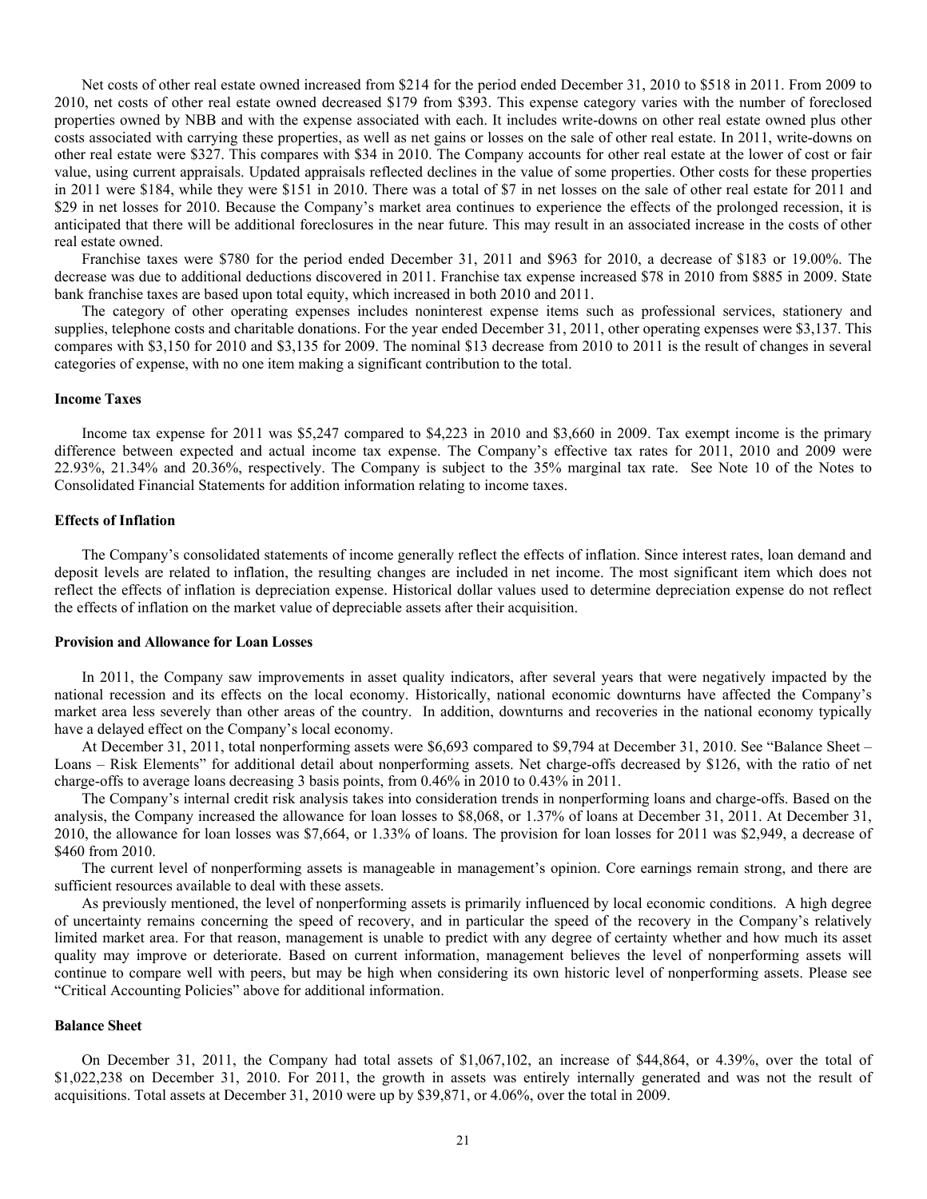Net costs of other real estate owned increased from $214 for the period ended December 31, 2010 to $518 in 2011. From 2009 to 2010, net costs of other real estate owned decreased $179 from $393. This expense category varies with the number of foreclosed properties owned by NBB and with the expense associated with each. It includes write-downs on other real estate owned plus other costs associated with carrying these properties, as well as net gains or losses on the sale of other real estate. In 2011, write-downs on other real estate were $327. This compares with $34 in 2010. The Company accounts for other real estate at the lower of cost or fair value, using current appraisals. Updated appraisals reflected declines in the value of some properties. Other costs for these properties in 2011 were $184, while they were $151 in 2010. There was a total of $7 in net losses on the sale of other real estate for 2011 and $29 in net losses for 2010. Because the Company's market area continues to experience the effects of the prolonged recession, it is anticipated that there will be additional foreclosures in the near future. This may result in an associated increase in the costs of other real estate owned.

Franchise taxes were $780 for the period ended December 31, 2011 and $963 for 2010, a decrease of $183 or 19.00%. The decrease was due to additional deductions discovered in 2011. Franchise tax expense increased $78 in 2010 from $885 in 2009. State bank franchise taxes are based upon total equity, which increased in both 2010 and 2011.

The category of other operating expenses includes noninterest expense items such as professional services, stationery and supplies, telephone costs and charitable donations. For the year ended December 31, 2011, other operating expenses were $3,137. This compares with $3,150 for 2010 and $3,135 for 2009. The nominal $13 decrease from 2010 to 2011 is the result of changes in several categories of expense, with no one item making a significant contribution to the total.

**Income Taxes**

Income tax expense for 2011 was $5,247 compared to $4,223 in 2010 and $3,660 in 2009. Tax exempt income is the primary difference between expected and actual income tax expense. The Company's effective tax rates for 2011, 2010 and 2009 were 22.93%, 21.34% and 20.36%, respectively. The Company is subject to the 35% marginal tax rate. See Note 10 of the Notes to Consolidated Financial Statements for addition information relating to income taxes.

**Effects of Inflation**

The Company's consolidated statements of income generally reflect the effects of inflation. Since interest rates, loan demand and deposit levels are related to inflation, the resulting changes are included in net income. The most significant item which does not reflect the effects of inflation is depreciation expense. Historical dollar values used to determine depreciation expense do not reflect the effects of inflation on the market value of depreciable assets after their acquisition.

**Provision and Allowance for Loan Losses**

In 2011, the Company saw improvements in asset quality indicators, after several years that were negatively impacted by the national recession and its effects on the local economy. Historically, national economic downturns have affected the Company's market area less severely than other areas of the country. In addition, downturns and recoveries in the national economy typically have a delayed effect on the Company's local economy.

At December 31, 2011, total nonperforming assets were $6,693 compared to $9,794 at December 31, 2010. See "Balance Sheet – Loans – Risk Elements" for additional detail about nonperforming assets. Net charge-offs decreased by $126, with the ratio of net charge-offs to average loans decreasing 3 basis points, from 0.46% in 2010 to 0.43% in 2011.

The Company's internal credit risk analysis takes into consideration trends in nonperforming loans and charge-offs. Based on the analysis, the Company increased the allowance for loan losses to $8,068, or 1.37% of loans at December 31, 2011. At December 31, 2010, the allowance for loan losses was $7,664, or 1.33% of loans. The provision for loan losses for 2011 was $2,949, a decrease of $460 from 2010.

The current level of nonperforming assets is manageable in management's opinion. Core earnings remain strong, and there are sufficient resources available to deal with these assets.

As previously mentioned, the level of nonperforming assets is primarily influenced by local economic conditions. A high degree of uncertainty remains concerning the speed of recovery, and in particular the speed of the recovery in the Company's relatively limited market area. For that reason, management is unable to predict with any degree of certainty whether and how much its asset quality may improve or deteriorate. Based on current information, management believes the level of nonperforming assets will continue to compare well with peers, but may be high when considering its own historic level of nonperforming assets. Please see "Critical Accounting Policies" above for additional information.

**Balance Sheet**

On December 31, 2011, the Company had total assets of $1,067,102, an increase of $44,864, or 4.39%, over the total of $1,022,238 on December 31, 2010. For 2011, the growth in assets was entirely internally generated and was not the result of acquisitions. Total assets at December 31, 2010 were up by $39,871, or 4.06%, over the total in 2009.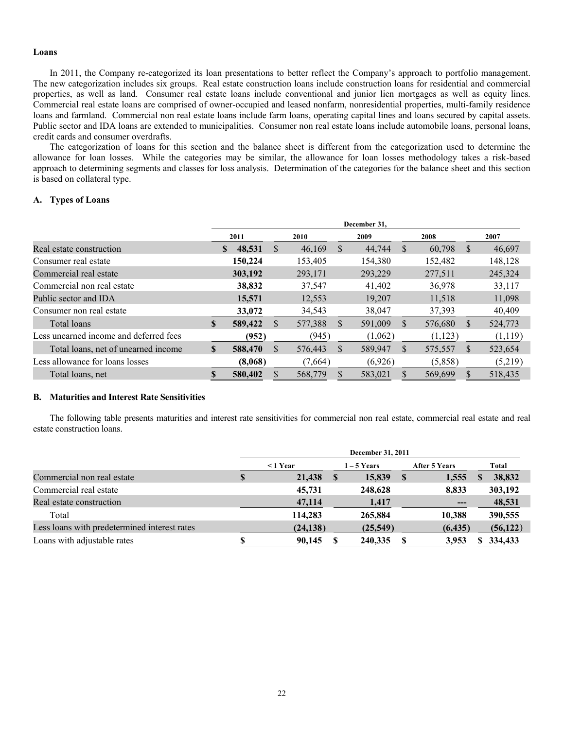### Loans

In 2011, the Company re-categorized its loan presentations to better reflect the Company's approach to portfolio management. The new categorization includes six groups. Real estate construction loans include construction loans for residential and commercial properties, as well as land. Consumer real estate loans include conventional and junior lien mortgages as well as equity lines. Commercial real estate loans are comprised of owner-occupied and leased nonfarm, nonresidential properties, multi-family residence loans and farmland. Commercial non real estate loans include farm loans, operating capital lines and loans secured by capital assets. Public sector and IDA loans are extended to municipalities. Consumer non real estate loans include automobile loans, personal loans, credit cards and consumer overdrafts.

The categorization of loans for this section and the balance sheet is different from the categorization used to determine the allowance for loan losses. While the categories may be similar, the allowance for loan losses methodology takes a risk-based approach to determining segments and classes for loss analysis. Determination of the categories for the balance sheet and this section is based on collateral type.

### A. Types of Loans

| | December 31, | | | | |
|---|---|---|---|---|---|
| | **2011** | **2010** | **2009** | **2008** | **2007** |
| Real estate construction | **$ 48,531** | $ 46,169 | $ 44,744 | $ 60,798 | $ 46,697 |
| Consumer real estate | **150,224** | 153,405 | 154,380 | 152,482 | 148,128 |
| Commercial real estate | **303,192** | 293,171 | 293,229 | 277,511 | 245,324 |
| Commercial non real estate | **38,832** | 37,547 | 41,402 | 36,978 | 33,117 |
| Public sector and IDA | **15,571** | 12,553 | 19,207 | 11,518 | 11,098 |
| Consumer non real estate | **33,072** | 34,543 | 38,047 | 37,393 | 40,409 |
| Total loans | **$ 589,422** | $ 577,388 | $ 591,009 | $ 576,680 | $ 524,773 |
| Less unearned income and deferred fees | **(952)** | (945) | (1,062) | (1,123) | (1,119) |
| Total loans, net of unearned income | **$ 588,470** | $ 576,443 | $ 589,947 | $ 575,557 | $ 523,654 |
| Less allowance for loans losses | **(8,068)** | (7,664) | (6,926) | (5,858) | (5,219) |
| Total loans, net | **$ 580,402** | $ 568,779 | $ 583,021 | $ 569,699 | $ 518,435 |

### B. Maturities and Interest Rate Sensitivities

The following table presents maturities and interest rate sensitivities for commercial non real estate, commercial real estate and real estate construction loans.

| | December 31, 2011 | | | |
|---|---|---|---|---|
| | **< 1 Year** | **1 – 5 Years** | **After 5 Years** | **Total** |
| Commercial non real estate | **$ 21,438** | **$ 15,839** | **$ 1,555** | **$ 38,832** |
| Commercial real estate | **45,731** | **248,628** | **8,833** | **303,192** |
| Real estate construction | **47,114** | **1,417** | **---** | **48,531** |
| Total | **114,283** | **265,884** | **10,388** | **390,555** |
| Less loans with predetermined interest rates | **(24,138)** | **(25,549)** | **(6,435)** | **(56,122)** |
| Loans with adjustable rates | **$ 90,145** | **$ 240,335** | **$ 3,953** | **$ 334,433** |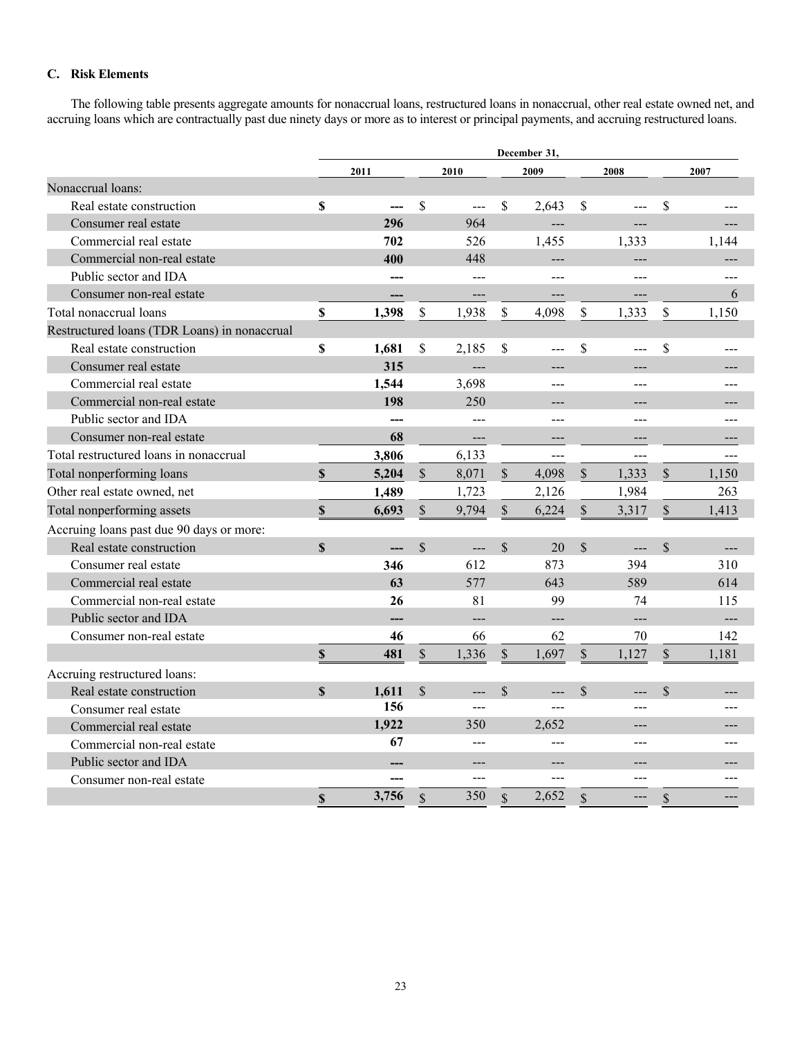### C. Risk Elements

The following table presents aggregate amounts for nonaccrual loans, restructured loans in nonaccrual, other real estate owned net, and accruing loans which are contractually past due ninety days or more as to interest or principal payments, and accruing restructured loans.

| | December 31, | | | | |
|---|---|---|---|---|---|
| | 2011 | 2010 | 2009 | 2008 | 2007 |
| Nonaccrual loans: | | | | | |
| Real estate construction | $ --- | $ --- | $ 2,643 | $ --- | $ --- |
| Consumer real estate | 296 | 964 | --- | --- | --- |
| Commercial real estate | 702 | 526 | 1,455 | 1,333 | 1,144 |
| Commercial non-real estate | 400 | 448 | --- | --- | --- |
| Public sector and IDA | --- | --- | --- | --- | --- |
| Consumer non-real estate | --- | --- | --- | --- | 6 |
| Total nonaccrual loans | $ 1,398 | $ 1,938 | $ 4,098 | $ 1,333 | $ 1,150 |
| Restructured loans (TDR Loans) in nonaccrual | | | | | |
| Real estate construction | $ 1,681 | $ 2,185 | $ --- | $ --- | $ --- |
| Consumer real estate | 315 | --- | --- | --- | --- |
| Commercial real estate | 1,544 | 3,698 | --- | --- | --- |
| Commercial non-real estate | 198 | 250 | --- | --- | --- |
| Public sector and IDA | --- | --- | --- | --- | --- |
| Consumer non-real estate | 68 | --- | --- | --- | --- |
| Total restructured loans in nonaccrual | 3,806 | 6,133 | --- | --- | --- |
| Total nonperforming loans | $ 5,204 | $ 8,071 | $ 4,098 | $ 1,333 | $ 1,150 |
| Other real estate owned, net | 1,489 | 1,723 | 2,126 | 1,984 | 263 |
| Total nonperforming assets | $ 6,693 | $ 9,794 | $ 6,224 | $ 3,317 | $ 1,413 |
| Accruing loans past due 90 days or more: | | | | | |
| Real estate construction | $ --- | $ --- | $ 20 | $ --- | $ --- |
| Consumer real estate | 346 | 612 | 873 | 394 | 310 |
| Commercial real estate | 63 | 577 | 643 | 589 | 614 |
| Commercial non-real estate | 26 | 81 | 99 | 74 | 115 |
| Public sector and IDA | --- | --- | --- | --- | --- |
| Consumer non-real estate | 46 | 66 | 62 | 70 | 142 |
| | $ 481 | $ 1,336 | $ 1,697 | $ 1,127 | $ 1,181 |
| Accruing restructured loans: | | | | | |
| Real estate construction | $ 1,611 | $ --- | $ --- | $ --- | $ --- |
| Consumer real estate | 156 | --- | --- | --- | --- |
| Commercial real estate | 1,922 | 350 | 2,652 | --- | --- |
| Commercial non-real estate | 67 | --- | --- | --- | --- |
| Public sector and IDA | --- | --- | --- | --- | --- |
| Consumer non-real estate | --- | --- | --- | --- | --- |
| | $ 3,756 | $ 350 | $ 2,652 | $ --- | $ --- |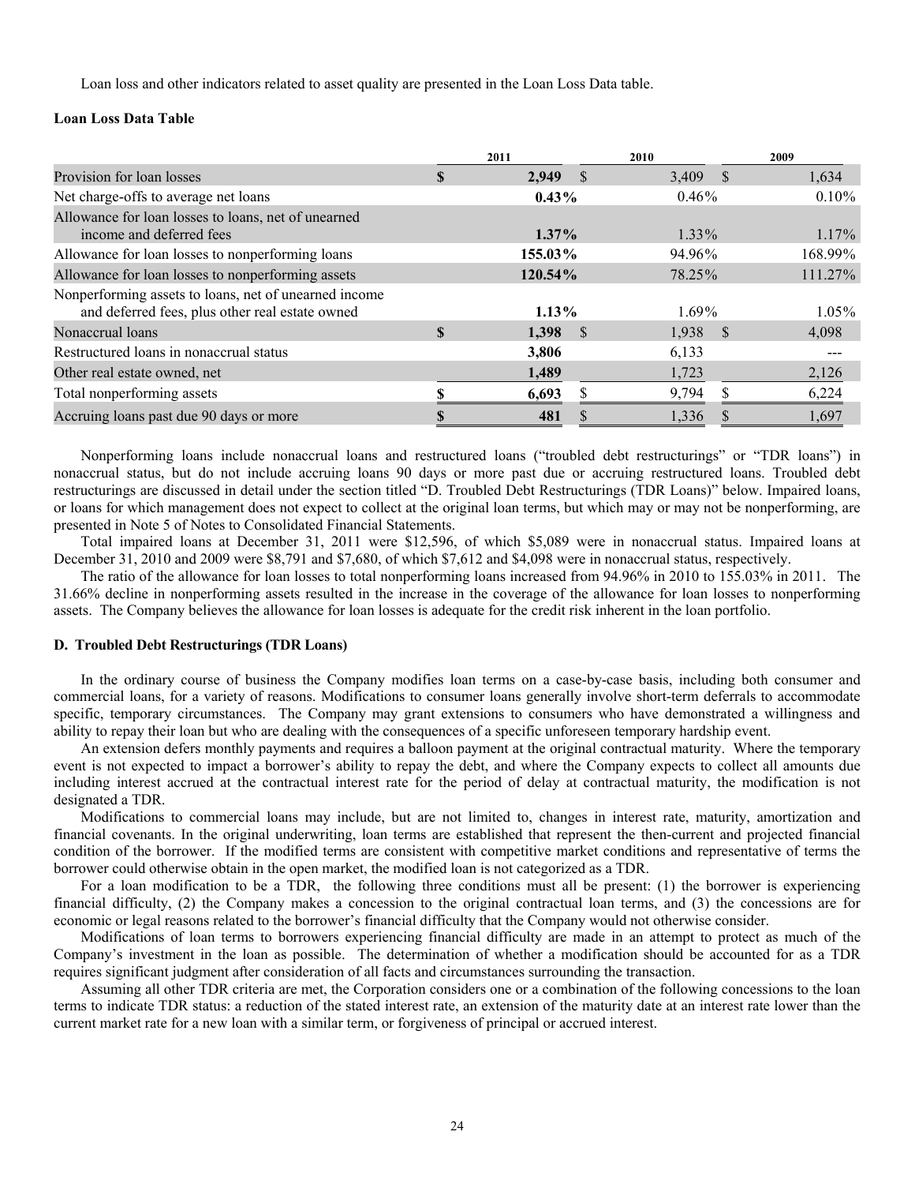Loan loss and other indicators related to asset quality are presented in the Loan Loss Data table.

**Loan Loss Data Table**

| | 2011 | 2010 | 2009 |
|---|---|---|---|
| Provision for loan losses | **$ 2,949** | $ 3,409 | $ 1,634 |
| Net charge-offs to average net loans | **0.43%** | 0.46% | 0.10% |
| Allowance for loan losses to loans, net of unearned income and deferred fees | **1.37%** | 1.33% | 1.17% |
| Allowance for loan losses to nonperforming loans | **155.03%** | 94.96% | 168.99% |
| Allowance for loan losses to nonperforming assets | **120.54%** | 78.25% | 111.27% |
| Nonperforming assets to loans, net of unearned income and deferred fees, plus other real estate owned | **1.13%** | 1.69% | 1.05% |
| Nonaccrual loans | **$ 1,398** | $ 1,938 | $ 4,098 |
| Restructured loans in nonaccrual status | **3,806** | 6,133 | --- |
| Other real estate owned, net | **1,489** | 1,723 | 2,126 |
| Total nonperforming assets | **$ 6,693** | $ 9,794 | $ 6,224 |
| Accruing loans past due 90 days or more | **$ 481** | $ 1,336 | $ 1,697 |

Nonperforming loans include nonaccrual loans and restructured loans ("troubled debt restructurings" or "TDR loans") in nonaccrual status, but do not include accruing loans 90 days or more past due or accruing restructured loans. Troubled debt restructurings are discussed in detail under the section titled "D. Troubled Debt Restructurings (TDR Loans)" below. Impaired loans, or loans for which management does not expect to collect at the original loan terms, but which may or may not be nonperforming, are presented in Note 5 of Notes to Consolidated Financial Statements.

Total impaired loans at December 31, 2011 were $12,596, of which $5,089 were in nonaccrual status. Impaired loans at December 31, 2010 and 2009 were $8,791 and $7,680, of which $7,612 and $4,098 were in nonaccrual status, respectively.

The ratio of the allowance for loan losses to total nonperforming loans increased from 94.96% in 2010 to 155.03% in 2011. The 31.66% decline in nonperforming assets resulted in the increase in the coverage of the allowance for loan losses to nonperforming assets. The Company believes the allowance for loan losses is adequate for the credit risk inherent in the loan portfolio.

**D. Troubled Debt Restructurings (TDR Loans)**

In the ordinary course of business the Company modifies loan terms on a case-by-case basis, including both consumer and commercial loans, for a variety of reasons. Modifications to consumer loans generally involve short-term deferrals to accommodate specific, temporary circumstances. The Company may grant extensions to consumers who have demonstrated a willingness and ability to repay their loan but who are dealing with the consequences of a specific unforeseen temporary hardship event.

An extension defers monthly payments and requires a balloon payment at the original contractual maturity. Where the temporary event is not expected to impact a borrower's ability to repay the debt, and where the Company expects to collect all amounts due including interest accrued at the contractual interest rate for the period of delay at contractual maturity, the modification is not designated a TDR.

Modifications to commercial loans may include, but are not limited to, changes in interest rate, maturity, amortization and financial covenants. In the original underwriting, loan terms are established that represent the then-current and projected financial condition of the borrower. If the modified terms are consistent with competitive market conditions and representative of terms the borrower could otherwise obtain in the open market, the modified loan is not categorized as a TDR.

For a loan modification to be a TDR, the following three conditions must all be present: (1) the borrower is experiencing financial difficulty, (2) the Company makes a concession to the original contractual loan terms, and (3) the concessions are for economic or legal reasons related to the borrower's financial difficulty that the Company would not otherwise consider.

Modifications of loan terms to borrowers experiencing financial difficulty are made in an attempt to protect as much of the Company's investment in the loan as possible. The determination of whether a modification should be accounted for as a TDR requires significant judgment after consideration of all facts and circumstances surrounding the transaction.

Assuming all other TDR criteria are met, the Corporation considers one or a combination of the following concessions to the loan terms to indicate TDR status: a reduction of the stated interest rate, an extension of the maturity date at an interest rate lower than the current market rate for a new loan with a similar term, or forgiveness of principal or accrued interest.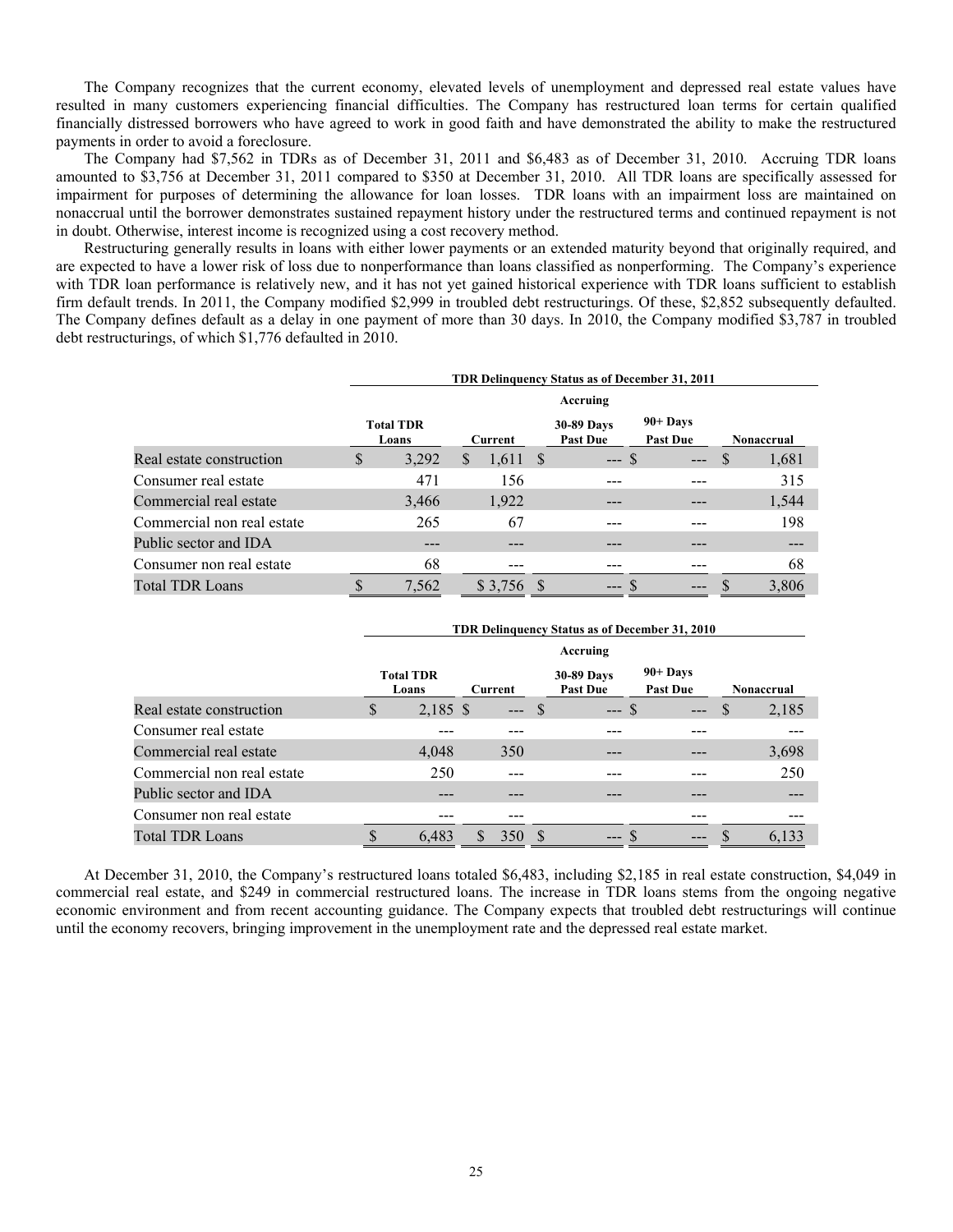The Company recognizes that the current economy, elevated levels of unemployment and depressed real estate values have resulted in many customers experiencing financial difficulties. The Company has restructured loan terms for certain qualified financially distressed borrowers who have agreed to work in good faith and have demonstrated the ability to make the restructured payments in order to avoid a foreclosure.

The Company had $7,562 in TDRs as of December 31, 2011 and $6,483 as of December 31, 2010. Accruing TDR loans amounted to $3,756 at December 31, 2011 compared to $350 at December 31, 2010. All TDR loans are specifically assessed for impairment for purposes of determining the allowance for loan losses. TDR loans with an impairment loss are maintained on nonaccrual until the borrower demonstrates sustained repayment history under the restructured terms and continued repayment is not in doubt. Otherwise, interest income is recognized using a cost recovery method.

Restructuring generally results in loans with either lower payments or an extended maturity beyond that originally required, and are expected to have a lower risk of loss due to nonperformance than loans classified as nonperforming. The Company's experience with TDR loan performance is relatively new, and it has not yet gained historical experience with TDR loans sufficient to establish firm default trends. In 2011, the Company modified $2,999 in troubled debt restructurings. Of these, $2,852 subsequently defaulted. The Company defines default as a delay in one payment of more than 30 days. In 2010, the Company modified $3,787 in troubled debt restructurings, of which $1,776 defaulted in 2010.

| | TDR Delinquency Status as of December 31, 2011 | | | | |
|---|---|---|---|---|---|
| | | Accruing | | | |
| | Total TDR Loans | Current | 30-89 Days Past Due | 90+ Days Past Due | Nonaccrual |
| Real estate construction | $ 3,292 | $ 1,611 | $ --- | $ --- | $ 1,681 |
| Consumer real estate | 471 | 156 | --- | --- | 315 |
| Commercial real estate | 3,466 | 1,922 | --- | --- | 1,544 |
| Commercial non real estate | 265 | 67 | --- | --- | 198 |
| Public sector and IDA | --- | --- | --- | --- | --- |
| Consumer non real estate | 68 | --- | --- | --- | 68 |
| Total TDR Loans | $ 7,562 | $ 3,756 | $ --- | $ --- | $ 3,806 |

| | TDR Delinquency Status as of December 31, 2010 | | | | |
|---|---|---|---|---|---|
| | | Accruing | | | |
| | Total TDR Loans | Current | 30-89 Days Past Due | 90+ Days Past Due | Nonaccrual |
| Real estate construction | $ 2,185 | $ --- | $ --- | $ --- | $ 2,185 |
| Consumer real estate | --- | --- | --- | --- | --- |
| Commercial real estate | 4,048 | 350 | --- | --- | 3,698 |
| Commercial non real estate | 250 | --- | --- | --- | 250 |
| Public sector and IDA | --- | --- | --- | --- | --- |
| Consumer non real estate | --- | --- | | --- | --- |
| Total TDR Loans | $ 6,483 | $ 350 | $ --- | $ --- | $ 6,133 |

At December 31, 2010, the Company's restructured loans totaled $6,483, including $2,185 in real estate construction, $4,049 in commercial real estate, and $249 in commercial restructured loans. The increase in TDR loans stems from the ongoing negative economic environment and from recent accounting guidance. The Company expects that troubled debt restructurings will continue until the economy recovers, bringing improvement in the unemployment rate and the depressed real estate market.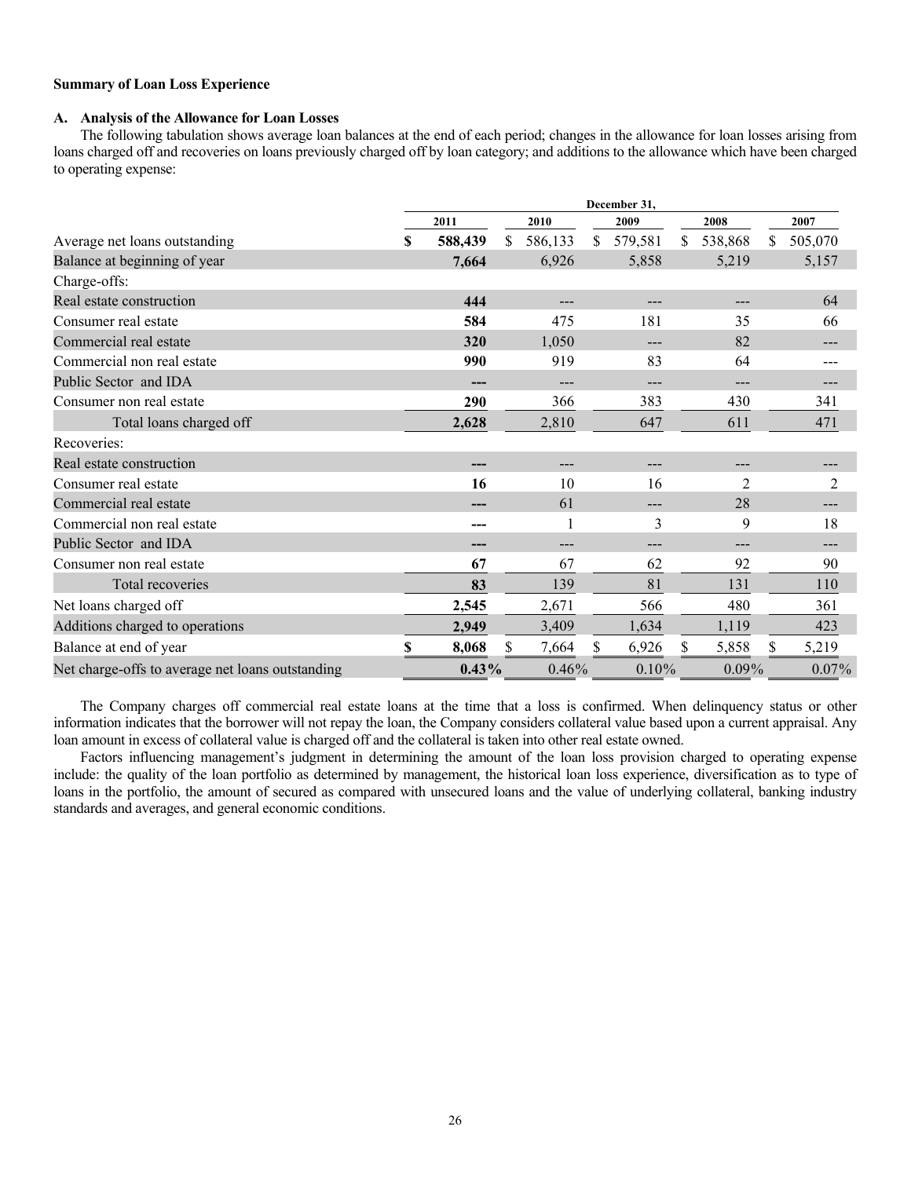**Summary of Loan Loss Experience**

**A. Analysis of the Allowance for Loan Losses**

The following tabulation shows average loan balances at the end of each period; changes in the allowance for loan losses arising from loans charged off and recoveries on loans previously charged off by loan category; and additions to the allowance which have been charged to operating expense:

| | December 31, | | | | |
|---|---|---|---|---|---|
| | **2011** | **2010** | **2009** | **2008** | **2007** |
| Average net loans outstanding | **$ 588,439** | $ 586,133 | $ 579,581 | $ 538,868 | $ 505,070 |
| Balance at beginning of year | **7,664** | 6,926 | 5,858 | 5,219 | 5,157 |
| Charge-offs: | | | | | |
| Real estate construction | **444** | --- | --- | --- | 64 |
| Consumer real estate | **584** | 475 | 181 | 35 | 66 |
| Commercial real estate | **320** | 1,050 | --- | 82 | --- |
| Commercial non real estate | **990** | 919 | 83 | 64 | --- |
| Public Sector and IDA | **---** | --- | --- | --- | --- |
| Consumer non real estate | **290** | 366 | 383 | 430 | 341 |
| Total loans charged off | **2,628** | 2,810 | 647 | 611 | 471 |
| Recoveries: | | | | | |
| Real estate construction | **---** | --- | --- | --- | --- |
| Consumer real estate | **16** | 10 | 16 | 2 | 2 |
| Commercial real estate | **---** | 61 | --- | 28 | --- |
| Commercial non real estate | **---** | 1 | 3 | 9 | 18 |
| Public Sector and IDA | **---** | --- | --- | --- | --- |
| Consumer non real estate | **67** | 67 | 62 | 92 | 90 |
| Total recoveries | **83** | 139 | 81 | 131 | 110 |
| Net loans charged off | **2,545** | 2,671 | 566 | 480 | 361 |
| Additions charged to operations | **2,949** | 3,409 | 1,634 | 1,119 | 423 |
| Balance at end of year | **$ 8,068** | $ 7,664 | $ 6,926 | $ 5,858 | $ 5,219 |
| Net charge-offs to average net loans outstanding | **0.43%** | 0.46% | 0.10% | 0.09% | 0.07% |

The Company charges off commercial real estate loans at the time that a loss is confirmed. When delinquency status or other information indicates that the borrower will not repay the loan, the Company considers collateral value based upon a current appraisal. Any loan amount in excess of collateral value is charged off and the collateral is taken into other real estate owned.

Factors influencing management's judgment in determining the amount of the loan loss provision charged to operating expense include: the quality of the loan portfolio as determined by management, the historical loan loss experience, diversification as to type of loans in the portfolio, the amount of secured as compared with unsecured loans and the value of underlying collateral, banking industry standards and averages, and general economic conditions.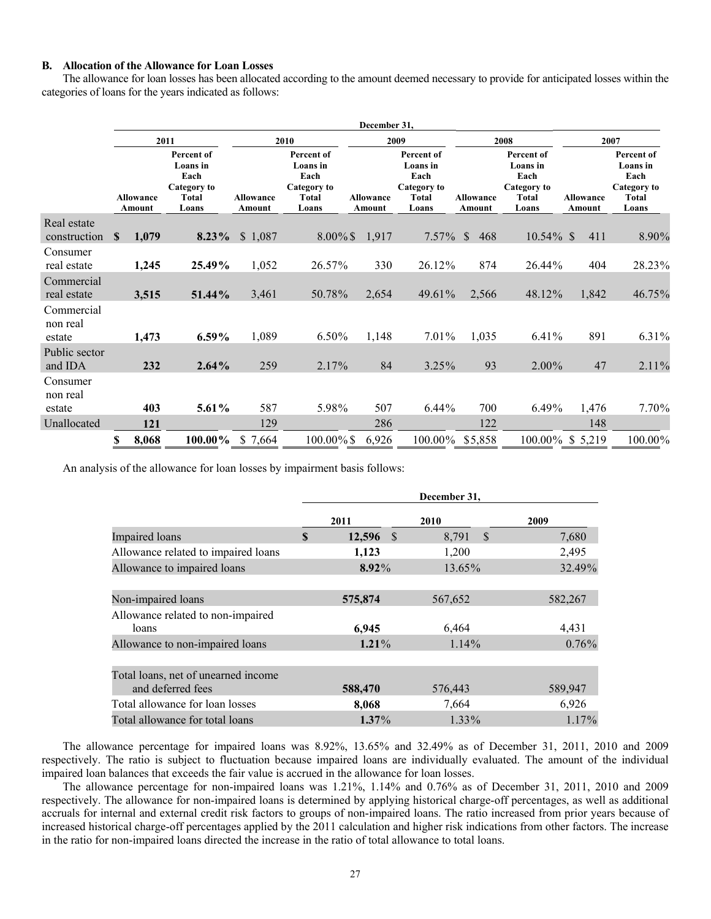### B. Allocation of the Allowance for Loan Losses

The allowance for loan losses has been allocated according to the amount deemed necessary to provide for anticipated losses within the categories of loans for the years indicated as follows:

| | December 31, | | | | | | | | | |
|---|---|---|---|---|---|---|---|---|---|---|
| | 2011 | | 2010 | | 2009 | | 2008 | | 2007 | |
| | Allowance Amount | Percent of Loans in Each Category to Total Loans | Allowance Amount | Percent of Loans in Each Category to Total Loans | Allowance Amount | Percent of Loans in Each Category to Total Loans | Allowance Amount | Percent of Loans in Each Category to Total Loans | Allowance Amount | Percent of Loans in Each Category to Total Loans |
| Real estate construction | **$ 1,079** | **8.23%** | $ 1,087 | 8.00% | $ 1,917 | 7.57% | $ 468 | 10.54% | $ 411 | 8.90% |
| Consumer real estate | **1,245** | **25.49%** | 1,052 | 26.57% | 330 | 26.12% | 874 | 26.44% | 404 | 28.23% |
| Commercial real estate | **3,515** | **51.44%** | 3,461 | 50.78% | 2,654 | 49.61% | 2,566 | 48.12% | 1,842 | 46.75% |
| Commercial non real estate | **1,473** | **6.59%** | 1,089 | 6.50% | 1,148 | 7.01% | 1,035 | 6.41% | 891 | 6.31% |
| Public sector and IDA | **232** | **2.64%** | 259 | 2.17% | 84 | 3.25% | 93 | 2.00% | 47 | 2.11% |
| Consumer non real estate | **403** | **5.61%** | 587 | 5.98% | 507 | 6.44% | 700 | 6.49% | 1,476 | 7.70% |
| Unallocated | **121** | | 129 | | 286 | | 122 | | 148 | |
| | **$ 8,068** | **100.00%** | $ 7,664 | 100.00% | $ 6,926 | 100.00% | $5,858 | 100.00% | $ 5,219 | 100.00% |

An analysis of the allowance for loan losses by impairment basis follows:

| | December 31, | | |
|---|---|---|---|
| | 2011 | 2010 | 2009 |
| Impaired loans | **$ 12,596** | $ 8,791 | $ 7,680 |
| Allowance related to impaired loans | **1,123** | 1,200 | 2,495 |
| Allowance to impaired loans | **8.92%** | 13.65% | 32.49% |
| | | | |
| Non-impaired loans | **575,874** | 567,652 | 582,267 |
| Allowance related to non-impaired loans | **6,945** | 6,464 | 4,431 |
| Allowance to non-impaired loans | **1.21%** | 1.14% | 0.76% |
| | | | |
| Total loans, net of unearned income and deferred fees | **588,470** | 576,443 | 589,947 |
| Total allowance for loan losses | **8,068** | 7,664 | 6,926 |
| Total allowance for total loans | **1.37%** | 1.33% | 1.17% |

The allowance percentage for impaired loans was 8.92%, 13.65% and 32.49% as of December 31, 2011, 2010 and 2009 respectively. The ratio is subject to fluctuation because impaired loans are individually evaluated. The amount of the individual impaired loan balances that exceeds the fair value is accrued in the allowance for loan losses.

The allowance percentage for non-impaired loans was 1.21%, 1.14% and 0.76% as of December 31, 2011, 2010 and 2009 respectively. The allowance for non-impaired loans is determined by applying historical charge-off percentages, as well as additional accruals for internal and external credit risk factors to groups of non-impaired loans. The ratio increased from prior years because of increased historical charge-off percentages applied by the 2011 calculation and higher risk indications from other factors. The increase in the ratio for non-impaired loans directed the increase in the ratio of total allowance to total loans.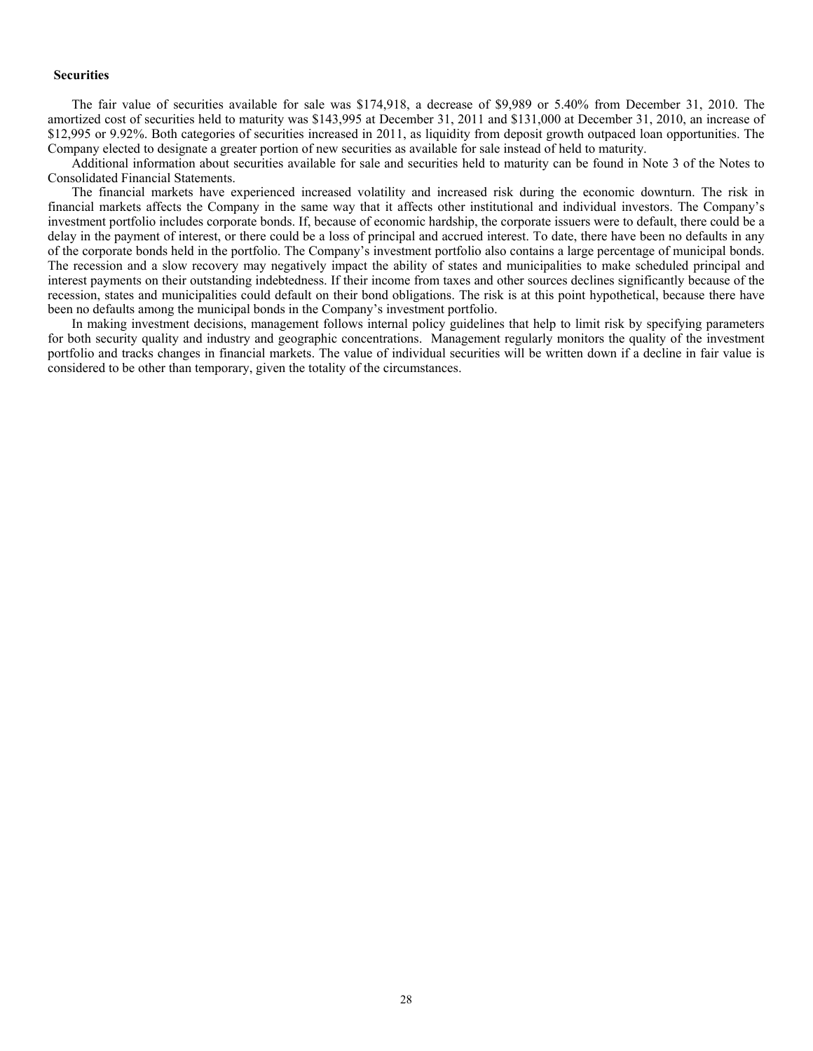## Securities

The fair value of securities available for sale was $174,918, a decrease of $9,989 or 5.40% from December 31, 2010. The amortized cost of securities held to maturity was $143,995 at December 31, 2011 and $131,000 at December 31, 2010, an increase of $12,995 or 9.92%. Both categories of securities increased in 2011, as liquidity from deposit growth outpaced loan opportunities. The Company elected to designate a greater portion of new securities as available for sale instead of held to maturity.

Additional information about securities available for sale and securities held to maturity can be found in Note 3 of the Notes to Consolidated Financial Statements.

The financial markets have experienced increased volatility and increased risk during the economic downturn. The risk in financial markets affects the Company in the same way that it affects other institutional and individual investors. The Company's investment portfolio includes corporate bonds. If, because of economic hardship, the corporate issuers were to default, there could be a delay in the payment of interest, or there could be a loss of principal and accrued interest. To date, there have been no defaults in any of the corporate bonds held in the portfolio. The Company's investment portfolio also contains a large percentage of municipal bonds. The recession and a slow recovery may negatively impact the ability of states and municipalities to make scheduled principal and interest payments on their outstanding indebtedness. If their income from taxes and other sources declines significantly because of the recession, states and municipalities could default on their bond obligations. The risk is at this point hypothetical, because there have been no defaults among the municipal bonds in the Company's investment portfolio.

In making investment decisions, management follows internal policy guidelines that help to limit risk by specifying parameters for both security quality and industry and geographic concentrations. Management regularly monitors the quality of the investment portfolio and tracks changes in financial markets. The value of individual securities will be written down if a decline in fair value is considered to be other than temporary, given the totality of the circumstances.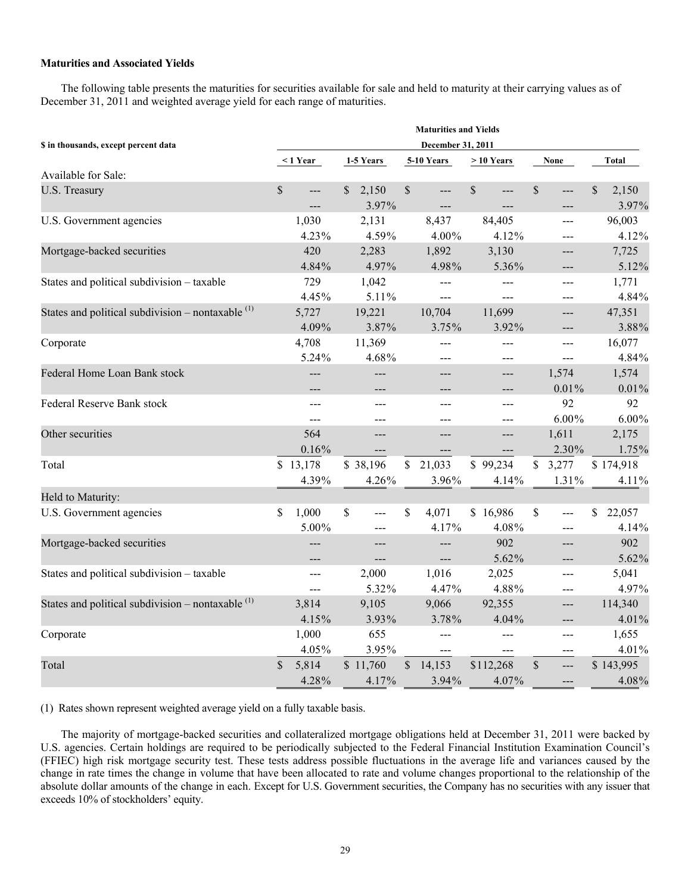**Maturities and Associated Yields**

The following table presents the maturities for securities available for sale and held to maturity at their carrying values as of December 31, 2011 and weighted average yield for each range of maturities.

| $ in thousands, except percent data | Maturities and Yields December 31, 2011 | | | | | |
|---|---|---|---|---|---|---|
| | < 1 Year | 1-5 Years | 5-10 Years | > 10 Years | None | Total |
| Available for Sale: | | | | | | |
| U.S. Treasury | $ --- | $ 2,150 | $ --- | $ --- | $ --- | $ 2,150 |
| | --- | 3.97% | --- | --- | --- | 3.97% |
| U.S. Government agencies | 1,030 | 2,131 | 8,437 | 84,405 | --- | 96,003 |
| | 4.23% | 4.59% | 4.00% | 4.12% | --- | 4.12% |
| Mortgage-backed securities | 420 | 2,283 | 1,892 | 3,130 | --- | 7,725 |
| | 4.84% | 4.97% | 4.98% | 5.36% | --- | 5.12% |
| States and political subdivision – taxable | 729 | 1,042 | --- | --- | --- | 1,771 |
| | 4.45% | 5.11% | --- | --- | --- | 4.84% |
| States and political subdivision – nontaxable (1) | 5,727 | 19,221 | 10,704 | 11,699 | --- | 47,351 |
| | 4.09% | 3.87% | 3.75% | 3.92% | --- | 3.88% |
| Corporate | 4,708 | 11,369 | --- | --- | --- | 16,077 |
| | 5.24% | 4.68% | --- | --- | --- | 4.84% |
| Federal Home Loan Bank stock | --- | --- | --- | --- | 1,574 | 1,574 |
| | --- | --- | --- | --- | 0.01% | 0.01% |
| Federal Reserve Bank stock | --- | --- | --- | --- | 92 | 92 |
| | --- | --- | --- | --- | 6.00% | 6.00% |
| Other securities | 564 | --- | --- | --- | 1,611 | 2,175 |
| | 0.16% | --- | --- | --- | 2.30% | 1.75% |
| Total | $ 13,178 | $ 38,196 | $ 21,033 | $ 99,234 | $ 3,277 | $ 174,918 |
| | 4.39% | 4.26% | 3.96% | 4.14% | 1.31% | 4.11% |
| Held to Maturity: | | | | | | |
| U.S. Government agencies | $ 1,000 | $ --- | $ 4,071 | $ 16,986 | $ --- | $ 22,057 |
| | 5.00% | --- | 4.17% | 4.08% | --- | 4.14% |
| Mortgage-backed securities | --- | --- | --- | 902 | --- | 902 |
| | --- | --- | --- | 5.62% | --- | 5.62% |
| States and political subdivision – taxable | --- | 2,000 | 1,016 | 2,025 | --- | 5,041 |
| | --- | 5.32% | 4.47% | 4.88% | --- | 4.97% |
| States and political subdivision – nontaxable (1) | 3,814 | 9,105 | 9,066 | 92,355 | --- | 114,340 |
| | 4.15% | 3.93% | 3.78% | 4.04% | --- | 4.01% |
| Corporate | 1,000 | 655 | --- | --- | --- | 1,655 |
| | 4.05% | 3.95% | --- | --- | --- | 4.01% |
| Total | $ 5,814 | $ 11,760 | $ 14,153 | $112,268 | $ --- | $ 143,995 |
| | 4.28% | 4.17% | 3.94% | 4.07% | --- | 4.08% |

(1) Rates shown represent weighted average yield on a fully taxable basis.

The majority of mortgage-backed securities and collateralized mortgage obligations held at December 31, 2011 were backed by U.S. agencies. Certain holdings are required to be periodically subjected to the Federal Financial Institution Examination Council's (FFIEC) high risk mortgage security test. These tests address possible fluctuations in the average life and variances caused by the change in rate times the change in volume that have been allocated to rate and volume changes proportional to the relationship of the absolute dollar amounts of the change in each. Except for U.S. Government securities, the Company has no securities with any issuer that exceeds 10% of stockholders' equity.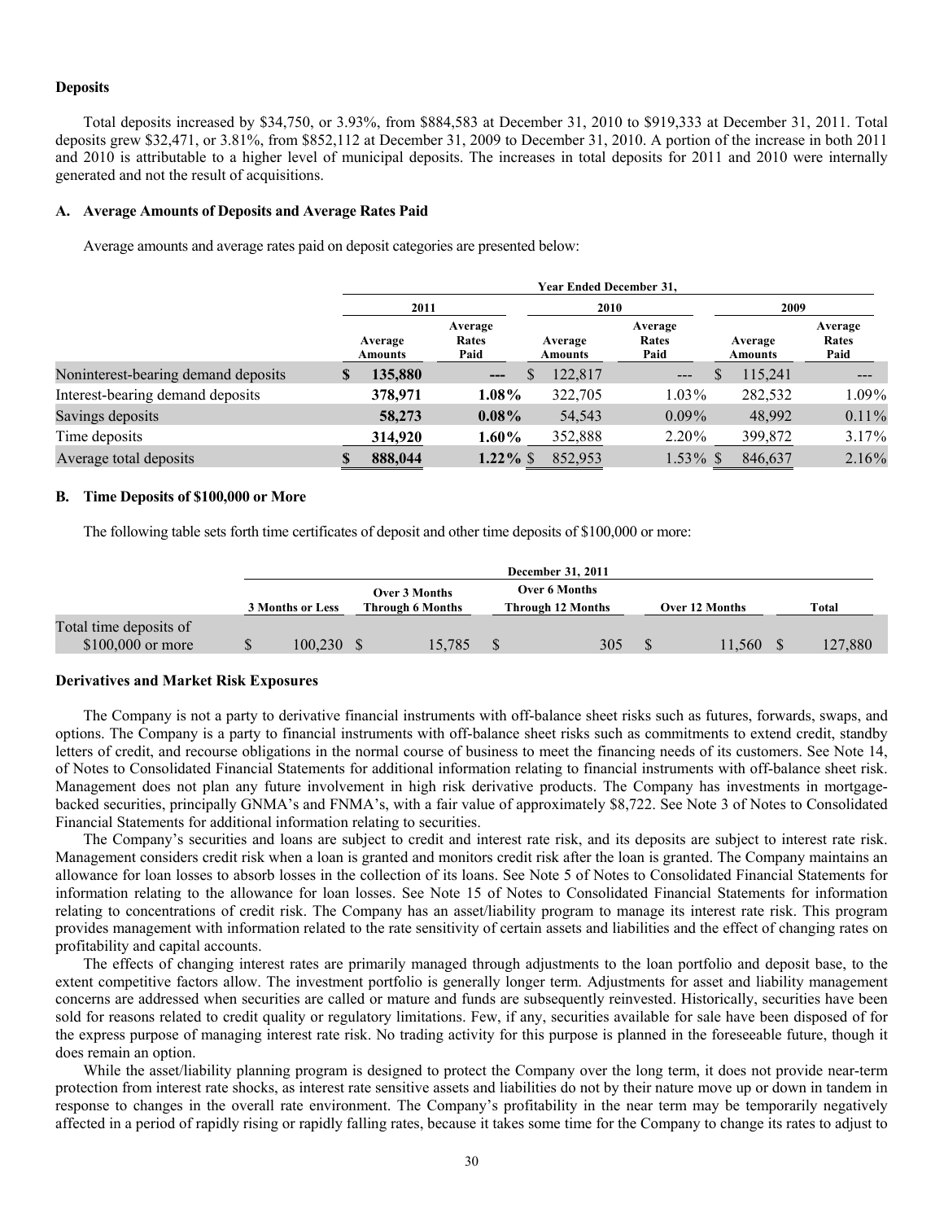### Deposits

Total deposits increased by $34,750, or 3.93%, from $884,583 at December 31, 2010 to $919,333 at December 31, 2011. Total deposits grew $32,471, or 3.81%, from $852,112 at December 31, 2009 to December 31, 2010. A portion of the increase in both 2011 and 2010 is attributable to a higher level of municipal deposits. The increases in total deposits for 2011 and 2010 were internally generated and not the result of acquisitions.

#### A. Average Amounts of Deposits and Average Rates Paid

Average amounts and average rates paid on deposit categories are presented below:

| | Year Ended December 31, | | | | | |
|---|---|---|---|---|---|---|
| | 2011 | | 2010 | | 2009 | |
| | Average Amounts | Average Rates Paid | Average Amounts | Average Rates Paid | Average Amounts | Average Rates Paid |
| Noninterest-bearing demand deposits | **$ 135,880** | **---** | $ 122,817 | --- | $ 115,241 | --- |
| Interest-bearing demand deposits | **378,971** | **1.08%** | 322,705 | 1.03% | 282,532 | 1.09% |
| Savings deposits | **58,273** | **0.08%** | 54,543 | 0.09% | 48,992 | 0.11% |
| Time deposits | **314,920** | **1.60%** | 352,888 | 2.20% | 399,872 | 3.17% |
| Average total deposits | **$ 888,044** | **1.22%** | $ 852,953 | 1.53% | $ 846,637 | 2.16% |

#### B. Time Deposits of $100,000 or More

The following table sets forth time certificates of deposit and other time deposits of $100,000 or more:

| | December 31, 2011 | | | | |
|---|---|---|---|---|---|
| | 3 Months or Less | Over 3 Months Through 6 Months | Over 6 Months Through 12 Months | Over 12 Months | Total |
| Total time deposits of $100,000 or more | $ 100,230 | $ 15,785 | $ 305 | $ 11,560 | $ 127,880 |

### Derivatives and Market Risk Exposures

The Company is not a party to derivative financial instruments with off-balance sheet risks such as futures, forwards, swaps, and options. The Company is a party to financial instruments with off-balance sheet risks such as commitments to extend credit, standby letters of credit, and recourse obligations in the normal course of business to meet the financing needs of its customers. See Note 14, of Notes to Consolidated Financial Statements for additional information relating to financial instruments with off-balance sheet risk. Management does not plan any future involvement in high risk derivative products. The Company has investments in mortgage-backed securities, principally GNMA's and FNMA's, with a fair value of approximately $8,722. See Note 3 of Notes to Consolidated Financial Statements for additional information relating to securities.

The Company's securities and loans are subject to credit and interest rate risk, and its deposits are subject to interest rate risk. Management considers credit risk when a loan is granted and monitors credit risk after the loan is granted. The Company maintains an allowance for loan losses to absorb losses in the collection of its loans. See Note 5 of Notes to Consolidated Financial Statements for information relating to the allowance for loan losses. See Note 15 of Notes to Consolidated Financial Statements for information relating to concentrations of credit risk. The Company has an asset/liability program to manage its interest rate risk. This program provides management with information related to the rate sensitivity of certain assets and liabilities and the effect of changing rates on profitability and capital accounts.

The effects of changing interest rates are primarily managed through adjustments to the loan portfolio and deposit base, to the extent competitive factors allow. The investment portfolio is generally longer term. Adjustments for asset and liability management concerns are addressed when securities are called or mature and funds are subsequently reinvested. Historically, securities have been sold for reasons related to credit quality or regulatory limitations. Few, if any, securities available for sale have been disposed of for the express purpose of managing interest rate risk. No trading activity for this purpose is planned in the foreseeable future, though it does remain an option.

While the asset/liability planning program is designed to protect the Company over the long term, it does not provide near-term protection from interest rate shocks, as interest rate sensitive assets and liabilities do not by their nature move up or down in tandem in response to changes in the overall rate environment. The Company's profitability in the near term may be temporarily negatively affected in a period of rapidly rising or rapidly falling rates, because it takes some time for the Company to change its rates to adjust to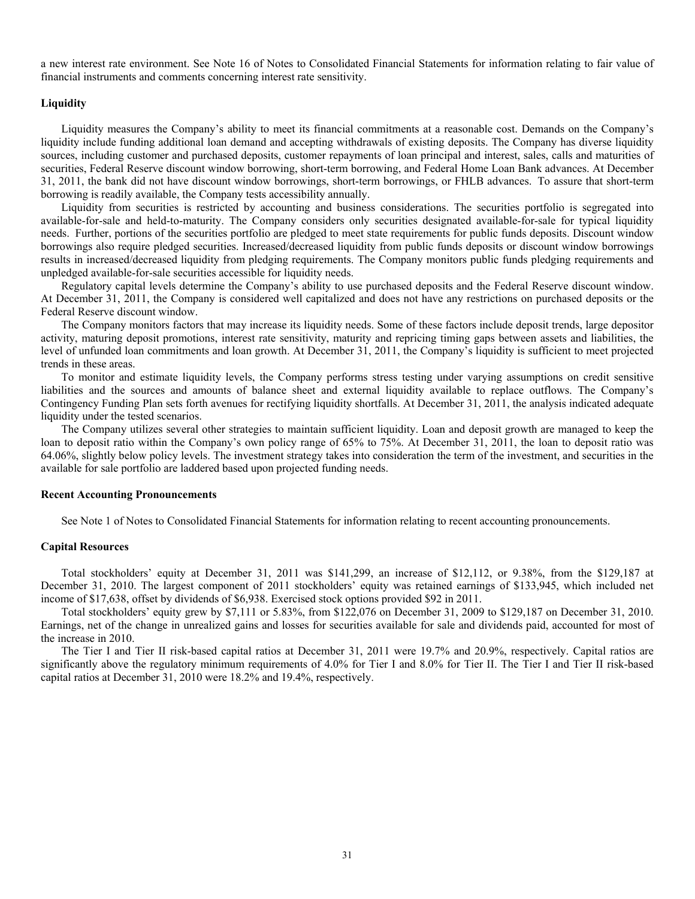a new interest rate environment. See Note 16 of Notes to Consolidated Financial Statements for information relating to fair value of financial instruments and comments concerning interest rate sensitivity.

**Liquidity**

Liquidity measures the Company's ability to meet its financial commitments at a reasonable cost. Demands on the Company's liquidity include funding additional loan demand and accepting withdrawals of existing deposits. The Company has diverse liquidity sources, including customer and purchased deposits, customer repayments of loan principal and interest, sales, calls and maturities of securities, Federal Reserve discount window borrowing, short-term borrowing, and Federal Home Loan Bank advances. At December 31, 2011, the bank did not have discount window borrowings, short-term borrowings, or FHLB advances. To assure that short-term borrowing is readily available, the Company tests accessibility annually.

Liquidity from securities is restricted by accounting and business considerations. The securities portfolio is segregated into available-for-sale and held-to-maturity. The Company considers only securities designated available-for-sale for typical liquidity needs. Further, portions of the securities portfolio are pledged to meet state requirements for public funds deposits. Discount window borrowings also require pledged securities. Increased/decreased liquidity from public funds deposits or discount window borrowings results in increased/decreased liquidity from pledging requirements. The Company monitors public funds pledging requirements and unpledged available-for-sale securities accessible for liquidity needs.

Regulatory capital levels determine the Company's ability to use purchased deposits and the Federal Reserve discount window. At December 31, 2011, the Company is considered well capitalized and does not have any restrictions on purchased deposits or the Federal Reserve discount window.

The Company monitors factors that may increase its liquidity needs. Some of these factors include deposit trends, large depositor activity, maturing deposit promotions, interest rate sensitivity, maturity and repricing timing gaps between assets and liabilities, the level of unfunded loan commitments and loan growth. At December 31, 2011, the Company's liquidity is sufficient to meet projected trends in these areas.

To monitor and estimate liquidity levels, the Company performs stress testing under varying assumptions on credit sensitive liabilities and the sources and amounts of balance sheet and external liquidity available to replace outflows. The Company's Contingency Funding Plan sets forth avenues for rectifying liquidity shortfalls. At December 31, 2011, the analysis indicated adequate liquidity under the tested scenarios.

The Company utilizes several other strategies to maintain sufficient liquidity. Loan and deposit growth are managed to keep the loan to deposit ratio within the Company's own policy range of 65% to 75%. At December 31, 2011, the loan to deposit ratio was 64.06%, slightly below policy levels. The investment strategy takes into consideration the term of the investment, and securities in the available for sale portfolio are laddered based upon projected funding needs.

**Recent Accounting Pronouncements**

See Note 1 of Notes to Consolidated Financial Statements for information relating to recent accounting pronouncements.

**Capital Resources**

Total stockholders' equity at December 31, 2011 was $141,299, an increase of $12,112, or 9.38%, from the $129,187 at December 31, 2010. The largest component of 2011 stockholders' equity was retained earnings of $133,945, which included net income of $17,638, offset by dividends of $6,938. Exercised stock options provided $92 in 2011.

Total stockholders' equity grew by $7,111 or 5.83%, from $122,076 on December 31, 2009 to $129,187 on December 31, 2010. Earnings, net of the change in unrealized gains and losses for securities available for sale and dividends paid, accounted for most of the increase in 2010.

The Tier I and Tier II risk-based capital ratios at December 31, 2011 were 19.7% and 20.9%, respectively. Capital ratios are significantly above the regulatory minimum requirements of 4.0% for Tier I and 8.0% for Tier II. The Tier I and Tier II risk-based capital ratios at December 31, 2010 were 18.2% and 19.4%, respectively.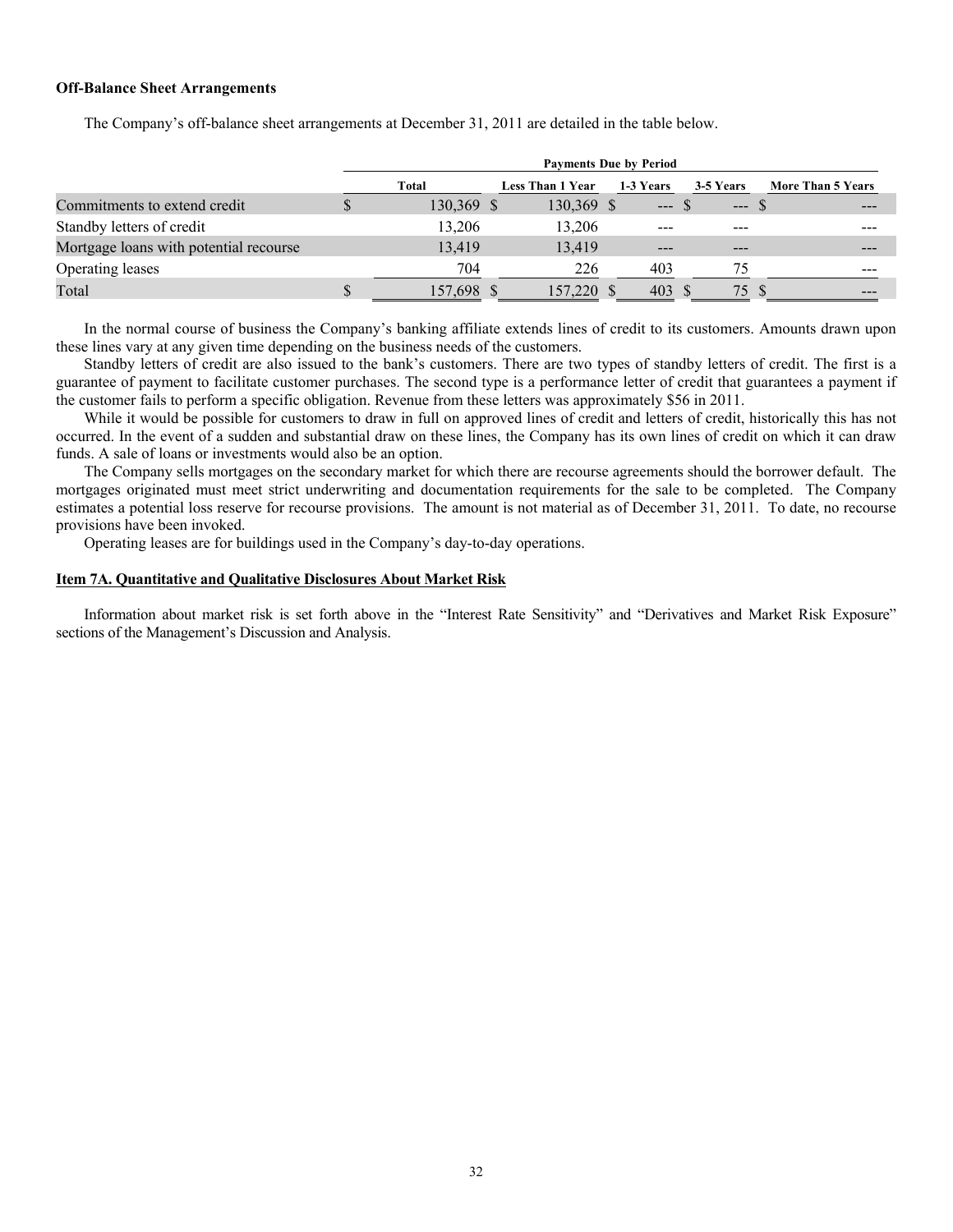**Off-Balance Sheet Arrangements**

The Company's off-balance sheet arrangements at December 31, 2011 are detailed in the table below.

| | Payments Due by Period | | | | |
|---|---|---|---|---|---|
| | Total | Less Than 1 Year | 1-3 Years | 3-5 Years | More Than 5 Years |
| Commitments to extend credit | $ 130,369 | $ 130,369 | $ --- | $ --- | $ --- |
| Standby letters of credit | 13,206 | 13,206 | --- | --- | --- |
| Mortgage loans with potential recourse | 13,419 | 13,419 | --- | --- | --- |
| Operating leases | 704 | 226 | 403 | 75 | --- |
| Total | $ 157,698 | $ 157,220 | $ 403 | $ 75 | $ --- |

In the normal course of business the Company's banking affiliate extends lines of credit to its customers. Amounts drawn upon these lines vary at any given time depending on the business needs of the customers.

Standby letters of credit are also issued to the bank's customers. There are two types of standby letters of credit. The first is a guarantee of payment to facilitate customer purchases. The second type is a performance letter of credit that guarantees a payment if the customer fails to perform a specific obligation. Revenue from these letters was approximately $56 in 2011.

While it would be possible for customers to draw in full on approved lines of credit and letters of credit, historically this has not occurred. In the event of a sudden and substantial draw on these lines, the Company has its own lines of credit on which it can draw funds. A sale of loans or investments would also be an option.

The Company sells mortgages on the secondary market for which there are recourse agreements should the borrower default. The mortgages originated must meet strict underwriting and documentation requirements for the sale to be completed. The Company estimates a potential loss reserve for recourse provisions. The amount is not material as of December 31, 2011. To date, no recourse provisions have been invoked.

Operating leases are for buildings used in the Company's day-to-day operations.

**Item 7A. Quantitative and Qualitative Disclosures About Market Risk**

Information about market risk is set forth above in the "Interest Rate Sensitivity" and "Derivatives and Market Risk Exposure" sections of the Management's Discussion and Analysis.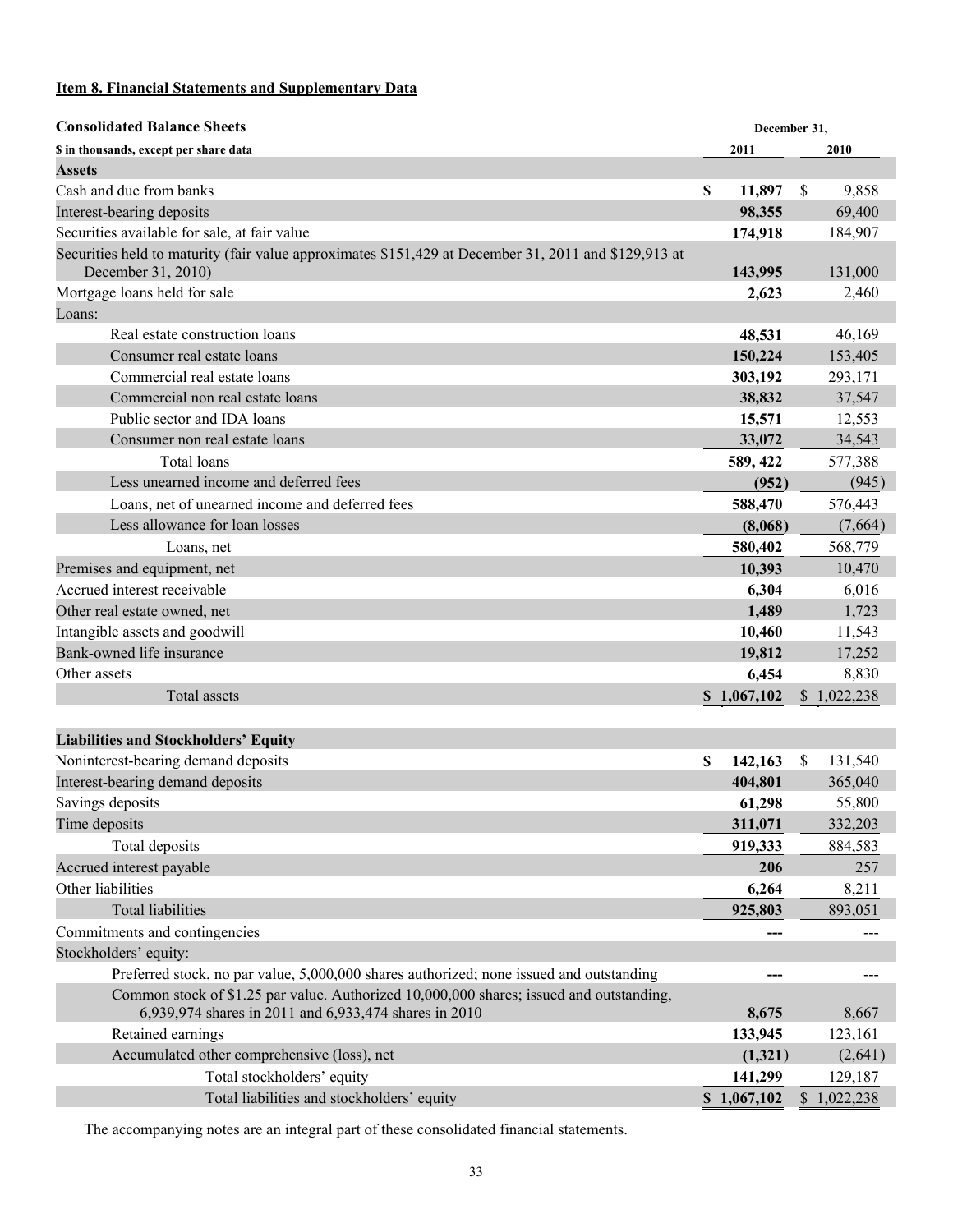## Item 8. Financial Statements and Supplementary Data

| **Consolidated Balance Sheets** | **December 31,** | |
|---|---|---|
| **$ in thousands, except per share data** | **2011** | **2010** |
| **Assets** | | |
| Cash and due from banks | **$ 11,897** | $ 9,858 |
| Interest-bearing deposits | **98,355** | 69,400 |
| Securities available for sale, at fair value | **174,918** | 184,907 |
| Securities held to maturity (fair value approximates $151,429 at December 31, 2011 and $129,913 at December 31, 2010) | **143,995** | 131,000 |
| Mortgage loans held for sale | **2,623** | 2,460 |
| Loans: | | |
| Real estate construction loans | **48,531** | 46,169 |
| Consumer real estate loans | **150,224** | 153,405 |
| Commercial real estate loans | **303,192** | 293,171 |
| Commercial non real estate loans | **38,832** | 37,547 |
| Public sector and IDA loans | **15,571** | 12,553 |
| Consumer non real estate loans | **33,072** | 34,543 |
| Total loans | **589, 422** | 577,388 |
| Less unearned income and deferred fees | **(952)** | (945) |
| Loans, net of unearned income and deferred fees | **588,470** | 576,443 |
| Less allowance for loan losses | **(8,068)** | (7,664) |
| Loans, net | **580,402** | 568,779 |
| Premises and equipment, net | **10,393** | 10,470 |
| Accrued interest receivable | **6,304** | 6,016 |
| Other real estate owned, net | **1,489** | 1,723 |
| Intangible assets and goodwill | **10,460** | 11,543 |
| Bank-owned life insurance | **19,812** | 17,252 |
| Other assets | **6,454** | 8,830 |
| Total assets | **$ 1,067,102** | $ 1,022,238 |
| | | |
| **Liabilities and Stockholders' Equity** | | |
| Noninterest-bearing demand deposits | **$ 142,163** | $ 131,540 |
| Interest-bearing demand deposits | **404,801** | 365,040 |
| Savings deposits | **61,298** | 55,800 |
| Time deposits | **311,071** | 332,203 |
| Total deposits | **919,333** | 884,583 |
| Accrued interest payable | **206** | 257 |
| Other liabilities | **6,264** | 8,211 |
| Total liabilities | **925,803** | 893,051 |
| Commitments and contingencies | **---** | --- |
| Stockholders' equity: | | |
| Preferred stock, no par value, 5,000,000 shares authorized; none issued and outstanding | **---** | --- |
| Common stock of $1.25 par value. Authorized 10,000,000 shares; issued and outstanding, 6,939,974 shares in 2011 and 6,933,474 shares in 2010 | **8,675** | 8,667 |
| Retained earnings | **133,945** | 123,161 |
| Accumulated other comprehensive (loss), net | **(1,321)** | (2,641) |
| Total stockholders' equity | **141,299** | 129,187 |
| Total liabilities and stockholders' equity | **$ 1,067,102** | $ 1,022,238 |

The accompanying notes are an integral part of these consolidated financial statements.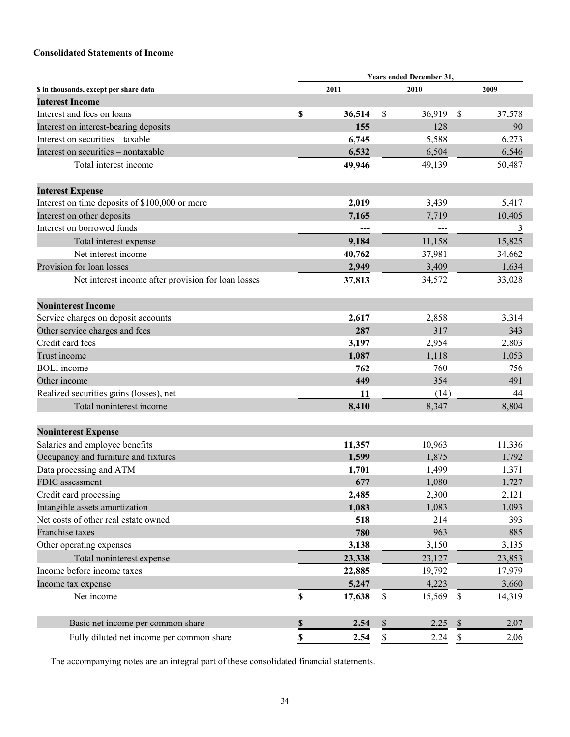### Consolidated Statements of Income

| $ in thousands, except per share data | 2011 | 2010 | 2009 |
|---|---|---|---|
| | Years ended December 31, | | |
| **Interest Income** | | | |
| Interest and fees on loans | $ 36,514 | $ 36,919 | $ 37,578 |
| Interest on interest-bearing deposits | 155 | 128 | 90 |
| Interest on securities – taxable | 6,745 | 5,588 | 6,273 |
| Interest on securities – nontaxable | 6,532 | 6,504 | 6,546 |
| Total interest income | 49,946 | 49,139 | 50,487 |
| **Interest Expense** | | | |
| Interest on time deposits of $100,000 or more | 2,019 | 3,439 | 5,417 |
| Interest on other deposits | 7,165 | 7,719 | 10,405 |
| Interest on borrowed funds | --- | --- | 3 |
| Total interest expense | 9,184 | 11,158 | 15,825 |
| Net interest income | 40,762 | 37,981 | 34,662 |
| Provision for loan losses | 2,949 | 3,409 | 1,634 |
| Net interest income after provision for loan losses | 37,813 | 34,572 | 33,028 |
| **Noninterest Income** | | | |
| Service charges on deposit accounts | 2,617 | 2,858 | 3,314 |
| Other service charges and fees | 287 | 317 | 343 |
| Credit card fees | 3,197 | 2,954 | 2,803 |
| Trust income | 1,087 | 1,118 | 1,053 |
| BOLI income | 762 | 760 | 756 |
| Other income | 449 | 354 | 491 |
| Realized securities gains (losses), net | 11 | (14) | 44 |
| Total noninterest income | 8,410 | 8,347 | 8,804 |
| **Noninterest Expense** | | | |
| Salaries and employee benefits | 11,357 | 10,963 | 11,336 |
| Occupancy and furniture and fixtures | 1,599 | 1,875 | 1,792 |
| Data processing and ATM | 1,701 | 1,499 | 1,371 |
| FDIC assessment | 677 | 1,080 | 1,727 |
| Credit card processing | 2,485 | 2,300 | 2,121 |
| Intangible assets amortization | 1,083 | 1,083 | 1,093 |
| Net costs of other real estate owned | 518 | 214 | 393 |
| Franchise taxes | 780 | 963 | 885 |
| Other operating expenses | 3,138 | 3,150 | 3,135 |
| Total noninterest expense | 23,338 | 23,127 | 23,853 |
| Income before income taxes | 22,885 | 19,792 | 17,979 |
| Income tax expense | 5,247 | 4,223 | 3,660 |
| Net income | $ 17,638 | $ 15,569 | $ 14,319 |
| Basic net income per common share | $ 2.54 | $ 2.25 | $ 2.07 |
| Fully diluted net income per common share | $ 2.54 | $ 2.24 | $ 2.06 |

The accompanying notes are an integral part of these consolidated financial statements.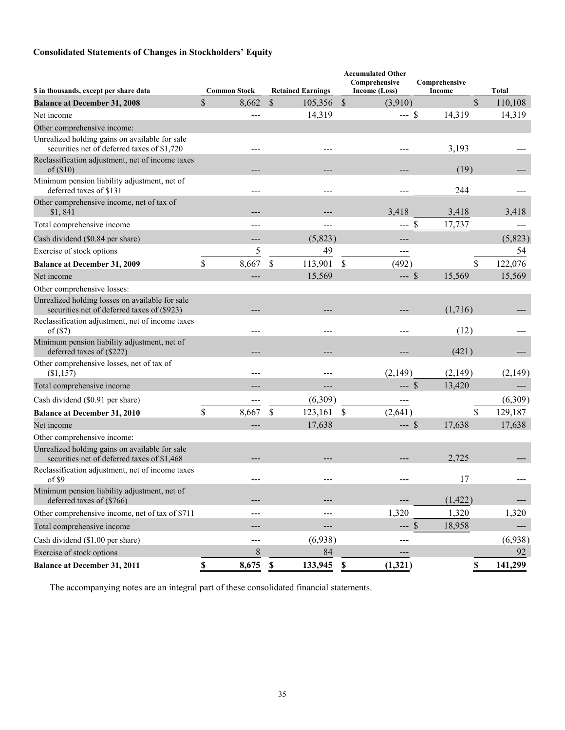## Consolidated Statements of Changes in Stockholders' Equity

| $ in thousands, except per share data | Common Stock | Retained Earnings | Accumulated Other Comprehensive Income (Loss) | Comprehensive Income | Total |
|---|---|---|---|---|---|
| **Balance at December 31, 2008** | $ 8,662 | $ 105,356 | $ (3,910) | | $ 110,108 |
| Net income | --- | 14,319 | --- | $ 14,319 | 14,319 |
| Other comprehensive income: | | | | | |
| Unrealized holding gains on available for sale securities net of deferred taxes of $1,720 | --- | --- | --- | 3,193 | --- |
| Reclassification adjustment, net of income taxes of ($10) | --- | --- | --- | (19) | --- |
| Minimum pension liability adjustment, net of deferred taxes of $131 | --- | --- | --- | 244 | --- |
| Other comprehensive income, net of tax of $1, 841 | --- | --- | 3,418 | 3,418 | 3,418 |
| Total comprehensive income | --- | --- | --- | $ 17,737 | --- |
| Cash dividend ($0.84 per share) | --- | (5,823) | --- | | (5,823) |
| Exercise of stock options | 5 | 49 | --- | | 54 |
| **Balance at December 31, 2009** | $ 8,667 | $ 113,901 | $ (492) | | $ 122,076 |
| Net income | --- | 15,569 | --- | $ 15,569 | 15,569 |
| Other comprehensive losses: | | | | | |
| Unrealized holding losses on available for sale securities net of deferred taxes of ($923) | --- | --- | --- | (1,716) | --- |
| Reclassification adjustment, net of income taxes of ($7) | --- | --- | --- | (12) | --- |
| Minimum pension liability adjustment, net of deferred taxes of ($227) | --- | --- | --- | (421) | --- |
| Other comprehensive losses, net of tax of ($1,157) | --- | --- | (2,149) | (2,149) | (2,149) |
| Total comprehensive income | --- | --- | --- | $ 13,420 | --- |
| Cash dividend ($0.91 per share) | --- | (6,309) | --- | | (6,309) |
| **Balance at December 31, 2010** | $ 8,667 | $ 123,161 | $ (2,641) | | $ 129,187 |
| Net income | --- | 17,638 | --- | $ 17,638 | 17,638 |
| Other comprehensive income: | | | | | |
| Unrealized holding gains on available for sale securities net of deferred taxes of $1,468 | --- | --- | --- | 2,725 | --- |
| Reclassification adjustment, net of income taxes of $9 | --- | --- | --- | 17 | --- |
| Minimum pension liability adjustment, net of deferred taxes of ($766) | --- | --- | --- | (1,422) | --- |
| Other comprehensive income, net of tax of $711 | --- | --- | 1,320 | 1,320 | 1,320 |
| Total comprehensive income | --- | --- | --- | $ 18,958 | --- |
| Cash dividend ($1.00 per share) | --- | (6,938) | --- | | (6,938) |
| Exercise of stock options | 8 | 84 | --- | | 92 |
| **Balance at December 31, 2011** | **$ 8,675** | **$ 133,945** | **$ (1,321)** | | **$ 141,299** |

The accompanying notes are an integral part of these consolidated financial statements.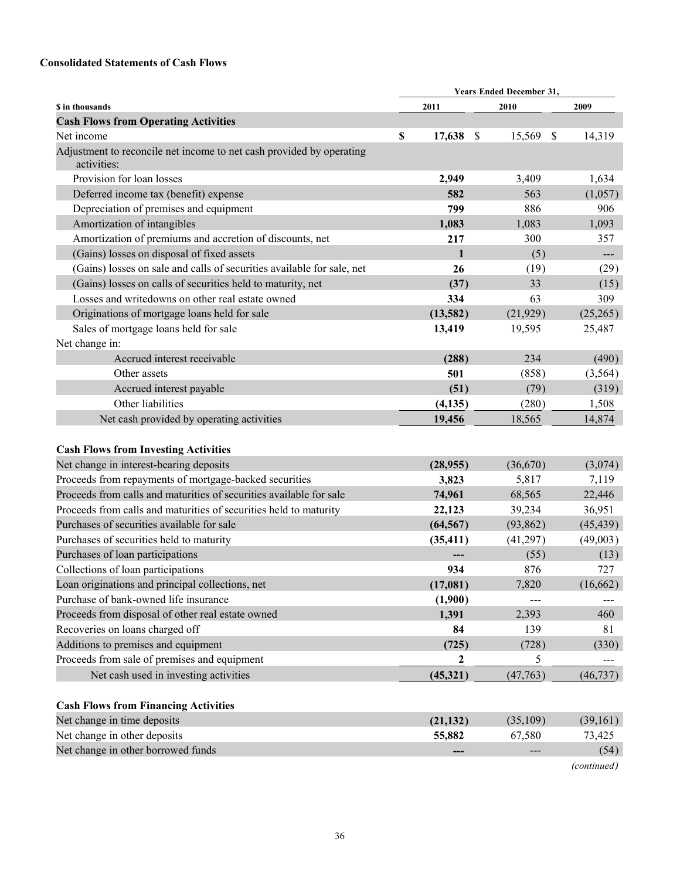**Consolidated Statements of Cash Flows**

| $ in thousands | Years Ended December 31, 2011 | 2010 | 2009 |
|---|---|---|---|
| **Cash Flows from Operating Activities** | | | |
| Net income | **$ 17,638** | $ 15,569 | $ 14,319 |
| Adjustment to reconcile net income to net cash provided by operating activities: | | | |
| Provision for loan losses | **2,949** | 3,409 | 1,634 |
| Deferred income tax (benefit) expense | **582** | 563 | (1,057) |
| Depreciation of premises and equipment | **799** | 886 | 906 |
| Amortization of intangibles | **1,083** | 1,083 | 1,093 |
| Amortization of premiums and accretion of discounts, net | **217** | 300 | 357 |
| (Gains) losses on disposal of fixed assets | **1** | (5) | --- |
| (Gains) losses on sale and calls of securities available for sale, net | **26** | (19) | (29) |
| (Gains) losses on calls of securities held to maturity, net | **(37)** | 33 | (15) |
| Losses and writedowns on other real estate owned | **334** | 63 | 309 |
| Originations of mortgage loans held for sale | **(13,582)** | (21,929) | (25,265) |
| Sales of mortgage loans held for sale | **13,419** | 19,595 | 25,487 |
| Net change in: | | | |
| Accrued interest receivable | **(288)** | 234 | (490) |
| Other assets | **501** | (858) | (3,564) |
| Accrued interest payable | **(51)** | (79) | (319) |
| Other liabilities | **(4,135)** | (280) | 1,508 |
| Net cash provided by operating activities | **19,456** | 18,565 | 14,874 |
| | | | |
| **Cash Flows from Investing Activities** | | | |
| Net change in interest-bearing deposits | **(28,955)** | (36,670) | (3,074) |
| Proceeds from repayments of mortgage-backed securities | **3,823** | 5,817 | 7,119 |
| Proceeds from calls and maturities of securities available for sale | **74,961** | 68,565 | 22,446 |
| Proceeds from calls and maturities of securities held to maturity | **22,123** | 39,234 | 36,951 |
| Purchases of securities available for sale | **(64,567)** | (93,862) | (45,439) |
| Purchases of securities held to maturity | **(35,411)** | (41,297) | (49,003) |
| Purchases of loan participations | **---** | (55) | (13) |
| Collections of loan participations | **934** | 876 | 727 |
| Loan originations and principal collections, net | **(17,081)** | 7,820 | (16,662) |
| Purchase of bank-owned life insurance | **(1,900)** | --- | --- |
| Proceeds from disposal of other real estate owned | **1,391** | 2,393 | 460 |
| Recoveries on loans charged off | **84** | 139 | 81 |
| Additions to premises and equipment | **(725)** | (728) | (330) |
| Proceeds from sale of premises and equipment | **2** | 5 | --- |
| Net cash used in investing activities | **(45,321)** | (47,763) | (46,737) |
| | | | |
| **Cash Flows from Financing Activities** | | | |
| Net change in time deposits | **(21,132)** | (35,109) | (39,161) |
| Net change in other deposits | **55,882** | 67,580 | 73,425 |
| Net change in other borrowed funds | **---** | --- | (54) |

*(continued)*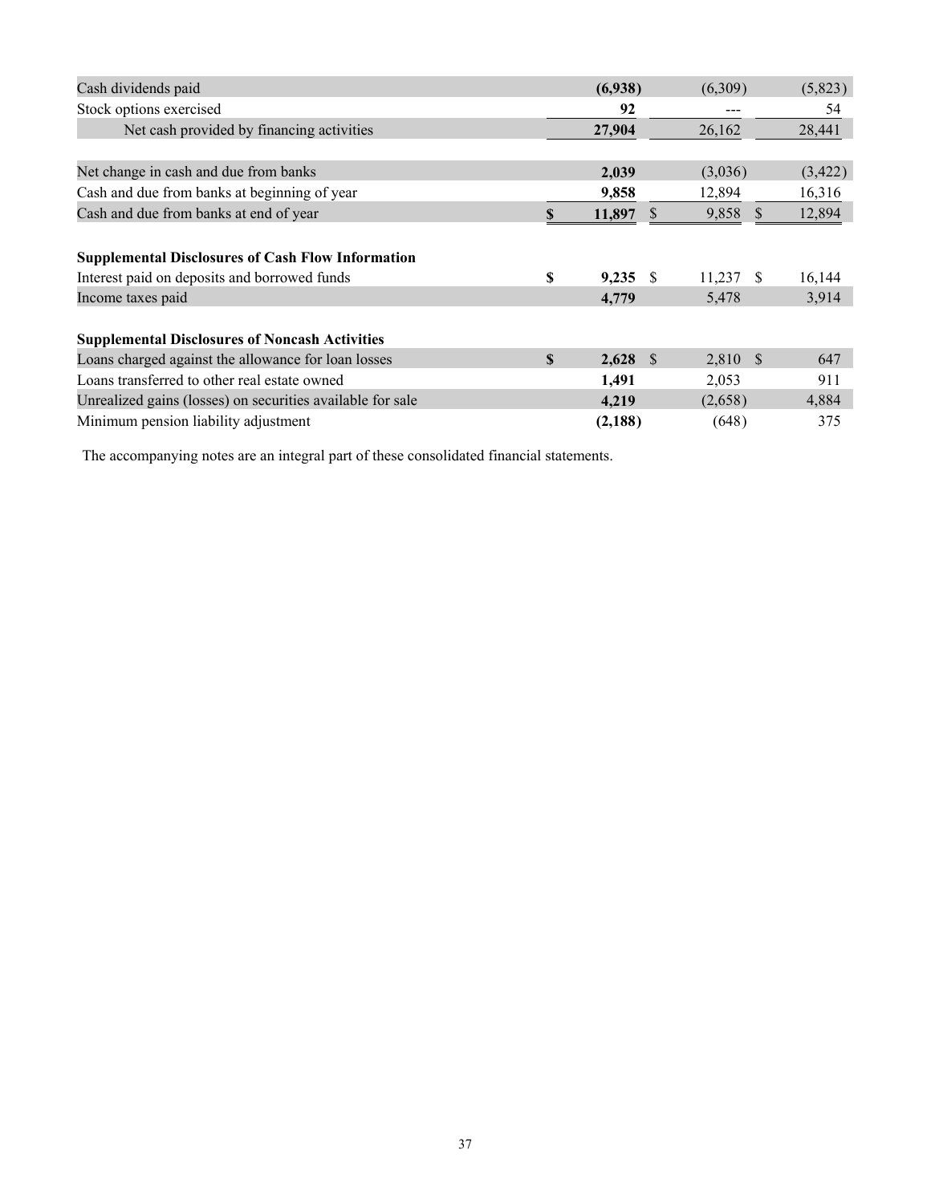| | | | |
|---|---|---|---|
| Cash dividends paid | **(6,938)** | (6,309) | (5,823) |
| Stock options exercised | **92** | --- | 54 |
| Net cash provided by financing activities | **27,904** | 26,162 | 28,441 |
| | | | |
| Net change in cash and due from banks | **2,039** | (3,036) | (3,422) |
| Cash and due from banks at beginning of year | **9,858** | 12,894 | 16,316 |
| Cash and due from banks at end of year | **$ 11,897** | $ 9,858 | $ 12,894 |
| | | | |
| **Supplemental Disclosures of Cash Flow Information** | | | |
| Interest paid on deposits and borrowed funds | **$ 9,235** | $ 11,237 | $ 16,144 |
| Income taxes paid | **4,779** | 5,478 | 3,914 |
| | | | |
| **Supplemental Disclosures of Noncash Activities** | | | |
| Loans charged against the allowance for loan losses | **$ 2,628** | $ 2,810 | $ 647 |
| Loans transferred to other real estate owned | **1,491** | 2,053 | 911 |
| Unrealized gains (losses) on securities available for sale | **4,219** | (2,658) | 4,884 |
| Minimum pension liability adjustment | **(2,188)** | (648) | 375 |

The accompanying notes are an integral part of these consolidated financial statements.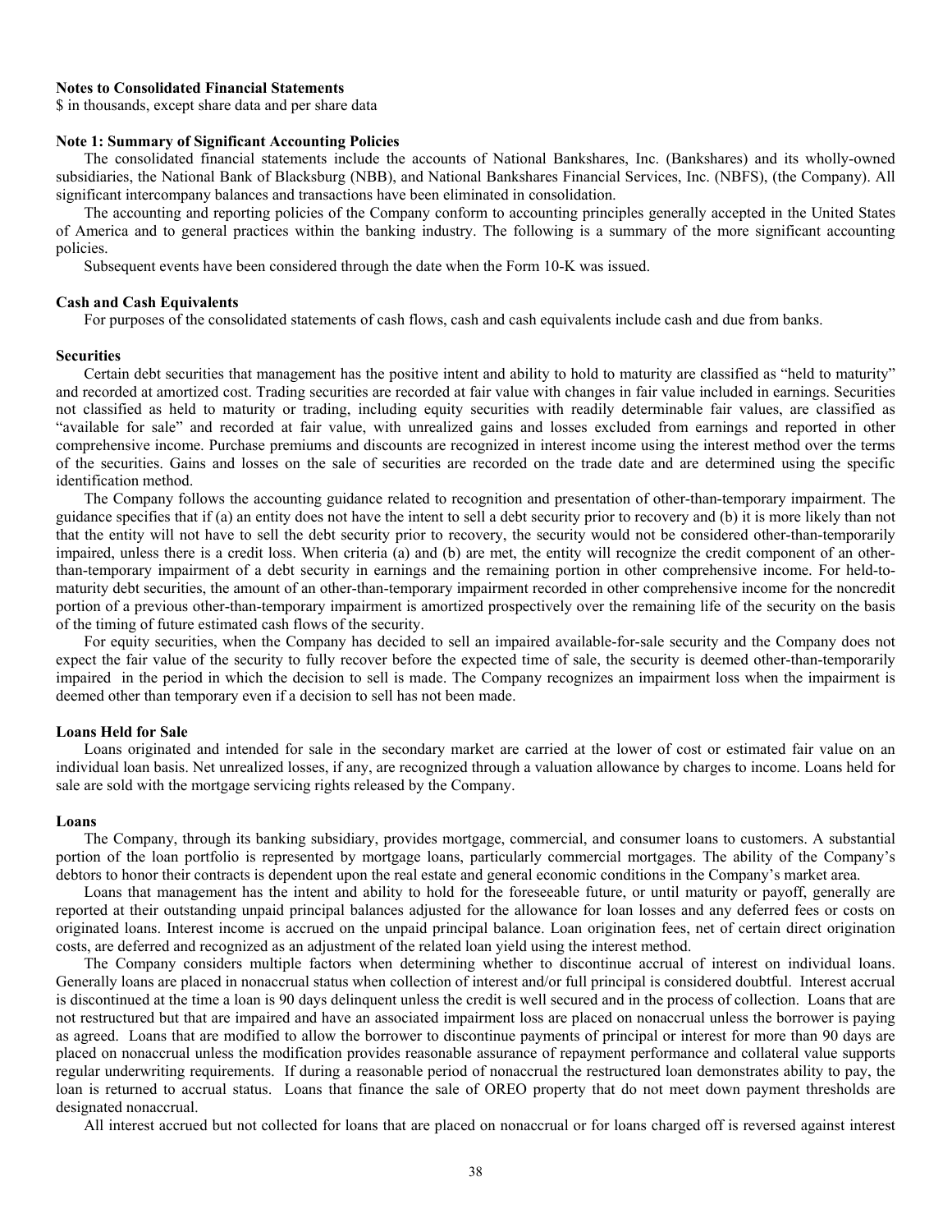**Notes to Consolidated Financial Statements**

$ in thousands, except share data and per share data

**Note 1: Summary of Significant Accounting Policies**

The consolidated financial statements include the accounts of National Bankshares, Inc. (Bankshares) and its wholly-owned subsidiaries, the National Bank of Blacksburg (NBB), and National Bankshares Financial Services, Inc. (NBFS), (the Company). All significant intercompany balances and transactions have been eliminated in consolidation.

The accounting and reporting policies of the Company conform to accounting principles generally accepted in the United States of America and to general practices within the banking industry. The following is a summary of the more significant accounting policies.

Subsequent events have been considered through the date when the Form 10-K was issued.

**Cash and Cash Equivalents**

For purposes of the consolidated statements of cash flows, cash and cash equivalents include cash and due from banks.

**Securities**

Certain debt securities that management has the positive intent and ability to hold to maturity are classified as "held to maturity" and recorded at amortized cost. Trading securities are recorded at fair value with changes in fair value included in earnings. Securities not classified as held to maturity or trading, including equity securities with readily determinable fair values, are classified as "available for sale" and recorded at fair value, with unrealized gains and losses excluded from earnings and reported in other comprehensive income. Purchase premiums and discounts are recognized in interest income using the interest method over the terms of the securities. Gains and losses on the sale of securities are recorded on the trade date and are determined using the specific identification method.

The Company follows the accounting guidance related to recognition and presentation of other-than-temporary impairment. The guidance specifies that if (a) an entity does not have the intent to sell a debt security prior to recovery and (b) it is more likely than not that the entity will not have to sell the debt security prior to recovery, the security would not be considered other-than-temporarily impaired, unless there is a credit loss. When criteria (a) and (b) are met, the entity will recognize the credit component of an other-than-temporary impairment of a debt security in earnings and the remaining portion in other comprehensive income. For held-to-maturity debt securities, the amount of an other-than-temporary impairment recorded in other comprehensive income for the noncredit portion of a previous other-than-temporary impairment is amortized prospectively over the remaining life of the security on the basis of the timing of future estimated cash flows of the security.

For equity securities, when the Company has decided to sell an impaired available-for-sale security and the Company does not expect the fair value of the security to fully recover before the expected time of sale, the security is deemed other-than-temporarily impaired in the period in which the decision to sell is made. The Company recognizes an impairment loss when the impairment is deemed other than temporary even if a decision to sell has not been made.

**Loans Held for Sale**

Loans originated and intended for sale in the secondary market are carried at the lower of cost or estimated fair value on an individual loan basis. Net unrealized losses, if any, are recognized through a valuation allowance by charges to income. Loans held for sale are sold with the mortgage servicing rights released by the Company.

**Loans**

The Company, through its banking subsidiary, provides mortgage, commercial, and consumer loans to customers. A substantial portion of the loan portfolio is represented by mortgage loans, particularly commercial mortgages. The ability of the Company's debtors to honor their contracts is dependent upon the real estate and general economic conditions in the Company's market area.

Loans that management has the intent and ability to hold for the foreseeable future, or until maturity or payoff, generally are reported at their outstanding unpaid principal balances adjusted for the allowance for loan losses and any deferred fees or costs on originated loans. Interest income is accrued on the unpaid principal balance. Loan origination fees, net of certain direct origination costs, are deferred and recognized as an adjustment of the related loan yield using the interest method.

The Company considers multiple factors when determining whether to discontinue accrual of interest on individual loans. Generally loans are placed in nonaccrual status when collection of interest and/or full principal is considered doubtful. Interest accrual is discontinued at the time a loan is 90 days delinquent unless the credit is well secured and in the process of collection. Loans that are not restructured but that are impaired and have an associated impairment loss are placed on nonaccrual unless the borrower is paying as agreed. Loans that are modified to allow the borrower to discontinue payments of principal or interest for more than 90 days are placed on nonaccrual unless the modification provides reasonable assurance of repayment performance and collateral value supports regular underwriting requirements. If during a reasonable period of nonaccrual the restructured loan demonstrates ability to pay, the loan is returned to accrual status. Loans that finance the sale of OREO property that do not meet down payment thresholds are designated nonaccrual.

All interest accrued but not collected for loans that are placed on nonaccrual or for loans charged off is reversed against interest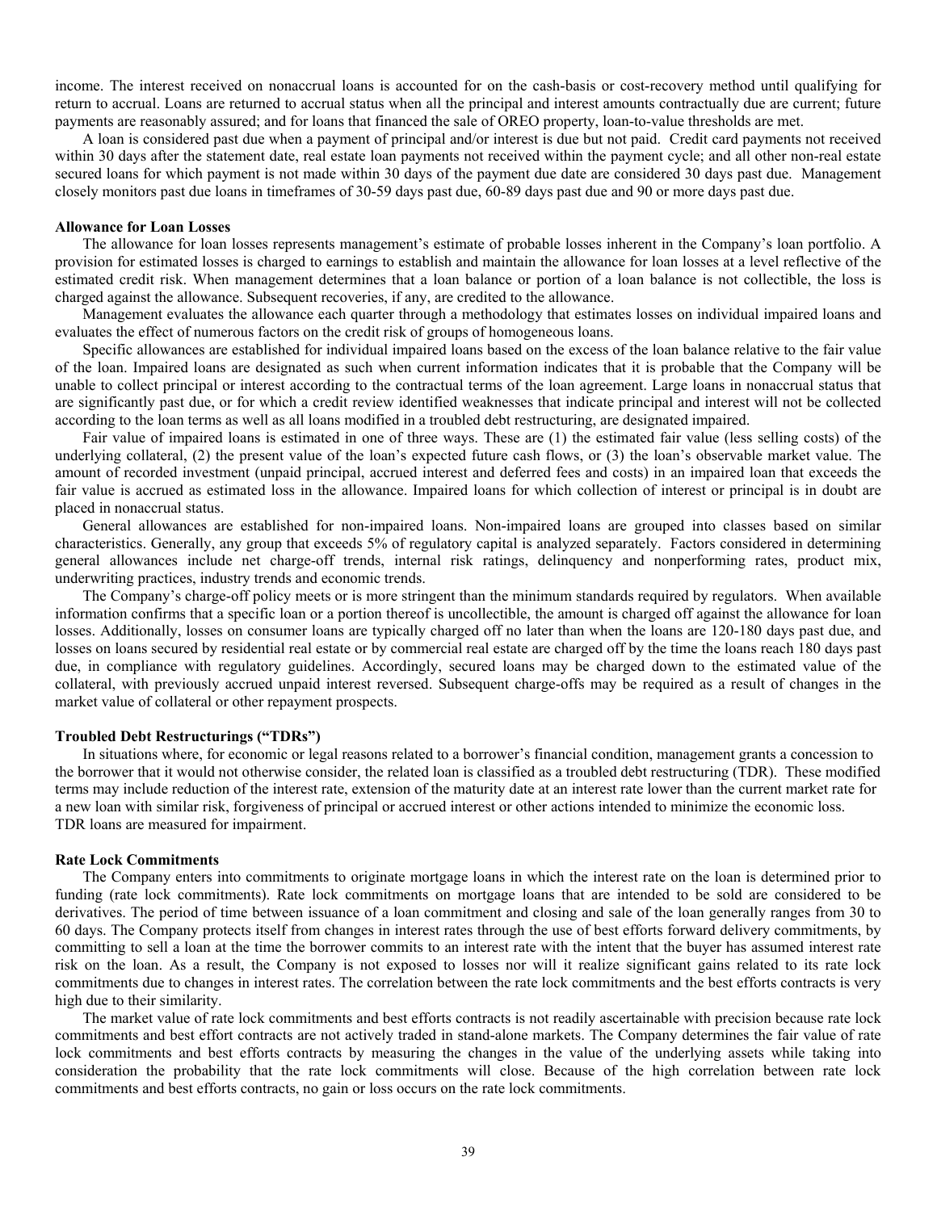income. The interest received on nonaccrual loans is accounted for on the cash-basis or cost-recovery method until qualifying for return to accrual. Loans are returned to accrual status when all the principal and interest amounts contractually due are current; future payments are reasonably assured; and for loans that financed the sale of OREO property, loan-to-value thresholds are met.

A loan is considered past due when a payment of principal and/or interest is due but not paid. Credit card payments not received within 30 days after the statement date, real estate loan payments not received within the payment cycle; and all other non-real estate secured loans for which payment is not made within 30 days of the payment due date are considered 30 days past due. Management closely monitors past due loans in timeframes of 30-59 days past due, 60-89 days past due and 90 or more days past due.

**Allowance for Loan Losses**

The allowance for loan losses represents management's estimate of probable losses inherent in the Company's loan portfolio. A provision for estimated losses is charged to earnings to establish and maintain the allowance for loan losses at a level reflective of the estimated credit risk. When management determines that a loan balance or portion of a loan balance is not collectible, the loss is charged against the allowance. Subsequent recoveries, if any, are credited to the allowance.

Management evaluates the allowance each quarter through a methodology that estimates losses on individual impaired loans and evaluates the effect of numerous factors on the credit risk of groups of homogeneous loans.

Specific allowances are established for individual impaired loans based on the excess of the loan balance relative to the fair value of the loan. Impaired loans are designated as such when current information indicates that it is probable that the Company will be unable to collect principal or interest according to the contractual terms of the loan agreement. Large loans in nonaccrual status that are significantly past due, or for which a credit review identified weaknesses that indicate principal and interest will not be collected according to the loan terms as well as all loans modified in a troubled debt restructuring, are designated impaired.

Fair value of impaired loans is estimated in one of three ways. These are (1) the estimated fair value (less selling costs) of the underlying collateral, (2) the present value of the loan's expected future cash flows, or (3) the loan's observable market value. The amount of recorded investment (unpaid principal, accrued interest and deferred fees and costs) in an impaired loan that exceeds the fair value is accrued as estimated loss in the allowance. Impaired loans for which collection of interest or principal is in doubt are placed in nonaccrual status.

General allowances are established for non-impaired loans. Non-impaired loans are grouped into classes based on similar characteristics. Generally, any group that exceeds 5% of regulatory capital is analyzed separately. Factors considered in determining general allowances include net charge-off trends, internal risk ratings, delinquency and nonperforming rates, product mix, underwriting practices, industry trends and economic trends.

The Company's charge-off policy meets or is more stringent than the minimum standards required by regulators. When available information confirms that a specific loan or a portion thereof is uncollectible, the amount is charged off against the allowance for loan losses. Additionally, losses on consumer loans are typically charged off no later than when the loans are 120-180 days past due, and losses on loans secured by residential real estate or by commercial real estate are charged off by the time the loans reach 180 days past due, in compliance with regulatory guidelines. Accordingly, secured loans may be charged down to the estimated value of the collateral, with previously accrued unpaid interest reversed. Subsequent charge-offs may be required as a result of changes in the market value of collateral or other repayment prospects.

**Troubled Debt Restructurings ("TDRs")**

In situations where, for economic or legal reasons related to a borrower's financial condition, management grants a concession to the borrower that it would not otherwise consider, the related loan is classified as a troubled debt restructuring (TDR). These modified terms may include reduction of the interest rate, extension of the maturity date at an interest rate lower than the current market rate for a new loan with similar risk, forgiveness of principal or accrued interest or other actions intended to minimize the economic loss. TDR loans are measured for impairment.

**Rate Lock Commitments**

The Company enters into commitments to originate mortgage loans in which the interest rate on the loan is determined prior to funding (rate lock commitments). Rate lock commitments on mortgage loans that are intended to be sold are considered to be derivatives. The period of time between issuance of a loan commitment and closing and sale of the loan generally ranges from 30 to 60 days. The Company protects itself from changes in interest rates through the use of best efforts forward delivery commitments, by committing to sell a loan at the time the borrower commits to an interest rate with the intent that the buyer has assumed interest rate risk on the loan. As a result, the Company is not exposed to losses nor will it realize significant gains related to its rate lock commitments due to changes in interest rates. The correlation between the rate lock commitments and the best efforts contracts is very high due to their similarity.

The market value of rate lock commitments and best efforts contracts is not readily ascertainable with precision because rate lock commitments and best effort contracts are not actively traded in stand-alone markets. The Company determines the fair value of rate lock commitments and best efforts contracts by measuring the changes in the value of the underlying assets while taking into consideration the probability that the rate lock commitments will close. Because of the high correlation between rate lock commitments and best efforts contracts, no gain or loss occurs on the rate lock commitments.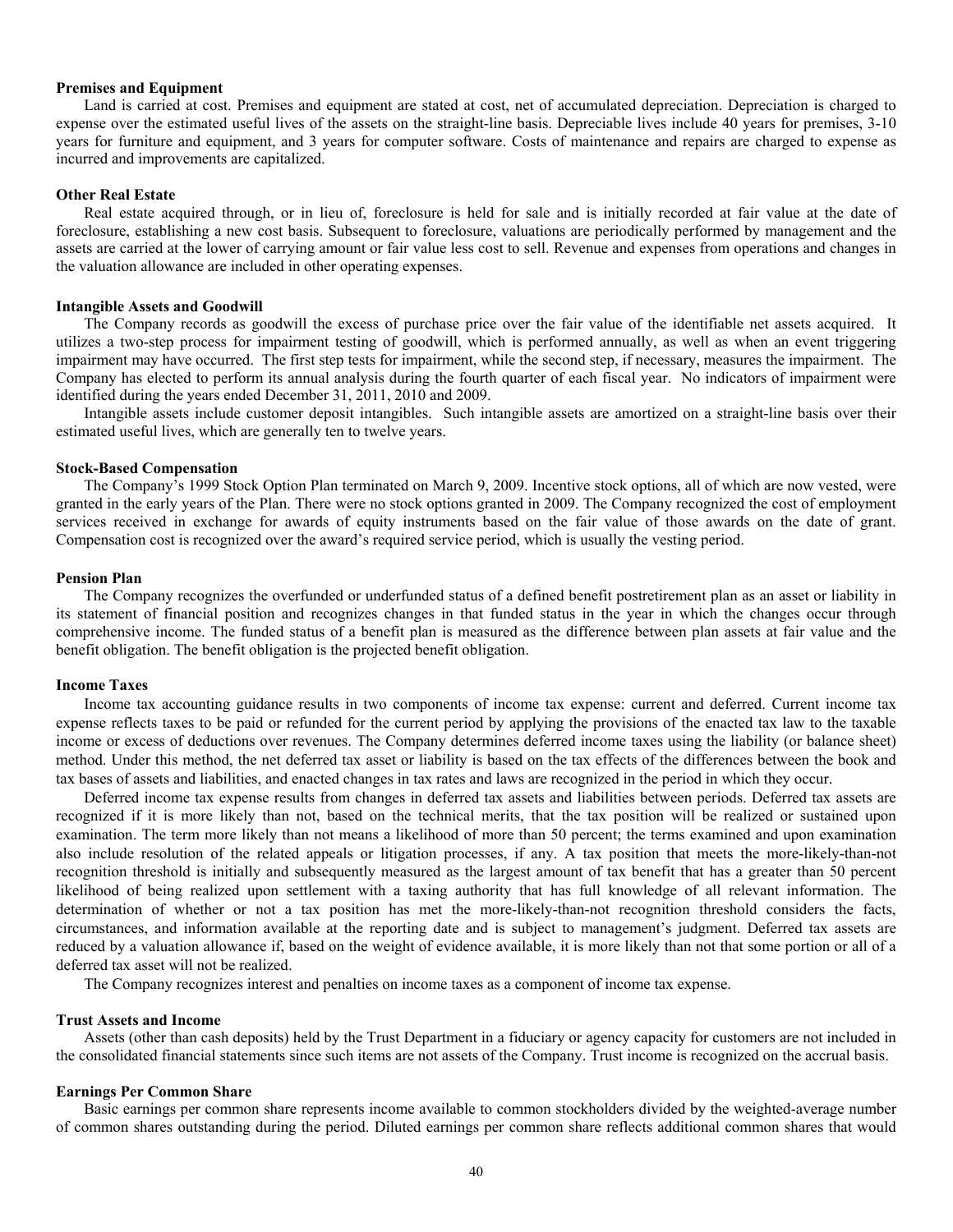**Premises and Equipment**

Land is carried at cost. Premises and equipment are stated at cost, net of accumulated depreciation. Depreciation is charged to expense over the estimated useful lives of the assets on the straight-line basis. Depreciable lives include 40 years for premises, 3-10 years for furniture and equipment, and 3 years for computer software. Costs of maintenance and repairs are charged to expense as incurred and improvements are capitalized.

**Other Real Estate**

Real estate acquired through, or in lieu of, foreclosure is held for sale and is initially recorded at fair value at the date of foreclosure, establishing a new cost basis. Subsequent to foreclosure, valuations are periodically performed by management and the assets are carried at the lower of carrying amount or fair value less cost to sell. Revenue and expenses from operations and changes in the valuation allowance are included in other operating expenses.

**Intangible Assets and Goodwill**

The Company records as goodwill the excess of purchase price over the fair value of the identifiable net assets acquired. It utilizes a two-step process for impairment testing of goodwill, which is performed annually, as well as when an event triggering impairment may have occurred. The first step tests for impairment, while the second step, if necessary, measures the impairment. The Company has elected to perform its annual analysis during the fourth quarter of each fiscal year. No indicators of impairment were identified during the years ended December 31, 2011, 2010 and 2009.

Intangible assets include customer deposit intangibles. Such intangible assets are amortized on a straight-line basis over their estimated useful lives, which are generally ten to twelve years.

**Stock-Based Compensation**

The Company's 1999 Stock Option Plan terminated on March 9, 2009. Incentive stock options, all of which are now vested, were granted in the early years of the Plan. There were no stock options granted in 2009. The Company recognized the cost of employment services received in exchange for awards of equity instruments based on the fair value of those awards on the date of grant. Compensation cost is recognized over the award's required service period, which is usually the vesting period.

**Pension Plan**

The Company recognizes the overfunded or underfunded status of a defined benefit postretirement plan as an asset or liability in its statement of financial position and recognizes changes in that funded status in the year in which the changes occur through comprehensive income. The funded status of a benefit plan is measured as the difference between plan assets at fair value and the benefit obligation. The benefit obligation is the projected benefit obligation.

**Income Taxes**

Income tax accounting guidance results in two components of income tax expense: current and deferred. Current income tax expense reflects taxes to be paid or refunded for the current period by applying the provisions of the enacted tax law to the taxable income or excess of deductions over revenues. The Company determines deferred income taxes using the liability (or balance sheet) method. Under this method, the net deferred tax asset or liability is based on the tax effects of the differences between the book and tax bases of assets and liabilities, and enacted changes in tax rates and laws are recognized in the period in which they occur.

Deferred income tax expense results from changes in deferred tax assets and liabilities between periods. Deferred tax assets are recognized if it is more likely than not, based on the technical merits, that the tax position will be realized or sustained upon examination. The term more likely than not means a likelihood of more than 50 percent; the terms examined and upon examination also include resolution of the related appeals or litigation processes, if any. A tax position that meets the more-likely-than-not recognition threshold is initially and subsequently measured as the largest amount of tax benefit that has a greater than 50 percent likelihood of being realized upon settlement with a taxing authority that has full knowledge of all relevant information. The determination of whether or not a tax position has met the more-likely-than-not recognition threshold considers the facts, circumstances, and information available at the reporting date and is subject to management's judgment. Deferred tax assets are reduced by a valuation allowance if, based on the weight of evidence available, it is more likely than not that some portion or all of a deferred tax asset will not be realized.

The Company recognizes interest and penalties on income taxes as a component of income tax expense.

**Trust Assets and Income**

Assets (other than cash deposits) held by the Trust Department in a fiduciary or agency capacity for customers are not included in the consolidated financial statements since such items are not assets of the Company. Trust income is recognized on the accrual basis.

**Earnings Per Common Share**

Basic earnings per common share represents income available to common stockholders divided by the weighted-average number of common shares outstanding during the period. Diluted earnings per common share reflects additional common shares that would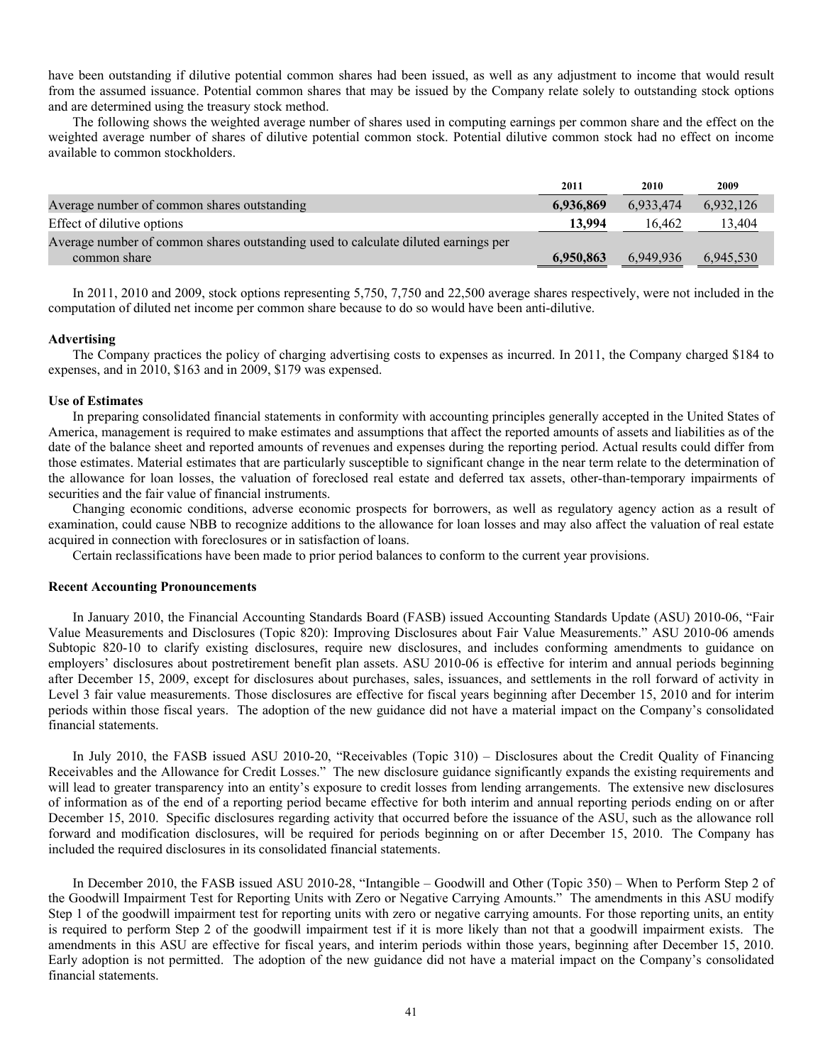have been outstanding if dilutive potential common shares had been issued, as well as any adjustment to income that would result from the assumed issuance. Potential common shares that may be issued by the Company relate solely to outstanding stock options and are determined using the treasury stock method.

The following shows the weighted average number of shares used in computing earnings per common share and the effect on the weighted average number of shares of dilutive potential common stock. Potential dilutive common stock had no effect on income available to common stockholders.

| | 2011 | 2010 | 2009 |
|---|---|---|---|
| Average number of common shares outstanding | **6,936,869** | 6,933,474 | 6,932,126 |
| Effect of dilutive options | **13,994** | 16,462 | 13,404 |
| Average number of common shares outstanding used to calculate diluted earnings per common share | **6,950,863** | 6,949,936 | 6,945,530 |

In 2011, 2010 and 2009, stock options representing 5,750, 7,750 and 22,500 average shares respectively, were not included in the computation of diluted net income per common share because to do so would have been anti-dilutive.

**Advertising**

The Company practices the policy of charging advertising costs to expenses as incurred. In 2011, the Company charged $184 to expenses, and in 2010, $163 and in 2009, $179 was expensed.

**Use of Estimates**

In preparing consolidated financial statements in conformity with accounting principles generally accepted in the United States of America, management is required to make estimates and assumptions that affect the reported amounts of assets and liabilities as of the date of the balance sheet and reported amounts of revenues and expenses during the reporting period. Actual results could differ from those estimates. Material estimates that are particularly susceptible to significant change in the near term relate to the determination of the allowance for loan losses, the valuation of foreclosed real estate and deferred tax assets, other-than-temporary impairments of securities and the fair value of financial instruments.

Changing economic conditions, adverse economic prospects for borrowers, as well as regulatory agency action as a result of examination, could cause NBB to recognize additions to the allowance for loan losses and may also affect the valuation of real estate acquired in connection with foreclosures or in satisfaction of loans.

Certain reclassifications have been made to prior period balances to conform to the current year provisions.

**Recent Accounting Pronouncements**

In January 2010, the Financial Accounting Standards Board (FASB) issued Accounting Standards Update (ASU) 2010-06, "Fair Value Measurements and Disclosures (Topic 820): Improving Disclosures about Fair Value Measurements." ASU 2010-06 amends Subtopic 820-10 to clarify existing disclosures, require new disclosures, and includes conforming amendments to guidance on employers' disclosures about postretirement benefit plan assets. ASU 2010-06 is effective for interim and annual periods beginning after December 15, 2009, except for disclosures about purchases, sales, issuances, and settlements in the roll forward of activity in Level 3 fair value measurements. Those disclosures are effective for fiscal years beginning after December 15, 2010 and for interim periods within those fiscal years. The adoption of the new guidance did not have a material impact on the Company's consolidated financial statements.

In July 2010, the FASB issued ASU 2010-20, "Receivables (Topic 310) – Disclosures about the Credit Quality of Financing Receivables and the Allowance for Credit Losses." The new disclosure guidance significantly expands the existing requirements and will lead to greater transparency into an entity's exposure to credit losses from lending arrangements. The extensive new disclosures of information as of the end of a reporting period became effective for both interim and annual reporting periods ending on or after December 15, 2010. Specific disclosures regarding activity that occurred before the issuance of the ASU, such as the allowance roll forward and modification disclosures, will be required for periods beginning on or after December 15, 2010. The Company has included the required disclosures in its consolidated financial statements.

In December 2010, the FASB issued ASU 2010-28, "Intangible – Goodwill and Other (Topic 350) – When to Perform Step 2 of the Goodwill Impairment Test for Reporting Units with Zero or Negative Carrying Amounts." The amendments in this ASU modify Step 1 of the goodwill impairment test for reporting units with zero or negative carrying amounts. For those reporting units, an entity is required to perform Step 2 of the goodwill impairment test if it is more likely than not that a goodwill impairment exists. The amendments in this ASU are effective for fiscal years, and interim periods within those years, beginning after December 15, 2010. Early adoption is not permitted. The adoption of the new guidance did not have a material impact on the Company's consolidated financial statements.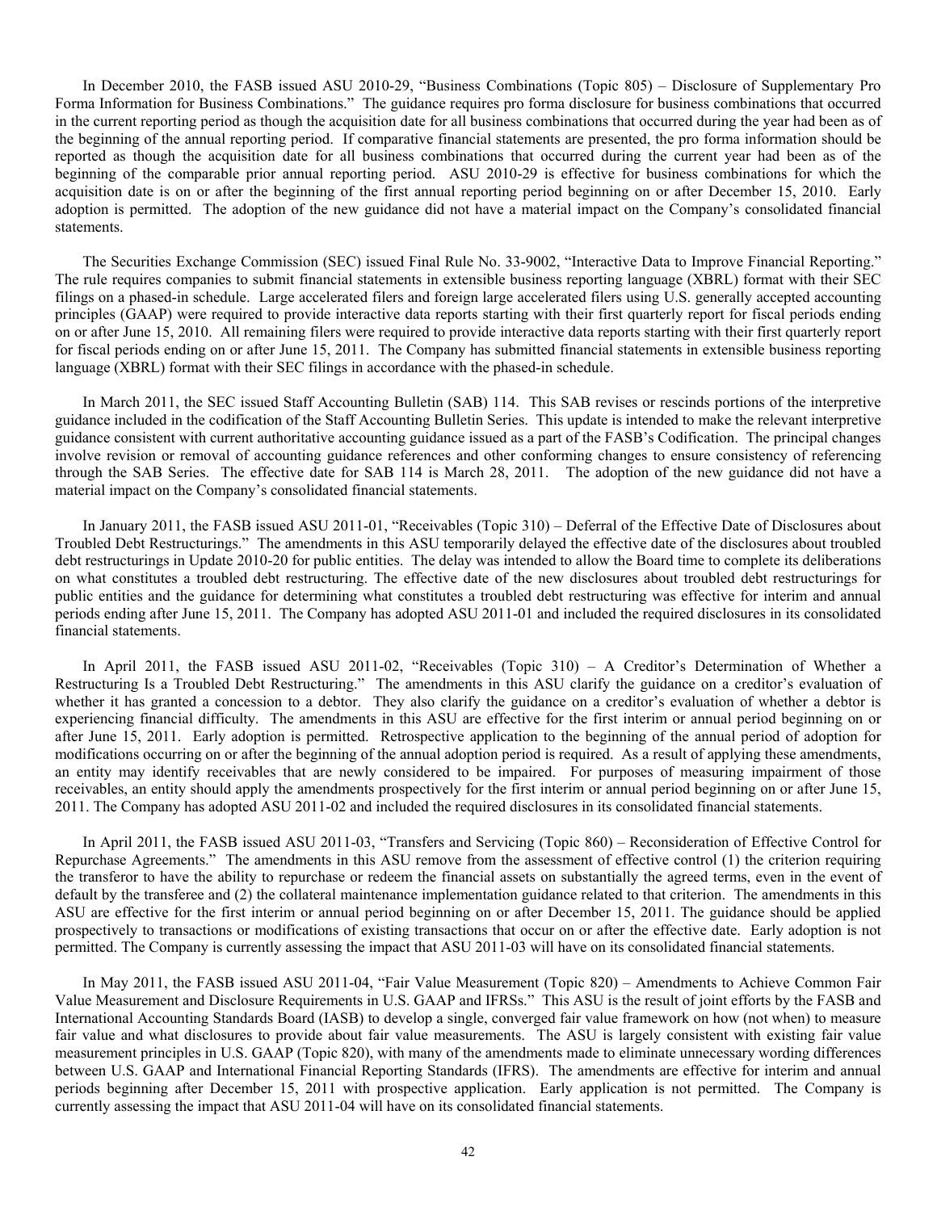In December 2010, the FASB issued ASU 2010-29, "Business Combinations (Topic 805) – Disclosure of Supplementary Pro Forma Information for Business Combinations." The guidance requires pro forma disclosure for business combinations that occurred in the current reporting period as though the acquisition date for all business combinations that occurred during the year had been as of the beginning of the annual reporting period. If comparative financial statements are presented, the pro forma information should be reported as though the acquisition date for all business combinations that occurred during the current year had been as of the beginning of the comparable prior annual reporting period. ASU 2010-29 is effective for business combinations for which the acquisition date is on or after the beginning of the first annual reporting period beginning on or after December 15, 2010. Early adoption is permitted. The adoption of the new guidance did not have a material impact on the Company's consolidated financial statements.

The Securities Exchange Commission (SEC) issued Final Rule No. 33-9002, "Interactive Data to Improve Financial Reporting." The rule requires companies to submit financial statements in extensible business reporting language (XBRL) format with their SEC filings on a phased-in schedule. Large accelerated filers and foreign large accelerated filers using U.S. generally accepted accounting principles (GAAP) were required to provide interactive data reports starting with their first quarterly report for fiscal periods ending on or after June 15, 2010. All remaining filers were required to provide interactive data reports starting with their first quarterly report for fiscal periods ending on or after June 15, 2011. The Company has submitted financial statements in extensible business reporting language (XBRL) format with their SEC filings in accordance with the phased-in schedule.

In March 2011, the SEC issued Staff Accounting Bulletin (SAB) 114. This SAB revises or rescinds portions of the interpretive guidance included in the codification of the Staff Accounting Bulletin Series. This update is intended to make the relevant interpretive guidance consistent with current authoritative accounting guidance issued as a part of the FASB's Codification. The principal changes involve revision or removal of accounting guidance references and other conforming changes to ensure consistency of referencing through the SAB Series. The effective date for SAB 114 is March 28, 2011. The adoption of the new guidance did not have a material impact on the Company's consolidated financial statements.

In January 2011, the FASB issued ASU 2011-01, "Receivables (Topic 310) – Deferral of the Effective Date of Disclosures about Troubled Debt Restructurings." The amendments in this ASU temporarily delayed the effective date of the disclosures about troubled debt restructurings in Update 2010-20 for public entities. The delay was intended to allow the Board time to complete its deliberations on what constitutes a troubled debt restructuring. The effective date of the new disclosures about troubled debt restructurings for public entities and the guidance for determining what constitutes a troubled debt restructuring was effective for interim and annual periods ending after June 15, 2011. The Company has adopted ASU 2011-01 and included the required disclosures in its consolidated financial statements.

In April 2011, the FASB issued ASU 2011-02, "Receivables (Topic 310) – A Creditor's Determination of Whether a Restructuring Is a Troubled Debt Restructuring." The amendments in this ASU clarify the guidance on a creditor's evaluation of whether it has granted a concession to a debtor. They also clarify the guidance on a creditor's evaluation of whether a debtor is experiencing financial difficulty. The amendments in this ASU are effective for the first interim or annual period beginning on or after June 15, 2011. Early adoption is permitted. Retrospective application to the beginning of the annual period of adoption for modifications occurring on or after the beginning of the annual adoption period is required. As a result of applying these amendments, an entity may identify receivables that are newly considered to be impaired. For purposes of measuring impairment of those receivables, an entity should apply the amendments prospectively for the first interim or annual period beginning on or after June 15, 2011. The Company has adopted ASU 2011-02 and included the required disclosures in its consolidated financial statements.

In April 2011, the FASB issued ASU 2011-03, "Transfers and Servicing (Topic 860) – Reconsideration of Effective Control for Repurchase Agreements." The amendments in this ASU remove from the assessment of effective control (1) the criterion requiring the transferor to have the ability to repurchase or redeem the financial assets on substantially the agreed terms, even in the event of default by the transferee and (2) the collateral maintenance implementation guidance related to that criterion. The amendments in this ASU are effective for the first interim or annual period beginning on or after December 15, 2011. The guidance should be applied prospectively to transactions or modifications of existing transactions that occur on or after the effective date. Early adoption is not permitted. The Company is currently assessing the impact that ASU 2011-03 will have on its consolidated financial statements.

In May 2011, the FASB issued ASU 2011-04, "Fair Value Measurement (Topic 820) – Amendments to Achieve Common Fair Value Measurement and Disclosure Requirements in U.S. GAAP and IFRSs." This ASU is the result of joint efforts by the FASB and International Accounting Standards Board (IASB) to develop a single, converged fair value framework on how (not when) to measure fair value and what disclosures to provide about fair value measurements. The ASU is largely consistent with existing fair value measurement principles in U.S. GAAP (Topic 820), with many of the amendments made to eliminate unnecessary wording differences between U.S. GAAP and International Financial Reporting Standards (IFRS). The amendments are effective for interim and annual periods beginning after December 15, 2011 with prospective application. Early application is not permitted. The Company is currently assessing the impact that ASU 2011-04 will have on its consolidated financial statements.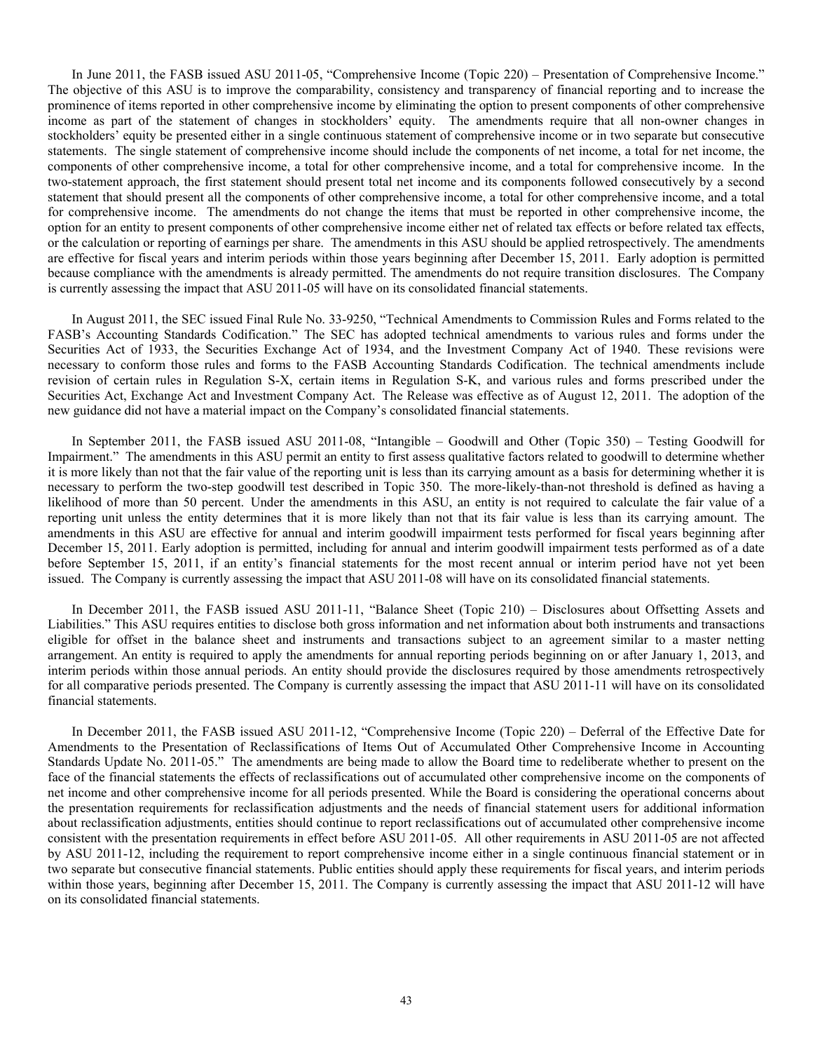In June 2011, the FASB issued ASU 2011-05, "Comprehensive Income (Topic 220) – Presentation of Comprehensive Income." The objective of this ASU is to improve the comparability, consistency and transparency of financial reporting and to increase the prominence of items reported in other comprehensive income by eliminating the option to present components of other comprehensive income as part of the statement of changes in stockholders' equity. The amendments require that all non-owner changes in stockholders' equity be presented either in a single continuous statement of comprehensive income or in two separate but consecutive statements. The single statement of comprehensive income should include the components of net income, a total for net income, the components of other comprehensive income, a total for other comprehensive income, and a total for comprehensive income. In the two-statement approach, the first statement should present total net income and its components followed consecutively by a second statement that should present all the components of other comprehensive income, a total for other comprehensive income, and a total for comprehensive income. The amendments do not change the items that must be reported in other comprehensive income, the option for an entity to present components of other comprehensive income either net of related tax effects or before related tax effects, or the calculation or reporting of earnings per share. The amendments in this ASU should be applied retrospectively. The amendments are effective for fiscal years and interim periods within those years beginning after December 15, 2011. Early adoption is permitted because compliance with the amendments is already permitted. The amendments do not require transition disclosures. The Company is currently assessing the impact that ASU 2011-05 will have on its consolidated financial statements.

In August 2011, the SEC issued Final Rule No. 33-9250, "Technical Amendments to Commission Rules and Forms related to the FASB's Accounting Standards Codification." The SEC has adopted technical amendments to various rules and forms under the Securities Act of 1933, the Securities Exchange Act of 1934, and the Investment Company Act of 1940. These revisions were necessary to conform those rules and forms to the FASB Accounting Standards Codification. The technical amendments include revision of certain rules in Regulation S-X, certain items in Regulation S-K, and various rules and forms prescribed under the Securities Act, Exchange Act and Investment Company Act. The Release was effective as of August 12, 2011. The adoption of the new guidance did not have a material impact on the Company's consolidated financial statements.

In September 2011, the FASB issued ASU 2011-08, "Intangible – Goodwill and Other (Topic 350) – Testing Goodwill for Impairment." The amendments in this ASU permit an entity to first assess qualitative factors related to goodwill to determine whether it is more likely than not that the fair value of the reporting unit is less than its carrying amount as a basis for determining whether it is necessary to perform the two-step goodwill test described in Topic 350. The more-likely-than-not threshold is defined as having a likelihood of more than 50 percent. Under the amendments in this ASU, an entity is not required to calculate the fair value of a reporting unit unless the entity determines that it is more likely than not that its fair value is less than its carrying amount. The amendments in this ASU are effective for annual and interim goodwill impairment tests performed for fiscal years beginning after December 15, 2011. Early adoption is permitted, including for annual and interim goodwill impairment tests performed as of a date before September 15, 2011, if an entity's financial statements for the most recent annual or interim period have not yet been issued. The Company is currently assessing the impact that ASU 2011-08 will have on its consolidated financial statements.

In December 2011, the FASB issued ASU 2011-11, "Balance Sheet (Topic 210) – Disclosures about Offsetting Assets and Liabilities." This ASU requires entities to disclose both gross information and net information about both instruments and transactions eligible for offset in the balance sheet and instruments and transactions subject to an agreement similar to a master netting arrangement. An entity is required to apply the amendments for annual reporting periods beginning on or after January 1, 2013, and interim periods within those annual periods. An entity should provide the disclosures required by those amendments retrospectively for all comparative periods presented. The Company is currently assessing the impact that ASU 2011-11 will have on its consolidated financial statements.

In December 2011, the FASB issued ASU 2011-12, "Comprehensive Income (Topic 220) – Deferral of the Effective Date for Amendments to the Presentation of Reclassifications of Items Out of Accumulated Other Comprehensive Income in Accounting Standards Update No. 2011-05." The amendments are being made to allow the Board time to redeliberate whether to present on the face of the financial statements the effects of reclassifications out of accumulated other comprehensive income on the components of net income and other comprehensive income for all periods presented. While the Board is considering the operational concerns about the presentation requirements for reclassification adjustments and the needs of financial statement users for additional information about reclassification adjustments, entities should continue to report reclassifications out of accumulated other comprehensive income consistent with the presentation requirements in effect before ASU 2011-05. All other requirements in ASU 2011-05 are not affected by ASU 2011-12, including the requirement to report comprehensive income either in a single continuous financial statement or in two separate but consecutive financial statements. Public entities should apply these requirements for fiscal years, and interim periods within those years, beginning after December 15, 2011. The Company is currently assessing the impact that ASU 2011-12 will have on its consolidated financial statements.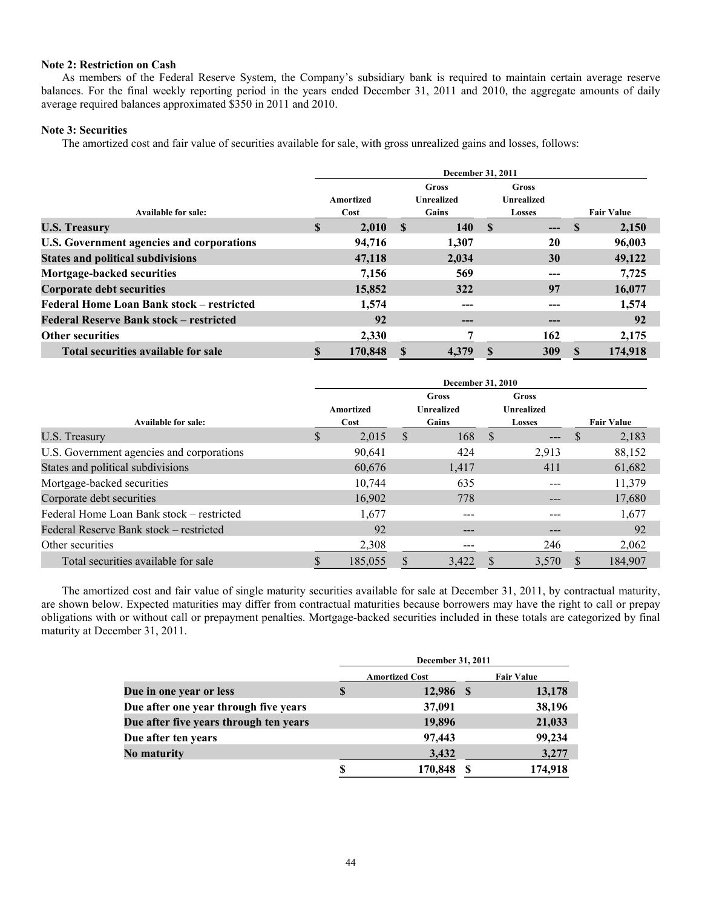**Note 2: Restriction on Cash**

As members of the Federal Reserve System, the Company's subsidiary bank is required to maintain certain average reserve balances. For the final weekly reporting period in the years ended December 31, 2011 and 2010, the aggregate amounts of daily average required balances approximated $350 in 2011 and 2010.

**Note 3: Securities**

The amortized cost and fair value of securities available for sale, with gross unrealized gains and losses, follows:

| | December 31, 2011 | | | |
|---|---|---|---|---|
| **Available for sale:** | **Amortized Cost** | **Gross Unrealized Gains** | **Gross Unrealized Losses** | **Fair Value** |
| **U.S. Treasury** | **$ 2,010** | **$ 140** | **$ ---** | **$ 2,150** |
| **U.S. Government agencies and corporations** | **94,716** | **1,307** | **20** | **96,003** |
| **States and political subdivisions** | **47,118** | **2,034** | **30** | **49,122** |
| **Mortgage-backed securities** | **7,156** | **569** | **---** | **7,725** |
| **Corporate debt securities** | **15,852** | **322** | **97** | **16,077** |
| **Federal Home Loan Bank stock – restricted** | **1,574** | **---** | **---** | **1,574** |
| **Federal Reserve Bank stock – restricted** | **92** | **---** | **---** | **92** |
| **Other securities** | **2,330** | **7** | **162** | **2,175** |
| **Total securities available for sale** | **$ 170,848** | **$ 4,379** | **$ 309** | **$ 174,918** |

| | December 31, 2010 | | | |
|---|---|---|---|---|
| **Available for sale:** | **Amortized Cost** | **Gross Unrealized Gains** | **Gross Unrealized Losses** | **Fair Value** |
| U.S. Treasury | $ 2,015 | $ 168 | $ --- | $ 2,183 |
| U.S. Government agencies and corporations | 90,641 | 424 | 2,913 | 88,152 |
| States and political subdivisions | 60,676 | 1,417 | 411 | 61,682 |
| Mortgage-backed securities | 10,744 | 635 | --- | 11,379 |
| Corporate debt securities | 16,902 | 778 | --- | 17,680 |
| Federal Home Loan Bank stock – restricted | 1,677 | --- | --- | 1,677 |
| Federal Reserve Bank stock – restricted | 92 | --- | --- | 92 |
| Other securities | 2,308 | --- | 246 | 2,062 |
| Total securities available for sale | $ 185,055 | $ 3,422 | $ 3,570 | $ 184,907 |

The amortized cost and fair value of single maturity securities available for sale at December 31, 2011, by contractual maturity, are shown below. Expected maturities may differ from contractual maturities because borrowers may have the right to call or prepay obligations with or without call or prepayment penalties. Mortgage-backed securities included in these totals are categorized by final maturity at December 31, 2011.

| | December 31, 2011 | |
|---|---|---|
| | **Amortized Cost** | **Fair Value** |
| **Due in one year or less** | **$ 12,986** | **$ 13,178** |
| **Due after one year through five years** | **37,091** | **38,196** |
| **Due after five years through ten years** | **19,896** | **21,033** |
| **Due after ten years** | **97,443** | **99,234** |
| **No maturity** | **3,432** | **3,277** |
| | **$ 170,848** | **$ 174,918** |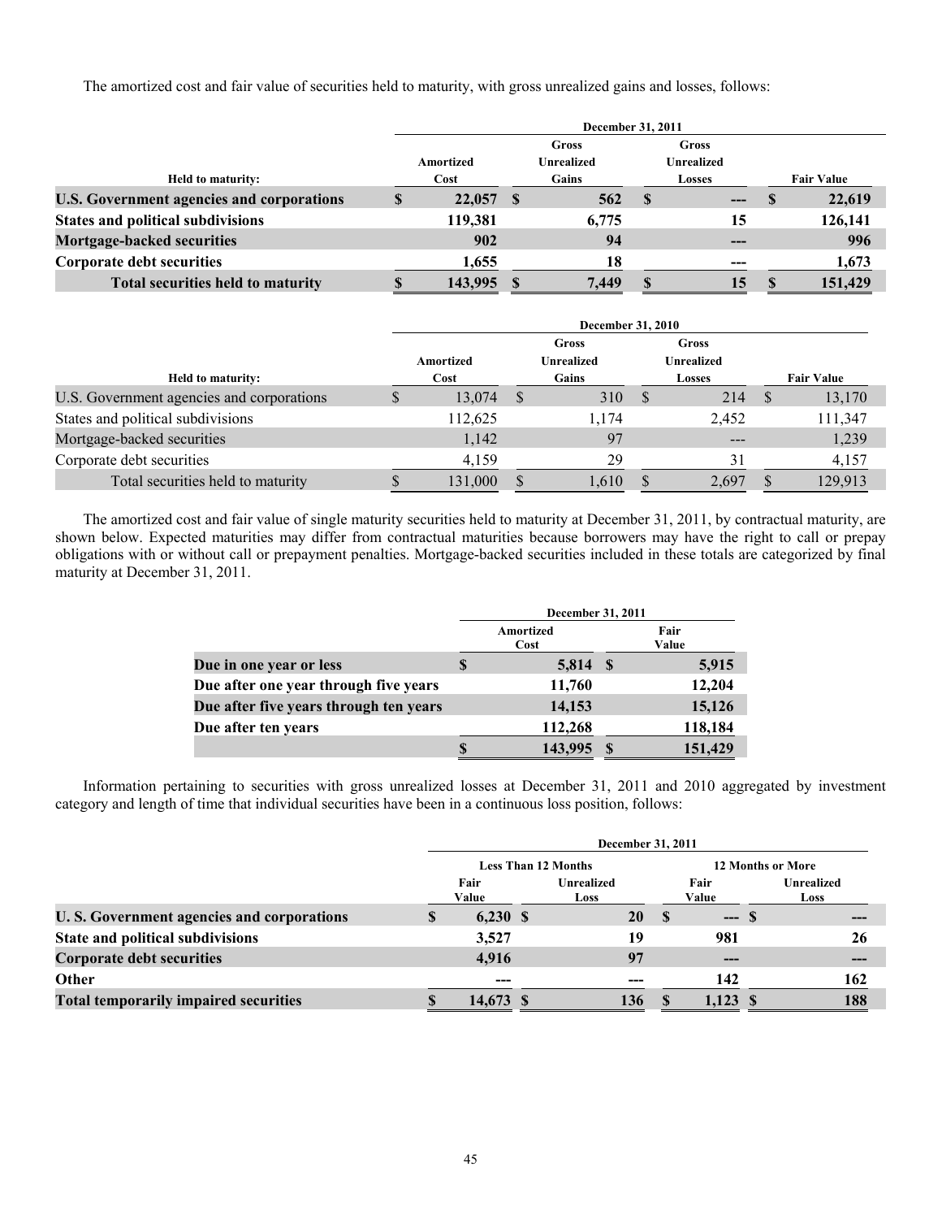The amortized cost and fair value of securities held to maturity, with gross unrealized gains and losses, follows:

| | December 31, 2011 | | | |
|---|---|---|---|---|
| **Held to maturity:** | **Amortized Cost** | **Gross Unrealized Gains** | **Gross Unrealized Losses** | **Fair Value** |
| **U.S. Government agencies and corporations** | **$ 22,057** | **$ 562** | **$ ---** | **$ 22,619** |
| **States and political subdivisions** | **119,381** | **6,775** | **15** | **126,141** |
| **Mortgage-backed securities** | **902** | **94** | **---** | **996** |
| **Corporate debt securities** | **1,655** | **18** | **---** | **1,673** |
| **Total securities held to maturity** | **$ 143,995** | **$ 7,449** | **$ 15** | **$ 151,429** |

| | December 31, 2010 | | | |
|---|---|---|---|---|
| **Held to maturity:** | **Amortized Cost** | **Gross Unrealized Gains** | **Gross Unrealized Losses** | **Fair Value** |
| U.S. Government agencies and corporations | $ 13,074 | $ 310 | $ 214 | $ 13,170 |
| States and political subdivisions | 112,625 | 1,174 | 2,452 | 111,347 |
| Mortgage-backed securities | 1,142 | 97 | --- | 1,239 |
| Corporate debt securities | 4,159 | 29 | 31 | 4,157 |
| Total securities held to maturity | $ 131,000 | $ 1,610 | $ 2,697 | $ 129,913 |

The amortized cost and fair value of single maturity securities held to maturity at December 31, 2011, by contractual maturity, are shown below. Expected maturities may differ from contractual maturities because borrowers may have the right to call or prepay obligations with or without call or prepayment penalties. Mortgage-backed securities included in these totals are categorized by final maturity at December 31, 2011.

| | December 31, 2011 | |
|---|---|---|
| | **Amortized Cost** | **Fair Value** |
| **Due in one year or less** | **$ 5,814** | **$ 5,915** |
| **Due after one year through five years** | **11,760** | **12,204** |
| **Due after five years through ten years** | **14,153** | **15,126** |
| **Due after ten years** | **112,268** | **118,184** |
| | **$ 143,995** | **$ 151,429** |

Information pertaining to securities with gross unrealized losses at December 31, 2011 and 2010 aggregated by investment category and length of time that individual securities have been in a continuous loss position, follows:

| | December 31, 2011 | | | |
|---|---|---|---|---|
| | **Less Than 12 Months** | | **12 Months or More** | |
| | **Fair Value** | **Unrealized Loss** | **Fair Value** | **Unrealized Loss** |
| **U. S. Government agencies and corporations** | **$ 6,230** | **$ 20** | **$ ---** | **$ ---** |
| **State and political subdivisions** | **3,527** | **19** | **981** | **26** |
| **Corporate debt securities** | **4,916** | **97** | **---** | **---** |
| **Other** | **---** | **---** | **142** | **162** |
| **Total temporarily impaired securities** | **$ 14,673** | **$ 136** | **$ 1,123** | **$ 188** |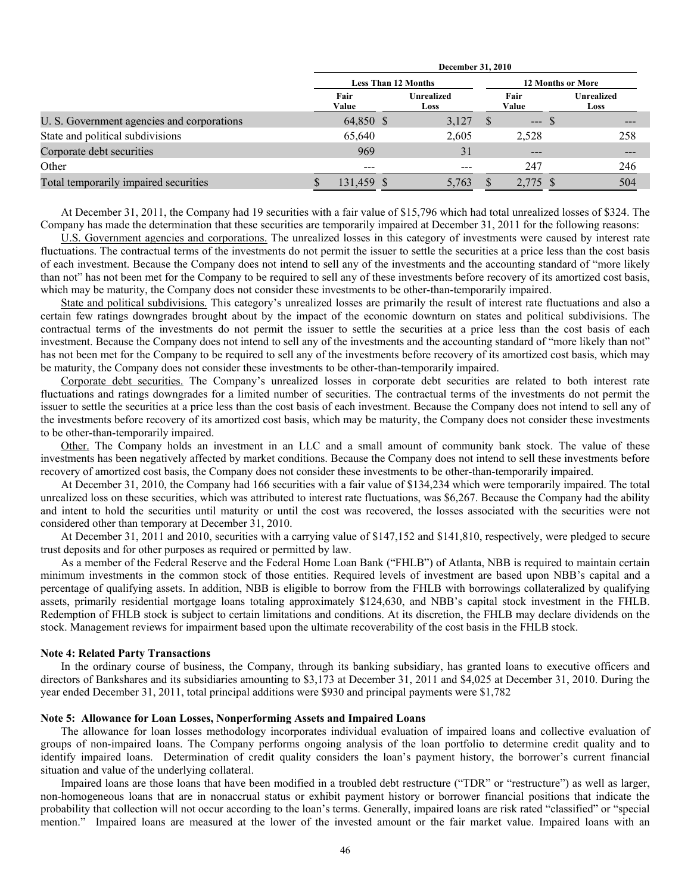| | December 31, 2010 | | | |
|---|---|---|---|---|
| | Less Than 12 Months | | 12 Months or More | |
| | Fair Value | Unrealized Loss | Fair Value | Unrealized Loss |
| U. S. Government agencies and corporations | 64,850 $ | 3,127 | $ --- $ | --- |
| State and political subdivisions | 65,640 | 2,605 | 2,528 | 258 |
| Corporate debt securities | 969 | 31 | --- | --- |
| Other | --- | --- | 247 | 246 |
| Total temporarily impaired securities | $ 131,459 $ | 5,763 | $ 2,775 $ | 504 |

At December 31, 2011, the Company had 19 securities with a fair value of $15,796 which had total unrealized losses of $324. The Company has made the determination that these securities are temporarily impaired at December 31, 2011 for the following reasons:

U.S. Government agencies and corporations. The unrealized losses in this category of investments were caused by interest rate fluctuations. The contractual terms of the investments do not permit the issuer to settle the securities at a price less than the cost basis of each investment. Because the Company does not intend to sell any of the investments and the accounting standard of "more likely than not" has not been met for the Company to be required to sell any of these investments before recovery of its amortized cost basis, which may be maturity, the Company does not consider these investments to be other-than-temporarily impaired.

State and political subdivisions. This category's unrealized losses are primarily the result of interest rate fluctuations and also a certain few ratings downgrades brought about by the impact of the economic downturn on states and political subdivisions. The contractual terms of the investments do not permit the issuer to settle the securities at a price less than the cost basis of each investment. Because the Company does not intend to sell any of the investments and the accounting standard of "more likely than not" has not been met for the Company to be required to sell any of these investments before recovery of its amortized cost basis, which may be maturity, the Company does not consider these investments to be other-than-temporarily impaired.

Corporate debt securities. The Company's unrealized losses in corporate debt securities are related to both interest rate fluctuations and ratings downgrades for a limited number of securities. The contractual terms of the investments do not permit the issuer to settle the securities at a price less than the cost basis of each investment. Because the Company does not intend to sell any of the investments before recovery of its amortized cost basis, which may be maturity, the Company does not consider these investments to be other-than-temporarily impaired.

Other. The Company holds an investment in an LLC and a small amount of community bank stock. The value of these investments has been negatively affected by market conditions. Because the Company does not intend to sell these investments before recovery of amortized cost basis, the Company does not consider these investments to be other-than-temporarily impaired.

At December 31, 2010, the Company had 166 securities with a fair value of $134,234 which were temporarily impaired. The total unrealized loss on these securities, which was attributed to interest rate fluctuations, was $6,267. Because the Company had the ability and intent to hold the securities until maturity or until the cost was recovered, the losses associated with the securities were not considered other than temporary at December 31, 2010.

At December 31, 2011 and 2010, securities with a carrying value of $147,152 and $141,810, respectively, were pledged to secure trust deposits and for other purposes as required or permitted by law.

As a member of the Federal Reserve and the Federal Home Loan Bank ("FHLB") of Atlanta, NBB is required to maintain certain minimum investments in the common stock of those entities. Required levels of investment are based upon NBB's capital and a percentage of qualifying assets. In addition, NBB is eligible to borrow from the FHLB with borrowings collateralized by qualifying assets, primarily residential mortgage loans totaling approximately $124,630, and NBB's capital stock investment in the FHLB. Redemption of FHLB stock is subject to certain limitations and conditions. At its discretion, the FHLB may declare dividends on the stock. Management reviews for impairment based upon the ultimate recoverability of the cost basis in the FHLB stock.

**Note 4: Related Party Transactions**

In the ordinary course of business, the Company, through its banking subsidiary, has granted loans to executive officers and directors of Bankshares and its subsidiaries amounting to $3,173 at December 31, 2011 and $4,025 at December 31, 2010. During the year ended December 31, 2011, total principal additions were $930 and principal payments were $1,782

**Note 5: Allowance for Loan Losses, Nonperforming Assets and Impaired Loans**

The allowance for loan losses methodology incorporates individual evaluation of impaired loans and collective evaluation of groups of non-impaired loans. The Company performs ongoing analysis of the loan portfolio to determine credit quality and to identify impaired loans. Determination of credit quality considers the loan's payment history, the borrower's current financial situation and value of the underlying collateral.

Impaired loans are those loans that have been modified in a troubled debt restructure ("TDR" or "restructure") as well as larger, non-homogeneous loans that are in nonaccrual status or exhibit payment history or borrower financial positions that indicate the probability that collection will not occur according to the loan's terms. Generally, impaired loans are risk rated "classified" or "special mention." Impaired loans are measured at the lower of the invested amount or the fair market value. Impaired loans with an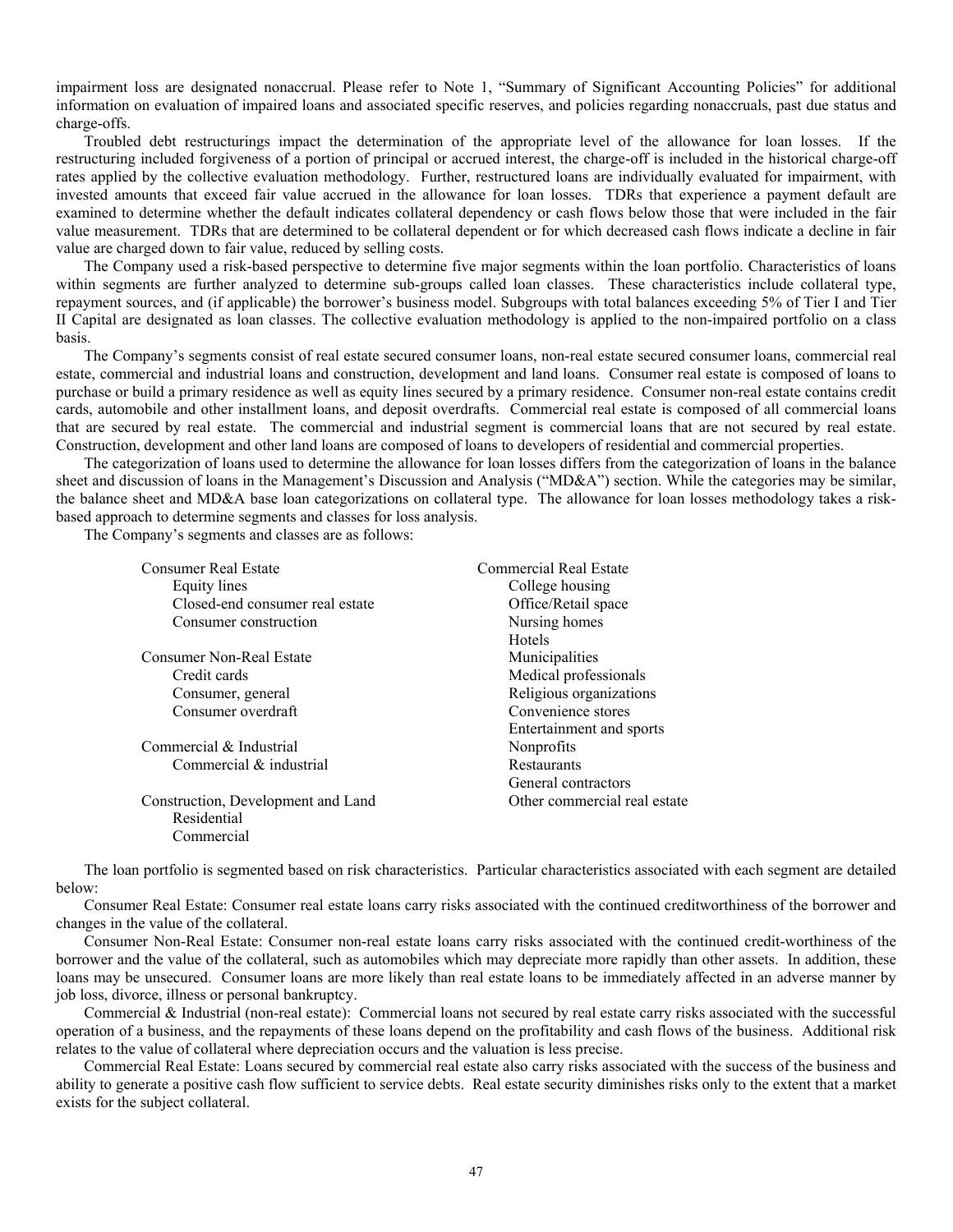impairment loss are designated nonaccrual. Please refer to Note 1, "Summary of Significant Accounting Policies" for additional information on evaluation of impaired loans and associated specific reserves, and policies regarding nonaccruals, past due status and charge-offs.

Troubled debt restructurings impact the determination of the appropriate level of the allowance for loan losses. If the restructuring included forgiveness of a portion of principal or accrued interest, the charge-off is included in the historical charge-off rates applied by the collective evaluation methodology. Further, restructured loans are individually evaluated for impairment, with invested amounts that exceed fair value accrued in the allowance for loan losses. TDRs that experience a payment default are examined to determine whether the default indicates collateral dependency or cash flows below those that were included in the fair value measurement. TDRs that are determined to be collateral dependent or for which decreased cash flows indicate a decline in fair value are charged down to fair value, reduced by selling costs.

The Company used a risk-based perspective to determine five major segments within the loan portfolio. Characteristics of loans within segments are further analyzed to determine sub-groups called loan classes. These characteristics include collateral type, repayment sources, and (if applicable) the borrower's business model. Subgroups with total balances exceeding 5% of Tier I and Tier II Capital are designated as loan classes. The collective evaluation methodology is applied to the non-impaired portfolio on a class basis.

The Company's segments consist of real estate secured consumer loans, non-real estate secured consumer loans, commercial real estate, commercial and industrial loans and construction, development and land loans. Consumer real estate is composed of loans to purchase or build a primary residence as well as equity lines secured by a primary residence. Consumer non-real estate contains credit cards, automobile and other installment loans, and deposit overdrafts. Commercial real estate is composed of all commercial loans that are secured by real estate. The commercial and industrial segment is commercial loans that are not secured by real estate. Construction, development and other land loans are composed of loans to developers of residential and commercial properties.

The categorization of loans used to determine the allowance for loan losses differs from the categorization of loans in the balance sheet and discussion of loans in the Management's Discussion and Analysis ("MD&A") section. While the categories may be similar, the balance sheet and MD&A base loan categorizations on collateral type. The allowance for loan losses methodology takes a risk-based approach to determine segments and classes for loss analysis.

The Company's segments and classes are as follows:

Consumer Real Estate
- Equity lines
- Closed-end consumer real estate
- Consumer construction

Consumer Non-Real Estate
- Credit cards
- Consumer, general
- Consumer overdraft

Commercial & Industrial
- Commercial & industrial

Construction, Development and Land
- Residential
- Commercial

Commercial Real Estate
- College housing
- Office/Retail space
- Nursing homes
- Hotels
- Municipalities
- Medical professionals
- Religious organizations
- Convenience stores
- Entertainment and sports
- Nonprofits
- Restaurants
- General contractors
- Other commercial real estate

The loan portfolio is segmented based on risk characteristics. Particular characteristics associated with each segment are detailed below:

Consumer Real Estate: Consumer real estate loans carry risks associated with the continued creditworthiness of the borrower and changes in the value of the collateral.

Consumer Non-Real Estate: Consumer non-real estate loans carry risks associated with the continued credit-worthiness of the borrower and the value of the collateral, such as automobiles which may depreciate more rapidly than other assets. In addition, these loans may be unsecured. Consumer loans are more likely than real estate loans to be immediately affected in an adverse manner by job loss, divorce, illness or personal bankruptcy.

Commercial & Industrial (non-real estate): Commercial loans not secured by real estate carry risks associated with the successful operation of a business, and the repayments of these loans depend on the profitability and cash flows of the business. Additional risk relates to the value of collateral where depreciation occurs and the valuation is less precise.

Commercial Real Estate: Loans secured by commercial real estate also carry risks associated with the success of the business and ability to generate a positive cash flow sufficient to service debts. Real estate security diminishes risks only to the extent that a market exists for the subject collateral.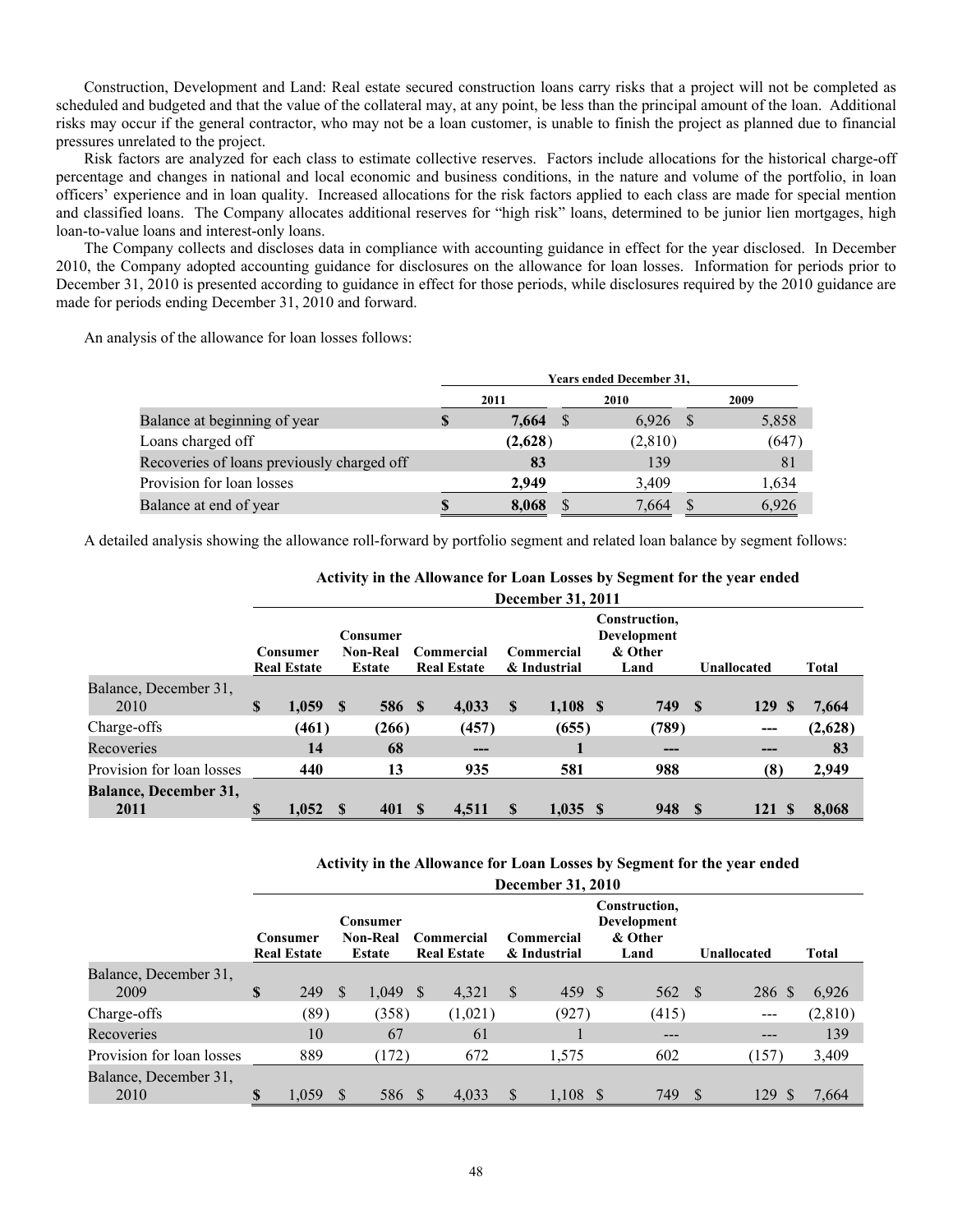Construction, Development and Land: Real estate secured construction loans carry risks that a project will not be completed as scheduled and budgeted and that the value of the collateral may, at any point, be less than the principal amount of the loan. Additional risks may occur if the general contractor, who may not be a loan customer, is unable to finish the project as planned due to financial pressures unrelated to the project.

Risk factors are analyzed for each class to estimate collective reserves. Factors include allocations for the historical charge-off percentage and changes in national and local economic and business conditions, in the nature and volume of the portfolio, in loan officers' experience and in loan quality. Increased allocations for the risk factors applied to each class are made for special mention and classified loans. The Company allocates additional reserves for "high risk" loans, determined to be junior lien mortgages, high loan-to-value loans and interest-only loans.

The Company collects and discloses data in compliance with accounting guidance in effect for the year disclosed. In December 2010, the Company adopted accounting guidance for disclosures on the allowance for loan losses. Information for periods prior to December 31, 2010 is presented according to guidance in effect for those periods, while disclosures required by the 2010 guidance are made for periods ending December 31, 2010 and forward.

An analysis of the allowance for loan losses follows:

| | Years ended December 31, | | |
|---|---|---|---|
| | 2011 | 2010 | 2009 |
| Balance at beginning of year | $ 7,664 | $ 6,926 | $ 5,858 |
| Loans charged off | (2,628) | (2,810) | (647) |
| Recoveries of loans previously charged off | 83 | 139 | 81 |
| Provision for loan losses | 2,949 | 3,409 | 1,634 |
| Balance at end of year | $ 8,068 | $ 7,664 | $ 6,926 |

A detailed analysis showing the allowance roll-forward by portfolio segment and related loan balance by segment follows:

**Activity in the Allowance for Loan Losses by Segment for the year ended December 31, 2011**

| | Consumer Real Estate | Consumer Non-Real Estate | Commercial Real Estate | Commercial & Industrial | Construction, Development & Other Land | Unallocated | Total |
|---|---|---|---|---|---|---|---|
| Balance, December 31, 2010 | **$ 1,059** | **$ 586** | **$ 4,033** | **$ 1,108** | **$ 749** | **$ 129** | **$ 7,664** |
| Charge-offs | **(461)** | **(266)** | **(457)** | **(655)** | **(789)** | **---** | **(2,628)** |
| Recoveries | **14** | **68** | **---** | **1** | **---** | **---** | **83** |
| Provision for loan losses | **440** | **13** | **935** | **581** | **988** | **(8)** | **2,949** |
| **Balance, December 31, 2011** | **$ 1,052** | **$ 401** | **$ 4,511** | **$ 1,035** | **$ 948** | **$ 121** | **$ 8,068** |

**Activity in the Allowance for Loan Losses by Segment for the year ended December 31, 2010**

| | Consumer Real Estate | Consumer Non-Real Estate | Commercial Real Estate | Commercial & Industrial | Construction, Development & Other Land | Unallocated | Total |
|---|---|---|---|---|---|---|---|
| Balance, December 31, 2009 | $ 249 | $ 1,049 | $ 4,321 | $ 459 | $ 562 | $ 286 | $ 6,926 |
| Charge-offs | (89) | (358) | (1,021) | (927) | (415) | --- | (2,810) |
| Recoveries | 10 | 67 | 61 | 1 | --- | --- | 139 |
| Provision for loan losses | 889 | (172) | 672 | 1,575 | 602 | (157) | 3,409 |
| Balance, December 31, 2010 | $ 1,059 | $ 586 | $ 4,033 | $ 1,108 | $ 749 | $ 129 | $ 7,664 |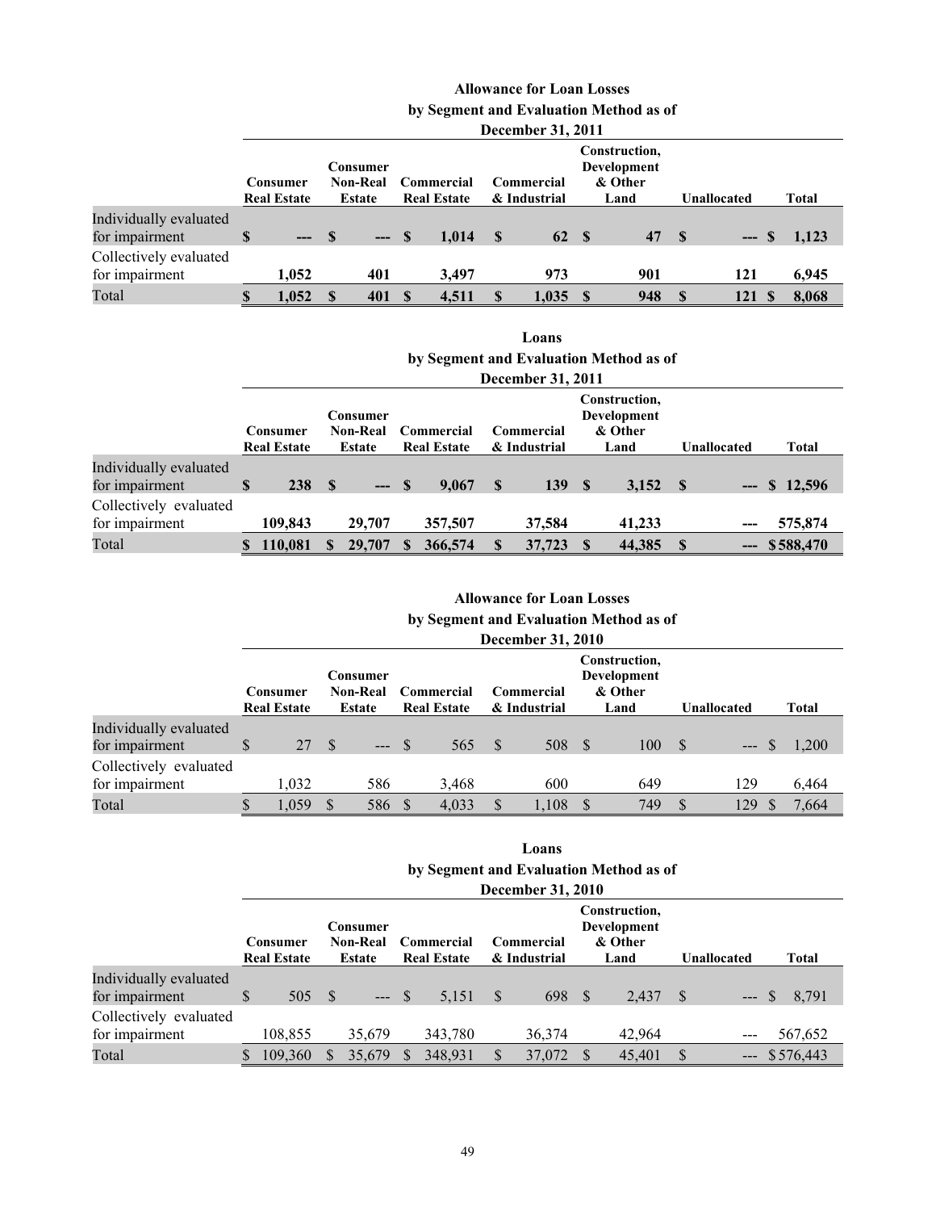**Allowance for Loan Losses by Segment and Evaluation Method as of December 31, 2011**

| | Consumer Real Estate | Consumer Non-Real Estate | Commercial Real Estate | Commercial & Industrial | Construction, Development & Other Land | Unallocated | Total |
|---|---|---|---|---|---|---|---|
| Individually evaluated for impairment | $ --- | $ --- | $ 1,014 | $ 62 | $ 47 | $ --- | $ 1,123 |
| Collectively evaluated for impairment | 1,052 | 401 | 3,497 | 973 | 901 | 121 | 6,945 |
| Total | $ 1,052 | $ 401 | $ 4,511 | $ 1,035 | $ 948 | $ 121 | $ 8,068 |

**Loans by Segment and Evaluation Method as of December 31, 2011**

| | Consumer Real Estate | Consumer Non-Real Estate | Commercial Real Estate | Commercial & Industrial | Construction, Development & Other Land | Unallocated | Total |
|---|---|---|---|---|---|---|---|
| Individually evaluated for impairment | $ 238 | $ --- | $ 9,067 | $ 139 | $ 3,152 | $ --- | $ 12,596 |
| Collectively evaluated for impairment | 109,843 | 29,707 | 357,507 | 37,584 | 41,233 | --- | 575,874 |
| Total | $ 110,081 | $ 29,707 | $ 366,574 | $ 37,723 | $ 44,385 | $ --- | $ 588,470 |

**Allowance for Loan Losses by Segment and Evaluation Method as of December 31, 2010**

| | Consumer Real Estate | Consumer Non-Real Estate | Commercial Real Estate | Commercial & Industrial | Construction, Development & Other Land | Unallocated | Total |
|---|---|---|---|---|---|---|---|
| Individually evaluated for impairment | $ 27 | $ --- | $ 565 | $ 508 | $ 100 | $ --- | $ 1,200 |
| Collectively evaluated for impairment | 1,032 | 586 | 3,468 | 600 | 649 | 129 | 6,464 |
| Total | $ 1,059 | $ 586 | $ 4,033 | $ 1,108 | $ 749 | $ 129 | $ 7,664 |

**Loans by Segment and Evaluation Method as of December 31, 2010**

| | Consumer Real Estate | Consumer Non-Real Estate | Commercial Real Estate | Commercial & Industrial | Construction, Development & Other Land | Unallocated | Total |
|---|---|---|---|---|---|---|---|
| Individually evaluated for impairment | $ 505 | $ --- | $ 5,151 | $ 698 | $ 2,437 | $ --- | $ 8,791 |
| Collectively evaluated for impairment | 108,855 | 35,679 | 343,780 | 36,374 | 42,964 | --- | 567,652 |
| Total | $ 109,360 | $ 35,679 | $ 348,931 | $ 37,072 | $ 45,401 | $ --- | $ 576,443 |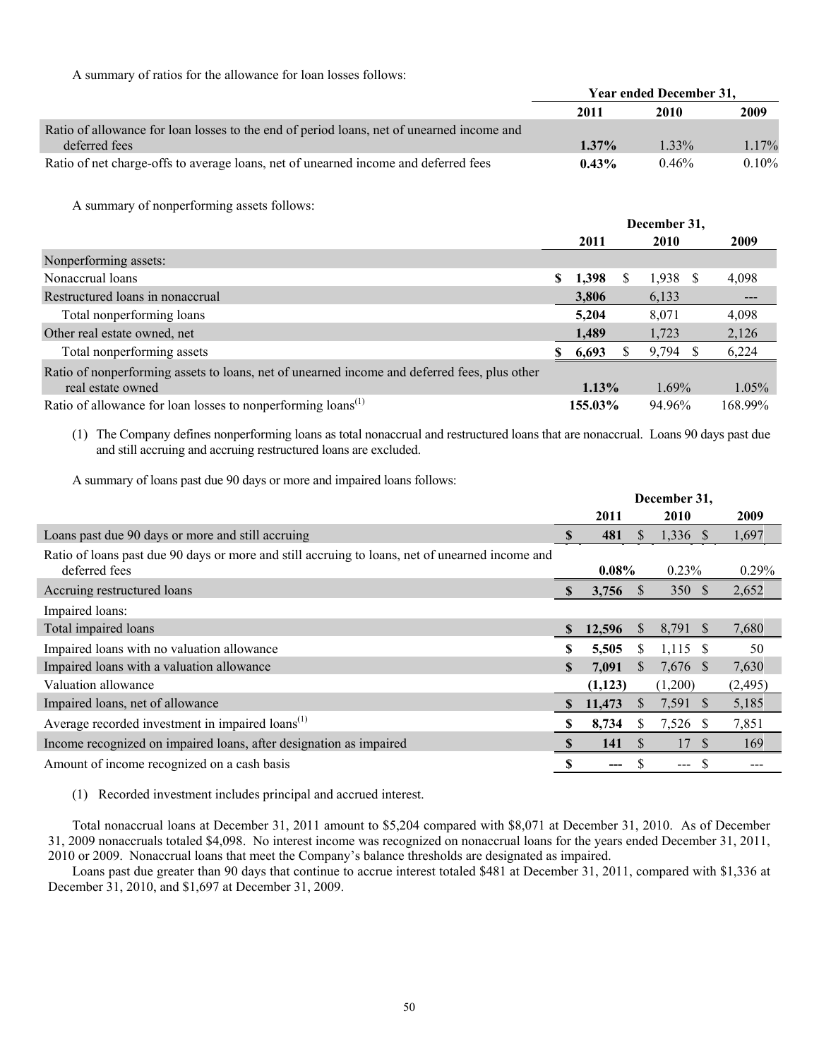A summary of ratios for the allowance for loan losses follows:

| | Year ended December 31, | | |
|---|---|---|---|
| | 2011 | 2010 | 2009 |
| Ratio of allowance for loan losses to the end of period loans, net of unearned income and deferred fees | **1.37%** | 1.33% | 1.17% |
| Ratio of net charge-offs to average loans, net of unearned income and deferred fees | **0.43%** | 0.46% | 0.10% |

A summary of nonperforming assets follows:

| | December 31, | | |
|---|---|---|---|
| | 2011 | 2010 | 2009 |
| Nonperforming assets: | | | |
| Nonaccrual loans | **$ 1,398** | $ 1,938 | $ 4,098 |
| Restructured loans in nonaccrual | **3,806** | 6,133 | --- |
| Total nonperforming loans | **5,204** | 8,071 | 4,098 |
| Other real estate owned, net | **1,489** | 1,723 | 2,126 |
| Total nonperforming assets | **$ 6,693** | $ 9,794 | $ 6,224 |
| Ratio of nonperforming assets to loans, net of unearned income and deferred fees, plus other real estate owned | **1.13%** | 1.69% | 1.05% |
| Ratio of allowance for loan losses to nonperforming loans[1] | **155.03%** | 94.96% | 168.99% |

(1) The Company defines nonperforming loans as total nonaccrual and restructured loans that are nonaccrual. Loans 90 days past due and still accruing and accruing restructured loans are excluded.

A summary of loans past due 90 days or more and impaired loans follows:

| | December 31, | | |
|---|---|---|---|
| | 2011 | 2010 | 2009 |
| Loans past due 90 days or more and still accruing | **$ 481** | $ 1,336 | $ 1,697 |
| Ratio of loans past due 90 days or more and still accruing to loans, net of unearned income and deferred fees | **0.08%** | 0.23% | 0.29% |
| Accruing restructured loans | **$ 3,756** | $ 350 | $ 2,652 |
| Impaired loans: | | | |
| Total impaired loans | **$ 12,596** | $ 8,791 | $ 7,680 |
| Impaired loans with no valuation allowance | **$ 5,505** | $ 1,115 | $ 50 |
| Impaired loans with a valuation allowance | **$ 7,091** | $ 7,676 | $ 7,630 |
| Valuation allowance | **(1,123)** | (1,200) | (2,495) |
| Impaired loans, net of allowance | **$ 11,473** | $ 7,591 | $ 5,185 |
| Average recorded investment in impaired loans[1] | **$ 8,734** | $ 7,526 | $ 7,851 |
| Income recognized on impaired loans, after designation as impaired | **$ 141** | $ 17 | $ 169 |
| Amount of income recognized on a cash basis | **$ ---** | $ --- | $ --- |

(1) Recorded investment includes principal and accrued interest.

Total nonaccrual loans at December 31, 2011 amount to $5,204 compared with $8,071 at December 31, 2010. As of December 31, 2009 nonaccruals totaled $4,098. No interest income was recognized on nonaccrual loans for the years ended December 31, 2011, 2010 or 2009. Nonaccrual loans that meet the Company's balance thresholds are designated as impaired.

Loans past due greater than 90 days that continue to accrue interest totaled $481 at December 31, 2011, compared with $1,336 at December 31, 2010, and $1,697 at December 31, 2009.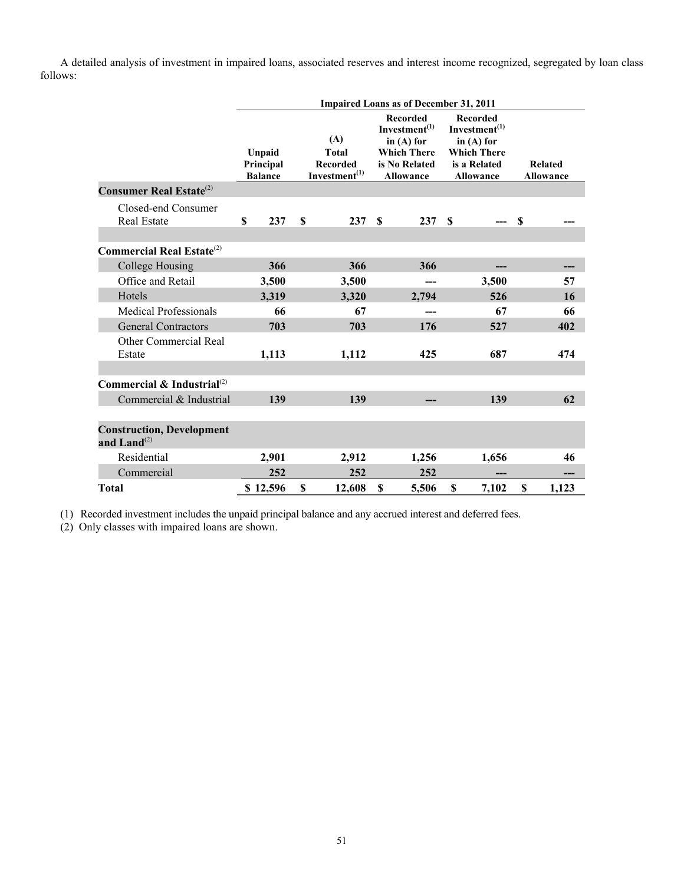A detailed analysis of investment in impaired loans, associated reserves and interest income recognized, segregated by loan class follows:

| | Impaired Loans as of December 31, 2011 | | | | |
|---|---|---|---|---|---|
| | Unpaid Principal Balance | (A) Total Recorded Investment(1) | Recorded Investment(1) in (A) for Which There is No Related Allowance | Recorded Investment(1) in (A) for Which There is a Related Allowance | Related Allowance |
| **Consumer Real Estate**(2) | | | | | |
| Closed-end Consumer Real Estate | $ 237 | $ 237 | $ 237 | $ --- | $ --- |
| **Commercial Real Estate**(2) | | | | | |
| College Housing | 366 | 366 | 366 | --- | --- |
| Office and Retail | 3,500 | 3,500 | --- | 3,500 | 57 |
| Hotels | 3,319 | 3,320 | 2,794 | 526 | 16 |
| Medical Professionals | 66 | 67 | --- | 67 | 66 |
| General Contractors | 703 | 703 | 176 | 527 | 402 |
| Other Commercial Real Estate | 1,113 | 1,112 | 425 | 687 | 474 |
| **Commercial & Industrial**(2) | | | | | |
| Commercial & Industrial | 139 | 139 | --- | 139 | 62 |
| **Construction, Development and Land**(2) | | | | | |
| Residential | 2,901 | 2,912 | 1,256 | 1,656 | 46 |
| Commercial | 252 | 252 | 252 | --- | --- |
| **Total** | $ 12,596 | $ 12,608 | $ 5,506 | $ 7,102 | $ 1,123 |

(1) Recorded investment includes the unpaid principal balance and any accrued interest and deferred fees.

(2) Only classes with impaired loans are shown.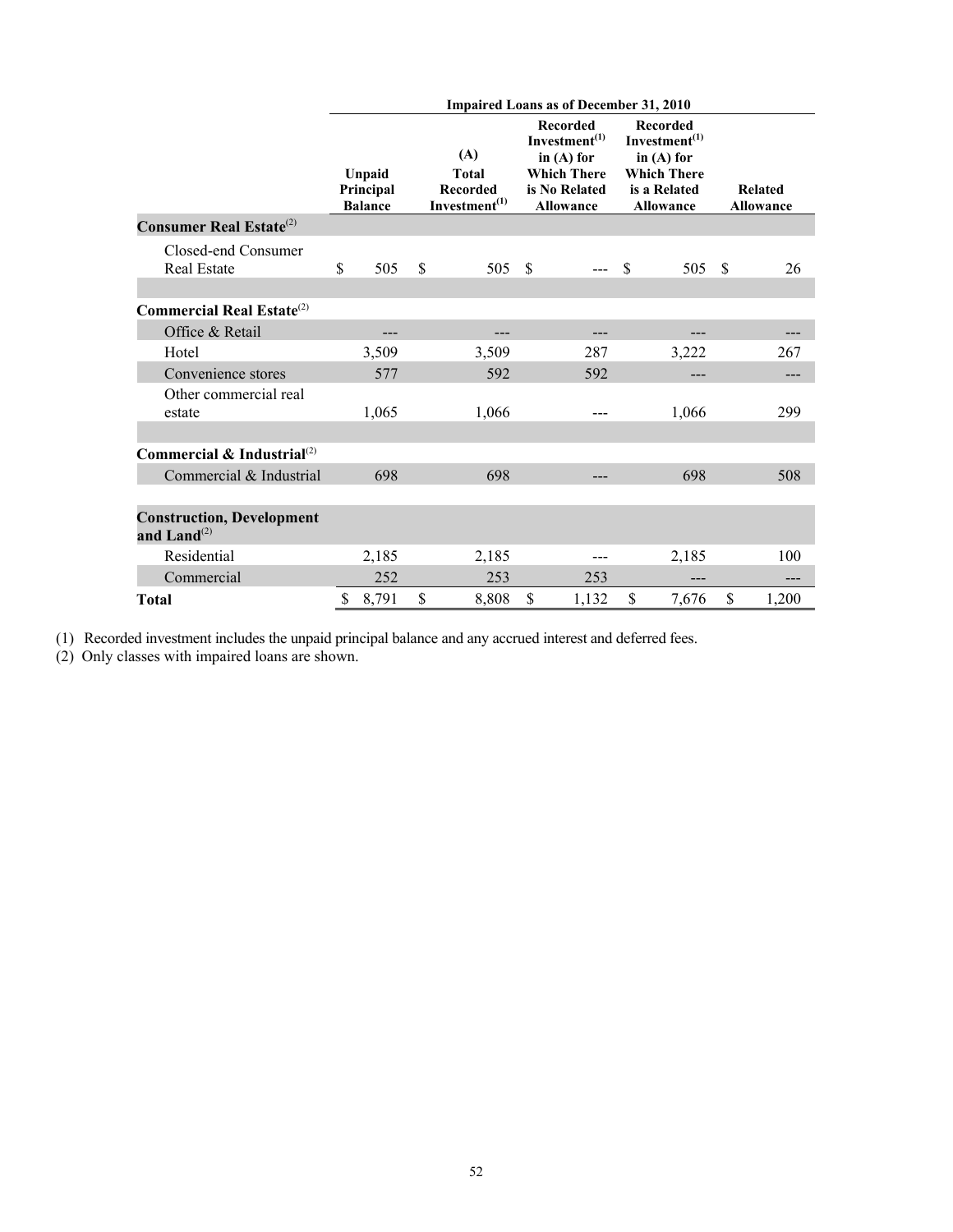| | Impaired Loans as of December 31, 2010 | | | | |
|---|---|---|---|---|---|
| | Unpaid Principal Balance | (A) Total Recorded Investment[1] | Recorded Investment[1] in (A) for Which There is No Related Allowance | Recorded Investment[1] in (A) for Which There is a Related Allowance | Related Allowance |
| **Consumer Real Estate**[2] | | | | | |
| Closed-end Consumer Real Estate | $ 505 | $ 505 | $ --- | $ 505 | $ 26 |
| | | | | | |
| **Commercial Real Estate**[2] | | | | | |
| Office & Retail | --- | --- | --- | --- | --- |
| Hotel | 3,509 | 3,509 | 287 | 3,222 | 267 |
| Convenience stores | 577 | 592 | 592 | --- | --- |
| Other commercial real estate | 1,065 | 1,066 | --- | 1,066 | 299 |
| | | | | | |
| **Commercial & Industrial**[2] | | | | | |
| Commercial & Industrial | 698 | 698 | --- | 698 | 508 |
| | | | | | |
| **Construction, Development and Land**[2] | | | | | |
| Residential | 2,185 | 2,185 | --- | 2,185 | 100 |
| Commercial | 252 | 253 | 253 | --- | --- |
| **Total** | $ 8,791 | $ 8,808 | $ 1,132 | $ 7,676 | $ 1,200 |

(1) Recorded investment includes the unpaid principal balance and any accrued interest and deferred fees.
(2) Only classes with impaired loans are shown.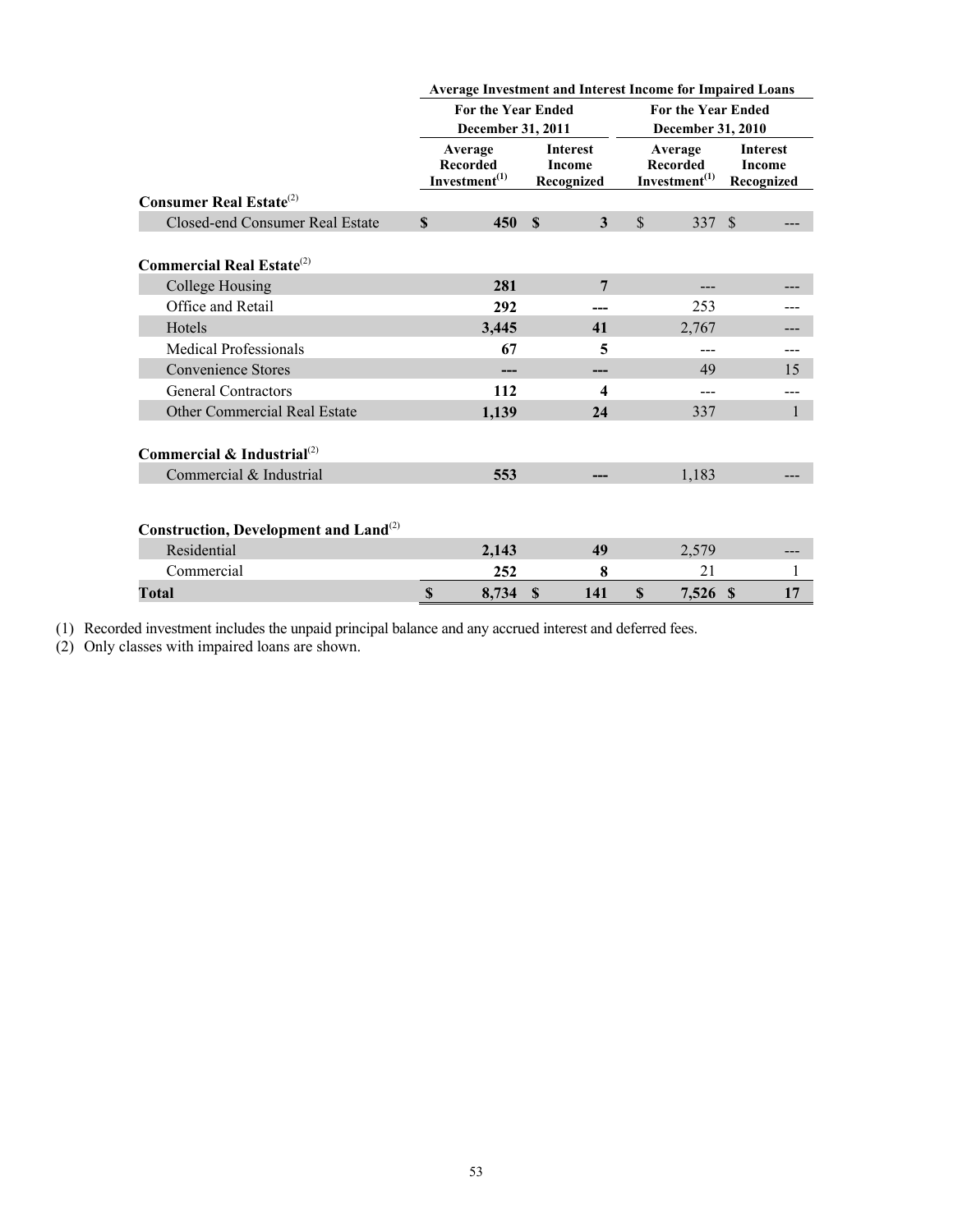| | Average Investment and Interest Income for Impaired Loans | | | |
|---|---|---|---|---|
| | For the Year Ended December 31, 2011 | | For the Year Ended December 31, 2010 | |
| | Average Recorded Investment[(1)] | Interest Income Recognized | Average Recorded Investment[(1)] | Interest Income Recognized |
| **Consumer Real Estate**[(2)] | | | | |
| Closed-end Consumer Real Estate | **$ 450** | **$ 3** | $ 337 | $ --- |
| **Commercial Real Estate**[(2)] | | | | |
| College Housing | **281** | **7** | --- | --- |
| Office and Retail | **292** | **---** | 253 | --- |
| Hotels | **3,445** | **41** | 2,767 | --- |
| Medical Professionals | **67** | **5** | --- | --- |
| Convenience Stores | **---** | **---** | 49 | 15 |
| General Contractors | **112** | **4** | --- | --- |
| Other Commercial Real Estate | **1,139** | **24** | 337 | 1 |
| **Commercial & Industrial**[(2)] | | | | |
| Commercial & Industrial | **553** | **---** | 1,183 | --- |
| **Construction, Development and Land**[(2)] | | | | |
| Residential | **2,143** | **49** | 2,579 | --- |
| Commercial | **252** | **8** | 21 | 1 |
| **Total** | **$ 8,734** | **$ 141** | **$ 7,526** | **$ 17** |

(1) Recorded investment includes the unpaid principal balance and any accrued interest and deferred fees.
(2) Only classes with impaired loans are shown.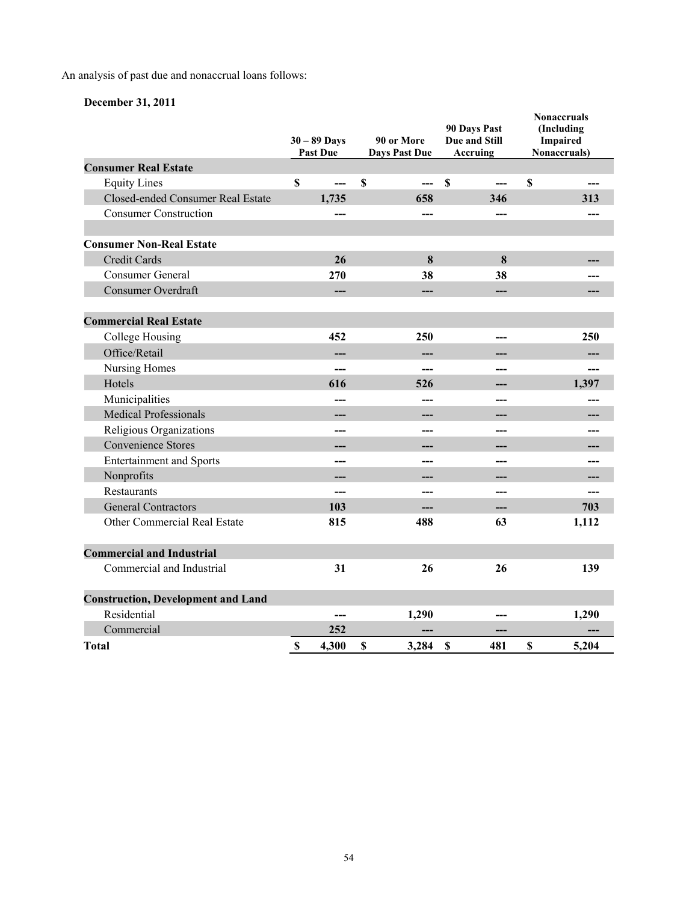An analysis of past due and nonaccrual loans follows:

**December 31, 2011**

| | 30 – 89 Days Past Due | 90 or More Days Past Due | 90 Days Past Due and Still Accruing | Nonaccruals (Including Impaired Nonaccruals) |
|---|---|---|---|---|
| **Consumer Real Estate** | | | | |
| Equity Lines | $ --- | $ --- | $ --- | $ --- |
| Closed-ended Consumer Real Estate | 1,735 | 658 | 346 | 313 |
| Consumer Construction | --- | --- | --- | --- |
| | | | | |
| **Consumer Non-Real Estate** | | | | |
| Credit Cards | 26 | 8 | 8 | --- |
| Consumer General | 270 | 38 | 38 | --- |
| Consumer Overdraft | --- | --- | --- | --- |
| | | | | |
| **Commercial Real Estate** | | | | |
| College Housing | 452 | 250 | --- | 250 |
| Office/Retail | --- | --- | --- | --- |
| Nursing Homes | --- | --- | --- | --- |
| Hotels | 616 | 526 | --- | 1,397 |
| Municipalities | --- | --- | --- | --- |
| Medical Professionals | --- | --- | --- | --- |
| Religious Organizations | --- | --- | --- | --- |
| Convenience Stores | --- | --- | --- | --- |
| Entertainment and Sports | --- | --- | --- | --- |
| Nonprofits | --- | --- | --- | --- |
| Restaurants | --- | --- | --- | --- |
| General Contractors | 103 | --- | --- | 703 |
| Other Commercial Real Estate | 815 | 488 | 63 | 1,112 |
| | | | | |
| **Commercial and Industrial** | | | | |
| Commercial and Industrial | 31 | 26 | 26 | 139 |
| | | | | |
| **Construction, Development and Land** | | | | |
| Residential | --- | 1,290 | --- | 1,290 |
| Commercial | 252 | --- | --- | --- |
| **Total** | $ 4,300 | $ 3,284 | $ 481 | $ 5,204 |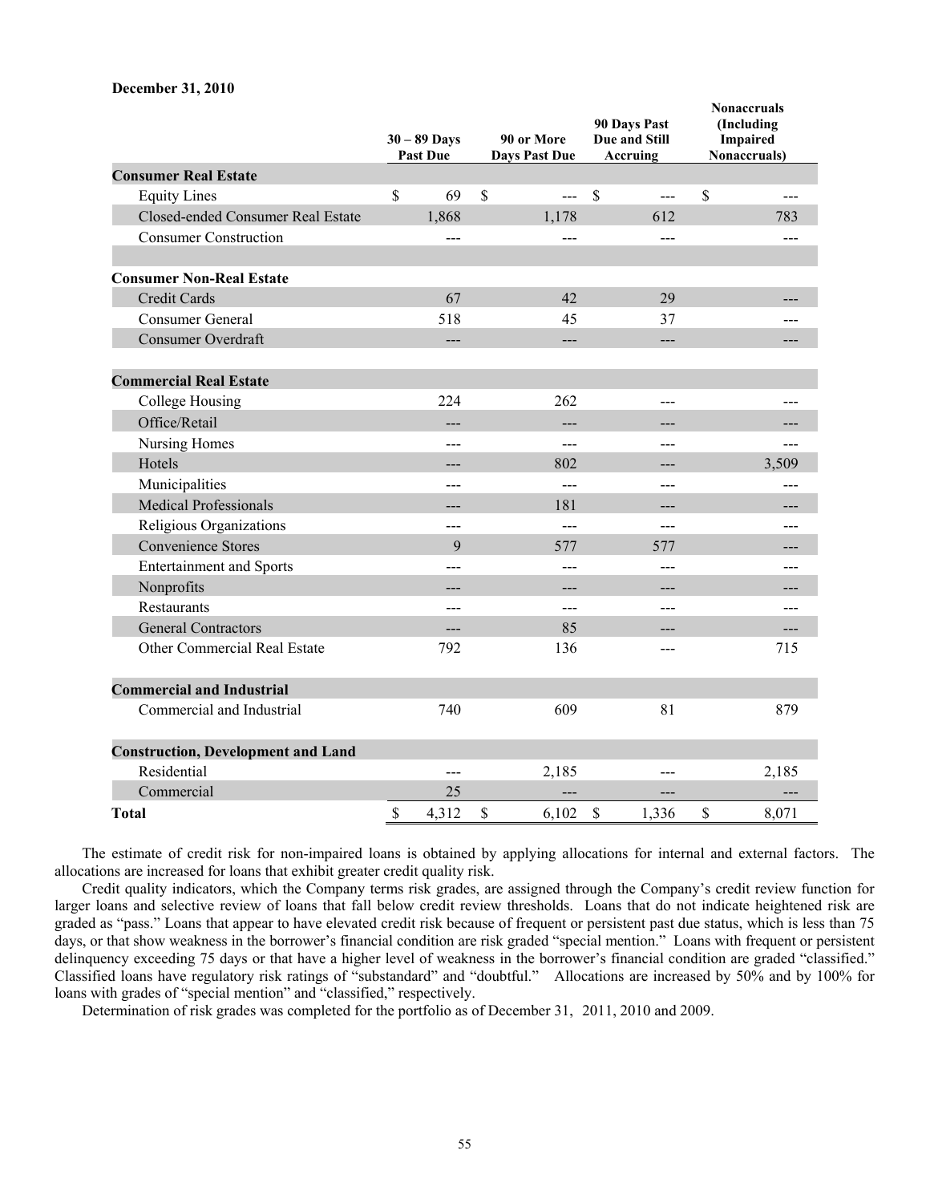**December 31, 2010**

| | 30 – 89 Days Past Due | 90 or More Days Past Due | 90 Days Past Due and Still Accruing | Nonaccruals (Including Impaired Nonaccruals) |
|---|---|---|---|---|
| **Consumer Real Estate** | | | | |
| Equity Lines | $ 69 | $ --- | $ --- | $ --- |
| Closed-ended Consumer Real Estate | 1,868 | 1,178 | 612 | 783 |
| Consumer Construction | --- | --- | --- | --- |
| | | | | |
| **Consumer Non-Real Estate** | | | | |
| Credit Cards | 67 | 42 | 29 | --- |
| Consumer General | 518 | 45 | 37 | --- |
| Consumer Overdraft | --- | --- | --- | --- |
| | | | | |
| **Commercial Real Estate** | | | | |
| College Housing | 224 | 262 | --- | --- |
| Office/Retail | --- | --- | --- | --- |
| Nursing Homes | --- | --- | --- | --- |
| Hotels | --- | 802 | --- | 3,509 |
| Municipalities | --- | --- | --- | --- |
| Medical Professionals | --- | 181 | --- | --- |
| Religious Organizations | --- | --- | --- | --- |
| Convenience Stores | 9 | 577 | 577 | --- |
| Entertainment and Sports | --- | --- | --- | --- |
| Nonprofits | --- | --- | --- | --- |
| Restaurants | --- | --- | --- | --- |
| General Contractors | --- | 85 | --- | --- |
| Other Commercial Real Estate | 792 | 136 | --- | 715 |
| | | | | |
| **Commercial and Industrial** | | | | |
| Commercial and Industrial | 740 | 609 | 81 | 879 |
| | | | | |
| **Construction, Development and Land** | | | | |
| Residential | --- | 2,185 | --- | 2,185 |
| Commercial | 25 | --- | --- | --- |
| **Total** | $ 4,312 | $ 6,102 | $ 1,336 | $ 8,071 |

The estimate of credit risk for non-impaired loans is obtained by applying allocations for internal and external factors. The allocations are increased for loans that exhibit greater credit quality risk.

Credit quality indicators, which the Company terms risk grades, are assigned through the Company's credit review function for larger loans and selective review of loans that fall below credit review thresholds. Loans that do not indicate heightened risk are graded as "pass." Loans that appear to have elevated credit risk because of frequent or persistent past due status, which is less than 75 days, or that show weakness in the borrower's financial condition are risk graded "special mention." Loans with frequent or persistent delinquency exceeding 75 days or that have a higher level of weakness in the borrower's financial condition are graded "classified." Classified loans have regulatory risk ratings of "substandard" and "doubtful." Allocations are increased by 50% and by 100% for loans with grades of "special mention" and "classified," respectively.

Determination of risk grades was completed for the portfolio as of December 31, 2011, 2010 and 2009.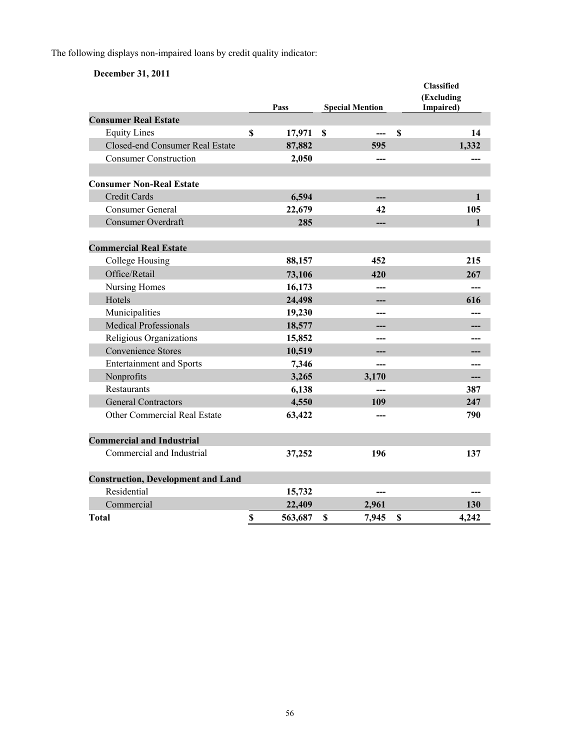The following displays non-impaired loans by credit quality indicator:

**December 31, 2011**

| | Pass | Special Mention | Classified (Excluding Impaired) |
|---|---|---|---|
| **Consumer Real Estate** | | | |
| Equity Lines | $ 17,971 | $ --- | $ 14 |
| Closed-end Consumer Real Estate | 87,882 | 595 | 1,332 |
| Consumer Construction | 2,050 | --- | --- |
| | | | |
| **Consumer Non-Real Estate** | | | |
| Credit Cards | 6,594 | --- | 1 |
| Consumer General | 22,679 | 42 | 105 |
| Consumer Overdraft | 285 | --- | 1 |
| | | | |
| **Commercial Real Estate** | | | |
| College Housing | 88,157 | 452 | 215 |
| Office/Retail | 73,106 | 420 | 267 |
| Nursing Homes | 16,173 | --- | --- |
| Hotels | 24,498 | --- | 616 |
| Municipalities | 19,230 | --- | --- |
| Medical Professionals | 18,577 | --- | --- |
| Religious Organizations | 15,852 | --- | --- |
| Convenience Stores | 10,519 | --- | --- |
| Entertainment and Sports | 7,346 | --- | --- |
| Nonprofits | 3,265 | 3,170 | --- |
| Restaurants | 6,138 | --- | 387 |
| General Contractors | 4,550 | 109 | 247 |
| Other Commercial Real Estate | 63,422 | --- | 790 |
| | | | |
| **Commercial and Industrial** | | | |
| Commercial and Industrial | 37,252 | 196 | 137 |
| | | | |
| **Construction, Development and Land** | | | |
| Residential | 15,732 | --- | --- |
| Commercial | 22,409 | 2,961 | 130 |
| **Total** | $ 563,687 | $ 7,945 | $ 4,242 |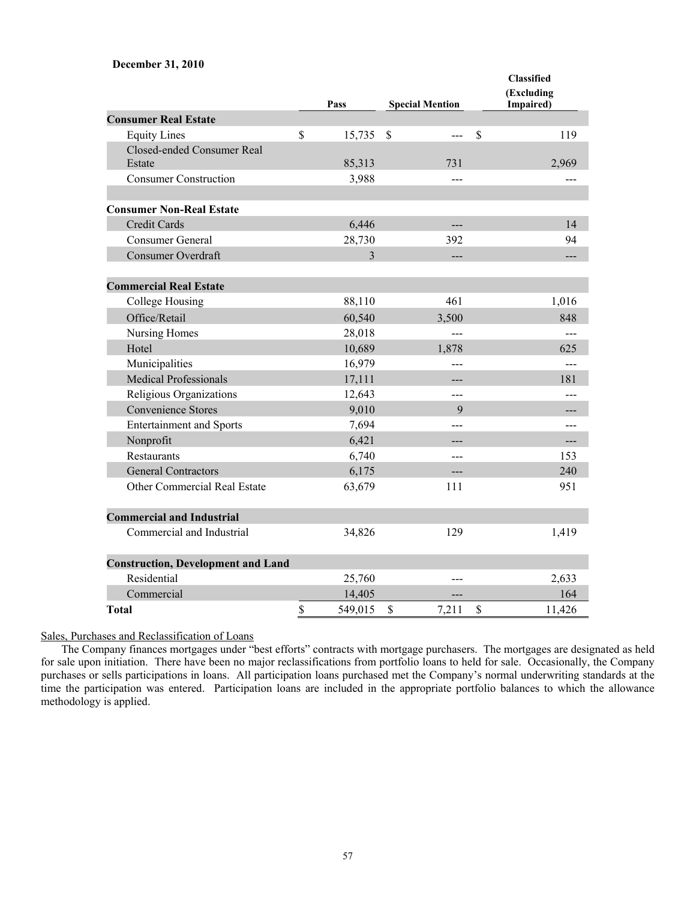**December 31, 2010**

| | Pass | Special Mention | Classified (Excluding Impaired) |
|---|---|---|---|
| **Consumer Real Estate** | | | |
| Equity Lines | $ 15,735 | $ --- | $ 119 |
| Closed-ended Consumer Real Estate | 85,313 | 731 | 2,969 |
| Consumer Construction | 3,988 | --- | --- |
| | | | |
| **Consumer Non-Real Estate** | | | |
| Credit Cards | 6,446 | --- | 14 |
| Consumer General | 28,730 | 392 | 94 |
| Consumer Overdraft | 3 | --- | --- |
| | | | |
| **Commercial Real Estate** | | | |
| College Housing | 88,110 | 461 | 1,016 |
| Office/Retail | 60,540 | 3,500 | 848 |
| Nursing Homes | 28,018 | --- | --- |
| Hotel | 10,689 | 1,878 | 625 |
| Municipalities | 16,979 | --- | --- |
| Medical Professionals | 17,111 | --- | 181 |
| Religious Organizations | 12,643 | --- | --- |
| Convenience Stores | 9,010 | 9 | --- |
| Entertainment and Sports | 7,694 | --- | --- |
| Nonprofit | 6,421 | --- | --- |
| Restaurants | 6,740 | --- | 153 |
| General Contractors | 6,175 | --- | 240 |
| Other Commercial Real Estate | 63,679 | 111 | 951 |
| | | | |
| **Commercial and Industrial** | | | |
| Commercial and Industrial | 34,826 | 129 | 1,419 |
| | | | |
| **Construction, Development and Land** | | | |
| Residential | 25,760 | --- | 2,633 |
| Commercial | 14,405 | --- | 164 |
| **Total** | $ 549,015 | $ 7,211 | $ 11,426 |

Sales, Purchases and Reclassification of Loans

The Company finances mortgages under "best efforts" contracts with mortgage purchasers. The mortgages are designated as held for sale upon initiation. There have been no major reclassifications from portfolio loans to held for sale. Occasionally, the Company purchases or sells participations in loans. All participation loans purchased met the Company's normal underwriting standards at the time the participation was entered. Participation loans are included in the appropriate portfolio balances to which the allowance methodology is applied.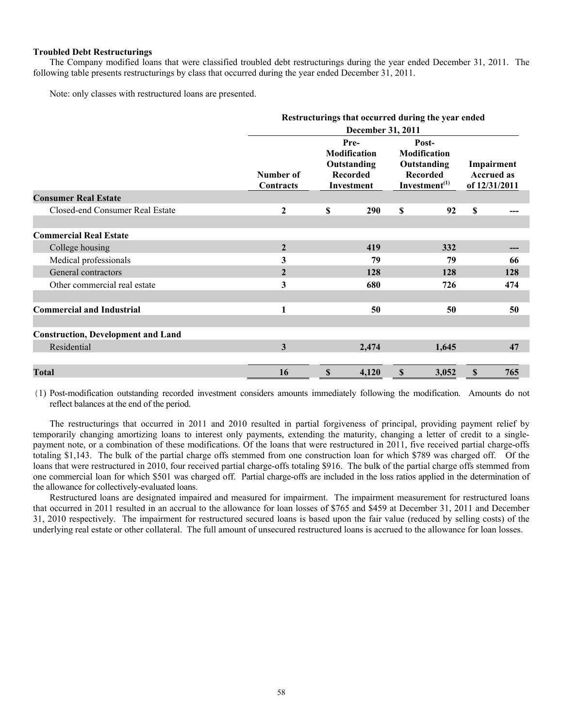**Troubled Debt Restructurings**

The Company modified loans that were classified troubled debt restructurings during the year ended December 31, 2011. The following table presents restructurings by class that occurred during the year ended December 31, 2011.

Note: only classes with restructured loans are presented.

| | Restructurings that occurred during the year ended December 31, 2011 | | | |
|---|---|---|---|---|
| | Number of Contracts | Pre-Modification Outstanding Recorded Investment | Post-Modification Outstanding Recorded Investment[(1)] | Impairment Accrued as of 12/31/2011 |
| **Consumer Real Estate** | | | | |
| Closed-end Consumer Real Estate | 2 | $ 290 | $ 92 | $ --- |
| **Commercial Real Estate** | | | | |
| College housing | 2 | 419 | 332 | --- |
| Medical professionals | 3 | 79 | 79 | 66 |
| General contractors | 2 | 128 | 128 | 128 |
| Other commercial real estate | 3 | 680 | 726 | 474 |
| **Commercial and Industrial** | 1 | 50 | 50 | 50 |
| **Construction, Development and Land** | | | | |
| Residential | 3 | 2,474 | 1,645 | 47 |
| **Total** | 16 | $ 4,120 | $ 3,052 | $ 765 |

(1) Post-modification outstanding recorded investment considers amounts immediately following the modification. Amounts do not reflect balances at the end of the period.

The restructurings that occurred in 2011 and 2010 resulted in partial forgiveness of principal, providing payment relief by temporarily changing amortizing loans to interest only payments, extending the maturity, changing a letter of credit to a single-payment note, or a combination of these modifications. Of the loans that were restructured in 2011, five received partial charge-offs totaling $1,143. The bulk of the partial charge offs stemmed from one construction loan for which $789 was charged off. Of the loans that were restructured in 2010, four received partial charge-offs totaling $916. The bulk of the partial charge offs stemmed from one commercial loan for which $501 was charged off. Partial charge-offs are included in the loss ratios applied in the determination of the allowance for collectively-evaluated loans.

Restructured loans are designated impaired and measured for impairment. The impairment measurement for restructured loans that occurred in 2011 resulted in an accrual to the allowance for loan losses of $765 and $459 at December 31, 2011 and December 31, 2010 respectively. The impairment for restructured secured loans is based upon the fair value (reduced by selling costs) of the underlying real estate or other collateral. The full amount of unsecured restructured loans is accrued to the allowance for loan losses.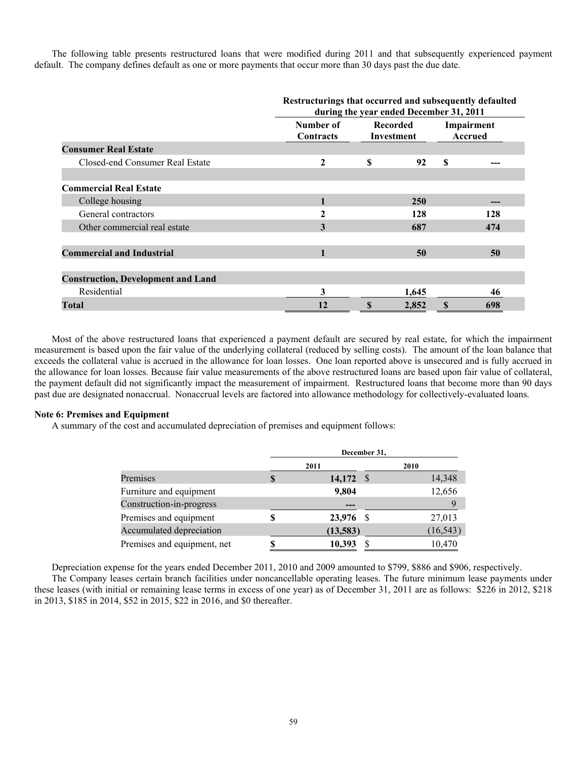The following table presents restructured loans that were modified during 2011 and that subsequently experienced payment default. The company defines default as one or more payments that occur more than 30 days past the due date.

| | Restructurings that occurred and subsequently defaulted during the year ended December 31, 2011 | | |
|---|---|---|---|
| | Number of Contracts | Recorded Investment | Impairment Accrued |
| **Consumer Real Estate** | | | |
| Closed-end Consumer Real Estate | 2 | $ 92 | $ --- |
| | | | |
| **Commercial Real Estate** | | | |
| College housing | 1 | 250 | --- |
| General contractors | 2 | 128 | 128 |
| Other commercial real estate | 3 | 687 | 474 |
| | | | |
| **Commercial and Industrial** | 1 | 50 | 50 |
| | | | |
| **Construction, Development and Land** | | | |
| Residential | 3 | 1,645 | 46 |
| **Total** | 12 | $ 2,852 | $ 698 |

Most of the above restructured loans that experienced a payment default are secured by real estate, for which the impairment measurement is based upon the fair value of the underlying collateral (reduced by selling costs). The amount of the loan balance that exceeds the collateral value is accrued in the allowance for loan losses. One loan reported above is unsecured and is fully accrued in the allowance for loan losses. Because fair value measurements of the above restructured loans are based upon fair value of collateral, the payment default did not significantly impact the measurement of impairment. Restructured loans that become more than 90 days past due are designated nonaccrual. Nonaccrual levels are factored into allowance methodology for collectively-evaluated loans.

**Note 6: Premises and Equipment**

A summary of the cost and accumulated depreciation of premises and equipment follows:

| | December 31, | |
|---|---|---|
| | 2011 | 2010 |
| Premises | $ 14,172 | $ 14,348 |
| Furniture and equipment | 9,804 | 12,656 |
| Construction-in-progress | --- | 9 |
| Premises and equipment | $ 23,976 | $ 27,013 |
| Accumulated depreciation | (13,583) | (16,543) |
| Premises and equipment, net | $ 10,393 | $ 10,470 |

Depreciation expense for the years ended December 2011, 2010 and 2009 amounted to $799, $886 and $906, respectively.

The Company leases certain branch facilities under noncancellable operating leases. The future minimum lease payments under these leases (with initial or remaining lease terms in excess of one year) as of December 31, 2011 are as follows: $226 in 2012, $218 in 2013, $185 in 2014, $52 in 2015, $22 in 2016, and $0 thereafter.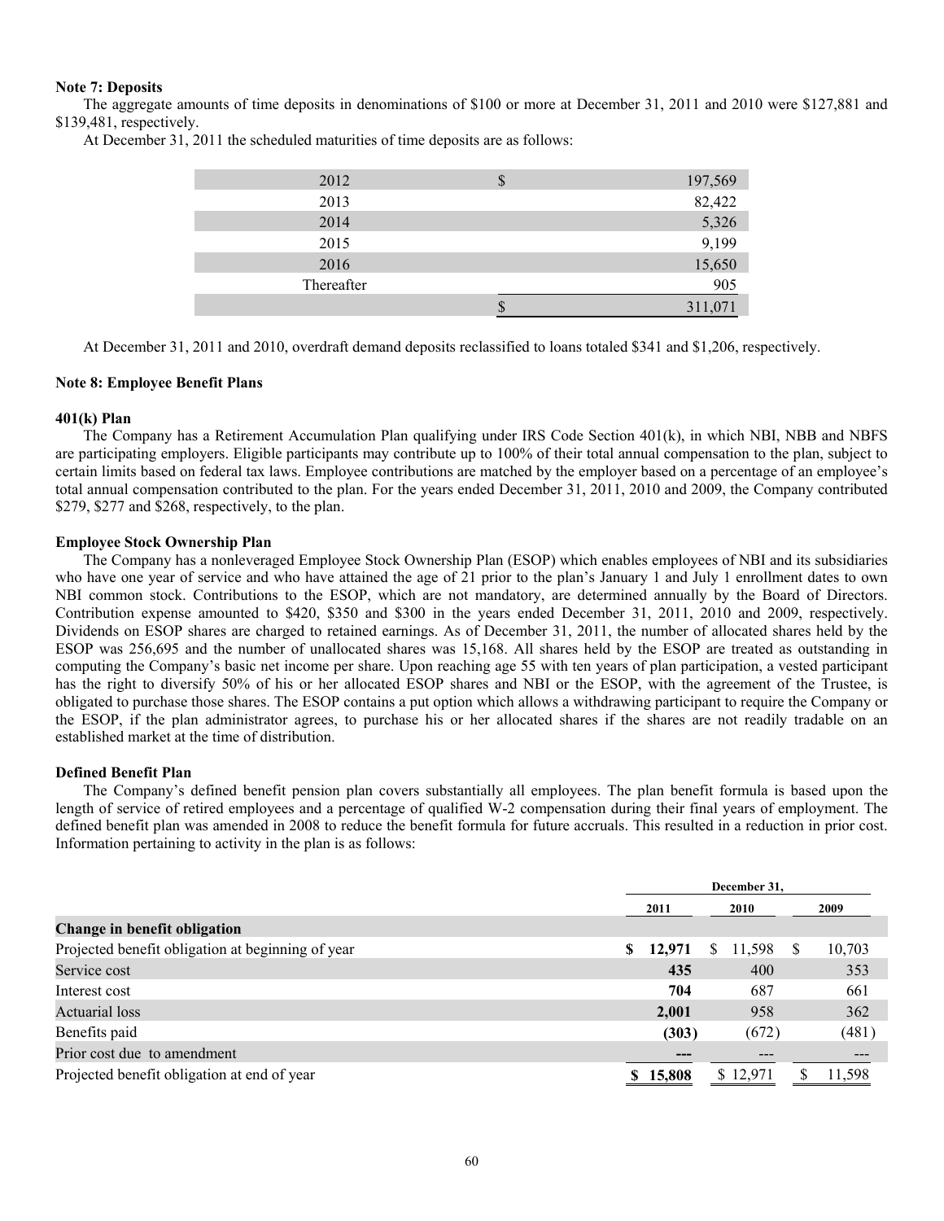**Note 7: Deposits**

The aggregate amounts of time deposits in denominations of $100 or more at December 31, 2011 and 2010 were $127,881 and $139,481, respectively.

At December 31, 2011 the scheduled maturities of time deposits are as follows:

| | | |
|---|---|---|
| 2012 | $ | 197,569 |
| 2013 | | 82,422 |
| 2014 | | 5,326 |
| 2015 | | 9,199 |
| 2016 | | 15,650 |
| Thereafter | | 905 |
| | $ | 311,071 |

At December 31, 2011 and 2010, overdraft demand deposits reclassified to loans totaled $341 and $1,206, respectively.

**Note 8: Employee Benefit Plans**

**401(k) Plan**

The Company has a Retirement Accumulation Plan qualifying under IRS Code Section 401(k), in which NBI, NBB and NBFS are participating employers. Eligible participants may contribute up to 100% of their total annual compensation to the plan, subject to certain limits based on federal tax laws. Employee contributions are matched by the employer based on a percentage of an employee's total annual compensation contributed to the plan. For the years ended December 31, 2011, 2010 and 2009, the Company contributed $279, $277 and $268, respectively, to the plan.

**Employee Stock Ownership Plan**

The Company has a nonleveraged Employee Stock Ownership Plan (ESOP) which enables employees of NBI and its subsidiaries who have one year of service and who have attained the age of 21 prior to the plan's January 1 and July 1 enrollment dates to own NBI common stock. Contributions to the ESOP, which are not mandatory, are determined annually by the Board of Directors. Contribution expense amounted to $420, $350 and $300 in the years ended December 31, 2011, 2010 and 2009, respectively. Dividends on ESOP shares are charged to retained earnings. As of December 31, 2011, the number of allocated shares held by the ESOP was 256,695 and the number of unallocated shares was 15,168. All shares held by the ESOP are treated as outstanding in computing the Company's basic net income per share. Upon reaching age 55 with ten years of plan participation, a vested participant has the right to diversify 50% of his or her allocated ESOP shares and NBI or the ESOP, with the agreement of the Trustee, is obligated to purchase those shares. The ESOP contains a put option which allows a withdrawing participant to require the Company or the ESOP, if the plan administrator agrees, to purchase his or her allocated shares if the shares are not readily tradable on an established market at the time of distribution.

**Defined Benefit Plan**

The Company's defined benefit pension plan covers substantially all employees. The plan benefit formula is based upon the length of service of retired employees and a percentage of qualified W-2 compensation during their final years of employment. The defined benefit plan was amended in 2008 to reduce the benefit formula for future accruals. This resulted in a reduction in prior cost. Information pertaining to activity in the plan is as follows:

| | December 31, | | |
|---|---|---|---|
| | **2011** | **2010** | **2009** |
| **Change in benefit obligation** | | | |
| Projected benefit obligation at beginning of year | **$ 12,971** | $ 11,598 | $ 10,703 |
| Service cost | **435** | 400 | 353 |
| Interest cost | **704** | 687 | 661 |
| Actuarial loss | **2,001** | 958 | 362 |
| Benefits paid | **(303)** | (672) | (481) |
| Prior cost due to amendment | **---** | --- | --- |
| Projected benefit obligation at end of year | **$ 15,808** | $ 12,971 | $ 11,598 |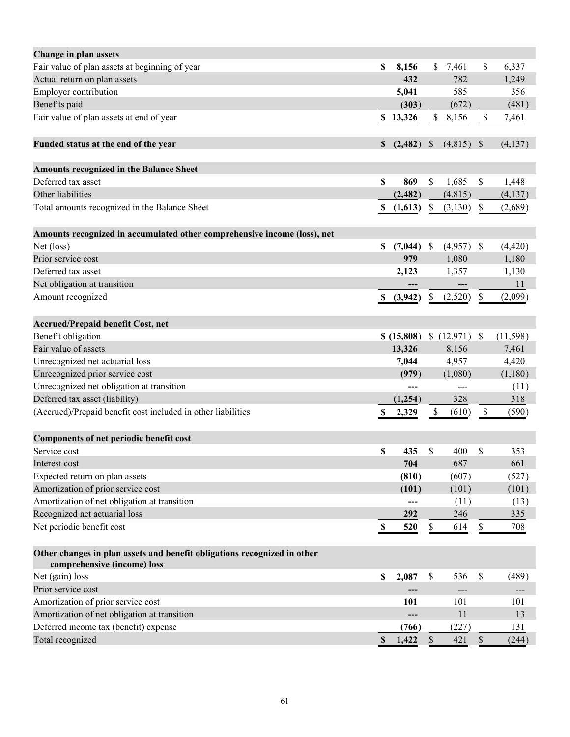| | | | |
|---|---|---|---|
| **Change in plan assets** | | | |
| Fair value of plan assets at beginning of year | **$ 8,156** | $ 7,461 | $ 6,337 |
| Actual return on plan assets | **432** | 782 | 1,249 |
| Employer contribution | **5,041** | 585 | 356 |
| Benefits paid | **(303)** | (672) | (481) |
| Fair value of plan assets at end of year | **$ 13,326** | $ 8,156 | $ 7,461 |
| | | | |
| **Funded status at the end of the year** | **$ (2,482)** | $ (4,815) | $ (4,137) |
| | | | |
| **Amounts recognized in the Balance Sheet** | | | |
| Deferred tax asset | **$ 869** | $ 1,685 | $ 1,448 |
| Other liabilities | **(2,482)** | (4,815) | (4,137) |
| Total amounts recognized in the Balance Sheet | **$ (1,613)** | $ (3,130) | $ (2,689) |
| | | | |
| **Amounts recognized in accumulated other comprehensive income (loss), net** | | | |
| Net (loss) | **$ (7,044)** | $ (4,957) | $ (4,420) |
| Prior service cost | **979** | 1,080 | 1,180 |
| Deferred tax asset | **2,123** | 1,357 | 1,130 |
| Net obligation at transition | **---** | --- | 11 |
| Amount recognized | **$ (3,942)** | $ (2,520) | $ (2,099) |
| | | | |
| **Accrued/Prepaid benefit Cost, net** | | | |
| Benefit obligation | **$ (15,808)** | $ (12,971) | $ (11,598) |
| Fair value of assets | **13,326** | 8,156 | 7,461 |
| Unrecognized net actuarial loss | **7,044** | 4,957 | 4,420 |
| Unrecognized prior service cost | **(979)** | (1,080) | (1,180) |
| Unrecognized net obligation at transition | **---** | --- | (11) |
| Deferred tax asset (liability) | **(1,254)** | 328 | 318 |
| (Accrued)/Prepaid benefit cost included in other liabilities | **$ 2,329** | $ (610) | $ (590) |
| | | | |
| **Components of net periodic benefit cost** | | | |
| Service cost | **$ 435** | $ 400 | $ 353 |
| Interest cost | **704** | 687 | 661 |
| Expected return on plan assets | **(810)** | (607) | (527) |
| Amortization of prior service cost | **(101)** | (101) | (101) |
| Amortization of net obligation at transition | **---** | (11) | (13) |
| Recognized net actuarial loss | **292** | 246 | 335 |
| Net periodic benefit cost | **$ 520** | $ 614 | $ 708 |
| | | | |
| **Other changes in plan assets and benefit obligations recognized in other comprehensive (income) loss** | | | |
| Net (gain) loss | **$ 2,087** | $ 536 | $ (489) |
| Prior service cost | **---** | --- | --- |
| Amortization of prior service cost | **101** | 101 | 101 |
| Amortization of net obligation at transition | **---** | 11 | 13 |
| Deferred income tax (benefit) expense | **(766)** | (227) | 131 |
| Total recognized | **$ 1,422** | $ 421 | $ (244) |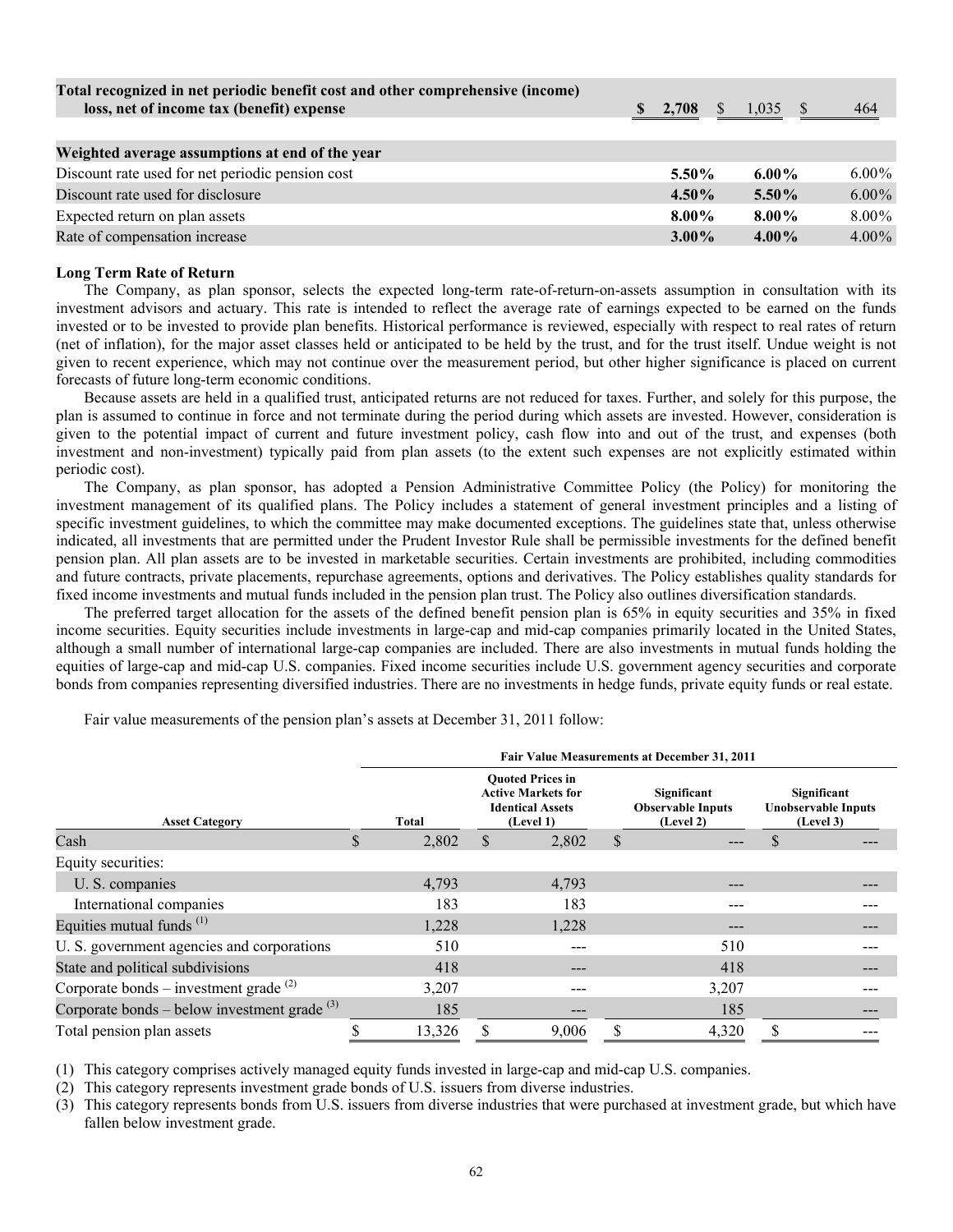| | | | |
|---|---|---|---|
| **Total recognized in net periodic benefit cost and other comprehensive (income) loss, net of income tax (benefit) expense** | **$ 2,708** | $ 1,035 | $ 464 |
| | | | |
| **Weighted average assumptions at end of the year** | | | |
| Discount rate used for net periodic pension cost | **5.50%** | **6.00%** | 6.00% |
| Discount rate used for disclosure | **4.50%** | **5.50%** | 6.00% |
| Expected return on plan assets | **8.00%** | **8.00%** | 8.00% |
| Rate of compensation increase | **3.00%** | **4.00%** | 4.00% |

**Long Term Rate of Return**

The Company, as plan sponsor, selects the expected long-term rate-of-return-on-assets assumption in consultation with its investment advisors and actuary. This rate is intended to reflect the average rate of earnings expected to be earned on the funds invested or to be invested to provide plan benefits. Historical performance is reviewed, especially with respect to real rates of return (net of inflation), for the major asset classes held or anticipated to be held by the trust, and for the trust itself. Undue weight is not given to recent experience, which may not continue over the measurement period, but other higher significance is placed on current forecasts of future long-term economic conditions.

Because assets are held in a qualified trust, anticipated returns are not reduced for taxes. Further, and solely for this purpose, the plan is assumed to continue in force and not terminate during the period during which assets are invested. However, consideration is given to the potential impact of current and future investment policy, cash flow into and out of the trust, and expenses (both investment and non-investment) typically paid from plan assets (to the extent such expenses are not explicitly estimated within periodic cost).

The Company, as plan sponsor, has adopted a Pension Administrative Committee Policy (the Policy) for monitoring the investment management of its qualified plans. The Policy includes a statement of general investment principles and a listing of specific investment guidelines, to which the committee may make documented exceptions. The guidelines state that, unless otherwise indicated, all investments that are permitted under the Prudent Investor Rule shall be permissible investments for the defined benefit pension plan. All plan assets are to be invested in marketable securities. Certain investments are prohibited, including commodities and future contracts, private placements, repurchase agreements, options and derivatives. The Policy establishes quality standards for fixed income investments and mutual funds included in the pension plan trust. The Policy also outlines diversification standards.

The preferred target allocation for the assets of the defined benefit pension plan is 65% in equity securities and 35% in fixed income securities. Equity securities include investments in large-cap and mid-cap companies primarily located in the United States, although a small number of international large-cap companies are included. There are also investments in mutual funds holding the equities of large-cap and mid-cap U.S. companies. Fixed income securities include U.S. government agency securities and corporate bonds from companies representing diversified industries. There are no investments in hedge funds, private equity funds or real estate.

Fair value measurements of the pension plan's assets at December 31, 2011 follow:

| | Fair Value Measurements at December 31, 2011 | | | |
|---|---|---|---|---|
| **Asset Category** | **Total** | **Quoted Prices in Active Markets for Identical Assets (Level 1)** | **Significant Observable Inputs (Level 2)** | **Significant Unobservable Inputs (Level 3)** |
| Cash | $ 2,802 | $ 2,802 | $ --- | $ --- |
| Equity securities: | | | | |
| U. S. companies | 4,793 | 4,793 | --- | --- |
| International companies | 183 | 183 | --- | --- |
| Equities mutual funds [1] | 1,228 | 1,228 | --- | --- |
| U. S. government agencies and corporations | 510 | --- | 510 | --- |
| State and political subdivisions | 418 | --- | 418 | --- |
| Corporate bonds – investment grade [2] | 3,207 | --- | 3,207 | --- |
| Corporate bonds – below investment grade [3] | 185 | --- | 185 | --- |
| Total pension plan assets | $ 13,326 | $ 9,006 | $ 4,320 | $ --- |

(1) This category comprises actively managed equity funds invested in large-cap and mid-cap U.S. companies.

(2) This category represents investment grade bonds of U.S. issuers from diverse industries.

(3) This category represents bonds from U.S. issuers from diverse industries that were purchased at investment grade, but which have fallen below investment grade.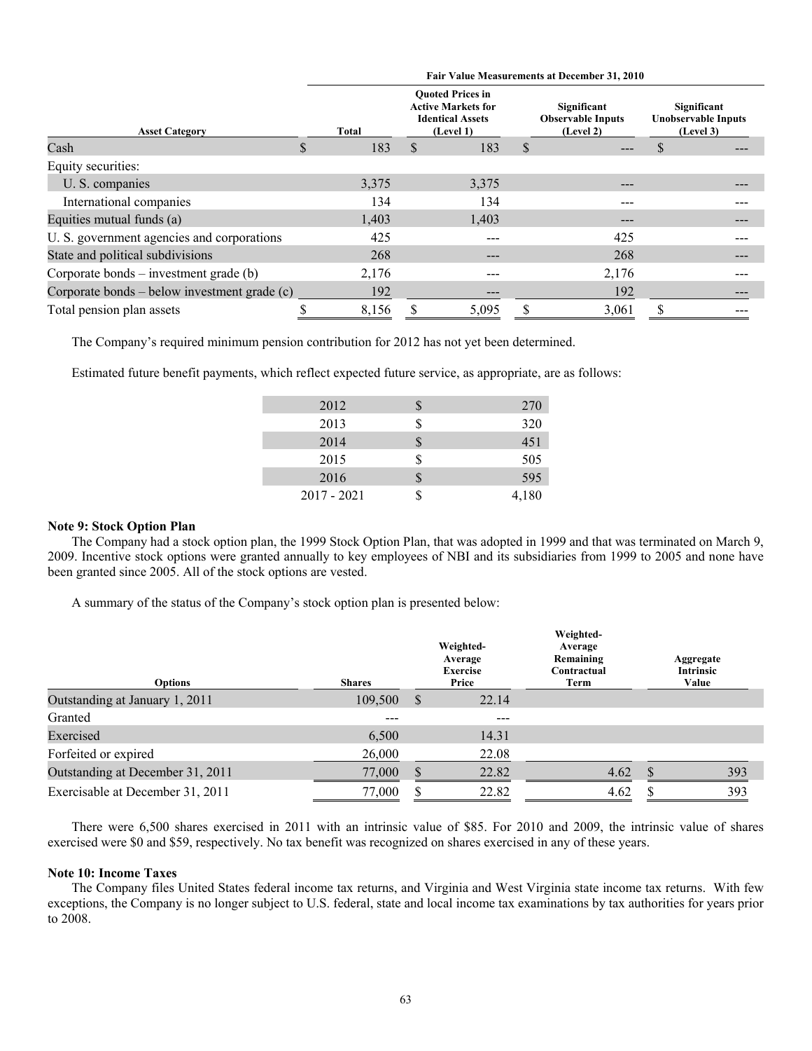| | Fair Value Measurements at December 31, 2010 | | | |
|---|---|---|---|---|
| Asset Category | Total | Quoted Prices in Active Markets for Identical Assets (Level 1) | Significant Observable Inputs (Level 2) | Significant Unobservable Inputs (Level 3) |
| Cash | $ 183 | $ 183 | $ --- | $ --- |
| Equity securities: | | | | |
| U. S. companies | 3,375 | 3,375 | --- | --- |
| International companies | 134 | 134 | --- | --- |
| Equities mutual funds (a) | 1,403 | 1,403 | --- | --- |
| U. S. government agencies and corporations | 425 | --- | 425 | --- |
| State and political subdivisions | 268 | --- | 268 | --- |
| Corporate bonds – investment grade (b) | 2,176 | --- | 2,176 | --- |
| Corporate bonds – below investment grade (c) | 192 | --- | 192 | --- |
| Total pension plan assets | $ 8,156 | $ 5,095 | $ 3,061 | $ --- |

The Company's required minimum pension contribution for 2012 has not yet been determined.

Estimated future benefit payments, which reflect expected future service, as appropriate, are as follows:

| | |
|---|---|
| 2012 | $ 270 |
| 2013 | $ 320 |
| 2014 | $ 451 |
| 2015 | $ 505 |
| 2016 | $ 595 |
| 2017 - 2021 | $ 4,180 |

**Note 9: Stock Option Plan**

The Company had a stock option plan, the 1999 Stock Option Plan, that was adopted in 1999 and that was terminated on March 9, 2009. Incentive stock options were granted annually to key employees of NBI and its subsidiaries from 1999 to 2005 and none have been granted since 2005. All of the stock options are vested.

A summary of the status of the Company's stock option plan is presented below:

| Options | Shares | Weighted-Average Exercise Price | Weighted-Average Remaining Contractual Term | Aggregate Intrinsic Value |
|---|---|---|---|---|
| Outstanding at January 1, 2011 | 109,500 | $ 22.14 | | |
| Granted | --- | --- | | |
| Exercised | 6,500 | 14.31 | | |
| Forfeited or expired | 26,000 | 22.08 | | |
| Outstanding at December 31, 2011 | 77,000 | $ 22.82 | 4.62 | $ 393 |
| Exercisable at December 31, 2011 | 77,000 | $ 22.82 | 4.62 | $ 393 |

There were 6,500 shares exercised in 2011 with an intrinsic value of $85. For 2010 and 2009, the intrinsic value of shares exercised were $0 and $59, respectively. No tax benefit was recognized on shares exercised in any of these years.

**Note 10: Income Taxes**

The Company files United States federal income tax returns, and Virginia and West Virginia state income tax returns. With few exceptions, the Company is no longer subject to U.S. federal, state and local income tax examinations by tax authorities for years prior to 2008.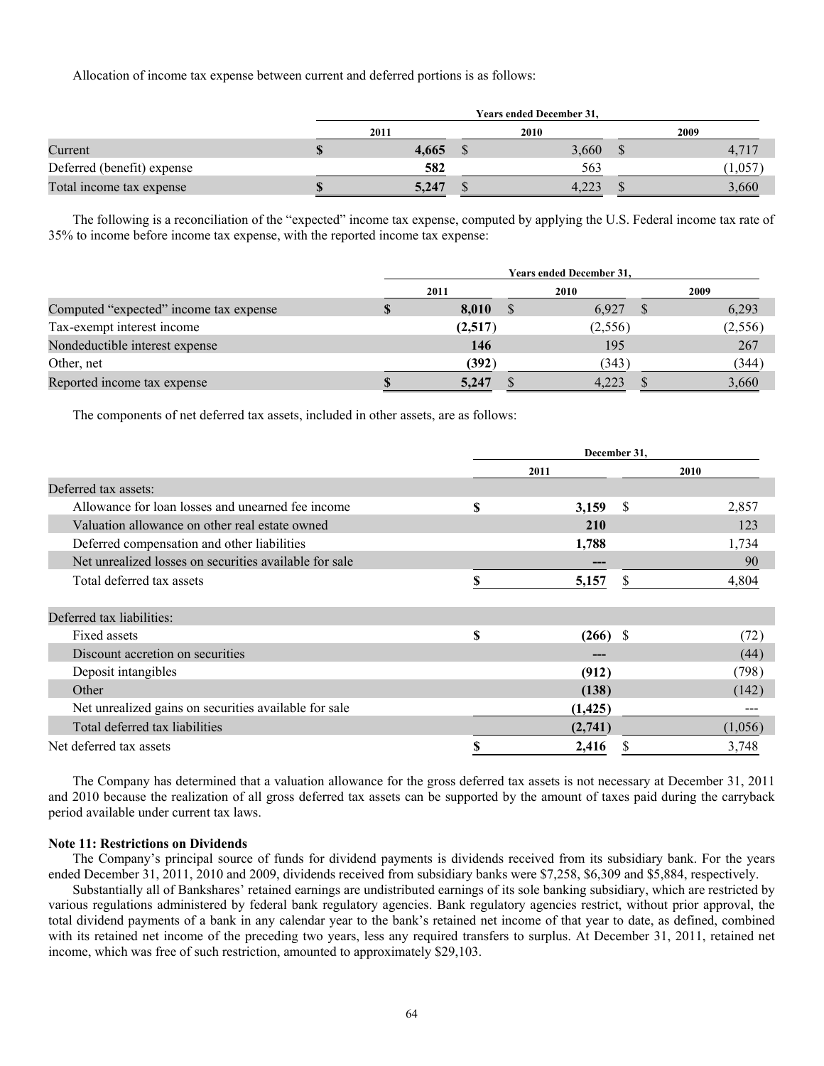Allocation of income tax expense between current and deferred portions is as follows:

| | Years ended December 31, | | |
|---|---|---|---|
| | 2011 | 2010 | 2009 |
| Current | $ **4,665** | $ 3,660 | $ 4,717 |
| Deferred (benefit) expense | **582** | 563 | (1,057) |
| Total income tax expense | $ **5,247** | $ 4,223 | $ 3,660 |

The following is a reconciliation of the "expected" income tax expense, computed by applying the U.S. Federal income tax rate of 35% to income before income tax expense, with the reported income tax expense:

| | Years ended December 31, | | |
|---|---|---|---|
| | 2011 | 2010 | 2009 |
| Computed "expected" income tax expense | $ **8,010** | $ 6,927 | $ 6,293 |
| Tax-exempt interest income | **(2,517)** | (2,556) | (2,556) |
| Nondeductible interest expense | **146** | 195 | 267 |
| Other, net | **(392)** | (343) | (344) |
| Reported income tax expense | $ **5,247** | $ 4,223 | $ 3,660 |

The components of net deferred tax assets, included in other assets, are as follows:

| | December 31, | |
|---|---|---|
| | 2011 | 2010 |
| Deferred tax assets: | | |
| Allowance for loan losses and unearned fee income | $ **3,159** | $ 2,857 |
| Valuation allowance on other real estate owned | **210** | 123 |
| Deferred compensation and other liabilities | **1,788** | 1,734 |
| Net unrealized losses on securities available for sale | **---** | 90 |
| Total deferred tax assets | $ **5,157** | $ 4,804 |
| | | |
| Deferred tax liabilities: | | |
| Fixed assets | $ **(266)** | $ (72) |
| Discount accretion on securities | **---** | (44) |
| Deposit intangibles | **(912)** | (798) |
| Other | **(138)** | (142) |
| Net unrealized gains on securities available for sale | **(1,425)** | --- |
| Total deferred tax liabilities | **(2,741)** | (1,056) |
| Net deferred tax assets | $ **2,416** | $ 3,748 |

The Company has determined that a valuation allowance for the gross deferred tax assets is not necessary at December 31, 2011 and 2010 because the realization of all gross deferred tax assets can be supported by the amount of taxes paid during the carryback period available under current tax laws.

**Note 11: Restrictions on Dividends**

The Company's principal source of funds for dividend payments is dividends received from its subsidiary bank. For the years ended December 31, 2011, 2010 and 2009, dividends received from subsidiary banks were $7,258, $6,309 and $5,884, respectively.

Substantially all of Bankshares' retained earnings are undistributed earnings of its sole banking subsidiary, which are restricted by various regulations administered by federal bank regulatory agencies. Bank regulatory agencies restrict, without prior approval, the total dividend payments of a bank in any calendar year to the bank's retained net income of that year to date, as defined, combined with its retained net income of the preceding two years, less any required transfers to surplus. At December 31, 2011, retained net income, which was free of such restriction, amounted to approximately $29,103.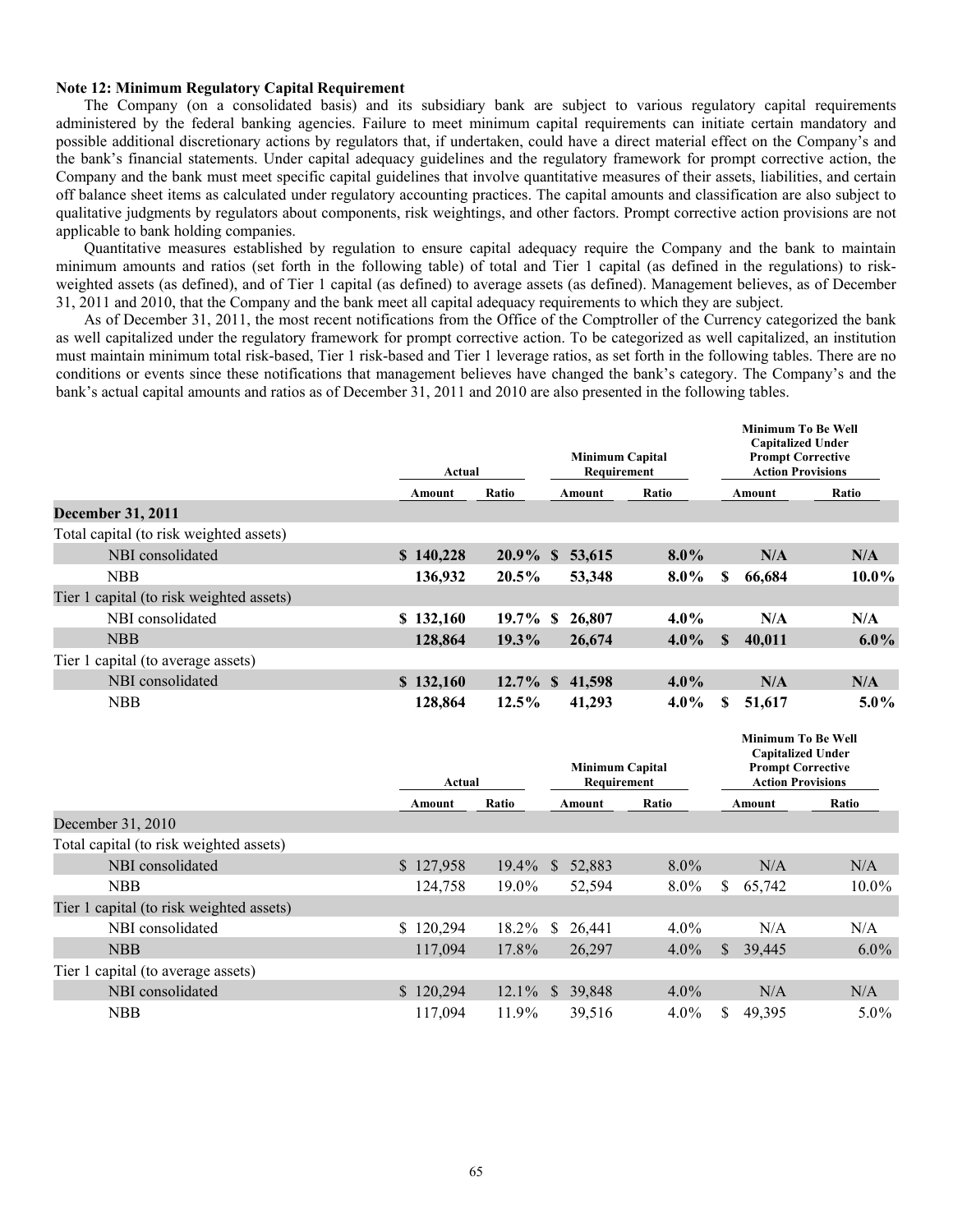**Note 12: Minimum Regulatory Capital Requirement**

The Company (on a consolidated basis) and its subsidiary bank are subject to various regulatory capital requirements administered by the federal banking agencies. Failure to meet minimum capital requirements can initiate certain mandatory and possible additional discretionary actions by regulators that, if undertaken, could have a direct material effect on the Company's and the bank's financial statements. Under capital adequacy guidelines and the regulatory framework for prompt corrective action, the Company and the bank must meet specific capital guidelines that involve quantitative measures of their assets, liabilities, and certain off balance sheet items as calculated under regulatory accounting practices. The capital amounts and classification are also subject to qualitative judgments by regulators about components, risk weightings, and other factors. Prompt corrective action provisions are not applicable to bank holding companies.

Quantitative measures established by regulation to ensure capital adequacy require the Company and the bank to maintain minimum amounts and ratios (set forth in the following table) of total and Tier 1 capital (as defined in the regulations) to risk-weighted assets (as defined), and of Tier 1 capital (as defined) to average assets (as defined). Management believes, as of December 31, 2011 and 2010, that the Company and the bank meet all capital adequacy requirements to which they are subject.

As of December 31, 2011, the most recent notifications from the Office of the Comptroller of the Currency categorized the bank as well capitalized under the regulatory framework for prompt corrective action. To be categorized as well capitalized, an institution must maintain minimum total risk-based, Tier 1 risk-based and Tier 1 leverage ratios, as set forth in the following tables. There are no conditions or events since these notifications that management believes have changed the bank's category. The Company's and the bank's actual capital amounts and ratios as of December 31, 2011 and 2010 are also presented in the following tables.

| | Actual | | Minimum Capital Requirement | | Minimum To Be Well Capitalized Under Prompt Corrective Action Provisions | |
|---|---|---|---|---|---|---|
| | Amount | Ratio | Amount | Ratio | Amount | Ratio |
| **December 31, 2011** | | | | | | |
| Total capital (to risk weighted assets) | | | | | | |
| NBI consolidated | **$ 140,228** | **20.9%** | **$ 53,615** | **8.0%** | **N/A** | **N/A** |
| NBB | **136,932** | **20.5%** | **53,348** | **8.0%** | **$ 66,684** | **10.0%** |
| Tier 1 capital (to risk weighted assets) | | | | | | |
| NBI consolidated | **$ 132,160** | **19.7%** | **$ 26,807** | **4.0%** | **N/A** | **N/A** |
| NBB | **128,864** | **19.3%** | **26,674** | **4.0%** | **$ 40,011** | **6.0%** |
| Tier 1 capital (to average assets) | | | | | | |
| NBI consolidated | **$ 132,160** | **12.7%** | **$ 41,598** | **4.0%** | **N/A** | **N/A** |
| NBB | **128,864** | **12.5%** | **41,293** | **4.0%** | **$ 51,617** | **5.0%** |

| | Actual | | Minimum Capital Requirement | | Minimum To Be Well Capitalized Under Prompt Corrective Action Provisions | |
|---|---|---|---|---|---|---|
| | Amount | Ratio | Amount | Ratio | Amount | Ratio |
| December 31, 2010 | | | | | | |
| Total capital (to risk weighted assets) | | | | | | |
| NBI consolidated | $ 127,958 | 19.4% | $ 52,883 | 8.0% | N/A | N/A |
| NBB | 124,758 | 19.0% | 52,594 | 8.0% | $ 65,742 | 10.0% |
| Tier 1 capital (to risk weighted assets) | | | | | | |
| NBI consolidated | $ 120,294 | 18.2% | $ 26,441 | 4.0% | N/A | N/A |
| NBB | 117,094 | 17.8% | 26,297 | 4.0% | $ 39,445 | 6.0% |
| Tier 1 capital (to average assets) | | | | | | |
| NBI consolidated | $ 120,294 | 12.1% | $ 39,848 | 4.0% | N/A | N/A |
| NBB | 117,094 | 11.9% | 39,516 | 4.0% | $ 49,395 | 5.0% |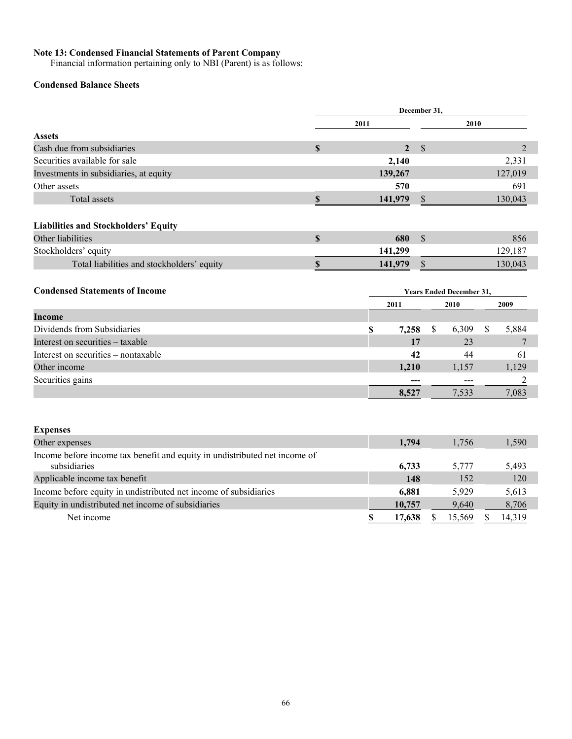**Note 13: Condensed Financial Statements of Parent Company**

Financial information pertaining only to NBI (Parent) is as follows:

**Condensed Balance Sheets**

| | December 31, | |
|---|---|---|
| | 2011 | 2010 |
| **Assets** | | |
| Cash due from subsidiaries | $ 2 | $ 2 |
| Securities available for sale | 2,140 | 2,331 |
| Investments in subsidiaries, at equity | 139,267 | 127,019 |
| Other assets | 570 | 691 |
| Total assets | $ 141,979 | $ 130,043 |
| **Liabilities and Stockholders' Equity** | | |
| Other liabilities | $ 680 | $ 856 |
| Stockholders' equity | 141,299 | 129,187 |
| Total liabilities and stockholders' equity | $ 141,979 | $ 130,043 |

**Condensed Statements of Income**

| | Years Ended December 31, | | |
|---|---|---|---|
| | 2011 | 2010 | 2009 |
| **Income** | | | |
| Dividends from Subsidiaries | $ 7,258 | $ 6,309 | $ 5,884 |
| Interest on securities – taxable | 17 | 23 | 7 |
| Interest on securities – nontaxable | 42 | 44 | 61 |
| Other income | 1,210 | 1,157 | 1,129 |
| Securities gains | --- | --- | 2 |
| | 8,527 | 7,533 | 7,083 |
| **Expenses** | | | |
| Other expenses | 1,794 | 1,756 | 1,590 |
| Income before income tax benefit and equity in undistributed net income of subsidiaries | 6,733 | 5,777 | 5,493 |
| Applicable income tax benefit | 148 | 152 | 120 |
| Income before equity in undistributed net income of subsidiaries | 6,881 | 5,929 | 5,613 |
| Equity in undistributed net income of subsidiaries | 10,757 | 9,640 | 8,706 |
| Net income | $ 17,638 | $ 15,569 | $ 14,319 |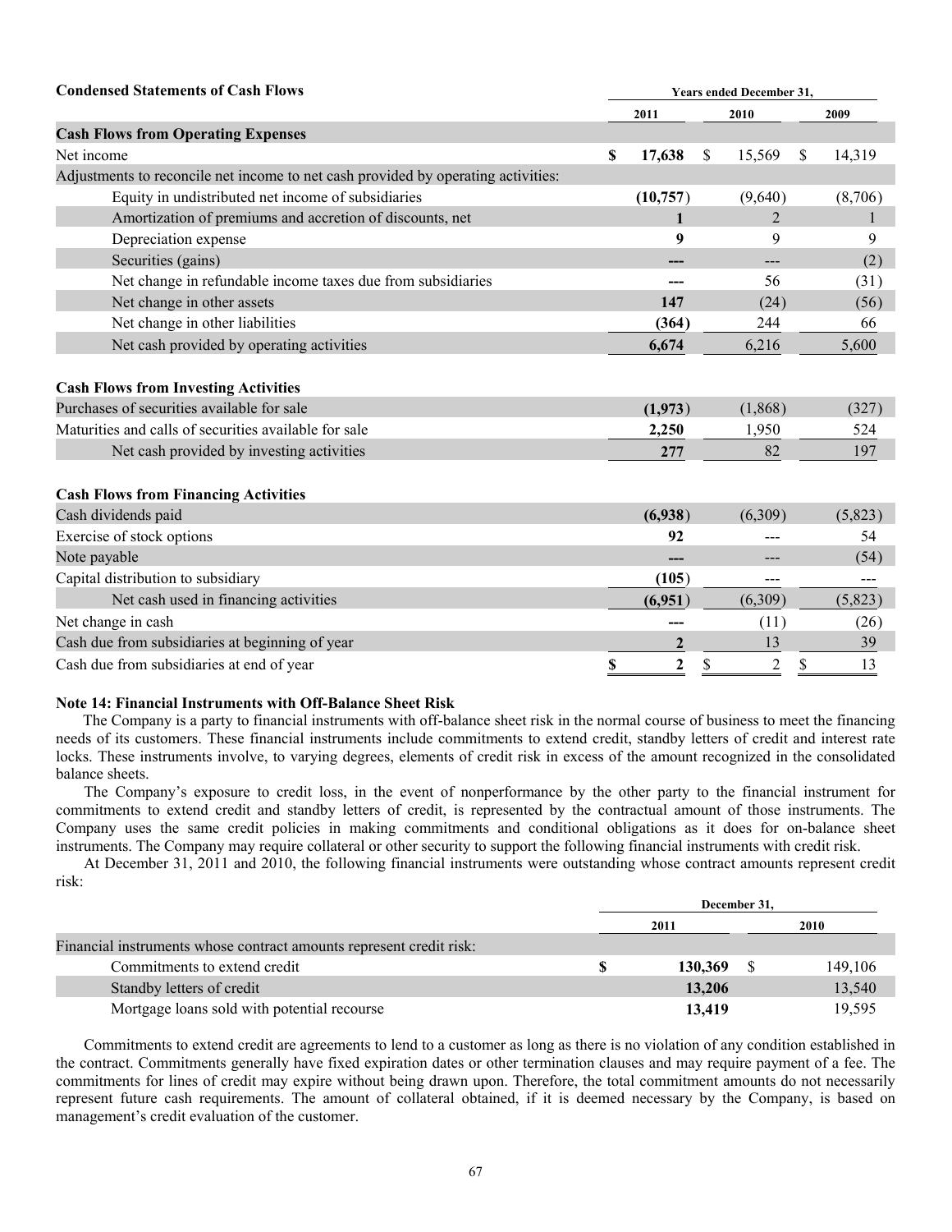**Condensed Statements of Cash Flows**

| | Years ended December 31, | | |
|---|---|---|---|
| | 2011 | 2010 | 2009 |
| **Cash Flows from Operating Expenses** | | | |
| Net income | $ **17,638** | $ 15,569 | $ 14,319 |
| Adjustments to reconcile net income to net cash provided by operating activities: | | | |
| Equity in undistributed net income of subsidiaries | **(10,757)** | (9,640) | (8,706) |
| Amortization of premiums and accretion of discounts, net | **1** | 2 | 1 |
| Depreciation expense | **9** | 9 | 9 |
| Securities (gains) | **---** | --- | (2) |
| Net change in refundable income taxes due from subsidiaries | **---** | 56 | (31) |
| Net change in other assets | **147** | (24) | (56) |
| Net change in other liabilities | **(364)** | 244 | 66 |
| Net cash provided by operating activities | **6,674** | 6,216 | 5,600 |
| | | | |
| **Cash Flows from Investing Activities** | | | |
| Purchases of securities available for sale | **(1,973)** | (1,868) | (327) |
| Maturities and calls of securities available for sale | **2,250** | 1,950 | 524 |
| Net cash provided by investing activities | **277** | 82 | 197 |
| | | | |
| **Cash Flows from Financing Activities** | | | |
| Cash dividends paid | **(6,938)** | (6,309) | (5,823) |
| Exercise of stock options | **92** | --- | 54 |
| Note payable | **---** | --- | (54) |
| Capital distribution to subsidiary | **(105)** | --- | --- |
| Net cash used in financing activities | **(6,951)** | (6,309) | (5,823) |
| Net change in cash | **---** | (11) | (26) |
| Cash due from subsidiaries at beginning of year | **2** | 13 | 39 |
| Cash due from subsidiaries at end of year | $ **2** | $ 2 | $ 13 |

**Note 14: Financial Instruments with Off-Balance Sheet Risk**

The Company is a party to financial instruments with off-balance sheet risk in the normal course of business to meet the financing needs of its customers. These financial instruments include commitments to extend credit, standby letters of credit and interest rate locks. These instruments involve, to varying degrees, elements of credit risk in excess of the amount recognized in the consolidated balance sheets.

The Company's exposure to credit loss, in the event of nonperformance by the other party to the financial instrument for commitments to extend credit and standby letters of credit, is represented by the contractual amount of those instruments. The Company uses the same credit policies in making commitments and conditional obligations as it does for on-balance sheet instruments. The Company may require collateral or other security to support the following financial instruments with credit risk.

At December 31, 2011 and 2010, the following financial instruments were outstanding whose contract amounts represent credit risk:

| | December 31, | |
|---|---|---|
| | 2011 | 2010 |
| Financial instruments whose contract amounts represent credit risk: | | |
| Commitments to extend credit | $ **130,369** | $ 149,106 |
| Standby letters of credit | **13,206** | 13,540 |
| Mortgage loans sold with potential recourse | **13,419** | 19,595 |

Commitments to extend credit are agreements to lend to a customer as long as there is no violation of any condition established in the contract. Commitments generally have fixed expiration dates or other termination clauses and may require payment of a fee. The commitments for lines of credit may expire without being drawn upon. Therefore, the total commitment amounts do not necessarily represent future cash requirements. The amount of collateral obtained, if it is deemed necessary by the Company, is based on management's credit evaluation of the customer.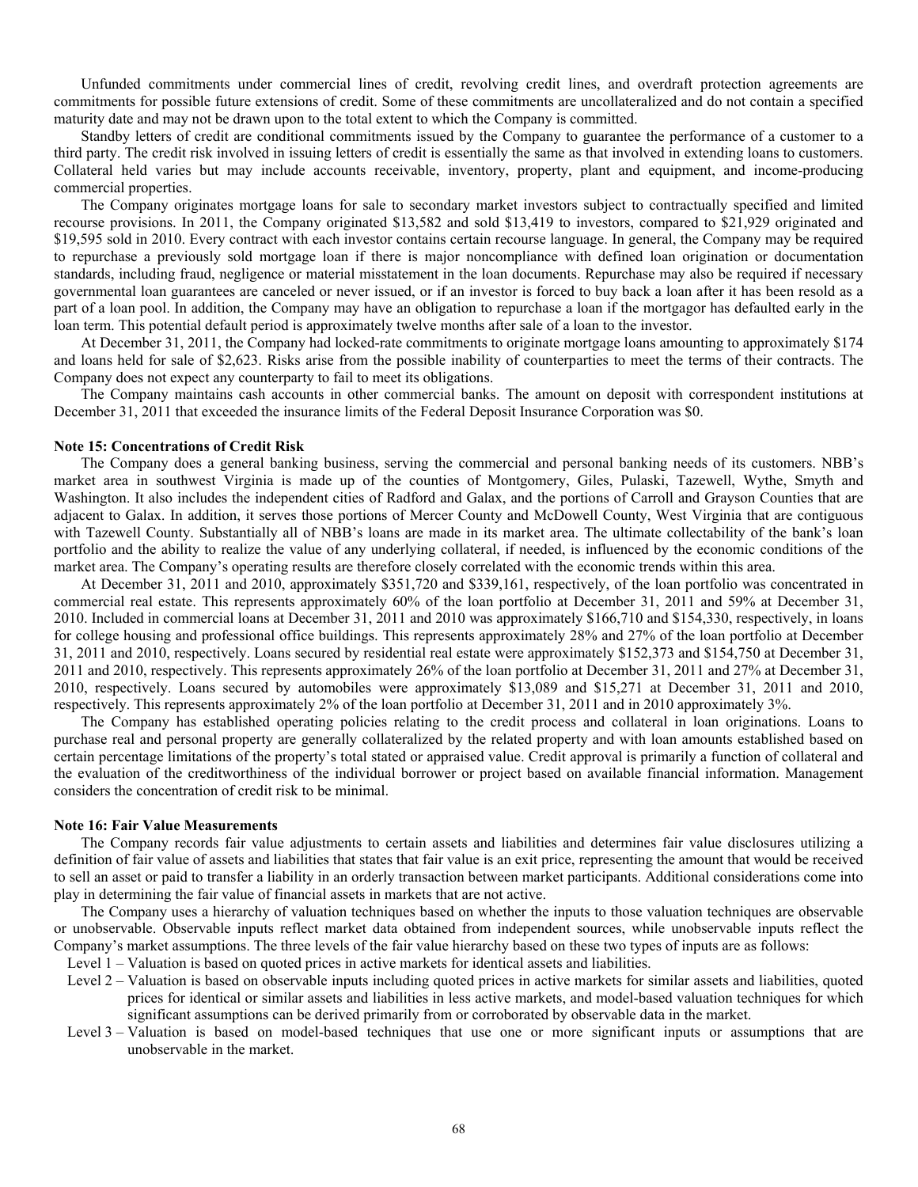Unfunded commitments under commercial lines of credit, revolving credit lines, and overdraft protection agreements are commitments for possible future extensions of credit. Some of these commitments are uncollateralized and do not contain a specified maturity date and may not be drawn upon to the total extent to which the Company is committed.

Standby letters of credit are conditional commitments issued by the Company to guarantee the performance of a customer to a third party. The credit risk involved in issuing letters of credit is essentially the same as that involved in extending loans to customers. Collateral held varies but may include accounts receivable, inventory, property, plant and equipment, and income-producing commercial properties.

The Company originates mortgage loans for sale to secondary market investors subject to contractually specified and limited recourse provisions. In 2011, the Company originated $13,582 and sold $13,419 to investors, compared to $21,929 originated and $19,595 sold in 2010. Every contract with each investor contains certain recourse language. In general, the Company may be required to repurchase a previously sold mortgage loan if there is major noncompliance with defined loan origination or documentation standards, including fraud, negligence or material misstatement in the loan documents. Repurchase may also be required if necessary governmental loan guarantees are canceled or never issued, or if an investor is forced to buy back a loan after it has been resold as a part of a loan pool. In addition, the Company may have an obligation to repurchase a loan if the mortgagor has defaulted early in the loan term. This potential default period is approximately twelve months after sale of a loan to the investor.

At December 31, 2011, the Company had locked-rate commitments to originate mortgage loans amounting to approximately $174 and loans held for sale of $2,623. Risks arise from the possible inability of counterparties to meet the terms of their contracts. The Company does not expect any counterparty to fail to meet its obligations.

The Company maintains cash accounts in other commercial banks. The amount on deposit with correspondent institutions at December 31, 2011 that exceeded the insurance limits of the Federal Deposit Insurance Corporation was $0.

**Note 15: Concentrations of Credit Risk**

The Company does a general banking business, serving the commercial and personal banking needs of its customers. NBB's market area in southwest Virginia is made up of the counties of Montgomery, Giles, Pulaski, Tazewell, Wythe, Smyth and Washington. It also includes the independent cities of Radford and Galax, and the portions of Carroll and Grayson Counties that are adjacent to Galax. In addition, it serves those portions of Mercer County and McDowell County, West Virginia that are contiguous with Tazewell County. Substantially all of NBB's loans are made in its market area. The ultimate collectability of the bank's loan portfolio and the ability to realize the value of any underlying collateral, if needed, is influenced by the economic conditions of the market area. The Company's operating results are therefore closely correlated with the economic trends within this area.

At December 31, 2011 and 2010, approximately $351,720 and $339,161, respectively, of the loan portfolio was concentrated in commercial real estate. This represents approximately 60% of the loan portfolio at December 31, 2011 and 59% at December 31, 2010. Included in commercial loans at December 31, 2011 and 2010 was approximately $166,710 and $154,330, respectively, in loans for college housing and professional office buildings. This represents approximately 28% and 27% of the loan portfolio at December 31, 2011 and 2010, respectively. Loans secured by residential real estate were approximately $152,373 and $154,750 at December 31, 2011 and 2010, respectively. This represents approximately 26% of the loan portfolio at December 31, 2011 and 27% at December 31, 2010, respectively. Loans secured by automobiles were approximately $13,089 and $15,271 at December 31, 2011 and 2010, respectively. This represents approximately 2% of the loan portfolio at December 31, 2011 and in 2010 approximately 3%.

The Company has established operating policies relating to the credit process and collateral in loan originations. Loans to purchase real and personal property are generally collateralized by the related property and with loan amounts established based on certain percentage limitations of the property's total stated or appraised value. Credit approval is primarily a function of collateral and the evaluation of the creditworthiness of the individual borrower or project based on available financial information. Management considers the concentration of credit risk to be minimal.

**Note 16: Fair Value Measurements**

The Company records fair value adjustments to certain assets and liabilities and determines fair value disclosures utilizing a definition of fair value of assets and liabilities that states that fair value is an exit price, representing the amount that would be received to sell an asset or paid to transfer a liability in an orderly transaction between market participants. Additional considerations come into play in determining the fair value of financial assets in markets that are not active.

The Company uses a hierarchy of valuation techniques based on whether the inputs to those valuation techniques are observable or unobservable. Observable inputs reflect market data obtained from independent sources, while unobservable inputs reflect the Company's market assumptions. The three levels of the fair value hierarchy based on these two types of inputs are as follows:

Level 1 – Valuation is based on quoted prices in active markets for identical assets and liabilities.

Level 2 – Valuation is based on observable inputs including quoted prices in active markets for similar assets and liabilities, quoted prices for identical or similar assets and liabilities in less active markets, and model-based valuation techniques for which significant assumptions can be derived primarily from or corroborated by observable data in the market.

Level 3 – Valuation is based on model-based techniques that use one or more significant inputs or assumptions that are unobservable in the market.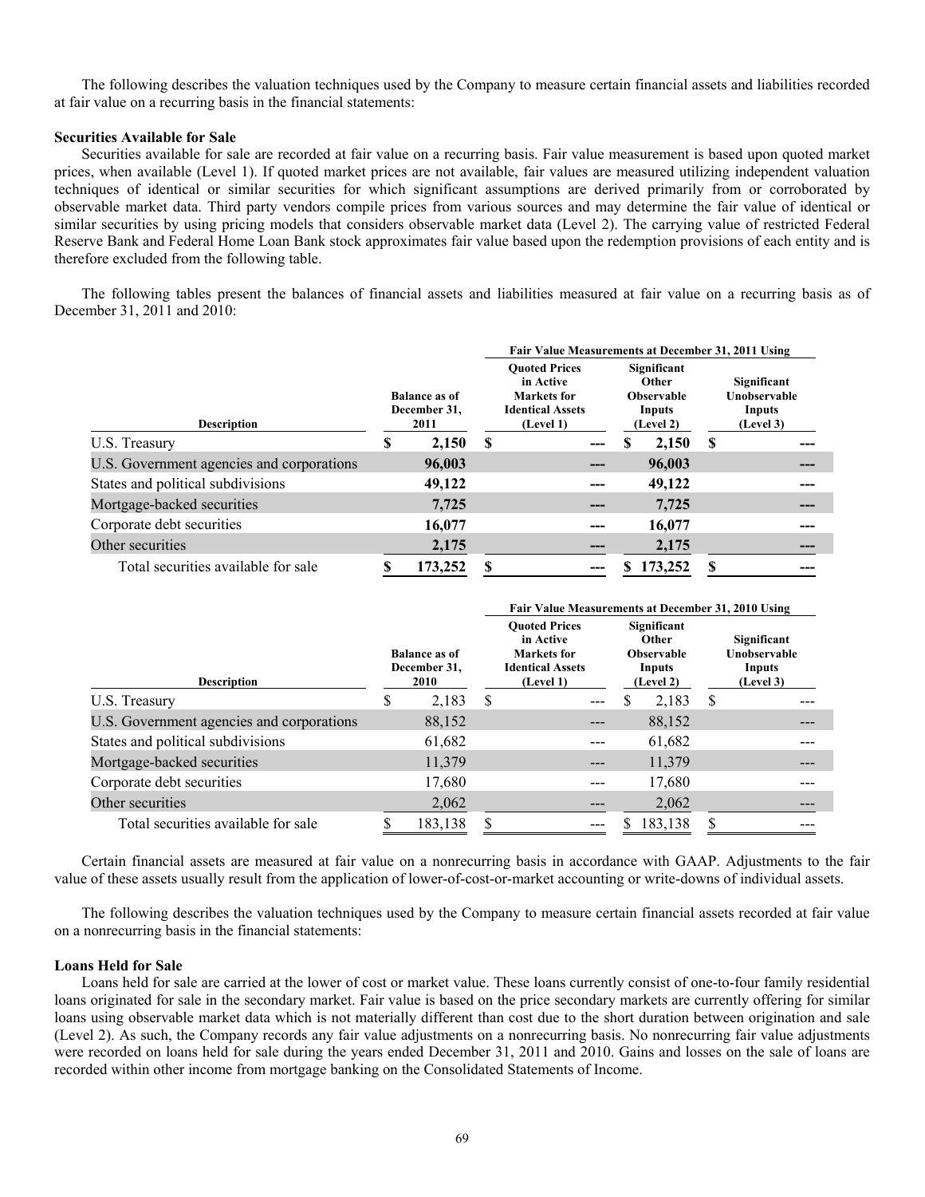The following describes the valuation techniques used by the Company to measure certain financial assets and liabilities recorded at fair value on a recurring basis in the financial statements:

**Securities Available for Sale**

Securities available for sale are recorded at fair value on a recurring basis. Fair value measurement is based upon quoted market prices, when available (Level 1). If quoted market prices are not available, fair values are measured utilizing independent valuation techniques of identical or similar securities for which significant assumptions are derived primarily from or corroborated by observable market data. Third party vendors compile prices from various sources and may determine the fair value of identical or similar securities by using pricing models that considers observable market data (Level 2). The carrying value of restricted Federal Reserve Bank and Federal Home Loan Bank stock approximates fair value based upon the redemption provisions of each entity and is therefore excluded from the following table.

The following tables present the balances of financial assets and liabilities measured at fair value on a recurring basis as of December 31, 2011 and 2010:

| | | Fair Value Measurements at December 31, 2011 Using | | |
|---|---|---|---|---|
| **Description** | **Balance as of December 31, 2011** | **Quoted Prices in Active Markets for Identical Assets (Level 1)** | **Significant Other Observable Inputs (Level 2)** | **Significant Unobservable Inputs (Level 3)** |
| U.S. Treasury | **$ 2,150** | **$ ---** | **$ 2,150** | **$ ---** |
| U.S. Government agencies and corporations | **96,003** | **---** | **96,003** | **---** |
| States and political subdivisions | **49,122** | **---** | **49,122** | **---** |
| Mortgage-backed securities | **7,725** | **---** | **7,725** | **---** |
| Corporate debt securities | **16,077** | **---** | **16,077** | **---** |
| Other securities | **2,175** | **---** | **2,175** | **---** |
| Total securities available for sale | **$ 173,252** | **$ ---** | **$ 173,252** | **$ ---** |

| | | Fair Value Measurements at December 31, 2010 Using | | |
|---|---|---|---|---|
| **Description** | **Balance as of December 31, 2010** | **Quoted Prices in Active Markets for Identical Assets (Level 1)** | **Significant Other Observable Inputs (Level 2)** | **Significant Unobservable Inputs (Level 3)** |
| U.S. Treasury | $ 2,183 | $ --- | $ 2,183 | $ --- |
| U.S. Government agencies and corporations | 88,152 | --- | 88,152 | --- |
| States and political subdivisions | 61,682 | --- | 61,682 | --- |
| Mortgage-backed securities | 11,379 | --- | 11,379 | --- |
| Corporate debt securities | 17,680 | --- | 17,680 | --- |
| Other securities | 2,062 | --- | 2,062 | --- |
| Total securities available for sale | $ 183,138 | $ --- | $ 183,138 | $ --- |

Certain financial assets are measured at fair value on a nonrecurring basis in accordance with GAAP. Adjustments to the fair value of these assets usually result from the application of lower-of-cost-or-market accounting or write-downs of individual assets.

The following describes the valuation techniques used by the Company to measure certain financial assets recorded at fair value on a nonrecurring basis in the financial statements:

**Loans Held for Sale**

Loans held for sale are carried at the lower of cost or market value. These loans currently consist of one-to-four family residential loans originated for sale in the secondary market. Fair value is based on the price secondary markets are currently offering for similar loans using observable market data which is not materially different than cost due to the short duration between origination and sale (Level 2). As such, the Company records any fair value adjustments on a nonrecurring basis. No nonrecurring fair value adjustments were recorded on loans held for sale during the years ended December 31, 2011 and 2010. Gains and losses on the sale of loans are recorded within other income from mortgage banking on the Consolidated Statements of Income.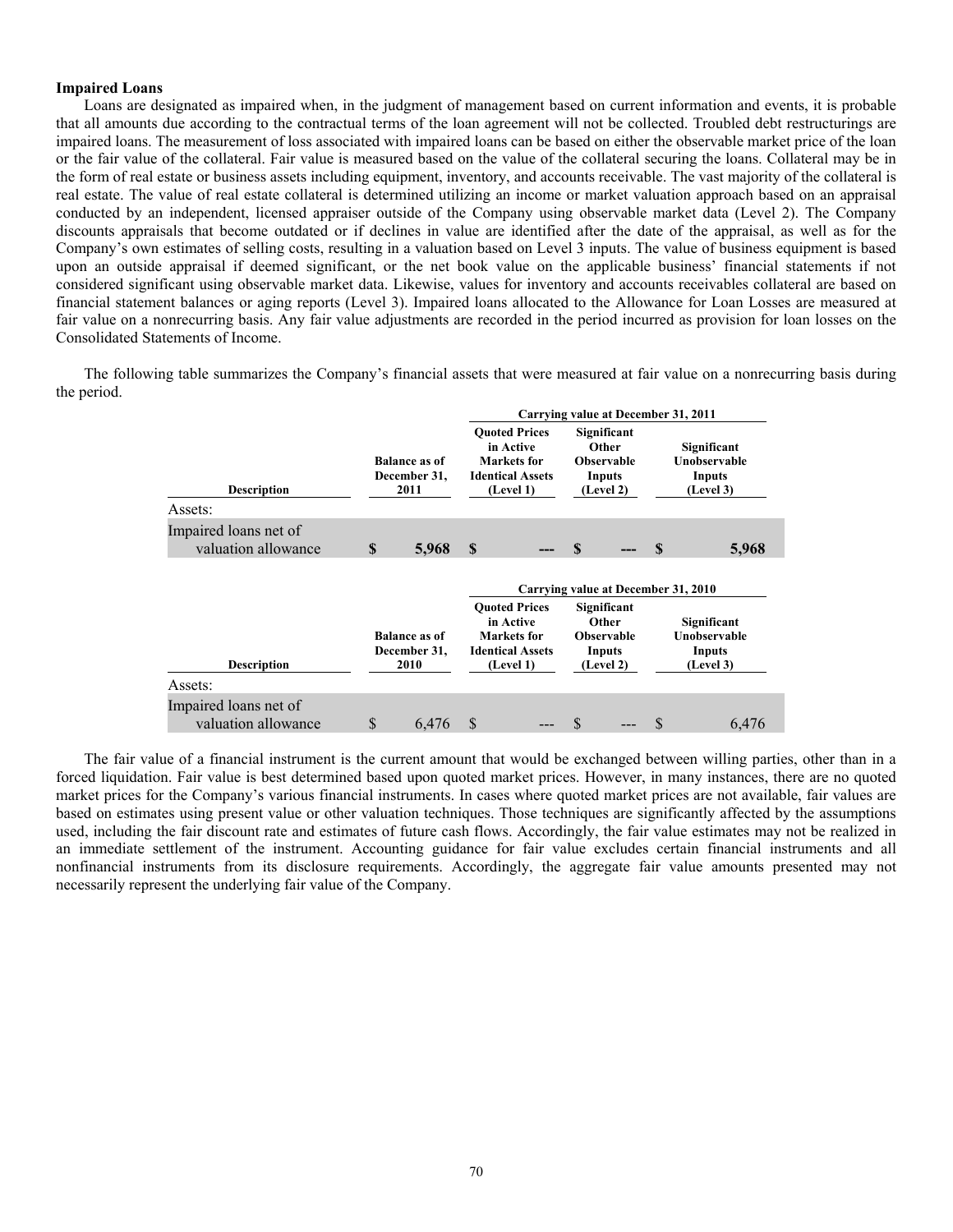**Impaired Loans**

Loans are designated as impaired when, in the judgment of management based on current information and events, it is probable that all amounts due according to the contractual terms of the loan agreement will not be collected. Troubled debt restructurings are impaired loans. The measurement of loss associated with impaired loans can be based on either the observable market price of the loan or the fair value of the collateral. Fair value is measured based on the value of the collateral securing the loans. Collateral may be in the form of real estate or business assets including equipment, inventory, and accounts receivable. The vast majority of the collateral is real estate. The value of real estate collateral is determined utilizing an income or market valuation approach based on an appraisal conducted by an independent, licensed appraiser outside of the Company using observable market data (Level 2). The Company discounts appraisals that become outdated or if declines in value are identified after the date of the appraisal, as well as for the Company's own estimates of selling costs, resulting in a valuation based on Level 3 inputs. The value of business equipment is based upon an outside appraisal if deemed significant, or the net book value on the applicable business' financial statements if not considered significant using observable market data. Likewise, values for inventory and accounts receivables collateral are based on financial statement balances or aging reports (Level 3). Impaired loans allocated to the Allowance for Loan Losses are measured at fair value on a nonrecurring basis. Any fair value adjustments are recorded in the period incurred as provision for loan losses on the Consolidated Statements of Income.

The following table summarizes the Company's financial assets that were measured at fair value on a nonrecurring basis during the period.

| | | Carrying value at December 31, 2011 | | |
|---|---|---|---|---|
| **Description** | **Balance as of December 31, 2011** | **Quoted Prices in Active Markets for Identical Assets (Level 1)** | **Significant Other Observable Inputs (Level 2)** | **Significant Unobservable Inputs (Level 3)** |
| Assets: | | | | |
| Impaired loans net of valuation allowance | **$ 5,968** | **$ ---** | **$ ---** | **$ 5,968** |

| | | Carrying value at December 31, 2010 | | |
|---|---|---|---|---|
| **Description** | **Balance as of December 31, 2010** | **Quoted Prices in Active Markets for Identical Assets (Level 1)** | **Significant Other Observable Inputs (Level 2)** | **Significant Unobservable Inputs (Level 3)** |
| Assets: | | | | |
| Impaired loans net of valuation allowance | $ 6,476 | $ --- | $ --- | $ 6,476 |

The fair value of a financial instrument is the current amount that would be exchanged between willing parties, other than in a forced liquidation. Fair value is best determined based upon quoted market prices. However, in many instances, there are no quoted market prices for the Company's various financial instruments. In cases where quoted market prices are not available, fair values are based on estimates using present value or other valuation techniques. Those techniques are significantly affected by the assumptions used, including the fair discount rate and estimates of future cash flows. Accordingly, the fair value estimates may not be realized in an immediate settlement of the instrument. Accounting guidance for fair value excludes certain financial instruments and all nonfinancial instruments from its disclosure requirements. Accordingly, the aggregate fair value amounts presented may not necessarily represent the underlying fair value of the Company.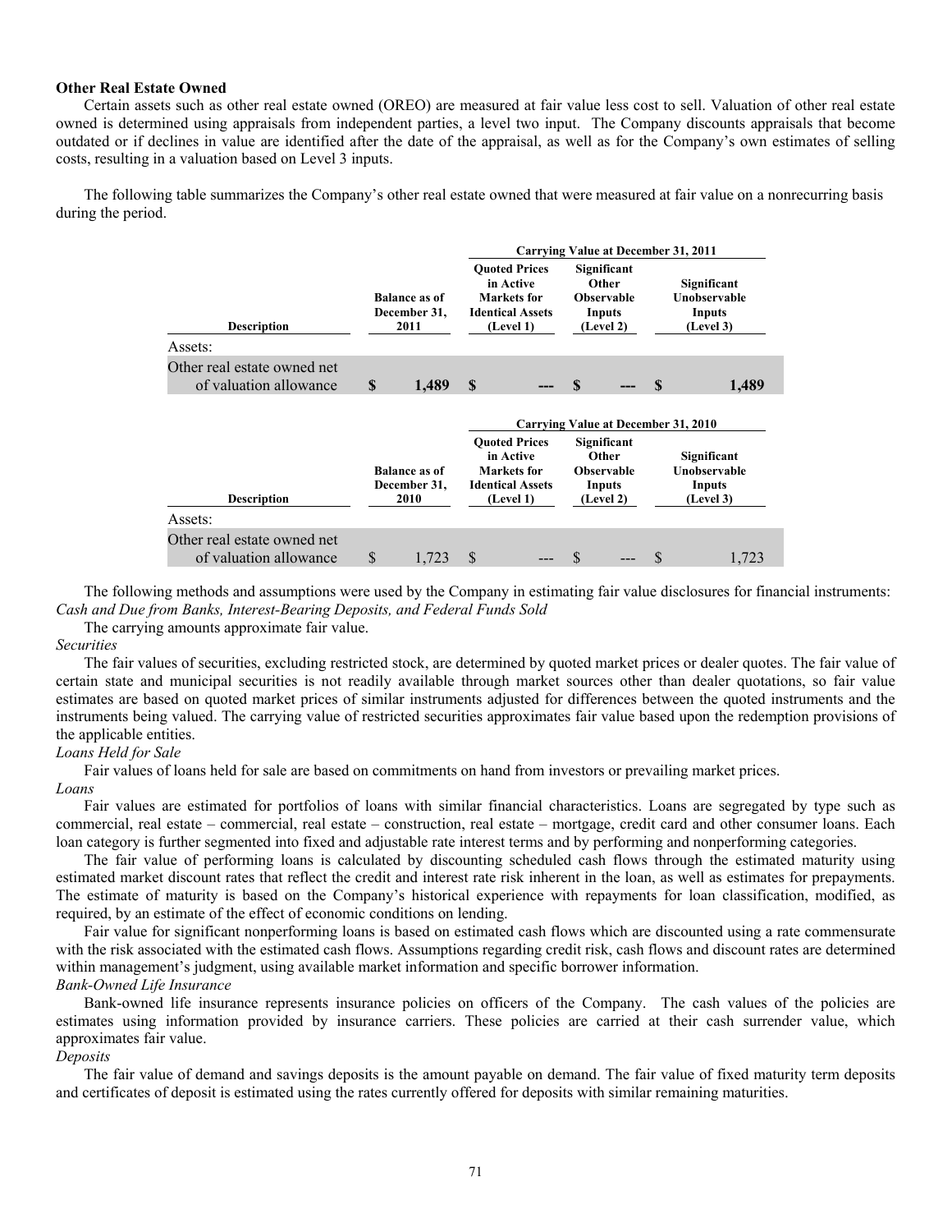**Other Real Estate Owned**

Certain assets such as other real estate owned (OREO) are measured at fair value less cost to sell. Valuation of other real estate owned is determined using appraisals from independent parties, a level two input. The Company discounts appraisals that become outdated or if declines in value are identified after the date of the appraisal, as well as for the Company's own estimates of selling costs, resulting in a valuation based on Level 3 inputs.

The following table summarizes the Company's other real estate owned that were measured at fair value on a nonrecurring basis during the period.

| | | Carrying Value at December 31, 2011 | | |
|---|---|---|---|---|
| **Description** | **Balance as of December 31, 2011** | **Quoted Prices in Active Markets for Identical Assets (Level 1)** | **Significant Other Observable Inputs (Level 2)** | **Significant Unobservable Inputs (Level 3)** |
| Assets: | | | | |
| Other real estate owned net of valuation allowance | **$ 1,489** | **$ ---** | **$ ---** | **$ 1,489** |

| | | Carrying Value at December 31, 2010 | | |
|---|---|---|---|---|
| **Description** | **Balance as of December 31, 2010** | **Quoted Prices in Active Markets for Identical Assets (Level 1)** | **Significant Other Observable Inputs (Level 2)** | **Significant Unobservable Inputs (Level 3)** |
| Assets: | | | | |
| Other real estate owned net of valuation allowance | $ 1,723 | $ --- | $ --- | $ 1,723 |

The following methods and assumptions were used by the Company in estimating fair value disclosures for financial instruments:

*Cash and Due from Banks, Interest-Bearing Deposits, and Federal Funds Sold*

The carrying amounts approximate fair value.

*Securities*

The fair values of securities, excluding restricted stock, are determined by quoted market prices or dealer quotes. The fair value of certain state and municipal securities is not readily available through market sources other than dealer quotations, so fair value estimates are based on quoted market prices of similar instruments adjusted for differences between the quoted instruments and the instruments being valued. The carrying value of restricted securities approximates fair value based upon the redemption provisions of the applicable entities.

*Loans Held for Sale*

Fair values of loans held for sale are based on commitments on hand from investors or prevailing market prices.

*Loans*

Fair values are estimated for portfolios of loans with similar financial characteristics. Loans are segregated by type such as commercial, real estate – commercial, real estate – construction, real estate – mortgage, credit card and other consumer loans. Each loan category is further segmented into fixed and adjustable rate interest terms and by performing and nonperforming categories.

The fair value of performing loans is calculated by discounting scheduled cash flows through the estimated maturity using estimated market discount rates that reflect the credit and interest rate risk inherent in the loan, as well as estimates for prepayments. The estimate of maturity is based on the Company's historical experience with repayments for loan classification, modified, as required, by an estimate of the effect of economic conditions on lending.

Fair value for significant nonperforming loans is based on estimated cash flows which are discounted using a rate commensurate with the risk associated with the estimated cash flows. Assumptions regarding credit risk, cash flows and discount rates are determined within management's judgment, using available market information and specific borrower information.

*Bank-Owned Life Insurance*

Bank-owned life insurance represents insurance policies on officers of the Company. The cash values of the policies are estimates using information provided by insurance carriers. These policies are carried at their cash surrender value, which approximates fair value.

*Deposits*

The fair value of demand and savings deposits is the amount payable on demand. The fair value of fixed maturity term deposits and certificates of deposit is estimated using the rates currently offered for deposits with similar remaining maturities.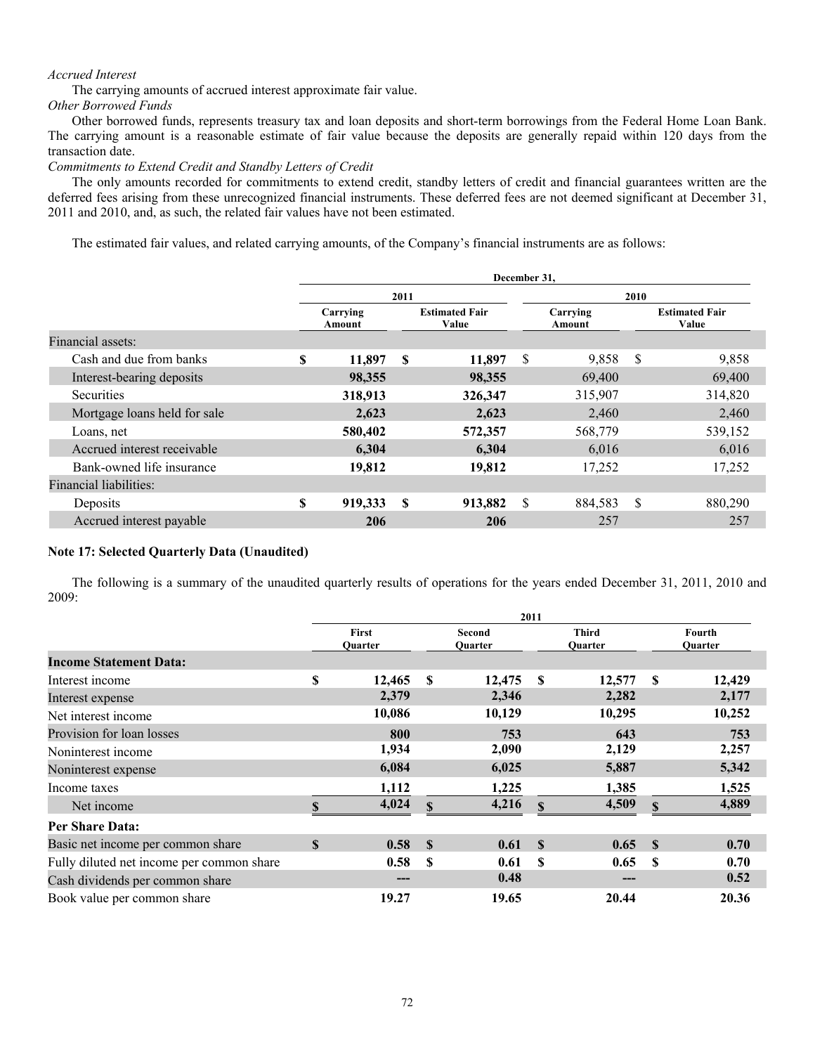*Accrued Interest*

The carrying amounts of accrued interest approximate fair value.

*Other Borrowed Funds*

Other borrowed funds, represents treasury tax and loan deposits and short-term borrowings from the Federal Home Loan Bank. The carrying amount is a reasonable estimate of fair value because the deposits are generally repaid within 120 days from the transaction date.

*Commitments to Extend Credit and Standby Letters of Credit*

The only amounts recorded for commitments to extend credit, standby letters of credit and financial guarantees written are the deferred fees arising from these unrecognized financial instruments. These deferred fees are not deemed significant at December 31, 2011 and 2010, and, as such, the related fair values have not been estimated.

The estimated fair values, and related carrying amounts, of the Company's financial instruments are as follows:

| | December 31, | | | |
|---|---|---|---|---|
| | 2011 | | 2010 | |
| | Carrying Amount | Estimated Fair Value | Carrying Amount | Estimated Fair Value |
| Financial assets: | | | | |
| Cash and due from banks | $ 11,897 | $ 11,897 | $ 9,858 | $ 9,858 |
| Interest-bearing deposits | 98,355 | 98,355 | 69,400 | 69,400 |
| Securities | 318,913 | 326,347 | 315,907 | 314,820 |
| Mortgage loans held for sale | 2,623 | 2,623 | 2,460 | 2,460 |
| Loans, net | 580,402 | 572,357 | 568,779 | 539,152 |
| Accrued interest receivable | 6,304 | 6,304 | 6,016 | 6,016 |
| Bank-owned life insurance | 19,812 | 19,812 | 17,252 | 17,252 |
| Financial liabilities: | | | | |
| Deposits | $ 919,333 | $ 913,882 | $ 884,583 | $ 880,290 |
| Accrued interest payable | 206 | 206 | 257 | 257 |

**Note 17: Selected Quarterly Data (Unaudited)**

The following is a summary of the unaudited quarterly results of operations for the years ended December 31, 2011, 2010 and 2009:

| | 2011 | | | |
|---|---|---|---|---|
| | First Quarter | Second Quarter | Third Quarter | Fourth Quarter |
| **Income Statement Data:** | | | | |
| Interest income | $ 12,465 | $ 12,475 | $ 12,577 | $ 12,429 |
| Interest expense | 2,379 | 2,346 | 2,282 | 2,177 |
| Net interest income | 10,086 | 10,129 | 10,295 | 10,252 |
| Provision for loan losses | 800 | 753 | 643 | 753 |
| Noninterest income | 1,934 | 2,090 | 2,129 | 2,257 |
| Noninterest expense | 6,084 | 6,025 | 5,887 | 5,342 |
| Income taxes | 1,112 | 1,225 | 1,385 | 1,525 |
| Net income | $ 4,024 | $ 4,216 | $ 4,509 | $ 4,889 |
| **Per Share Data:** | | | | |
| Basic net income per common share | $ 0.58 | $ 0.61 | $ 0.65 | $ 0.70 |
| Fully diluted net income per common share | 0.58 | $ 0.61 | $ 0.65 | $ 0.70 |
| Cash dividends per common share | --- | 0.48 | --- | 0.52 |
| Book value per common share | 19.27 | 19.65 | 20.44 | 20.36 |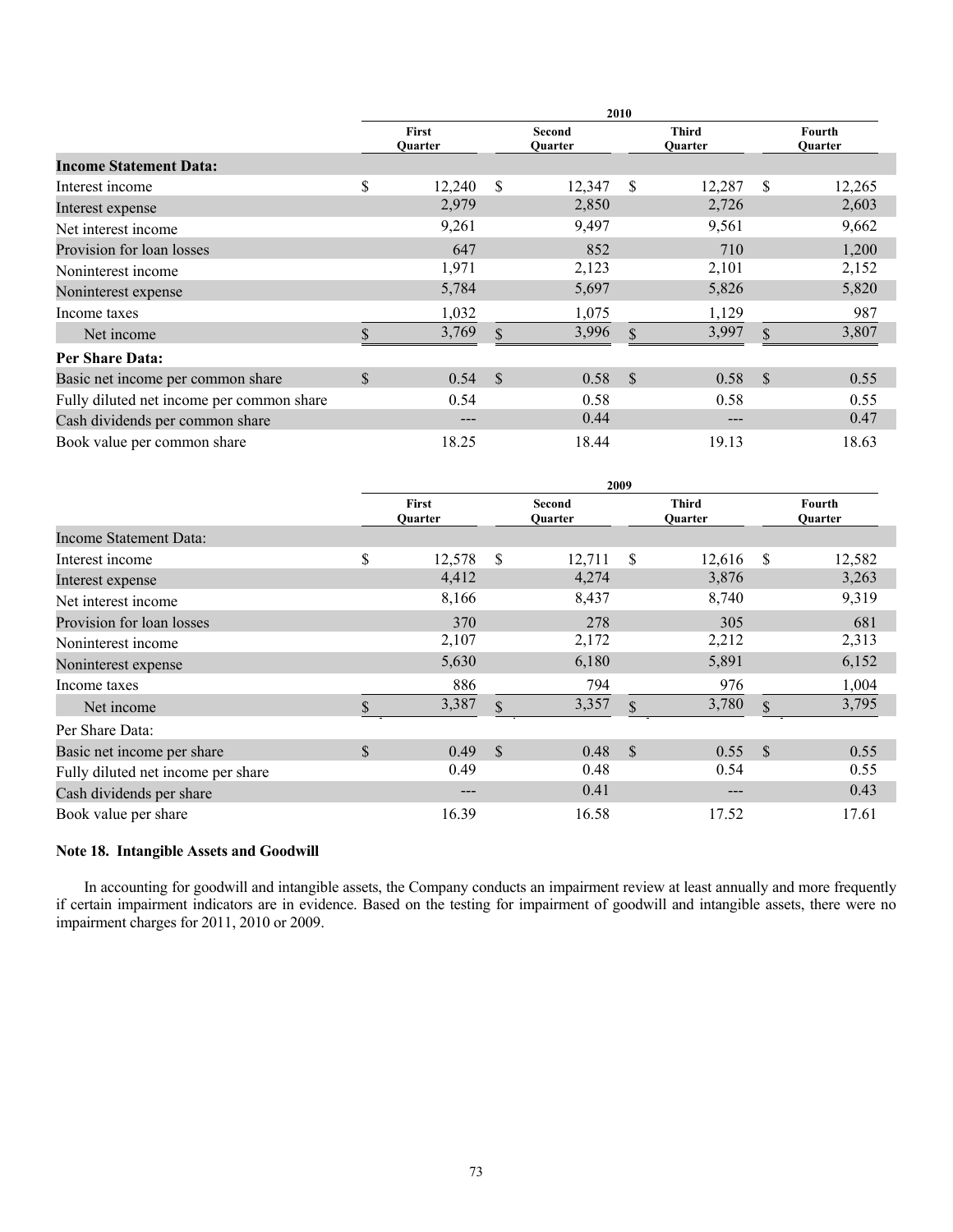| | 2010 | | | |
|---|---|---|---|---|
| | First Quarter | Second Quarter | Third Quarter | Fourth Quarter |
| **Income Statement Data:** | | | | |
| Interest income | $ 12,240 | $ 12,347 | $ 12,287 | $ 12,265 |
| Interest expense | 2,979 | 2,850 | 2,726 | 2,603 |
| Net interest income | 9,261 | 9,497 | 9,561 | 9,662 |
| Provision for loan losses | 647 | 852 | 710 | 1,200 |
| Noninterest income | 1,971 | 2,123 | 2,101 | 2,152 |
| Noninterest expense | 5,784 | 5,697 | 5,826 | 5,820 |
| Income taxes | 1,032 | 1,075 | 1,129 | 987 |
| Net income | $ 3,769 | $ 3,996 | $ 3,997 | $ 3,807 |
| **Per Share Data:** | | | | |
| Basic net income per common share | $ 0.54 | $ 0.58 | $ 0.58 | $ 0.55 |
| Fully diluted net income per common share | 0.54 | 0.58 | 0.58 | 0.55 |
| Cash dividends per common share | --- | 0.44 | --- | 0.47 |
| Book value per common share | 18.25 | 18.44 | 19.13 | 18.63 |

| | 2009 | | | |
|---|---|---|---|---|
| | First Quarter | Second Quarter | Third Quarter | Fourth Quarter |
| Income Statement Data: | | | | |
| Interest income | $ 12,578 | $ 12,711 | $ 12,616 | $ 12,582 |
| Interest expense | 4,412 | 4,274 | 3,876 | 3,263 |
| Net interest income | 8,166 | 8,437 | 8,740 | 9,319 |
| Provision for loan losses | 370 | 278 | 305 | 681 |
| Noninterest income | 2,107 | 2,172 | 2,212 | 2,313 |
| Noninterest expense | 5,630 | 6,180 | 5,891 | 6,152 |
| Income taxes | 886 | 794 | 976 | 1,004 |
| Net income | $ 3,387 | $ 3,357 | $ 3,780 | $ 3,795 |
| Per Share Data: | | | | |
| Basic net income per share | $ 0.49 | $ 0.48 | $ 0.55 | $ 0.55 |
| Fully diluted net income per share | 0.49 | 0.48 | 0.54 | 0.55 |
| Cash dividends per share | --- | 0.41 | --- | 0.43 |
| Book value per share | 16.39 | 16.58 | 17.52 | 17.61 |

**Note 18. Intangible Assets and Goodwill**

In accounting for goodwill and intangible assets, the Company conducts an impairment review at least annually and more frequently if certain impairment indicators are in evidence. Based on the testing for impairment of goodwill and intangible assets, there were no impairment charges for 2011, 2010 or 2009.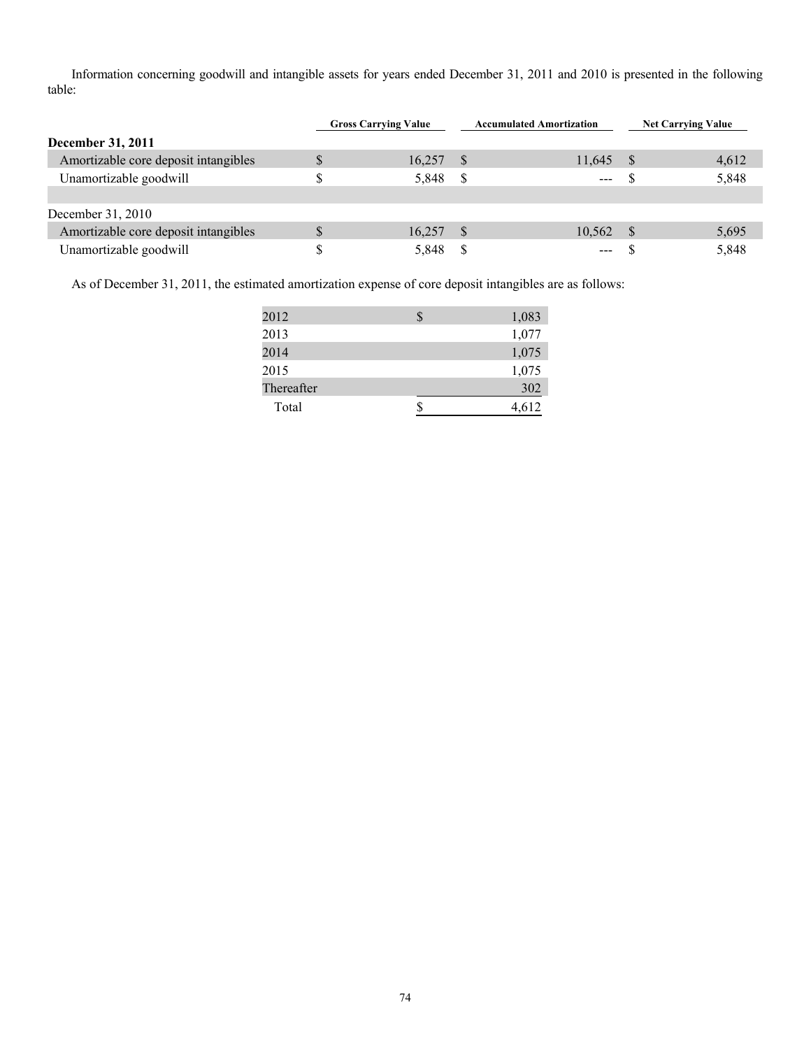Information concerning goodwill and intangible assets for years ended December 31, 2011 and 2010 is presented in the following table:

| | Gross Carrying Value | Accumulated Amortization | Net Carrying Value |
|---|---|---|---|
| **December 31, 2011** | | | |
| Amortizable core deposit intangibles | $ 16,257 | $ 11,645 | $ 4,612 |
| Unamortizable goodwill | $ 5,848 | $ --- | $ 5,848 |
| | | | |
| December 31, 2010 | | | |
| Amortizable core deposit intangibles | $ 16,257 | $ 10,562 | $ 5,695 |
| Unamortizable goodwill | $ 5,848 | $ --- | $ 5,848 |

As of December 31, 2011, the estimated amortization expense of core deposit intangibles are as follows:

| | |
|---|---|
| 2012 | $ 1,083 |
| 2013 | 1,077 |
| 2014 | 1,075 |
| 2015 | 1,075 |
| Thereafter | 302 |
| Total | $ 4,612 |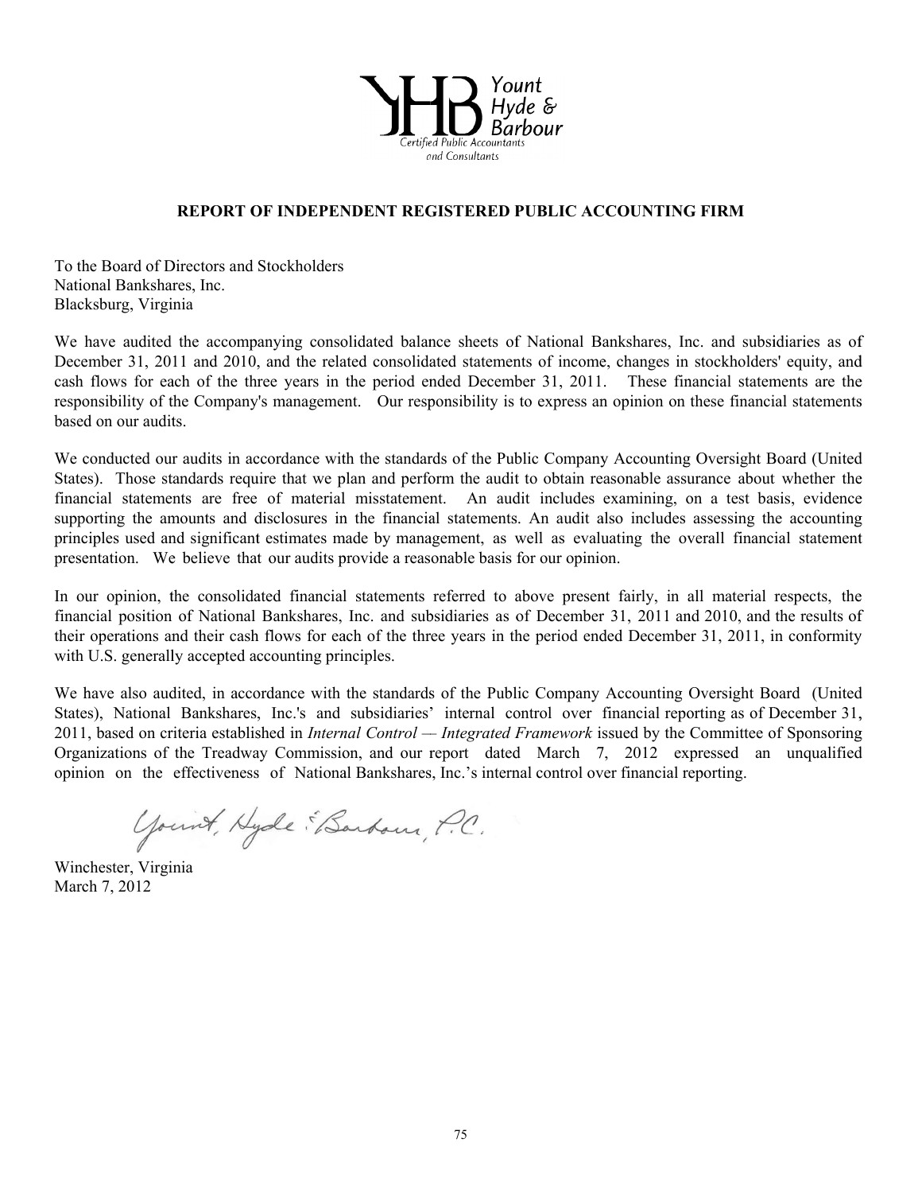Yount Hyde & Barbour
Certified Public Accountants and Consultants

## REPORT OF INDEPENDENT REGISTERED PUBLIC ACCOUNTING FIRM

To the Board of Directors and Stockholders
National Bankshares, Inc.
Blacksburg, Virginia

We have audited the accompanying consolidated balance sheets of National Bankshares, Inc. and subsidiaries as of December 31, 2011 and 2010, and the related consolidated statements of income, changes in stockholders' equity, and cash flows for each of the three years in the period ended December 31, 2011. These financial statements are the responsibility of the Company's management. Our responsibility is to express an opinion on these financial statements based on our audits.

We conducted our audits in accordance with the standards of the Public Company Accounting Oversight Board (United States). Those standards require that we plan and perform the audit to obtain reasonable assurance about whether the financial statements are free of material misstatement. An audit includes examining, on a test basis, evidence supporting the amounts and disclosures in the financial statements. An audit also includes assessing the accounting principles used and significant estimates made by management, as well as evaluating the overall financial statement presentation. We believe that our audits provide a reasonable basis for our opinion.

In our opinion, the consolidated financial statements referred to above present fairly, in all material respects, the financial position of National Bankshares, Inc. and subsidiaries as of December 31, 2011 and 2010, and the results of their operations and their cash flows for each of the three years in the period ended December 31, 2011, in conformity with U.S. generally accepted accounting principles.

We have also audited, in accordance with the standards of the Public Company Accounting Oversight Board (United States), National Bankshares, Inc.'s and subsidiaries' internal control over financial reporting as of December 31, 2011, based on criteria established in *Internal Control — Integrated Framework* issued by the Committee of Sponsoring Organizations of the Treadway Commission, and our report dated March 7, 2012 expressed an unqualified opinion on the effectiveness of National Bankshares, Inc.'s internal control over financial reporting.

Yount, Hyde & Barbour, P.C.

Winchester, Virginia
March 7, 2012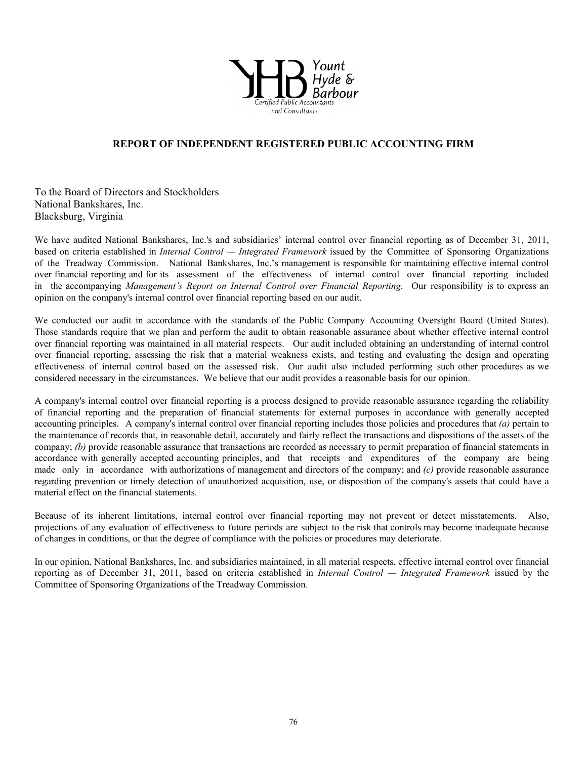Yount Hyde & Barbour

Certified Public Accountants and Consultants

## REPORT OF INDEPENDENT REGISTERED PUBLIC ACCOUNTING FIRM

To the Board of Directors and Stockholders
National Bankshares, Inc.
Blacksburg, Virginia

We have audited National Bankshares, Inc.'s and subsidiaries' internal control over financial reporting as of December 31, 2011, based on criteria established in *Internal Control — Integrated Framework* issued by the Committee of Sponsoring Organizations of the Treadway Commission. National Bankshares, Inc.'s management is responsible for maintaining effective internal control over financial reporting and for its assessment of the effectiveness of internal control over financial reporting included in the accompanying *Management's Report on Internal Control over Financial Reporting*. Our responsibility is to express an opinion on the company's internal control over financial reporting based on our audit.

We conducted our audit in accordance with the standards of the Public Company Accounting Oversight Board (United States). Those standards require that we plan and perform the audit to obtain reasonable assurance about whether effective internal control over financial reporting was maintained in all material respects. Our audit included obtaining an understanding of internal control over financial reporting, assessing the risk that a material weakness exists, and testing and evaluating the design and operating effectiveness of internal control based on the assessed risk. Our audit also included performing such other procedures as we considered necessary in the circumstances. We believe that our audit provides a reasonable basis for our opinion.

A company's internal control over financial reporting is a process designed to provide reasonable assurance regarding the reliability of financial reporting and the preparation of financial statements for external purposes in accordance with generally accepted accounting principles. A company's internal control over financial reporting includes those policies and procedures that *(a)* pertain to the maintenance of records that, in reasonable detail, accurately and fairly reflect the transactions and dispositions of the assets of the company; *(b)* provide reasonable assurance that transactions are recorded as necessary to permit preparation of financial statements in accordance with generally accepted accounting principles, and that receipts and expenditures of the company are being made only in accordance with authorizations of management and directors of the company; and *(c)* provide reasonable assurance regarding prevention or timely detection of unauthorized acquisition, use, or disposition of the company's assets that could have a material effect on the financial statements.

Because of its inherent limitations, internal control over financial reporting may not prevent or detect misstatements. Also, projections of any evaluation of effectiveness to future periods are subject to the risk that controls may become inadequate because of changes in conditions, or that the degree of compliance with the policies or procedures may deteriorate.

In our opinion, National Bankshares, Inc. and subsidiaries maintained, in all material respects, effective internal control over financial reporting as of December 31, 2011, based on criteria established in *Internal Control — Integrated Framework* issued by the Committee of Sponsoring Organizations of the Treadway Commission.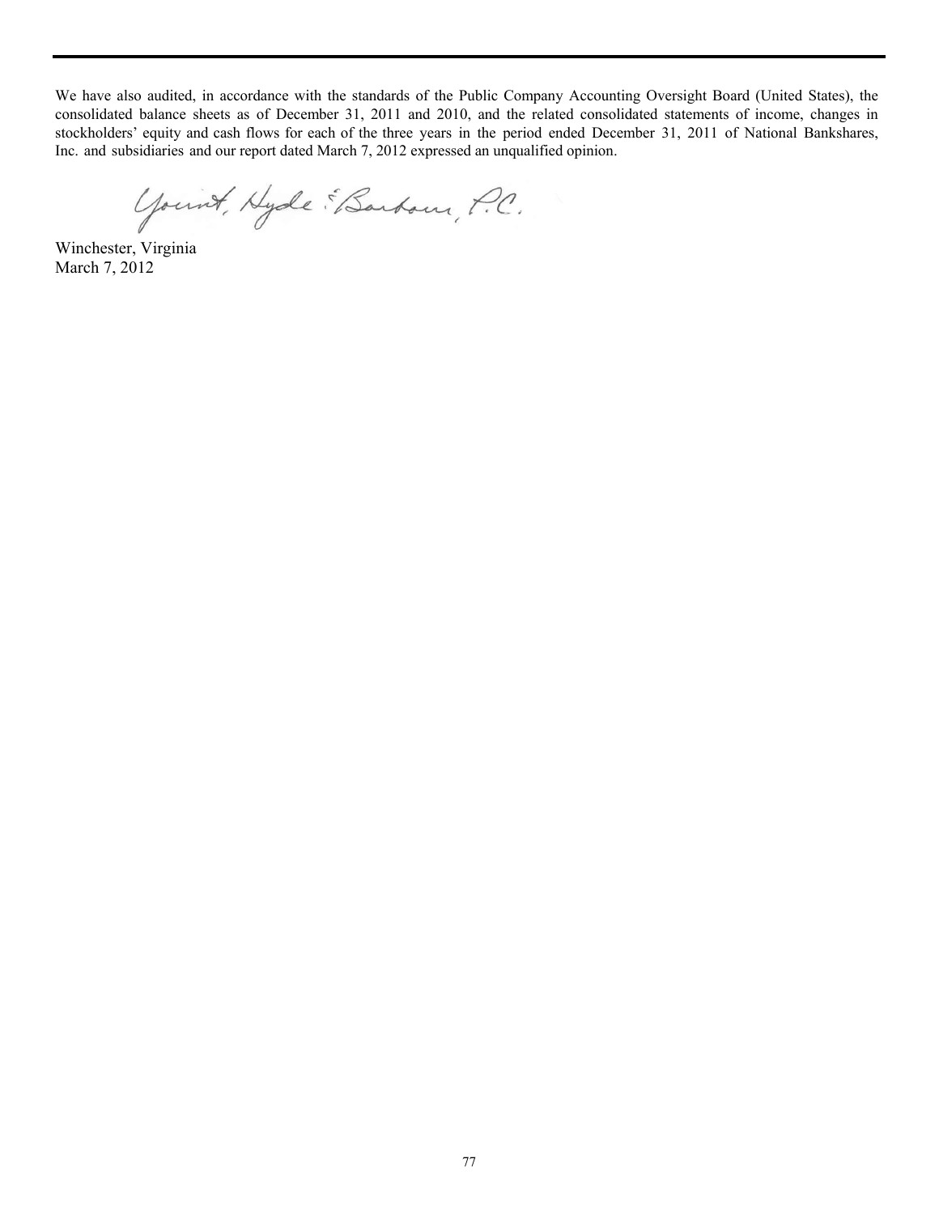We have also audited, in accordance with the standards of the Public Company Accounting Oversight Board (United States), the consolidated balance sheets as of December 31, 2011 and 2010, and the related consolidated statements of income, changes in stockholders' equity and cash flows for each of the three years in the period ended December 31, 2011 of National Bankshares, Inc. and subsidiaries and our report dated March 7, 2012 expressed an unqualified opinion.

Yount, Hyde & Barbour, P.C.

Winchester, Virginia
March 7, 2012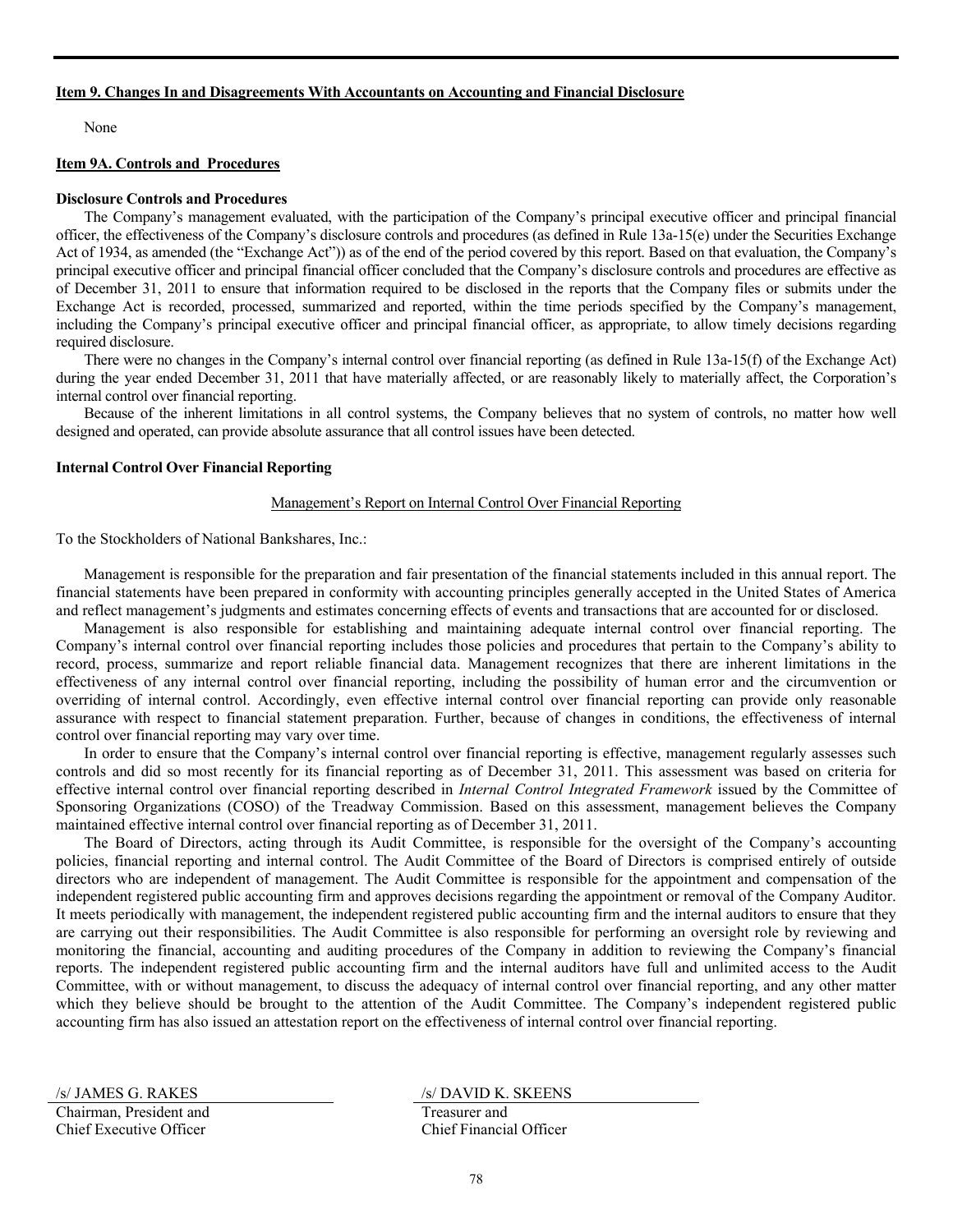### Item 9. Changes In and Disagreements With Accountants on Accounting and Financial Disclosure

None

### Item 9A. Controls and Procedures

**Disclosure Controls and Procedures**

The Company's management evaluated, with the participation of the Company's principal executive officer and principal financial officer, the effectiveness of the Company's disclosure controls and procedures (as defined in Rule 13a-15(e) under the Securities Exchange Act of 1934, as amended (the "Exchange Act")) as of the end of the period covered by this report. Based on that evaluation, the Company's principal executive officer and principal financial officer concluded that the Company's disclosure controls and procedures are effective as of December 31, 2011 to ensure that information required to be disclosed in the reports that the Company files or submits under the Exchange Act is recorded, processed, summarized and reported, within the time periods specified by the Company's management, including the Company's principal executive officer and principal financial officer, as appropriate, to allow timely decisions regarding required disclosure.

There were no changes in the Company's internal control over financial reporting (as defined in Rule 13a-15(f) of the Exchange Act) during the year ended December 31, 2011 that have materially affected, or are reasonably likely to materially affect, the Corporation's internal control over financial reporting.

Because of the inherent limitations in all control systems, the Company believes that no system of controls, no matter how well designed and operated, can provide absolute assurance that all control issues have been detected.

**Internal Control Over Financial Reporting**

Management's Report on Internal Control Over Financial Reporting

To the Stockholders of National Bankshares, Inc.:

Management is responsible for the preparation and fair presentation of the financial statements included in this annual report. The financial statements have been prepared in conformity with accounting principles generally accepted in the United States of America and reflect management's judgments and estimates concerning effects of events and transactions that are accounted for or disclosed.

Management is also responsible for establishing and maintaining adequate internal control over financial reporting. The Company's internal control over financial reporting includes those policies and procedures that pertain to the Company's ability to record, process, summarize and report reliable financial data. Management recognizes that there are inherent limitations in the effectiveness of any internal control over financial reporting, including the possibility of human error and the circumvention or overriding of internal control. Accordingly, even effective internal control over financial reporting can provide only reasonable assurance with respect to financial statement preparation. Further, because of changes in conditions, the effectiveness of internal control over financial reporting may vary over time.

In order to ensure that the Company's internal control over financial reporting is effective, management regularly assesses such controls and did so most recently for its financial reporting as of December 31, 2011. This assessment was based on criteria for effective internal control over financial reporting described in *Internal Control Integrated Framework* issued by the Committee of Sponsoring Organizations (COSO) of the Treadway Commission. Based on this assessment, management believes the Company maintained effective internal control over financial reporting as of December 31, 2011.

The Board of Directors, acting through its Audit Committee, is responsible for the oversight of the Company's accounting policies, financial reporting and internal control. The Audit Committee of the Board of Directors is comprised entirely of outside directors who are independent of management. The Audit Committee is responsible for the appointment and compensation of the independent registered public accounting firm and approves decisions regarding the appointment or removal of the Company Auditor. It meets periodically with management, the independent registered public accounting firm and the internal auditors to ensure that they are carrying out their responsibilities. The Audit Committee is also responsible for performing an oversight role by reviewing and monitoring the financial, accounting and auditing procedures of the Company in addition to reviewing the Company's financial reports. The independent registered public accounting firm and the internal auditors have full and unlimited access to the Audit Committee, with or without management, to discuss the adequacy of internal control over financial reporting, and any other matter which they believe should be brought to the attention of the Audit Committee. The Company's independent registered public accounting firm has also issued an attestation report on the effectiveness of internal control over financial reporting.

/s/ JAMES G. RAKES
Chairman, President and
Chief Executive Officer

/s/ DAVID K. SKEENS
Treasurer and
Chief Financial Officer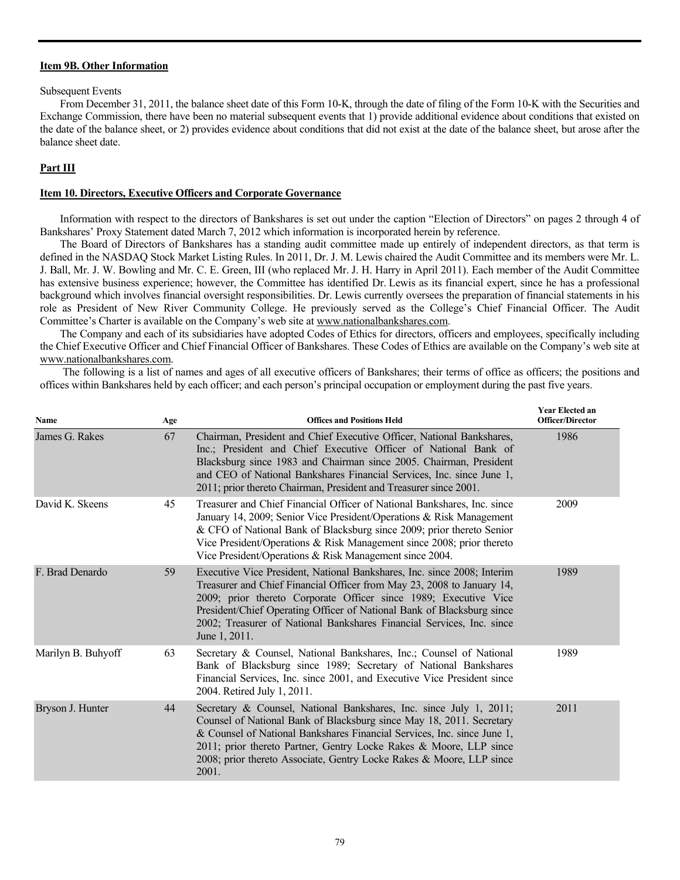**Item 9B. Other Information**

Subsequent Events

From December 31, 2011, the balance sheet date of this Form 10-K, through the date of filing of the Form 10-K with the Securities and Exchange Commission, there have been no material subsequent events that 1) provide additional evidence about conditions that existed on the date of the balance sheet, or 2) provides evidence about conditions that did not exist at the date of the balance sheet, but arose after the balance sheet date.

**Part III**

**Item 10. Directors, Executive Officers and Corporate Governance**

Information with respect to the directors of Bankshares is set out under the caption "Election of Directors" on pages 2 through 4 of Bankshares' Proxy Statement dated March 7, 2012 which information is incorporated herein by reference.

The Board of Directors of Bankshares has a standing audit committee made up entirely of independent directors, as that term is defined in the NASDAQ Stock Market Listing Rules. In 2011, Dr. J. M. Lewis chaired the Audit Committee and its members were Mr. L. J. Ball, Mr. J. W. Bowling and Mr. C. E. Green, III (who replaced Mr. J. H. Harry in April 2011). Each member of the Audit Committee has extensive business experience; however, the Committee has identified Dr. Lewis as its financial expert, since he has a professional background which involves financial oversight responsibilities. Dr. Lewis currently oversees the preparation of financial statements in his role as President of New River Community College. He previously served as the College's Chief Financial Officer. The Audit Committee's Charter is available on the Company's web site at www.nationalbankshares.com.

The Company and each of its subsidiaries have adopted Codes of Ethics for directors, officers and employees, specifically including the Chief Executive Officer and Chief Financial Officer of Bankshares. These Codes of Ethics are available on the Company's web site at www.nationalbankshares.com.

The following is a list of names and ages of all executive officers of Bankshares; their terms of office as officers; the positions and offices within Bankshares held by each officer; and each person's principal occupation or employment during the past five years.

| Name | Age | Offices and Positions Held | Year Elected an Officer/Director |
|---|---|---|---|
| James G. Rakes | 67 | Chairman, President and Chief Executive Officer, National Bankshares, Inc.; President and Chief Executive Officer of National Bank of Blacksburg since 1983 and Chairman since 2005. Chairman, President and CEO of National Bankshares Financial Services, Inc. since June 1, 2011; prior thereto Chairman, President and Treasurer since 2001. | 1986 |
| David K. Skeens | 45 | Treasurer and Chief Financial Officer of National Bankshares, Inc. since January 14, 2009; Senior Vice President/Operations & Risk Management & CFO of National Bank of Blacksburg since 2009; prior thereto Senior Vice President/Operations & Risk Management since 2008; prior thereto Vice President/Operations & Risk Management since 2004. | 2009 |
| F. Brad Denardo | 59 | Executive Vice President, National Bankshares, Inc. since 2008; Interim Treasurer and Chief Financial Officer from May 23, 2008 to January 14, 2009; prior thereto Corporate Officer since 1989; Executive Vice President/Chief Operating Officer of National Bank of Blacksburg since 2002; Treasurer of National Bankshares Financial Services, Inc. since June 1, 2011. | 1989 |
| Marilyn B. Buhyoff | 63 | Secretary & Counsel, National Bankshares, Inc.; Counsel of National Bank of Blacksburg since 1989; Secretary of National Bankshares Financial Services, Inc. since 2001, and Executive Vice President since 2004. Retired July 1, 2011. | 1989 |
| Bryson J. Hunter | 44 | Secretary & Counsel, National Bankshares, Inc. since July 1, 2011; Counsel of National Bank of Blacksburg since May 18, 2011. Secretary & Counsel of National Bankshares Financial Services, Inc. since June 1, 2011; prior thereto Partner, Gentry Locke Rakes & Moore, LLP since 2008; prior thereto Associate, Gentry Locke Rakes & Moore, LLP since 2001. | 2011 |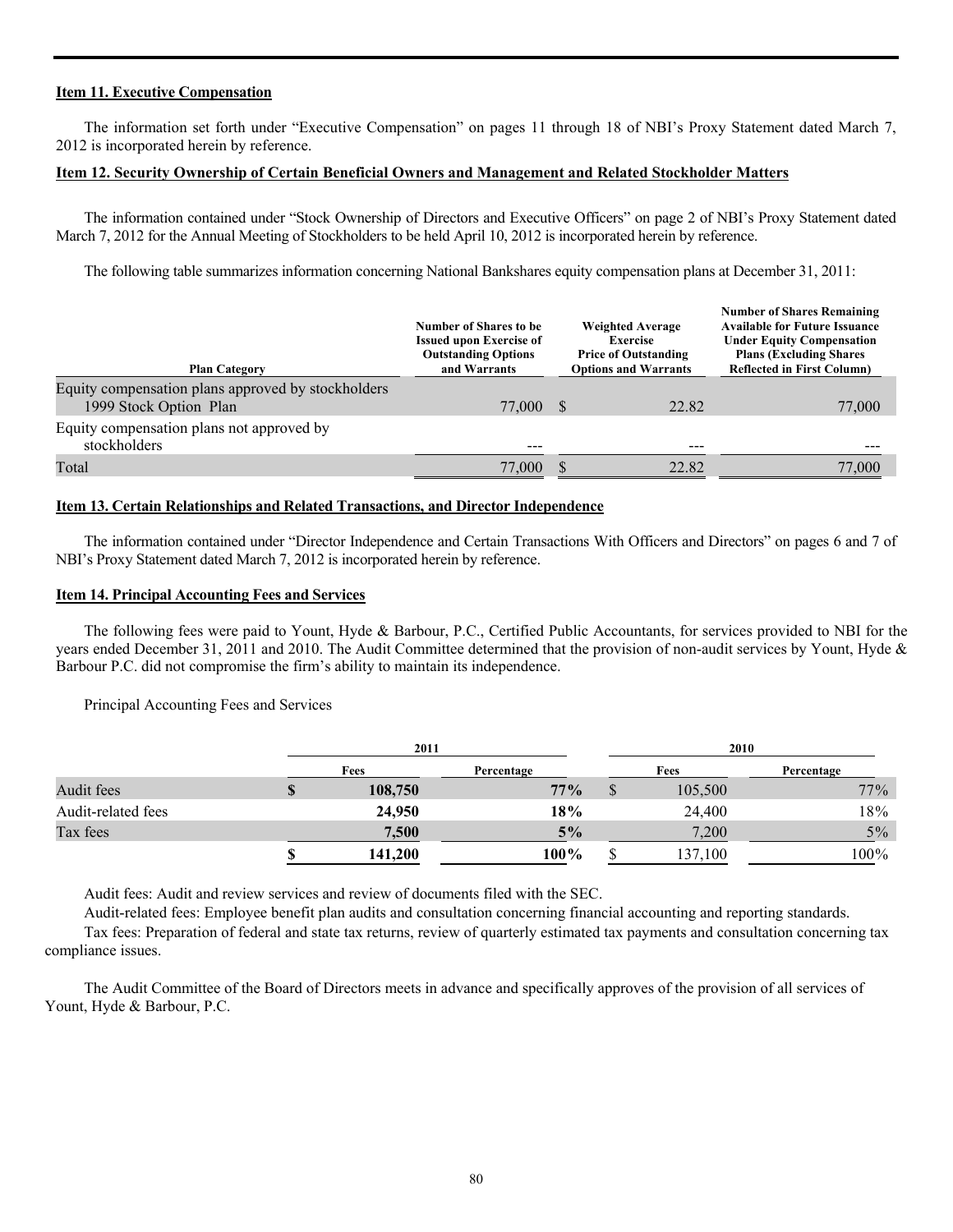**Item 11. Executive Compensation**

The information set forth under "Executive Compensation" on pages 11 through 18 of NBI's Proxy Statement dated March 7, 2012 is incorporated herein by reference.

**Item 12. Security Ownership of Certain Beneficial Owners and Management and Related Stockholder Matters**

The information contained under "Stock Ownership of Directors and Executive Officers" on page 2 of NBI's Proxy Statement dated March 7, 2012 for the Annual Meeting of Stockholders to be held April 10, 2012 is incorporated herein by reference.

The following table summarizes information concerning National Bankshares equity compensation plans at December 31, 2011:

| Plan Category | Number of Shares to be Issued upon Exercise of Outstanding Options and Warrants | Weighted Average Exercise Price of Outstanding Options and Warrants | Number of Shares Remaining Available for Future Issuance Under Equity Compensation Plans (Excluding Shares Reflected in First Column) |
|---|---|---|---|
| Equity compensation plans approved by stockholders 1999 Stock Option Plan | 77,000 | $ 22.82 | 77,000 |
| Equity compensation plans not approved by stockholders | --- | --- | --- |
| Total | 77,000 | $ 22.82 | 77,000 |

**Item 13. Certain Relationships and Related Transactions, and Director Independence**

The information contained under "Director Independence and Certain Transactions With Officers and Directors" on pages 6 and 7 of NBI's Proxy Statement dated March 7, 2012 is incorporated herein by reference.

**Item 14. Principal Accounting Fees and Services**

The following fees were paid to Yount, Hyde & Barbour, P.C., Certified Public Accountants, for services provided to NBI for the years ended December 31, 2011 and 2010. The Audit Committee determined that the provision of non-audit services by Yount, Hyde & Barbour P.C. did not compromise the firm's ability to maintain its independence.

Principal Accounting Fees and Services

| | 2011 | | 2010 | |
|---|---|---|---|---|
| | Fees | Percentage | Fees | Percentage |
| Audit fees | **$ 108,750** | **77%** | $ 105,500 | 77% |
| Audit-related fees | **24,950** | **18%** | 24,400 | 18% |
| Tax fees | **7,500** | **5%** | 7,200 | 5% |
| | **$ 141,200** | **100%** | $ 137,100 | 100% |

Audit fees: Audit and review services and review of documents filed with the SEC.

Audit-related fees: Employee benefit plan audits and consultation concerning financial accounting and reporting standards.

Tax fees: Preparation of federal and state tax returns, review of quarterly estimated tax payments and consultation concerning tax compliance issues.

The Audit Committee of the Board of Directors meets in advance and specifically approves of the provision of all services of Yount, Hyde & Barbour, P.C.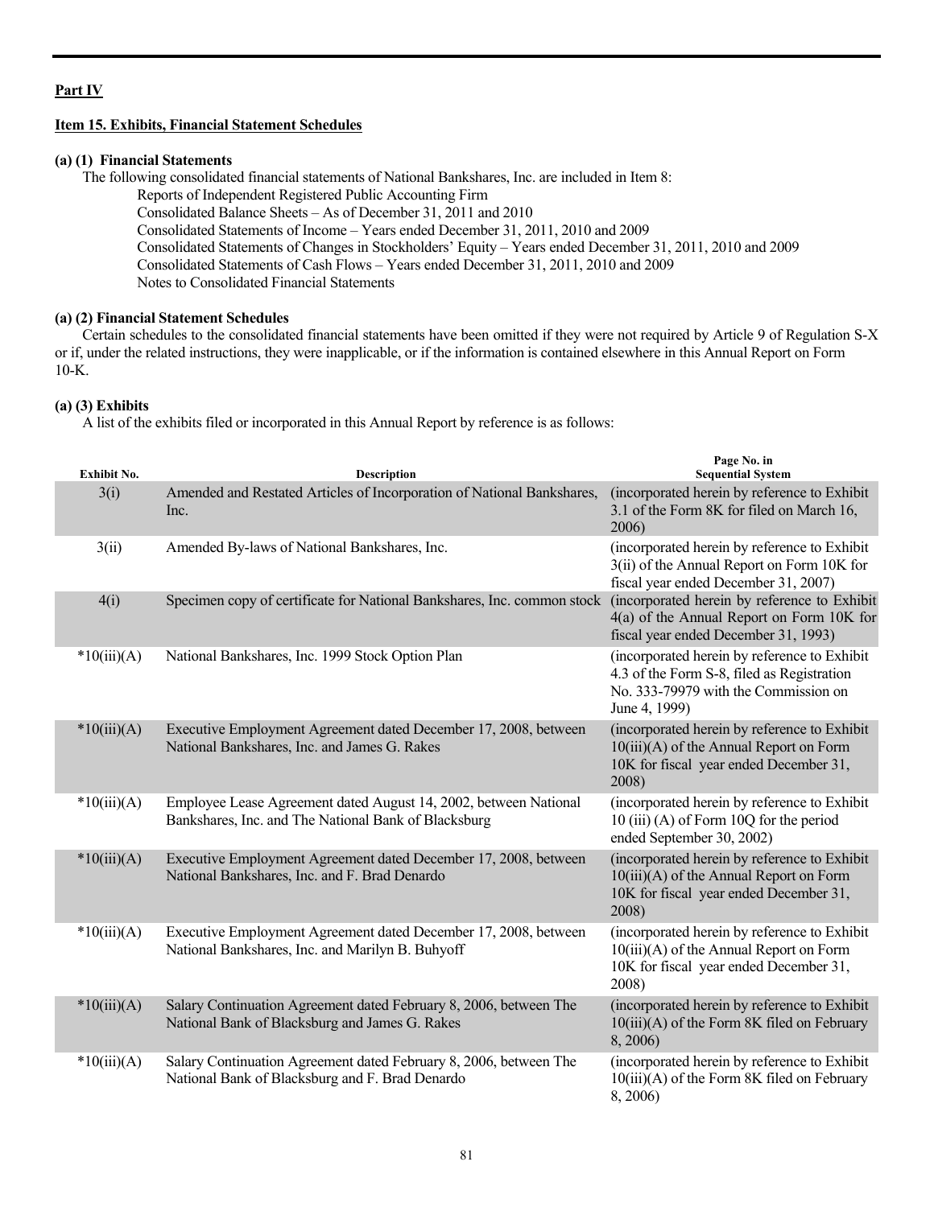## Part IV

### Item 15. Exhibits, Financial Statement Schedules

**(a) (1) Financial Statements**

The following consolidated financial statements of National Bankshares, Inc. are included in Item 8:

Reports of Independent Registered Public Accounting Firm
Consolidated Balance Sheets – As of December 31, 2011 and 2010
Consolidated Statements of Income – Years ended December 31, 2011, 2010 and 2009
Consolidated Statements of Changes in Stockholders' Equity – Years ended December 31, 2011, 2010 and 2009
Consolidated Statements of Cash Flows – Years ended December 31, 2011, 2010 and 2009
Notes to Consolidated Financial Statements

**(a) (2) Financial Statement Schedules**

Certain schedules to the consolidated financial statements have been omitted if they were not required by Article 9 of Regulation S-X or if, under the related instructions, they were inapplicable, or if the information is contained elsewhere in this Annual Report on Form 10-K.

**(a) (3) Exhibits**

A list of the exhibits filed or incorporated in this Annual Report by reference is as follows:

| Exhibit No. | Description | Page No. in Sequential System |
|---|---|---|
| 3(i) | Amended and Restated Articles of Incorporation of National Bankshares, Inc. | (incorporated herein by reference to Exhibit 3.1 of the Form 8K for filed on March 16, 2006) |
| 3(ii) | Amended By-laws of National Bankshares, Inc. | (incorporated herein by reference to Exhibit 3(ii) of the Annual Report on Form 10K for fiscal year ended December 31, 2007) |
| 4(i) | Specimen copy of certificate for National Bankshares, Inc. common stock | (incorporated herein by reference to Exhibit 4(a) of the Annual Report on Form 10K for fiscal year ended December 31, 1993) |
| *10(iii)(A) | National Bankshares, Inc. 1999 Stock Option Plan | (incorporated herein by reference to Exhibit 4.3 of the Form S-8, filed as Registration No. 333-79979 with the Commission on June 4, 1999) |
| *10(iii)(A) | Executive Employment Agreement dated December 17, 2008, between National Bankshares, Inc. and James G. Rakes | (incorporated herein by reference to Exhibit 10(iii)(A) of the Annual Report on Form 10K for fiscal year ended December 31, 2008) |
| *10(iii)(A) | Employee Lease Agreement dated August 14, 2002, between National Bankshares, Inc. and The National Bank of Blacksburg | (incorporated herein by reference to Exhibit 10 (iii) (A) of Form 10Q for the period ended September 30, 2002) |
| *10(iii)(A) | Executive Employment Agreement dated December 17, 2008, between National Bankshares, Inc. and F. Brad Denardo | (incorporated herein by reference to Exhibit 10(iii)(A) of the Annual Report on Form 10K for fiscal year ended December 31, 2008) |
| *10(iii)(A) | Executive Employment Agreement dated December 17, 2008, between National Bankshares, Inc. and Marilyn B. Buhyoff | (incorporated herein by reference to Exhibit 10(iii)(A) of the Annual Report on Form 10K for fiscal year ended December 31, 2008) |
| *10(iii)(A) | Salary Continuation Agreement dated February 8, 2006, between The National Bank of Blacksburg and James G. Rakes | (incorporated herein by reference to Exhibit 10(iii)(A) of the Form 8K filed on February 8, 2006) |
| *10(iii)(A) | Salary Continuation Agreement dated February 8, 2006, between The National Bank of Blacksburg and F. Brad Denardo | (incorporated herein by reference to Exhibit 10(iii)(A) of the Form 8K filed on February 8, 2006) |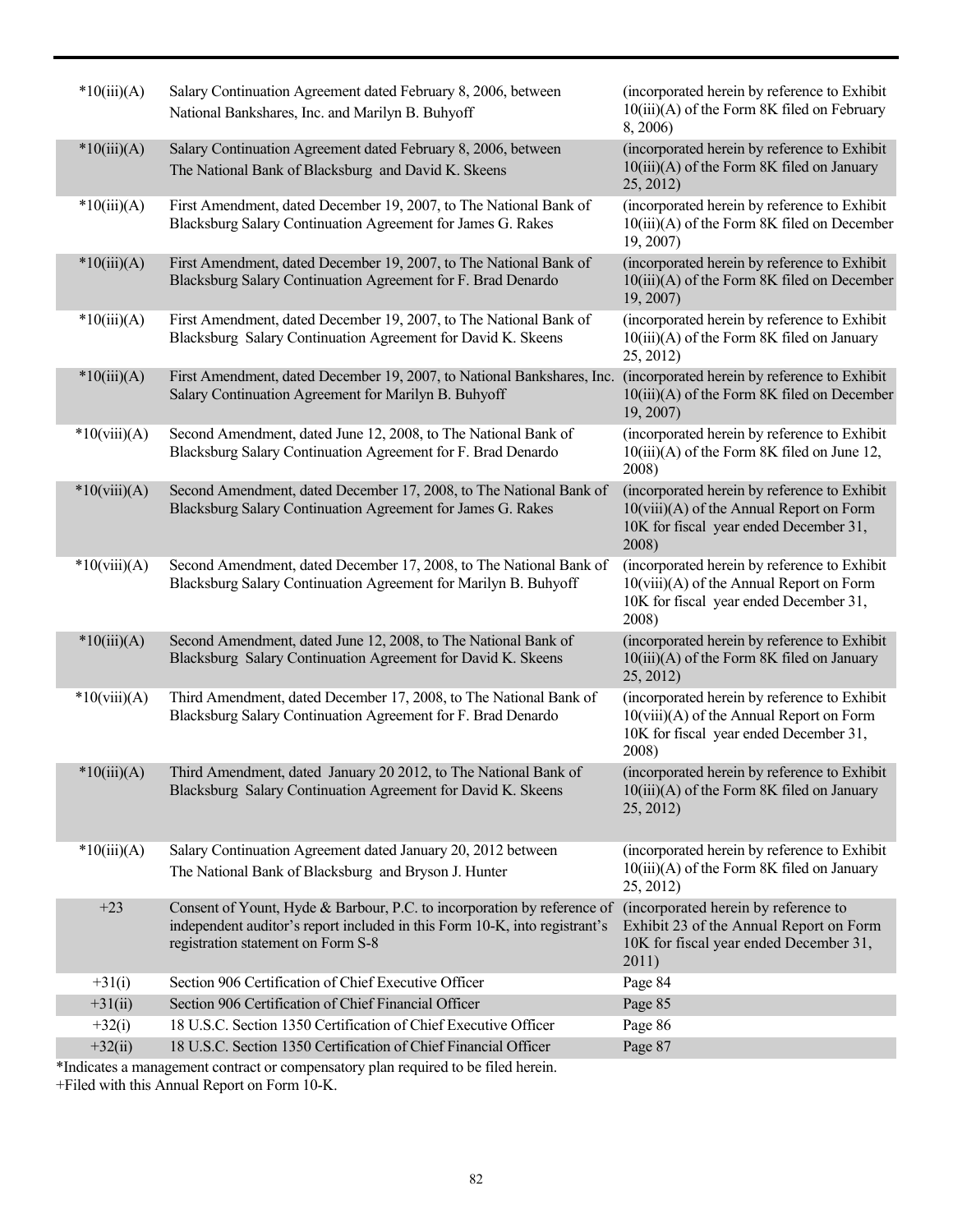| | | |
|---|---|---|
| *10(iii)(A) | Salary Continuation Agreement dated February 8, 2006, between National Bankshares, Inc. and Marilyn B. Buhyoff | (incorporated herein by reference to Exhibit 10(iii)(A) of the Form 8K filed on February 8, 2006) |
| *10(iii)(A) | Salary Continuation Agreement dated February 8, 2006, between The National Bank of Blacksburg and David K. Skeens | (incorporated herein by reference to Exhibit 10(iii)(A) of the Form 8K filed on January 25, 2012) |
| *10(iii)(A) | First Amendment, dated December 19, 2007, to The National Bank of Blacksburg Salary Continuation Agreement for James G. Rakes | (incorporated herein by reference to Exhibit 10(iii)(A) of the Form 8K filed on December 19, 2007) |
| *10(iii)(A) | First Amendment, dated December 19, 2007, to The National Bank of Blacksburg Salary Continuation Agreement for F. Brad Denardo | (incorporated herein by reference to Exhibit 10(iii)(A) of the Form 8K filed on December 19, 2007) |
| *10(iii)(A) | First Amendment, dated December 19, 2007, to The National Bank of Blacksburg Salary Continuation Agreement for David K. Skeens | (incorporated herein by reference to Exhibit 10(iii)(A) of the Form 8K filed on January 25, 2012) |
| *10(iii)(A) | First Amendment, dated December 19, 2007, to National Bankshares, Inc. Salary Continuation Agreement for Marilyn B. Buhyoff | (incorporated herein by reference to Exhibit 10(iii)(A) of the Form 8K filed on December 19, 2007) |
| *10(viii)(A) | Second Amendment, dated June 12, 2008, to The National Bank of Blacksburg Salary Continuation Agreement for F. Brad Denardo | (incorporated herein by reference to Exhibit 10(iii)(A) of the Form 8K filed on June 12, 2008) |
| *10(viii)(A) | Second Amendment, dated December 17, 2008, to The National Bank of Blacksburg Salary Continuation Agreement for James G. Rakes | (incorporated herein by reference to Exhibit 10(viii)(A) of the Annual Report on Form 10K for fiscal year ended December 31, 2008) |
| *10(viii)(A) | Second Amendment, dated December 17, 2008, to The National Bank of Blacksburg Salary Continuation Agreement for Marilyn B. Buhyoff | (incorporated herein by reference to Exhibit 10(viii)(A) of the Annual Report on Form 10K for fiscal year ended December 31, 2008) |
| *10(iii)(A) | Second Amendment, dated June 12, 2008, to The National Bank of Blacksburg Salary Continuation Agreement for David K. Skeens | (incorporated herein by reference to Exhibit 10(iii)(A) of the Form 8K filed on January 25, 2012) |
| *10(viii)(A) | Third Amendment, dated December 17, 2008, to The National Bank of Blacksburg Salary Continuation Agreement for F. Brad Denardo | (incorporated herein by reference to Exhibit 10(viii)(A) of the Annual Report on Form 10K for fiscal year ended December 31, 2008) |
| *10(iii)(A) | Third Amendment, dated January 20 2012, to The National Bank of Blacksburg Salary Continuation Agreement for David K. Skeens | (incorporated herein by reference to Exhibit 10(iii)(A) of the Form 8K filed on January 25, 2012) |
| *10(iii)(A) | Salary Continuation Agreement dated January 20, 2012 between The National Bank of Blacksburg and Bryson J. Hunter | (incorporated herein by reference to Exhibit 10(iii)(A) of the Form 8K filed on January 25, 2012) |
| +23 | Consent of Yount, Hyde & Barbour, P.C. to incorporation by reference of independent auditor's report included in this Form 10-K, into registrant's registration statement on Form S-8 | (incorporated herein by reference to Exhibit 23 of the Annual Report on Form 10K for fiscal year ended December 31, 2011) |
| +31(i) | Section 906 Certification of Chief Executive Officer | Page 84 |
| +31(ii) | Section 906 Certification of Chief Financial Officer | Page 85 |
| +32(i) | 18 U.S.C. Section 1350 Certification of Chief Executive Officer | Page 86 |
| +32(ii) | 18 U.S.C. Section 1350 Certification of Chief Financial Officer | Page 87 |

*Indicates a management contract or compensatory plan required to be filed herein.
+Filed with this Annual Report on Form 10-K.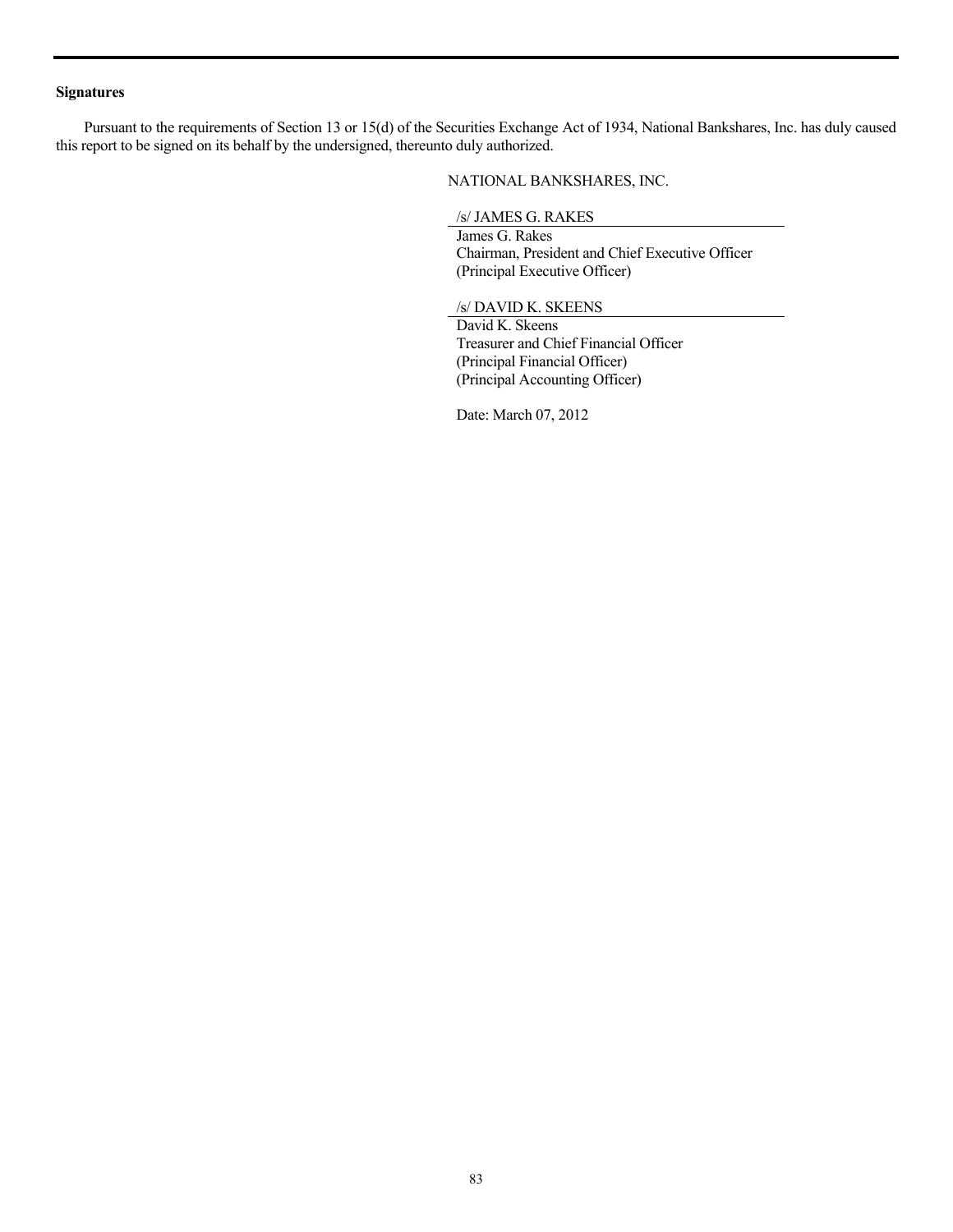**Signatures**

Pursuant to the requirements of Section 13 or 15(d) of the Securities Exchange Act of 1934, National Bankshares, Inc. has duly caused this report to be signed on its behalf by the undersigned, thereunto duly authorized.

NATIONAL BANKSHARES, INC.

/s/ JAMES G. RAKES
James G. Rakes
Chairman, President and Chief Executive Officer
(Principal Executive Officer)

/s/ DAVID K. SKEENS
David K. Skeens
Treasurer and Chief Financial Officer
(Principal Financial Officer)
(Principal Accounting Officer)

Date: March 07, 2012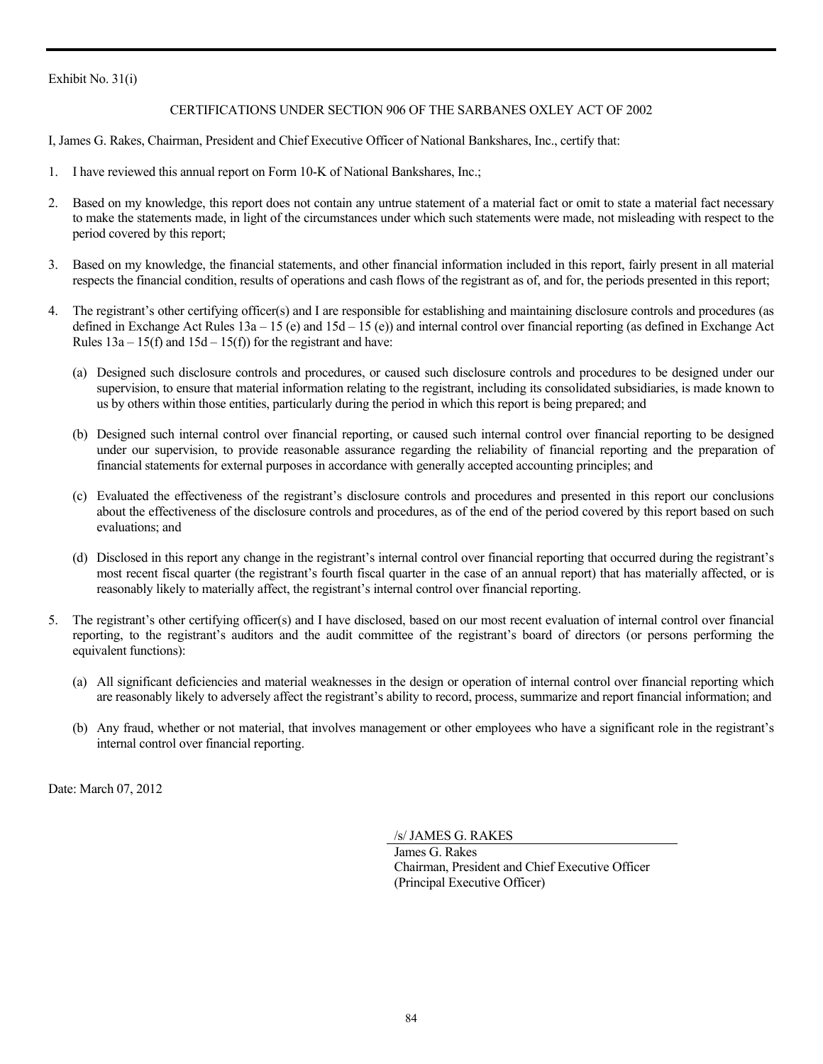Exhibit No. 31(i)

## CERTIFICATIONS UNDER SECTION 906 OF THE SARBANES OXLEY ACT OF 2002

I, James G. Rakes, Chairman, President and Chief Executive Officer of National Bankshares, Inc., certify that:

1. I have reviewed this annual report on Form 10-K of National Bankshares, Inc.;

2. Based on my knowledge, this report does not contain any untrue statement of a material fact or omit to state a material fact necessary to make the statements made, in light of the circumstances under which such statements were made, not misleading with respect to the period covered by this report;

3. Based on my knowledge, the financial statements, and other financial information included in this report, fairly present in all material respects the financial condition, results of operations and cash flows of the registrant as of, and for, the periods presented in this report;

4. The registrant's other certifying officer(s) and I are responsible for establishing and maintaining disclosure controls and procedures (as defined in Exchange Act Rules 13a – 15 (e) and 15d – 15 (e)) and internal control over financial reporting (as defined in Exchange Act Rules 13a – 15(f) and 15d – 15(f)) for the registrant and have:

   (a) Designed such disclosure controls and procedures, or caused such disclosure controls and procedures to be designed under our supervision, to ensure that material information relating to the registrant, including its consolidated subsidiaries, is made known to us by others within those entities, particularly during the period in which this report is being prepared; and

   (b) Designed such internal control over financial reporting, or caused such internal control over financial reporting to be designed under our supervision, to provide reasonable assurance regarding the reliability of financial reporting and the preparation of financial statements for external purposes in accordance with generally accepted accounting principles; and

   (c) Evaluated the effectiveness of the registrant's disclosure controls and procedures and presented in this report our conclusions about the effectiveness of the disclosure controls and procedures, as of the end of the period covered by this report based on such evaluations; and

   (d) Disclosed in this report any change in the registrant's internal control over financial reporting that occurred during the registrant's most recent fiscal quarter (the registrant's fourth fiscal quarter in the case of an annual report) that has materially affected, or is reasonably likely to materially affect, the registrant's internal control over financial reporting.

5. The registrant's other certifying officer(s) and I have disclosed, based on our most recent evaluation of internal control over financial reporting, to the registrant's auditors and the audit committee of the registrant's board of directors (or persons performing the equivalent functions):

   (a) All significant deficiencies and material weaknesses in the design or operation of internal control over financial reporting which are reasonably likely to adversely affect the registrant's ability to record, process, summarize and report financial information; and

   (b) Any fraud, whether or not material, that involves management or other employees who have a significant role in the registrant's internal control over financial reporting.

Date: March 07, 2012

/s/ JAMES G. RAKES  
James G. Rakes  
Chairman, President and Chief Executive Officer  
(Principal Executive Officer)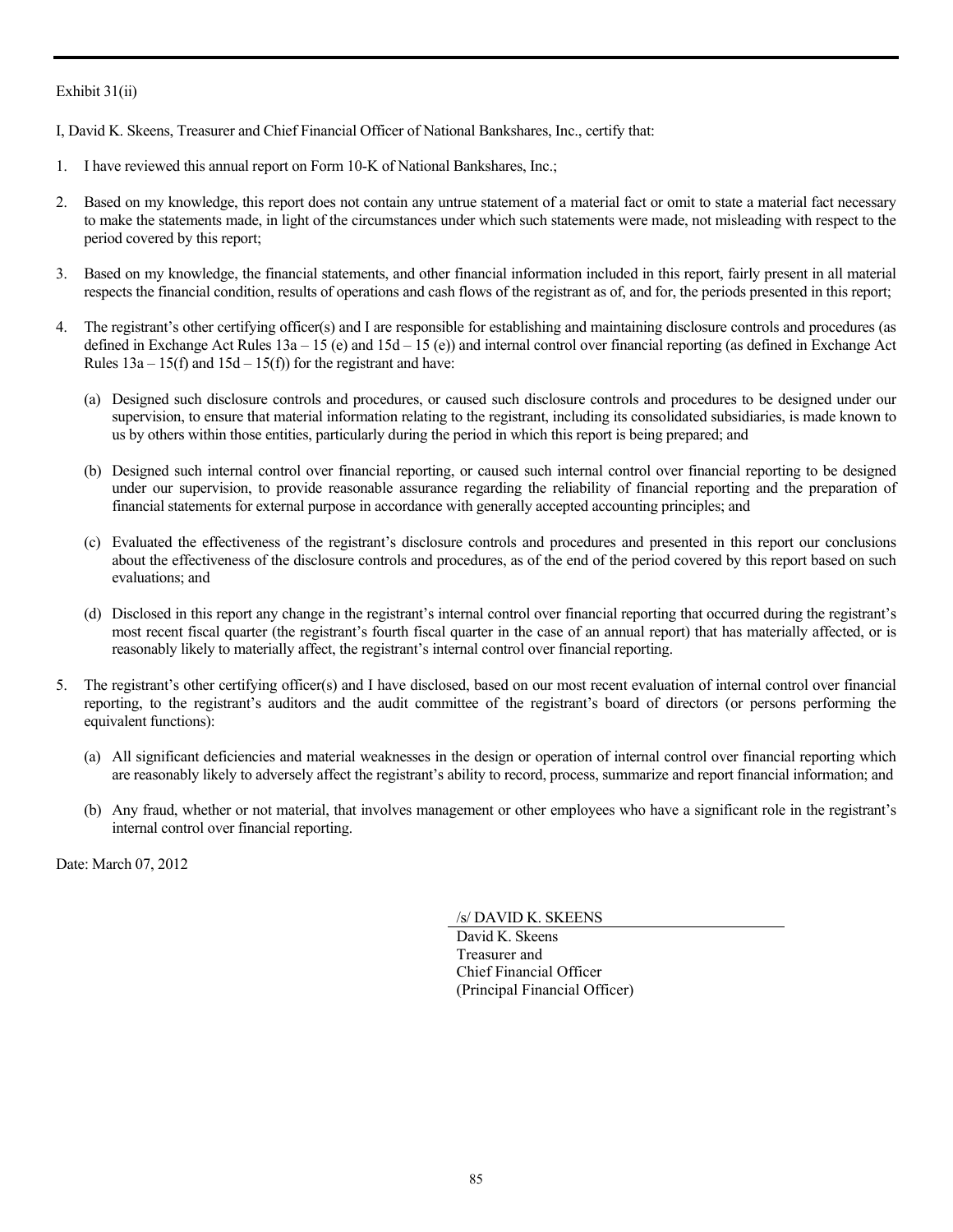Exhibit 31(ii)

I, David K. Skeens, Treasurer and Chief Financial Officer of National Bankshares, Inc., certify that:

1. I have reviewed this annual report on Form 10-K of National Bankshares, Inc.;

2. Based on my knowledge, this report does not contain any untrue statement of a material fact or omit to state a material fact necessary to make the statements made, in light of the circumstances under which such statements were made, not misleading with respect to the period covered by this report;

3. Based on my knowledge, the financial statements, and other financial information included in this report, fairly present in all material respects the financial condition, results of operations and cash flows of the registrant as of, and for, the periods presented in this report;

4. The registrant's other certifying officer(s) and I are responsible for establishing and maintaining disclosure controls and procedures (as defined in Exchange Act Rules 13a – 15 (e) and 15d – 15 (e)) and internal control over financial reporting (as defined in Exchange Act Rules 13a – 15(f) and 15d – 15(f)) for the registrant and have:

   (a) Designed such disclosure controls and procedures, or caused such disclosure controls and procedures to be designed under our supervision, to ensure that material information relating to the registrant, including its consolidated subsidiaries, is made known to us by others within those entities, particularly during the period in which this report is being prepared; and

   (b) Designed such internal control over financial reporting, or caused such internal control over financial reporting to be designed under our supervision, to provide reasonable assurance regarding the reliability of financial reporting and the preparation of financial statements for external purpose in accordance with generally accepted accounting principles; and

   (c) Evaluated the effectiveness of the registrant's disclosure controls and procedures and presented in this report our conclusions about the effectiveness of the disclosure controls and procedures, as of the end of the period covered by this report based on such evaluations; and

   (d) Disclosed in this report any change in the registrant's internal control over financial reporting that occurred during the registrant's most recent fiscal quarter (the registrant's fourth fiscal quarter in the case of an annual report) that has materially affected, or is reasonably likely to materially affect, the registrant's internal control over financial reporting.

5. The registrant's other certifying officer(s) and I have disclosed, based on our most recent evaluation of internal control over financial reporting, to the registrant's auditors and the audit committee of the registrant's board of directors (or persons performing the equivalent functions):

   (a) All significant deficiencies and material weaknesses in the design or operation of internal control over financial reporting which are reasonably likely to adversely affect the registrant's ability to record, process, summarize and report financial information; and

   (b) Any fraud, whether or not material, that involves management or other employees who have a significant role in the registrant's internal control over financial reporting.

Date: March 07, 2012

/s/ DAVID K. SKEENS
David K. Skeens
Treasurer and
Chief Financial Officer
(Principal Financial Officer)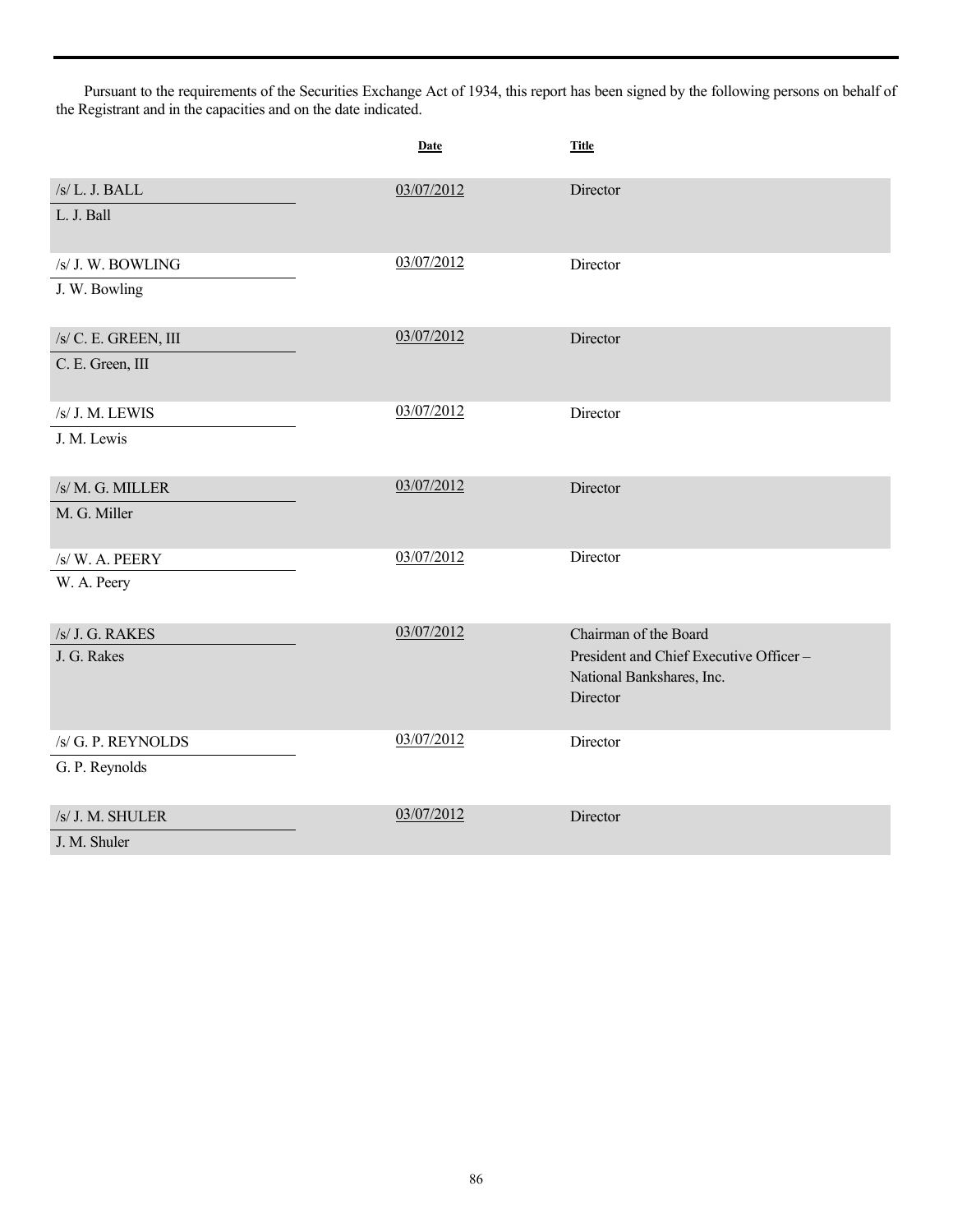Pursuant to the requirements of the Securities Exchange Act of 1934, this report has been signed by the following persons on behalf of the Registrant and in the capacities and on the date indicated.

| | Date | Title |
|---|---|---|
| /s/ L. J. BALL<br>L. J. Ball | 03/07/2012 | Director |
| /s/ J. W. BOWLING<br>J. W. Bowling | 03/07/2012 | Director |
| /s/ C. E. GREEN, III<br>C. E. Green, III | 03/07/2012 | Director |
| /s/ J. M. LEWIS<br>J. M. Lewis | 03/07/2012 | Director |
| /s/ M. G. MILLER<br>M. G. Miller | 03/07/2012 | Director |
| /s/ W. A. PEERY<br>W. A. Peery | 03/07/2012 | Director |
| /s/ J. G. RAKES<br>J. G. Rakes | 03/07/2012 | Chairman of the Board<br>President and Chief Executive Officer – National Bankshares, Inc.<br>Director |
| /s/ G. P. REYNOLDS<br>G. P. Reynolds | 03/07/2012 | Director |
| /s/ J. M. SHULER<br>J. M. Shuler | 03/07/2012 | Director |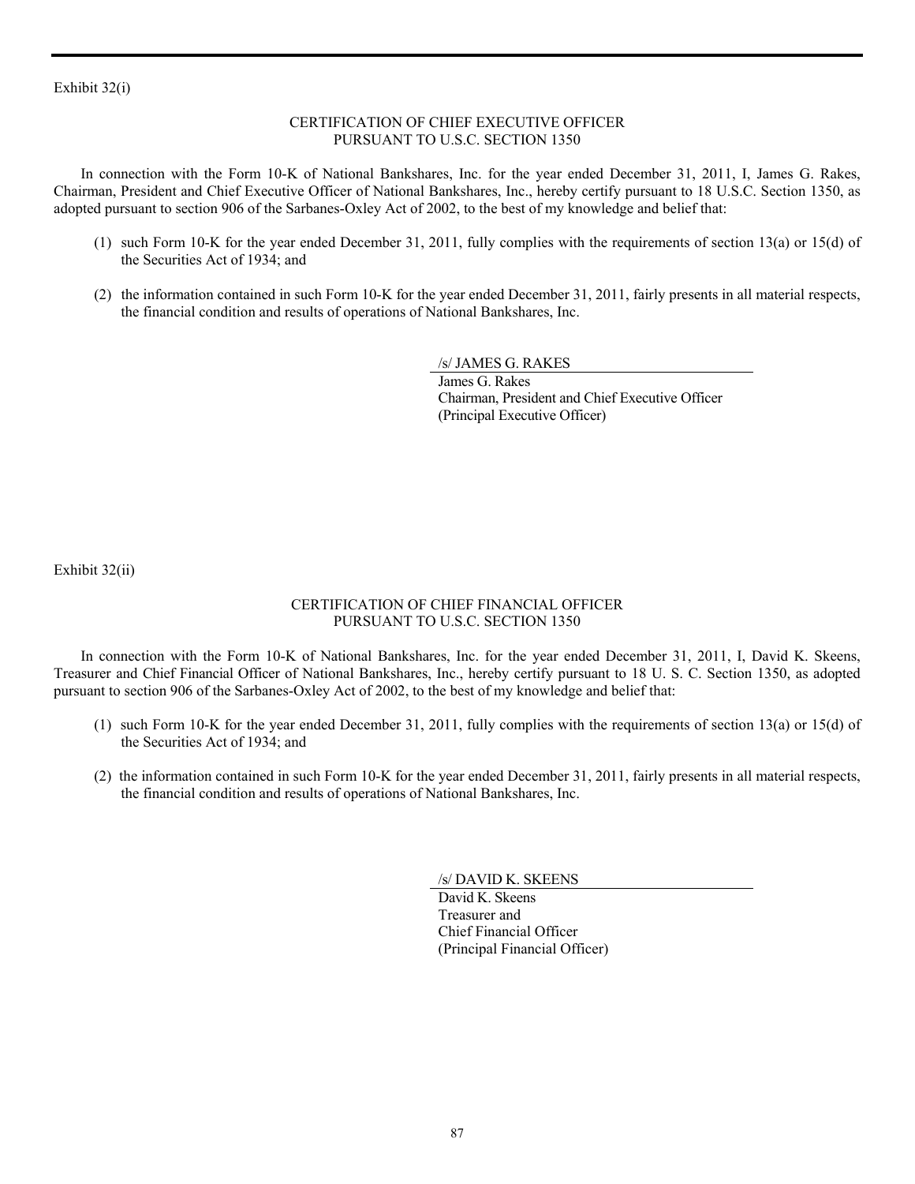Exhibit 32(i)

CERTIFICATION OF CHIEF EXECUTIVE OFFICER
PURSUANT TO U.S.C. SECTION 1350

In connection with the Form 10-K of National Bankshares, Inc. for the year ended December 31, 2011, I, James G. Rakes, Chairman, President and Chief Executive Officer of National Bankshares, Inc., hereby certify pursuant to 18 U.S.C. Section 1350, as adopted pursuant to section 906 of the Sarbanes-Oxley Act of 2002, to the best of my knowledge and belief that:

(1) such Form 10-K for the year ended December 31, 2011, fully complies with the requirements of section 13(a) or 15(d) of the Securities Act of 1934; and

(2) the information contained in such Form 10-K for the year ended December 31, 2011, fairly presents in all material respects, the financial condition and results of operations of National Bankshares, Inc.

/s/ JAMES G. RAKES
James G. Rakes
Chairman, President and Chief Executive Officer
(Principal Executive Officer)

Exhibit 32(ii)

CERTIFICATION OF CHIEF FINANCIAL OFFICER
PURSUANT TO U.S.C. SECTION 1350

In connection with the Form 10-K of National Bankshares, Inc. for the year ended December 31, 2011, I, David K. Skeens, Treasurer and Chief Financial Officer of National Bankshares, Inc., hereby certify pursuant to 18 U. S. C. Section 1350, as adopted pursuant to section 906 of the Sarbanes-Oxley Act of 2002, to the best of my knowledge and belief that:

(1) such Form 10-K for the year ended December 31, 2011, fully complies with the requirements of section 13(a) or 15(d) of the Securities Act of 1934; and

(2) the information contained in such Form 10-K for the year ended December 31, 2011, fairly presents in all material respects, the financial condition and results of operations of National Bankshares, Inc.

/s/ DAVID K. SKEENS
David K. Skeens
Treasurer and
Chief Financial Officer
(Principal Financial Officer)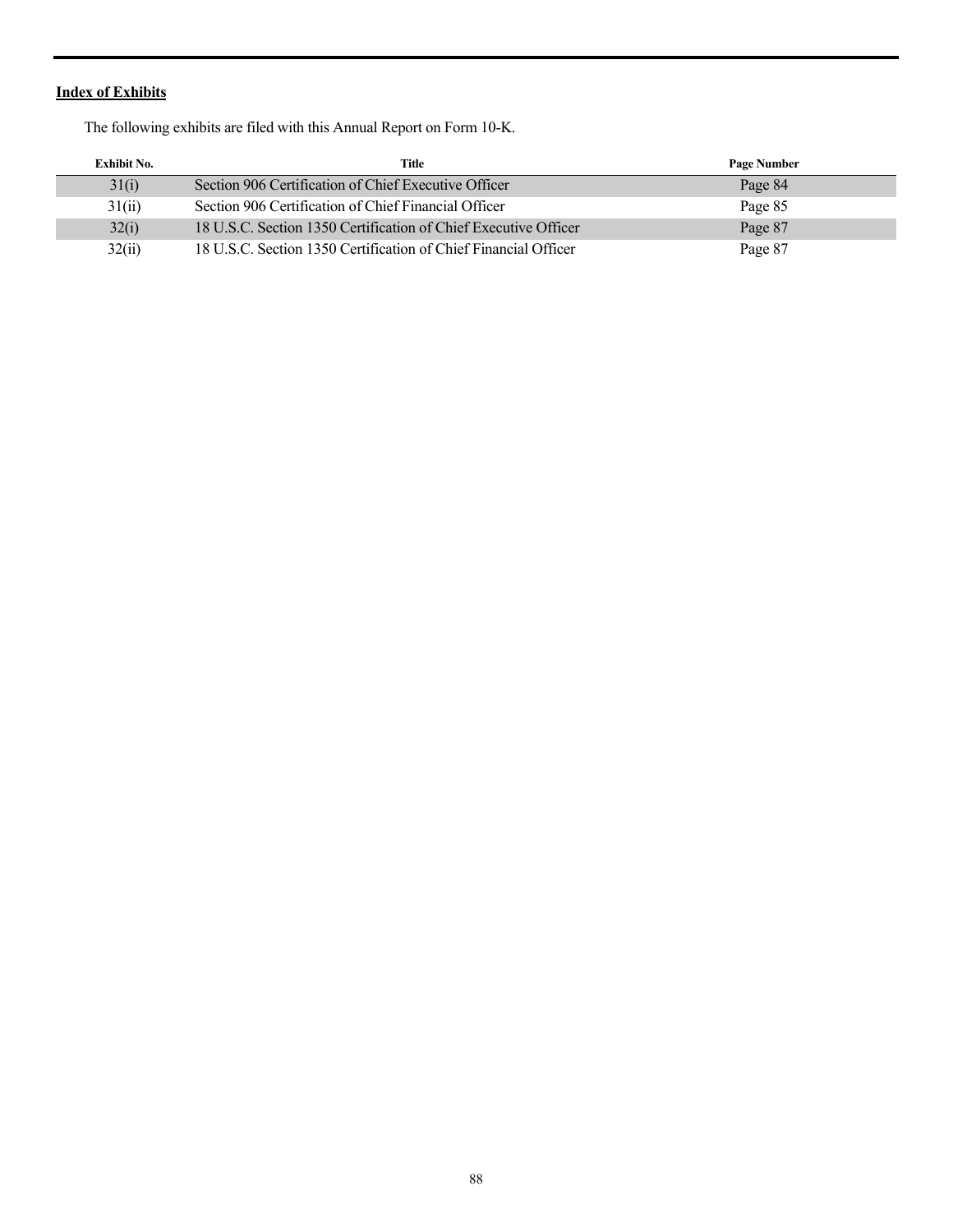**Index of Exhibits**

The following exhibits are filed with this Annual Report on Form 10-K.

| Exhibit No. | Title | Page Number |
|---|---|---|
| 31(i) | Section 906 Certification of Chief Executive Officer | Page 84 |
| 31(ii) | Section 906 Certification of Chief Financial Officer | Page 85 |
| 32(i) | 18 U.S.C. Section 1350 Certification of Chief Executive Officer | Page 87 |
| 32(ii) | 18 U.S.C. Section 1350 Certification of Chief Financial Officer | Page 87 |